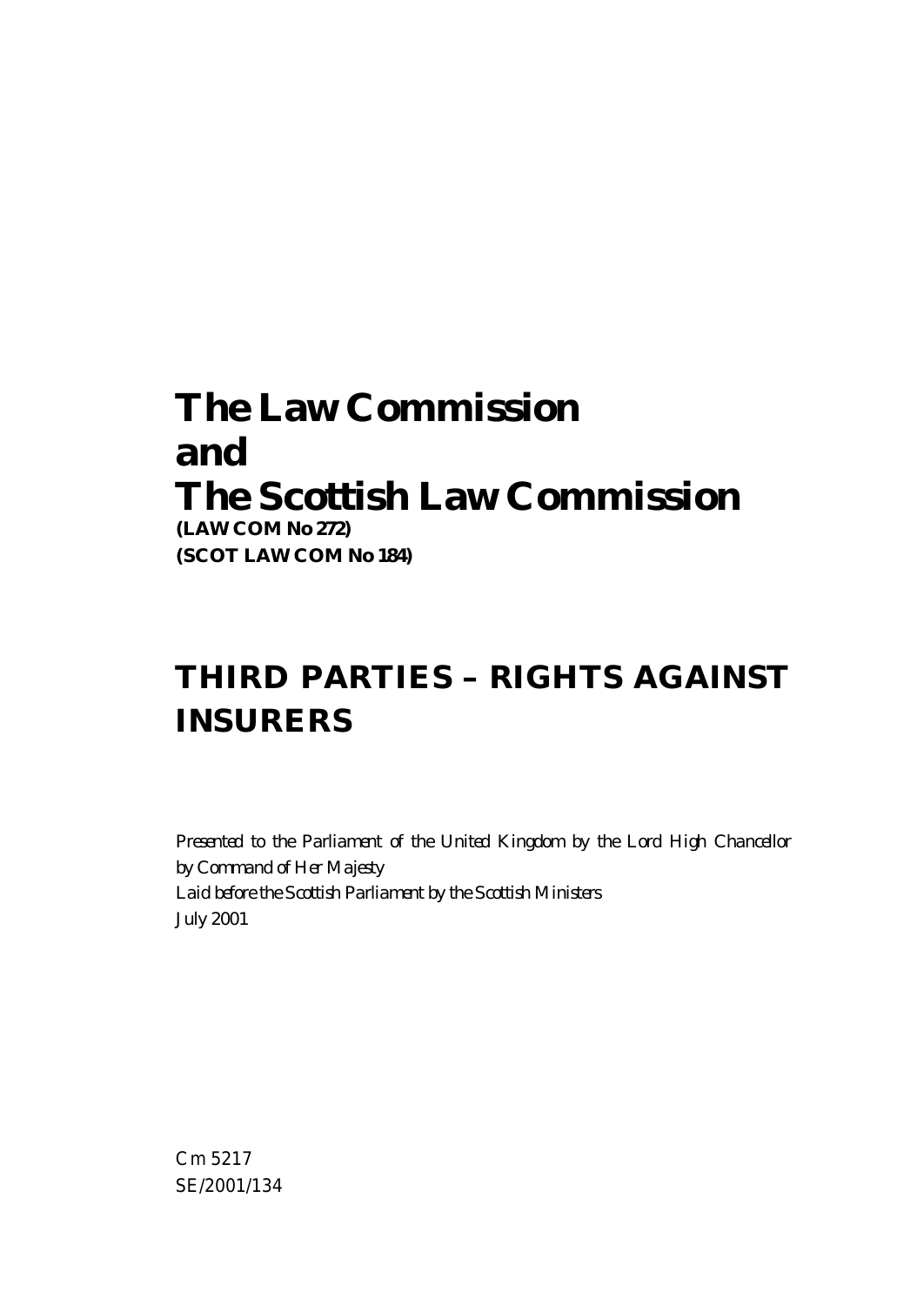# The Law Commission
# and
# The Scottish Law Commission

**(LAW COM No 272)**
**(SCOT LAW COM No 184)**

## THIRD PARTIES – RIGHTS AGAINST INSURERS

*Presented to the Parliament of the United Kingdom by the Lord High Chancellor by Command of Her Majesty*
*Laid before the Scottish Parliament by the Scottish Ministers*
*July 2001*

Cm 5217
SE/2001/134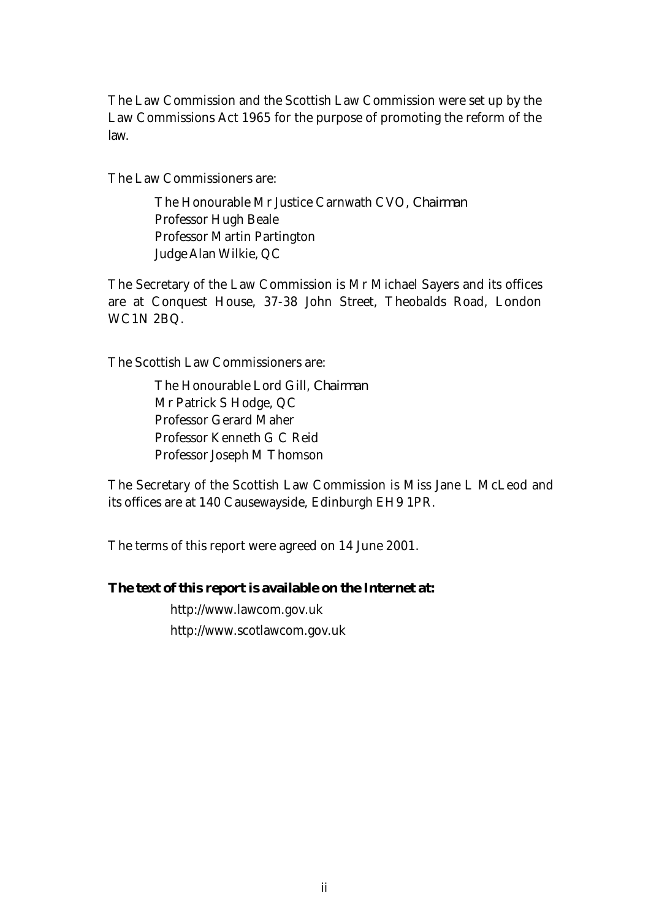The Law Commission and the Scottish Law Commission were set up by the Law Commissions Act 1965 for the purpose of promoting the reform of the law.

The Law Commissioners are:

> The Honourable Mr Justice Carnwath CVO, *Chairman*
> Professor Hugh Beale
> Professor Martin Partington
> Judge Alan Wilkie, QC

The Secretary of the Law Commission is Mr Michael Sayers and its offices are at Conquest House, 37-38 John Street, Theobalds Road, London WC1N 2BQ.

The Scottish Law Commissioners are:

> The Honourable Lord Gill, *Chairman*
> Mr Patrick S Hodge, QC
> Professor Gerard Maher
> Professor Kenneth G C Reid
> Professor Joseph M Thomson

The Secretary of the Scottish Law Commission is Miss Jane L McLeod and its offices are at 140 Causewayside, Edinburgh EH9 1PR.

The terms of this report were agreed on 14 June 2001.

**The text of this report is available on the Internet at:**

> http://www.lawcom.gov.uk
> http://www.scotlawcom.gov.uk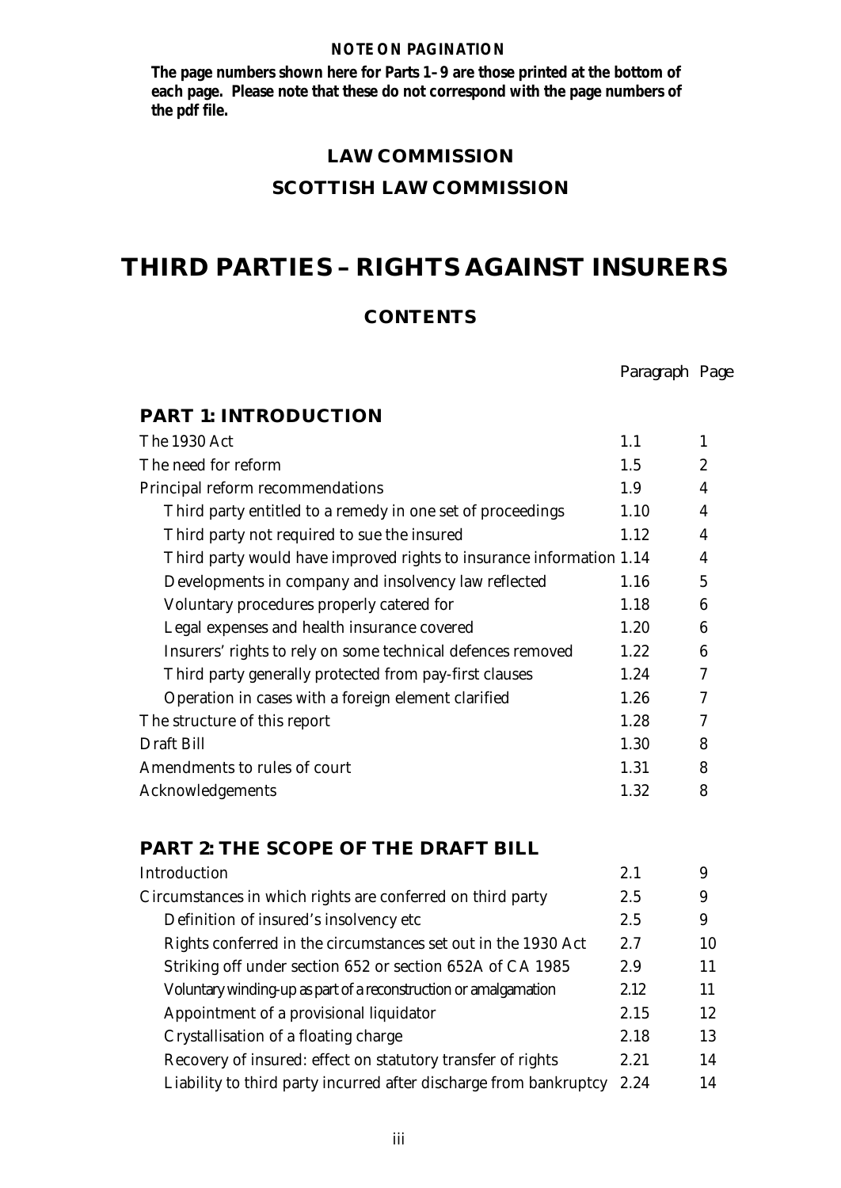**NOTE ON PAGINATION**

**The page numbers shown here for Parts 1–9 are those printed at the bottom of each page. Please note that these do not correspond with the page numbers of the pdf file.**

## LAW COMMISSION

## SCOTTISH LAW COMMISSION

# THIRD PARTIES – RIGHTS AGAINST INSURERS

## CONTENTS

| | Paragraph | Page |
|---|---|---|
| **PART 1: INTRODUCTION** | | |
| The 1930 Act | 1.1 | 1 |
| The need for reform | 1.5 | 2 |
| Principal reform recommendations | 1.9 | 4 |
| Third party entitled to a remedy in one set of proceedings | 1.10 | 4 |
| Third party not required to sue the insured | 1.12 | 4 |
| Third party would have improved rights to insurance information | 1.14 | 4 |
| Developments in company and insolvency law reflected | 1.16 | 5 |
| Voluntary procedures properly catered for | 1.18 | 6 |
| Legal expenses and health insurance covered | 1.20 | 6 |
| Insurers' rights to rely on some technical defences removed | 1.22 | 6 |
| Third party generally protected from pay-first clauses | 1.24 | 7 |
| Operation in cases with a foreign element clarified | 1.26 | 7 |
| The structure of this report | 1.28 | 7 |
| Draft Bill | 1.30 | 8 |
| Amendments to rules of court | 1.31 | 8 |
| Acknowledgements | 1.32 | 8 |
| **PART 2: THE SCOPE OF THE DRAFT BILL** | | |
| Introduction | 2.1 | 9 |
| Circumstances in which rights are conferred on third party | 2.5 | 9 |
| Definition of insured's insolvency etc | 2.5 | 9 |
| Rights conferred in the circumstances set out in the 1930 Act | 2.7 | 10 |
| Striking off under section 652 or section 652A of CA 1985 | 2.9 | 11 |
| Voluntary winding-up as part of a reconstruction or amalgamation | 2.12 | 11 |
| Appointment of a provisional liquidator | 2.15 | 12 |
| Crystallisation of a floating charge | 2.18 | 13 |
| Recovery of insured: effect on statutory transfer of rights | 2.21 | 14 |
| Liability to third party incurred after discharge from bankruptcy | 2.24 | 14 |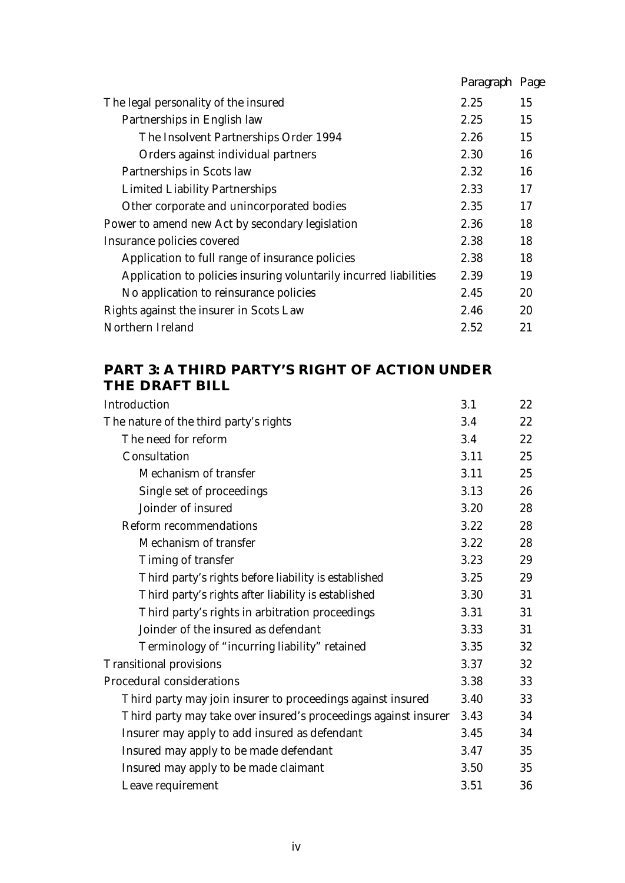| | Paragraph | Page |
|---|---|---|
| The legal personality of the insured | 2.25 | 15 |
| Partnerships in English law | 2.25 | 15 |
| The Insolvent Partnerships Order 1994 | 2.26 | 15 |
| Orders against individual partners | 2.30 | 16 |
| Partnerships in Scots law | 2.32 | 16 |
| Limited Liability Partnerships | 2.33 | 17 |
| Other corporate and unincorporated bodies | 2.35 | 17 |
| Power to amend new Act by secondary legislation | 2.36 | 18 |
| Insurance policies covered | 2.38 | 18 |
| Application to full range of insurance policies | 2.38 | 18 |
| Application to policies insuring voluntarily incurred liabilities | 2.39 | 19 |
| No application to reinsurance policies | 2.45 | 20 |
| Rights against the insurer in Scots Law | 2.46 | 20 |
| Northern Ireland | 2.52 | 21 |

## PART 3: A THIRD PARTY'S RIGHT OF ACTION UNDER THE DRAFT BILL

| | Paragraph | Page |
|---|---|---|
| Introduction | 3.1 | 22 |
| The nature of the third party's rights | 3.4 | 22 |
| The need for reform | 3.4 | 22 |
| Consultation | 3.11 | 25 |
| Mechanism of transfer | 3.11 | 25 |
| Single set of proceedings | 3.13 | 26 |
| Joinder of insured | 3.20 | 28 |
| Reform recommendations | 3.22 | 28 |
| Mechanism of transfer | 3.22 | 28 |
| Timing of transfer | 3.23 | 29 |
| Third party's rights before liability is established | 3.25 | 29 |
| Third party's rights after liability is established | 3.30 | 31 |
| Third party's rights in arbitration proceedings | 3.31 | 31 |
| Joinder of the insured as defendant | 3.33 | 31 |
| Terminology of "incurring liability" retained | 3.35 | 32 |
| Transitional provisions | 3.37 | 32 |
| Procedural considerations | 3.38 | 33 |
| Third party may join insurer to proceedings against insured | 3.40 | 33 |
| Third party may take over insured's proceedings against insurer | 3.43 | 34 |
| Insurer may apply to add insured as defendant | 3.45 | 34 |
| Insured may apply to be made defendant | 3.47 | 35 |
| Insured may apply to be made claimant | 3.50 | 35 |
| Leave requirement | 3.51 | 36 |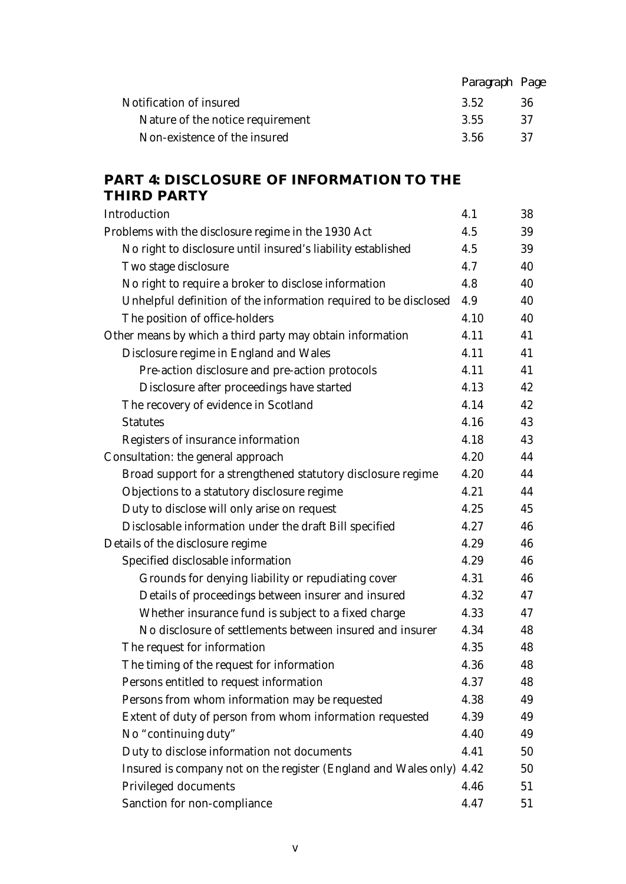| | Paragraph | Page |
|---|---|---|
| Notification of insured | 3.52 | 36 |
| Nature of the notice requirement | 3.55 | 37 |
| Non-existence of the insured | 3.56 | 37 |

## PART 4: DISCLOSURE OF INFORMATION TO THE THIRD PARTY

| | | |
|---|---|---|
| Introduction | 4.1 | 38 |
| Problems with the disclosure regime in the 1930 Act | 4.5 | 39 |
| No right to disclosure until insured's liability established | 4.5 | 39 |
| Two stage disclosure | 4.7 | 40 |
| No right to require a broker to disclose information | 4.8 | 40 |
| Unhelpful definition of the information required to be disclosed | 4.9 | 40 |
| The position of office-holders | 4.10 | 40 |
| Other means by which a third party may obtain information | 4.11 | 41 |
| Disclosure regime in England and Wales | 4.11 | 41 |
| Pre-action disclosure and pre-action protocols | 4.11 | 41 |
| Disclosure after proceedings have started | 4.13 | 42 |
| The recovery of evidence in Scotland | 4.14 | 42 |
| Statutes | 4.16 | 43 |
| Registers of insurance information | 4.18 | 43 |
| Consultation: the general approach | 4.20 | 44 |
| Broad support for a strengthened statutory disclosure regime | 4.20 | 44 |
| Objections to a statutory disclosure regime | 4.21 | 44 |
| Duty to disclose will only arise on request | 4.25 | 45 |
| Disclosable information under the draft Bill specified | 4.27 | 46 |
| Details of the disclosure regime | 4.29 | 46 |
| Specified disclosable information | 4.29 | 46 |
| Grounds for denying liability or repudiating cover | 4.31 | 46 |
| Details of proceedings between insurer and insured | 4.32 | 47 |
| Whether insurance fund is subject to a fixed charge | 4.33 | 47 |
| No disclosure of settlements between insured and insurer | 4.34 | 48 |
| The request for information | 4.35 | 48 |
| The timing of the request for information | 4.36 | 48 |
| Persons entitled to request information | 4.37 | 48 |
| Persons from whom information may be requested | 4.38 | 49 |
| Extent of duty of person from whom information requested | 4.39 | 49 |
| No "continuing duty" | 4.40 | 49 |
| Duty to disclose information not documents | 4.41 | 50 |
| Insured is company not on the register (England and Wales only) | 4.42 | 50 |
| Privileged documents | 4.46 | 51 |
| Sanction for non-compliance | 4.47 | 51 |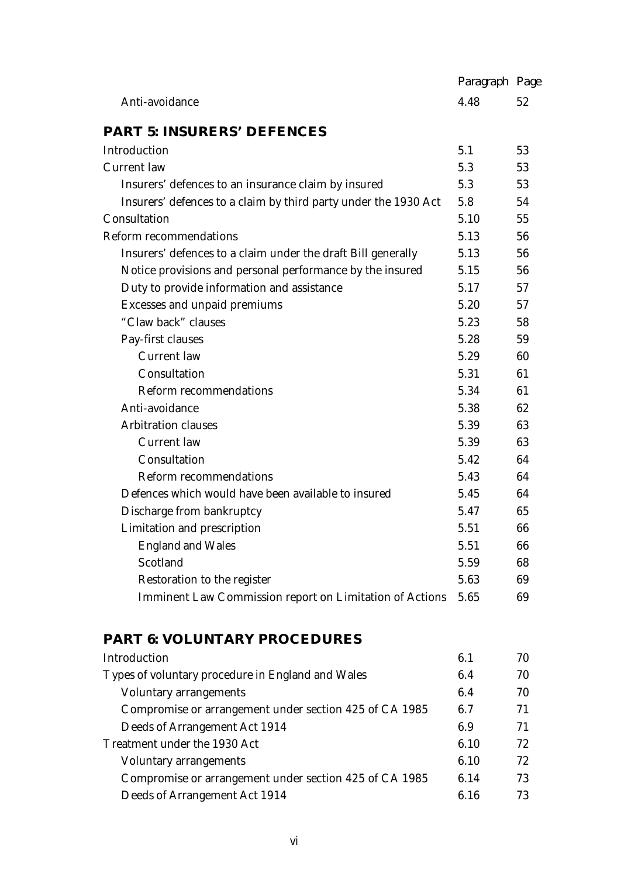| | Paragraph | Page |
|---|---|---|
| Anti-avoidance | 4.48 | 52 |

## PART 5: INSURERS' DEFENCES

| | Paragraph | Page |
|---|---|---|
| Introduction | 5.1 | 53 |
| Current law | 5.3 | 53 |
| Insurers' defences to an insurance claim by insured | 5.3 | 53 |
| Insurers' defences to a claim by third party under the 1930 Act | 5.8 | 54 |
| Consultation | 5.10 | 55 |
| Reform recommendations | 5.13 | 56 |
| Insurers' defences to a claim under the draft Bill generally | 5.13 | 56 |
| Notice provisions and personal performance by the insured | 5.15 | 56 |
| Duty to provide information and assistance | 5.17 | 57 |
| Excesses and unpaid premiums | 5.20 | 57 |
| "Claw back" clauses | 5.23 | 58 |
| Pay-first clauses | 5.28 | 59 |
| Current law | 5.29 | 60 |
| Consultation | 5.31 | 61 |
| Reform recommendations | 5.34 | 61 |
| Anti-avoidance | 5.38 | 62 |
| Arbitration clauses | 5.39 | 63 |
| Current law | 5.39 | 63 |
| Consultation | 5.42 | 64 |
| Reform recommendations | 5.43 | 64 |
| Defences which would have been available to insured | 5.45 | 64 |
| Discharge from bankruptcy | 5.47 | 65 |
| Limitation and prescription | 5.51 | 66 |
| England and Wales | 5.51 | 66 |
| Scotland | 5.59 | 68 |
| Restoration to the register | 5.63 | 69 |
| Imminent Law Commission report on Limitation of Actions | 5.65 | 69 |

## PART 6: VOLUNTARY PROCEDURES

| | Paragraph | Page |
|---|---|---|
| Introduction | 6.1 | 70 |
| Types of voluntary procedure in England and Wales | 6.4 | 70 |
| Voluntary arrangements | 6.4 | 70 |
| Compromise or arrangement under section 425 of CA 1985 | 6.7 | 71 |
| Deeds of Arrangement Act 1914 | 6.9 | 71 |
| Treatment under the 1930 Act | 6.10 | 72 |
| Voluntary arrangements | 6.10 | 72 |
| Compromise or arrangement under section 425 of CA 1985 | 6.14 | 73 |
| Deeds of Arrangement Act 1914 | 6.16 | 73 |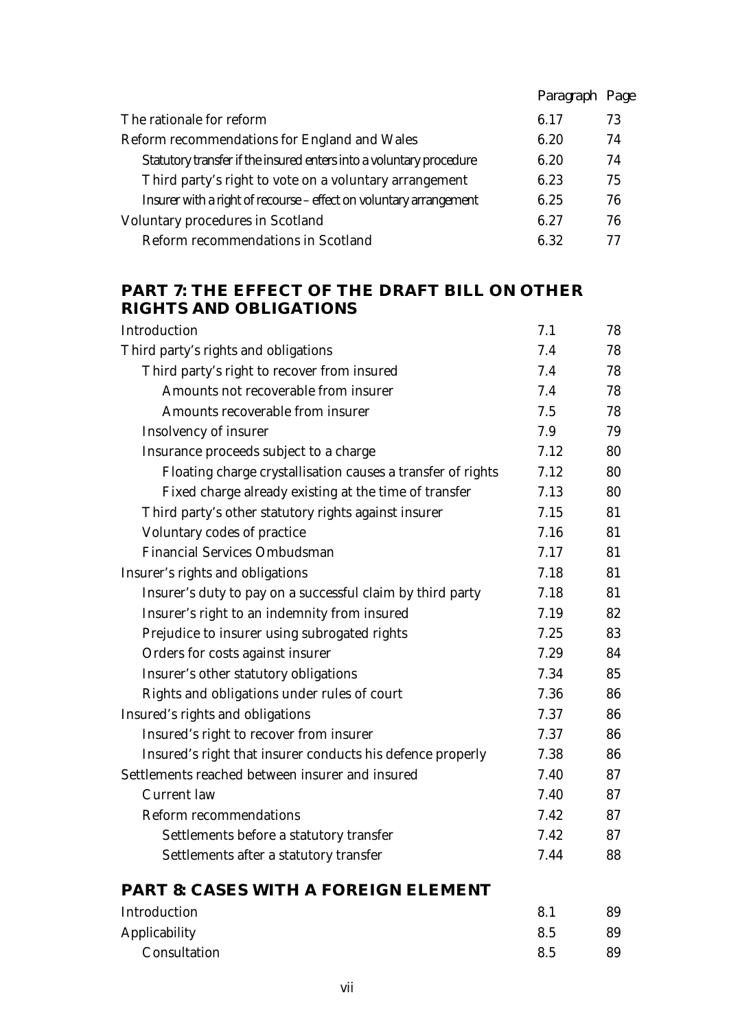| | Paragraph | Page |
|---|---|---|
| The rationale for reform | 6.17 | 73 |
| Reform recommendations for England and Wales | 6.20 | 74 |
| Statutory transfer if the insured enters into a voluntary procedure | 6.20 | 74 |
| Third party's right to vote on a voluntary arrangement | 6.23 | 75 |
| Insurer with a right of recourse – effect on voluntary arrangement | 6.25 | 76 |
| Voluntary procedures in Scotland | 6.27 | 76 |
| Reform recommendations in Scotland | 6.32 | 77 |

## PART 7: THE EFFECT OF THE DRAFT BILL ON OTHER RIGHTS AND OBLIGATIONS

| | Paragraph | Page |
|---|---|---|
| Introduction | 7.1 | 78 |
| Third party's rights and obligations | 7.4 | 78 |
| Third party's right to recover from insured | 7.4 | 78 |
| Amounts not recoverable from insurer | 7.4 | 78 |
| Amounts recoverable from insurer | 7.5 | 78 |
| Insolvency of insurer | 7.9 | 79 |
| Insurance proceeds subject to a charge | 7.12 | 80 |
| Floating charge crystallisation causes a transfer of rights | 7.12 | 80 |
| Fixed charge already existing at the time of transfer | 7.13 | 80 |
| Third party's other statutory rights against insurer | 7.15 | 81 |
| Voluntary codes of practice | 7.16 | 81 |
| Financial Services Ombudsman | 7.17 | 81 |
| Insurer's rights and obligations | 7.18 | 81 |
| Insurer's duty to pay on a successful claim by third party | 7.18 | 81 |
| Insurer's right to an indemnity from insured | 7.19 | 82 |
| Prejudice to insurer using subrogated rights | 7.25 | 83 |
| Orders for costs against insurer | 7.29 | 84 |
| Insurer's other statutory obligations | 7.34 | 85 |
| Rights and obligations under rules of court | 7.36 | 86 |
| Insured's rights and obligations | 7.37 | 86 |
| Insured's right to recover from insurer | 7.37 | 86 |
| Insured's right that insurer conducts his defence properly | 7.38 | 86 |
| Settlements reached between insurer and insured | 7.40 | 87 |
| Current law | 7.40 | 87 |
| Reform recommendations | 7.42 | 87 |
| Settlements before a statutory transfer | 7.42 | 87 |
| Settlements after a statutory transfer | 7.44 | 88 |

## PART 8: CASES WITH A FOREIGN ELEMENT

| | Paragraph | Page |
|---|---|---|
| Introduction | 8.1 | 89 |
| Applicability | 8.5 | 89 |
| Consultation | 8.5 | 89 |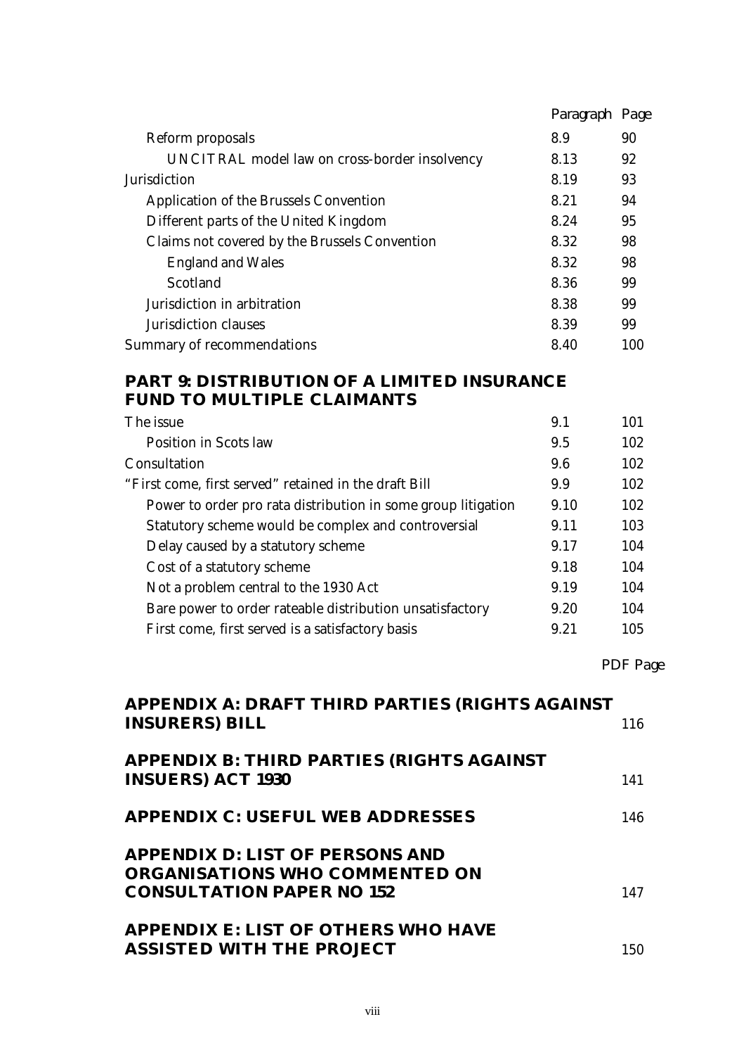| | Paragraph | Page |
|---|---|---|
| Reform proposals | 8.9 | 90 |
| UNCITRAL model law on cross-border insolvency | 8.13 | 92 |
| Jurisdiction | 8.19 | 93 |
| Application of the Brussels Convention | 8.21 | 94 |
| Different parts of the United Kingdom | 8.24 | 95 |
| Claims not covered by the Brussels Convention | 8.32 | 98 |
| England and Wales | 8.32 | 98 |
| Scotland | 8.36 | 99 |
| Jurisdiction in arbitration | 8.38 | 99 |
| Jurisdiction clauses | 8.39 | 99 |
| Summary of recommendations | 8.40 | 100 |

## PART 9: DISTRIBUTION OF A LIMITED INSURANCE FUND TO MULTIPLE CLAIMANTS

| | | |
|---|---|---|
| The issue | 9.1 | 101 |
| Position in Scots law | 9.5 | 102 |
| Consultation | 9.6 | 102 |
| "First come, first served" retained in the draft Bill | 9.9 | 102 |
| Power to order pro rata distribution in some group litigation | 9.10 | 102 |
| Statutory scheme would be complex and controversial | 9.11 | 103 |
| Delay caused by a statutory scheme | 9.17 | 104 |
| Cost of a statutory scheme | 9.18 | 104 |
| Not a problem central to the 1930 Act | 9.19 | 104 |
| Bare power to order rateable distribution unsatisfactory | 9.20 | 104 |
| First come, first served is a satisfactory basis | 9.21 | 105 |

| | PDF Page |
|---|---|
| **APPENDIX A: DRAFT THIRD PARTIES (RIGHTS AGAINST INSURERS) BILL** | 116 |
| **APPENDIX B: THIRD PARTIES (RIGHTS AGAINST INSUERS) ACT 1930** | 141 |
| **APPENDIX C: USEFUL WEB ADDRESSES** | 146 |
| **APPENDIX D: LIST OF PERSONS AND ORGANISATIONS WHO COMMENTED ON CONSULTATION PAPER NO 152** | 147 |
| **APPENDIX E: LIST OF OTHERS WHO HAVE ASSISTED WITH THE PROJECT** | 150 |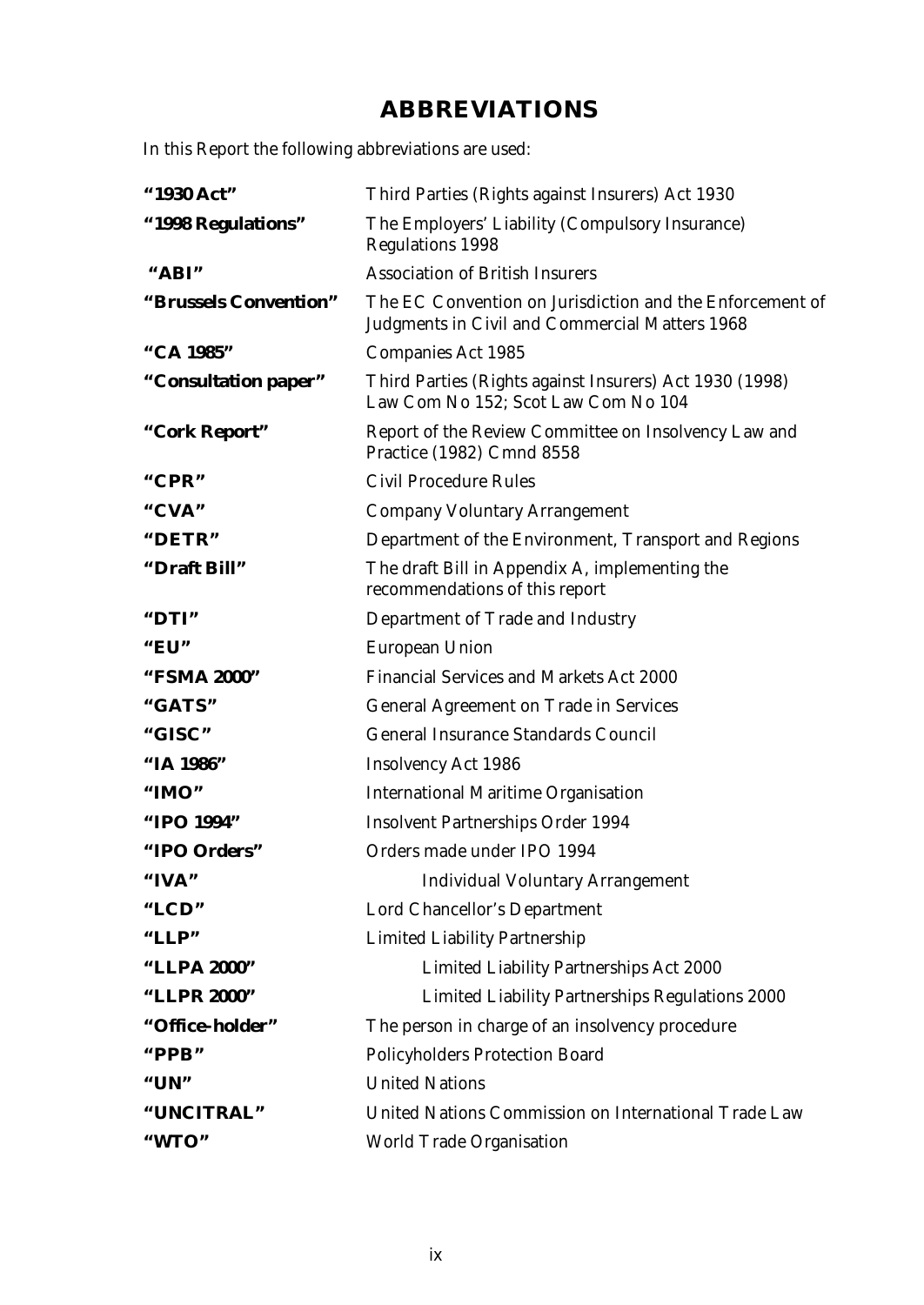# ABBREVIATIONS

In this Report the following abbreviations are used:

| | |
|---|---|
| **"1930 Act"** | Third Parties (Rights against Insurers) Act 1930 |
| **"1998 Regulations"** | The Employers' Liability (Compulsory Insurance) Regulations 1998 |
| **"ABI"** | Association of British Insurers |
| **"Brussels Convention"** | The EC Convention on Jurisdiction and the Enforcement of Judgments in Civil and Commercial Matters 1968 |
| **"CA 1985"** | Companies Act 1985 |
| **"Consultation paper"** | Third Parties (Rights against Insurers) Act 1930 (1998) Law Com No 152; Scot Law Com No 104 |
| **"Cork Report"** | Report of the Review Committee on Insolvency Law and Practice (1982) Cmnd 8558 |
| **"CPR"** | Civil Procedure Rules |
| **"CVA"** | Company Voluntary Arrangement |
| **"DETR"** | Department of the Environment, Transport and Regions |
| **"Draft Bill"** | The draft Bill in Appendix A, implementing the recommendations of this report |
| **"DTI"** | Department of Trade and Industry |
| **"EU"** | European Union |
| **"FSMA 2000"** | Financial Services and Markets Act 2000 |
| **"GATS"** | General Agreement on Trade in Services |
| **"GISC"** | General Insurance Standards Council |
| **"IA 1986"** | Insolvency Act 1986 |
| **"IMO"** | International Maritime Organisation |
| **"IPO 1994"** | Insolvent Partnerships Order 1994 |
| **"IPO Orders"** | Orders made under IPO 1994 |
| **"IVA"** | Individual Voluntary Arrangement |
| **"LCD"** | Lord Chancellor's Department |
| **"LLP"** | Limited Liability Partnership |
| **"LLPA 2000"** | Limited Liability Partnerships Act 2000 |
| **"LLPR 2000"** | Limited Liability Partnerships Regulations 2000 |
| **"Office-holder"** | The person in charge of an insolvency procedure |
| **"PPB"** | Policyholders Protection Board |
| **"UN"** | United Nations |
| **"UNCITRAL"** | United Nations Commission on International Trade Law |
| **"WTO"** | World Trade Organisation |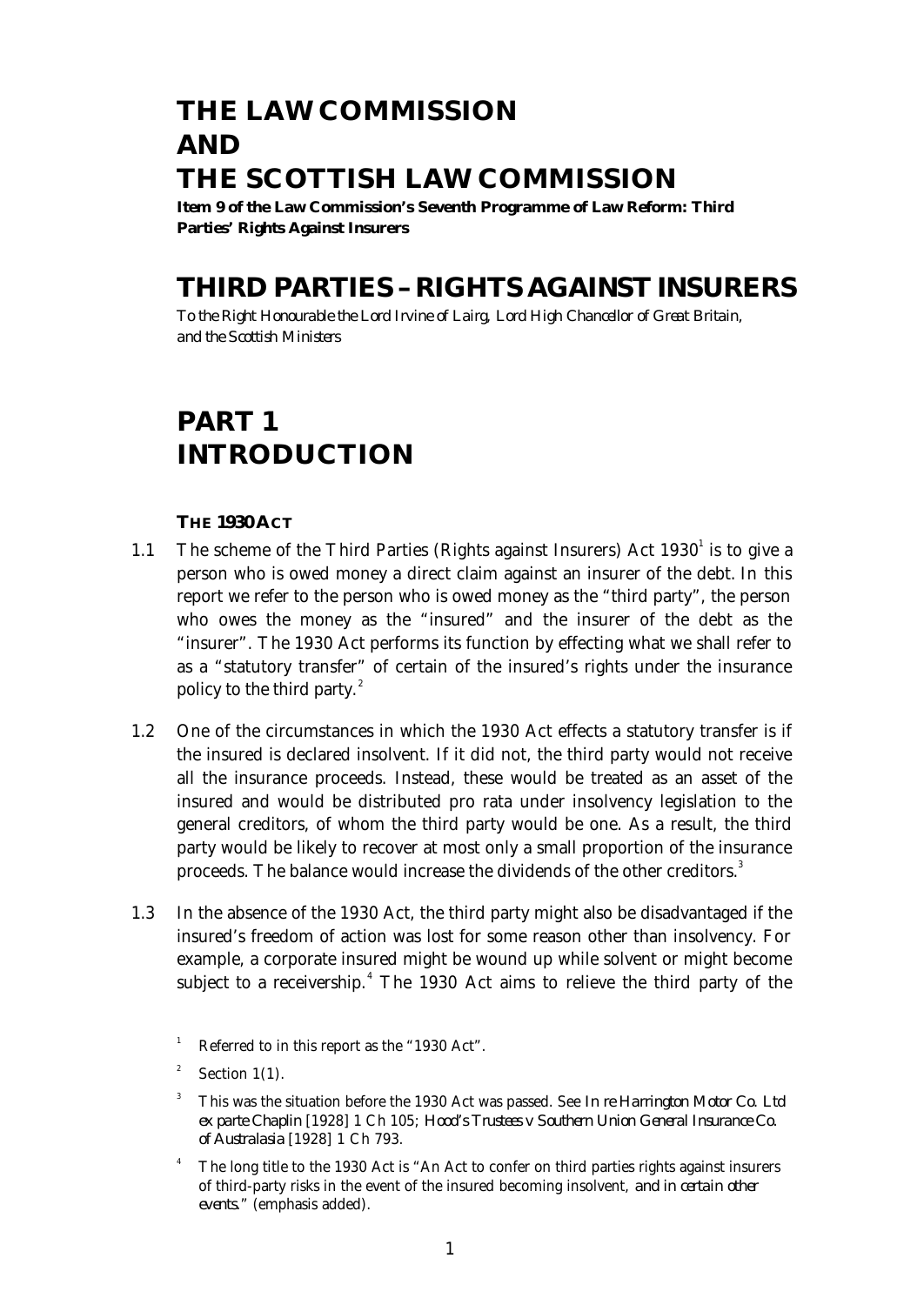# THE LAW COMMISSION
# AND
# THE SCOTTISH LAW COMMISSION

**Item 9 of the Law Commission's Seventh Programme of Law Reform: Third Parties' Rights Against Insurers**

# THIRD PARTIES – RIGHTS AGAINST INSURERS

*To the Right Honourable the Lord Irvine of Lairg, Lord High Chancellor of Great Britain, and the Scottish Ministers*

# PART 1
# INTRODUCTION

### THE 1930 ACT

1.1 The scheme of the Third Parties (Rights against Insurers) Act 1930[1] is to give a person who is owed money a direct claim against an insurer of the debt. In this report we refer to the person who is owed money as the "third party", the person who owes the money as the "insured" and the insurer of the debt as the "insurer". The 1930 Act performs its function by effecting what we shall refer to as a "statutory transfer" of certain of the insured's rights under the insurance policy to the third party.[2]

1.2 One of the circumstances in which the 1930 Act effects a statutory transfer is if the insured is declared insolvent. If it did not, the third party would not receive all the insurance proceeds. Instead, these would be treated as an asset of the insured and would be distributed pro rata under insolvency legislation to the general creditors, of whom the third party would be one. As a result, the third party would be likely to recover at most only a small proportion of the insurance proceeds. The balance would increase the dividends of the other creditors.[3]

1.3 In the absence of the 1930 Act, the third party might also be disadvantaged if the insured's freedom of action was lost for some reason other than insolvency. For example, a corporate insured might be wound up while solvent or might become subject to a receivership.[4] The 1930 Act aims to relieve the third party of the

[1] Referred to in this report as the "1930 Act".

[2] Section 1(1).

[3] This was the situation before the 1930 Act was passed. See *In re Harrington Motor Co. Ltd ex parte Chaplin* [1928] 1 Ch 105; *Hood's Trustees v Southern Union General Insurance Co. of Australasia* [1928] 1 Ch 793.

[4] The long title to the 1930 Act is "An Act to confer on third parties rights against insurers of third-party risks in the event of the insured becoming insolvent, *and in certain other events.*" (emphasis added).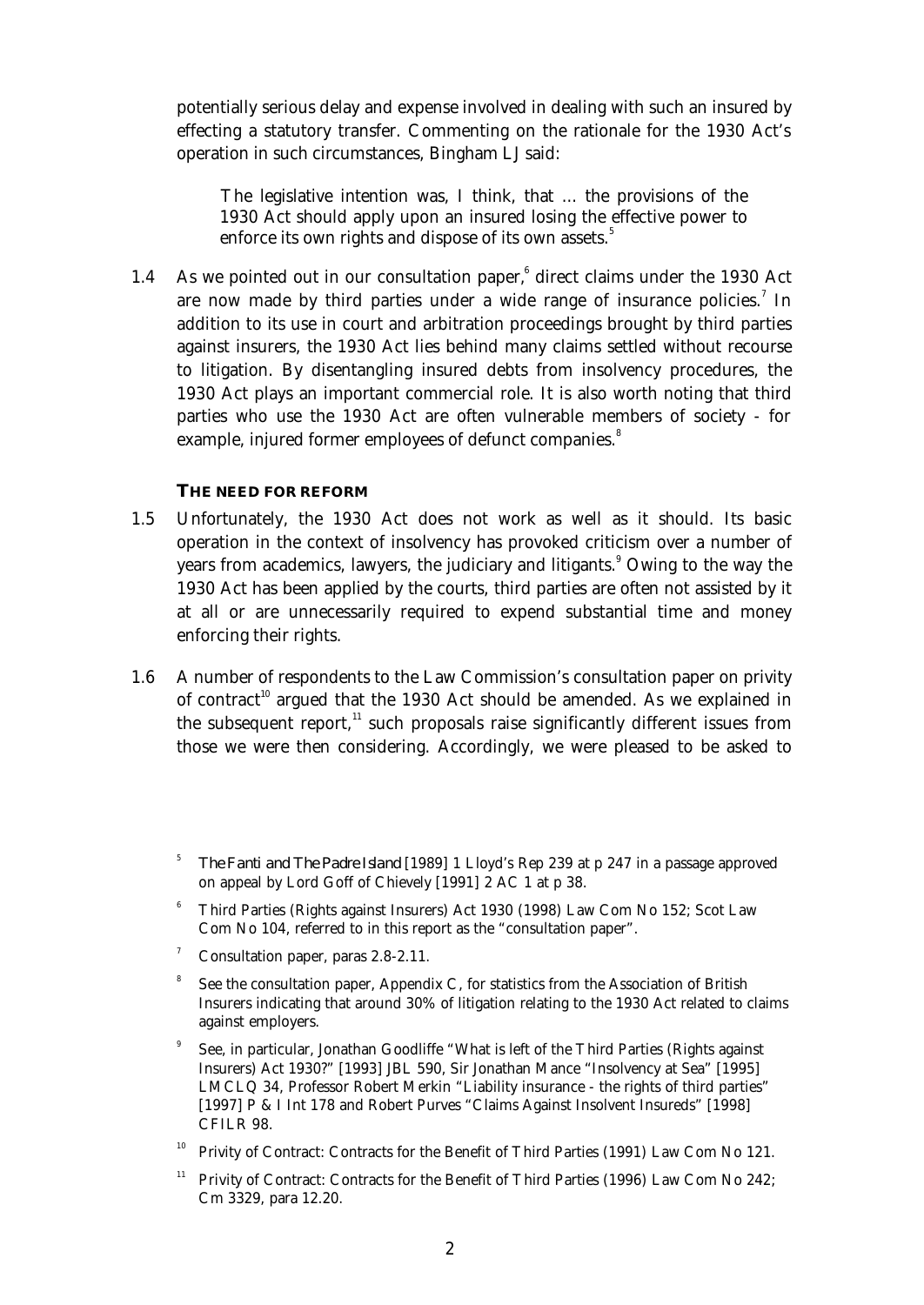potentially serious delay and expense involved in dealing with such an insured by effecting a statutory transfer. Commenting on the rationale for the 1930 Act's operation in such circumstances, Bingham LJ said:

> The legislative intention was, I think, that … the provisions of the 1930 Act should apply upon an insured losing the effective power to enforce its own rights and dispose of its own assets.[5]

1.4 As we pointed out in our consultation paper,[6] direct claims under the 1930 Act are now made by third parties under a wide range of insurance policies.[7] In addition to its use in court and arbitration proceedings brought by third parties against insurers, the 1930 Act lies behind many claims settled without recourse to litigation. By disentangling insured debts from insolvency procedures, the 1930 Act plays an important commercial role. It is also worth noting that third parties who use the 1930 Act are often vulnerable members of society - for example, injured former employees of defunct companies.[8]

## THE NEED FOR REFORM

1.5 Unfortunately, the 1930 Act does not work as well as it should. Its basic operation in the context of insolvency has provoked criticism over a number of years from academics, lawyers, the judiciary and litigants.[9] Owing to the way the 1930 Act has been applied by the courts, third parties are often not assisted by it at all or are unnecessarily required to expend substantial time and money enforcing their rights.

1.6 A number of respondents to the Law Commission's consultation paper on privity of contract[10] argued that the 1930 Act should be amended. As we explained in the subsequent report,[11] such proposals raise significantly different issues from those we were then considering. Accordingly, we were pleased to be asked to

---

[5] *The Fanti and The Padre Island* [1989] 1 Lloyd's Rep 239 at p 247 in a passage approved on appeal by Lord Goff of Chievely [1991] 2 AC 1 at p 38.

[6] Third Parties (Rights against Insurers) Act 1930 (1998) Law Com No 152; Scot Law Com No 104, referred to in this report as the "consultation paper".

[7] Consultation paper, paras 2.8-2.11.

[8] See the consultation paper, Appendix C, for statistics from the Association of British Insurers indicating that around 30% of litigation relating to the 1930 Act related to claims against employers.

[9] See, in particular, Jonathan Goodliffe "What is left of the Third Parties (Rights against Insurers) Act 1930?" [1993] JBL 590, Sir Jonathan Mance "Insolvency at Sea" [1995] LMCLQ 34, Professor Robert Merkin "Liability insurance - the rights of third parties" [1997] P & I Int 178 and Robert Purves "Claims Against Insolvent Insureds" [1998] CFILR 98.

[10] Privity of Contract: Contracts for the Benefit of Third Parties (1991) Law Com No 121.

[11] Privity of Contract: Contracts for the Benefit of Third Parties (1996) Law Com No 242; Cm 3329, para 12.20.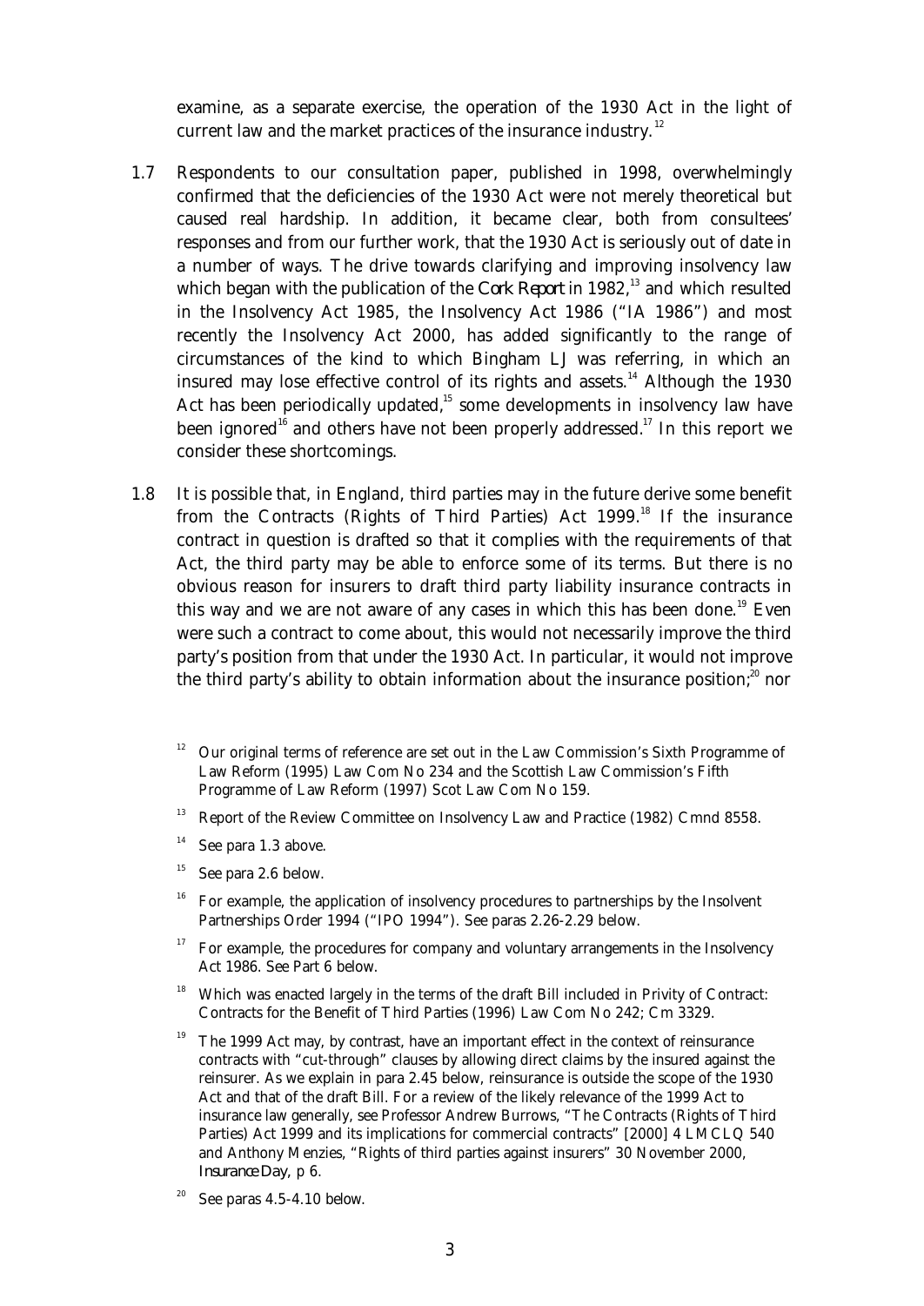examine, as a separate exercise, the operation of the 1930 Act in the light of current law and the market practices of the insurance industry.[12]

1.7 Respondents to our consultation paper, published in 1998, overwhelmingly confirmed that the deficiencies of the 1930 Act were not merely theoretical but caused real hardship. In addition, it became clear, both from consultees' responses and from our further work, that the 1930 Act is seriously out of date in a number of ways. The drive towards clarifying and improving insolvency law which began with the publication of the *Cork Report* in 1982,[13] and which resulted in the Insolvency Act 1985, the Insolvency Act 1986 ("IA 1986") and most recently the Insolvency Act 2000, has added significantly to the range of circumstances of the kind to which Bingham LJ was referring, in which an insured may lose effective control of its rights and assets.[14] Although the 1930 Act has been periodically updated,[15] some developments in insolvency law have been ignored[16] and others have not been properly addressed.[17] In this report we consider these shortcomings.

1.8 It is possible that, in England, third parties may in the future derive some benefit from the Contracts (Rights of Third Parties) Act 1999.[18] If the insurance contract in question is drafted so that it complies with the requirements of that Act, the third party may be able to enforce some of its terms. But there is no obvious reason for insurers to draft third party liability insurance contracts in this way and we are not aware of any cases in which this has been done.[19] Even were such a contract to come about, this would not necessarily improve the third party's position from that under the 1930 Act. In particular, it would not improve the third party's ability to obtain information about the insurance position;[20] nor

---

[12] Our original terms of reference are set out in the Law Commission's Sixth Programme of Law Reform (1995) Law Com No 234 and the Scottish Law Commission's Fifth Programme of Law Reform (1997) Scot Law Com No 159.

[13] Report of the Review Committee on Insolvency Law and Practice (1982) Cmnd 8558.

[14] See para 1.3 above.

[15] See para 2.6 below.

[16] For example, the application of insolvency procedures to partnerships by the Insolvent Partnerships Order 1994 ("IPO 1994"). See paras 2.26-2.29 below.

[17] For example, the procedures for company and voluntary arrangements in the Insolvency Act 1986. See Part 6 below.

[18] Which was enacted largely in the terms of the draft Bill included in Privity of Contract: Contracts for the Benefit of Third Parties (1996) Law Com No 242; Cm 3329.

[19] The 1999 Act may, by contrast, have an important effect in the context of reinsurance contracts with "cut-through" clauses by allowing direct claims by the insured against the reinsurer. As we explain in para 2.45 below, reinsurance is outside the scope of the 1930 Act and that of the draft Bill. For a review of the likely relevance of the 1999 Act to insurance law generally, see Professor Andrew Burrows, "The Contracts (Rights of Third Parties) Act 1999 and its implications for commercial contracts" [2000] 4 LMCLQ 540 and Anthony Menzies, "Rights of third parties against insurers" 30 November 2000, *Insurance Day*, p 6.

[20] See paras 4.5-4.10 below.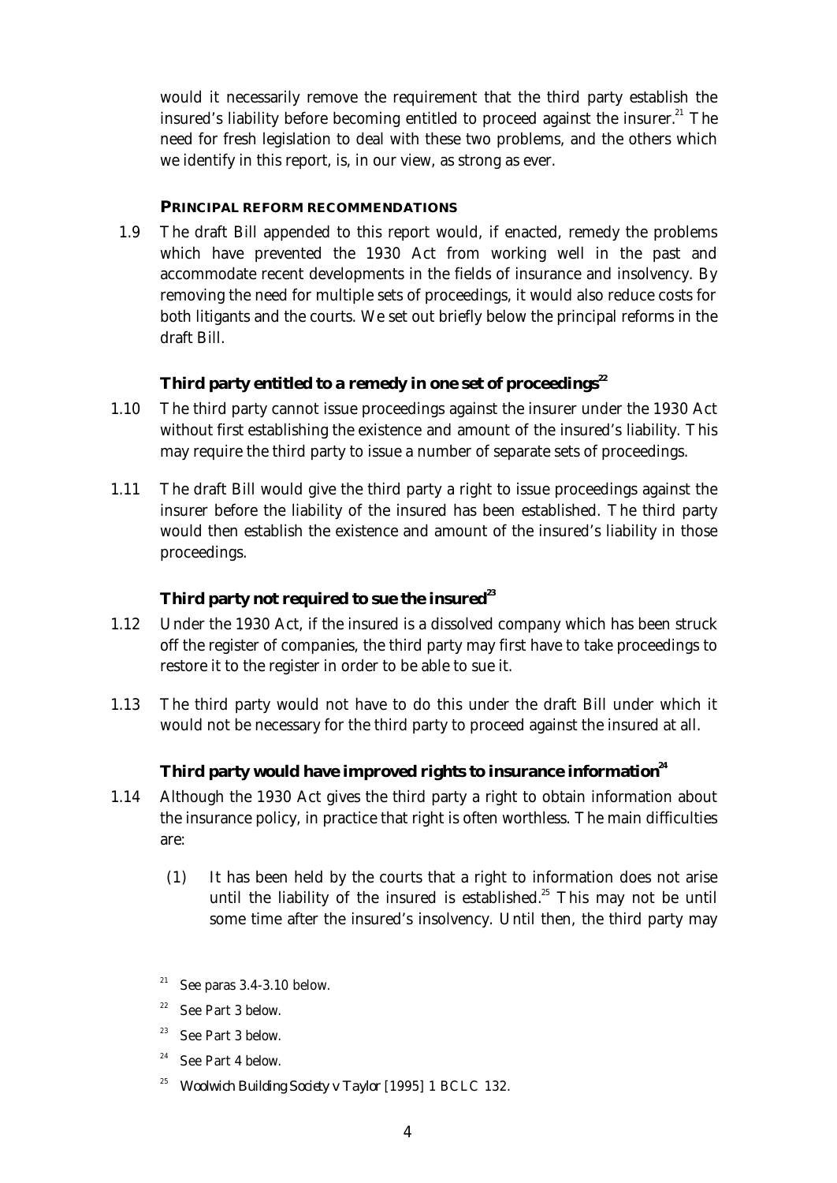would it necessarily remove the requirement that the third party establish the insured's liability before becoming entitled to proceed against the insurer.[21] The need for fresh legislation to deal with these two problems, and the others which we identify in this report, is, in our view, as strong as ever.

## PRINCIPAL REFORM RECOMMENDATIONS

1.9 The draft Bill appended to this report would, if enacted, remedy the problems which have prevented the 1930 Act from working well in the past and accommodate recent developments in the fields of insurance and insolvency. By removing the need for multiple sets of proceedings, it would also reduce costs for both litigants and the courts. We set out briefly below the principal reforms in the draft Bill.

### Third party entitled to a remedy in one set of proceedings[22]

1.10 The third party cannot issue proceedings against the insurer under the 1930 Act without first establishing the existence and amount of the insured's liability. This may require the third party to issue a number of separate sets of proceedings.

1.11 The draft Bill would give the third party a right to issue proceedings against the insurer before the liability of the insured has been established. The third party would then establish the existence and amount of the insured's liability in those proceedings.

### Third party not required to sue the insured[23]

1.12 Under the 1930 Act, if the insured is a dissolved company which has been struck off the register of companies, the third party may first have to take proceedings to restore it to the register in order to be able to sue it.

1.13 The third party would not have to do this under the draft Bill under which it would not be necessary for the third party to proceed against the insured at all.

### Third party would have improved rights to insurance information[24]

1.14 Although the 1930 Act gives the third party a right to obtain information about the insurance policy, in practice that right is often worthless. The main difficulties are:

(1) It has been held by the courts that a right to information does not arise until the liability of the insured is established.[25] This may not be until some time after the insured's insolvency. Until then, the third party may

[21] See paras 3.4-3.10 below.

[22] See Part 3 below.

[23] See Part 3 below.

[24] See Part 4 below.

[25] *Woolwich Building Society v Taylor* [1995] 1 BCLC 132.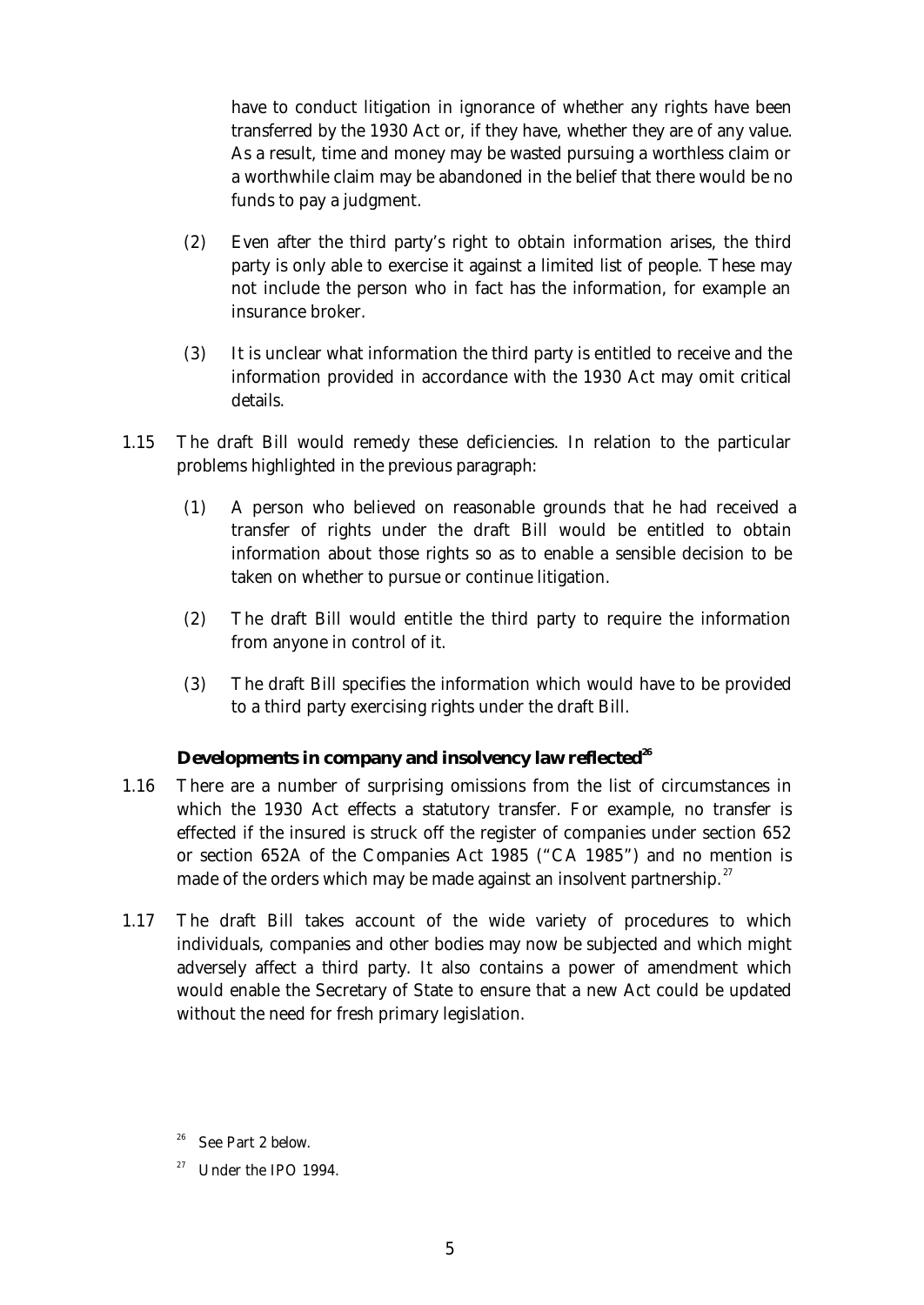have to conduct litigation in ignorance of whether any rights have been transferred by the 1930 Act or, if they have, whether they are of any value. As a result, time and money may be wasted pursuing a worthless claim or a worthwhile claim may be abandoned in the belief that there would be no funds to pay a judgment.

(2) Even after the third party's right to obtain information arises, the third party is only able to exercise it against a limited list of people. These may not include the person who in fact has the information, for example an insurance broker.

(3) It is unclear what information the third party is entitled to receive and the information provided in accordance with the 1930 Act may omit critical details.

1.15 The draft Bill would remedy these deficiencies. In relation to the particular problems highlighted in the previous paragraph:

(1) A person who believed on reasonable grounds that he had received a transfer of rights under the draft Bill would be entitled to obtain information about those rights so as to enable a sensible decision to be taken on whether to pursue or continue litigation.

(2) The draft Bill would entitle the third party to require the information from anyone in control of it.

(3) The draft Bill specifies the information which would have to be provided to a third party exercising rights under the draft Bill.

### Developments in company and insolvency law reflected[26]

1.16 There are a number of surprising omissions from the list of circumstances in which the 1930 Act effects a statutory transfer. For example, no transfer is effected if the insured is struck off the register of companies under section 652 or section 652A of the Companies Act 1985 ("CA 1985") and no mention is made of the orders which may be made against an insolvent partnership.[27]

1.17 The draft Bill takes account of the wide variety of procedures to which individuals, companies and other bodies may now be subjected and which might adversely affect a third party. It also contains a power of amendment which would enable the Secretary of State to ensure that a new Act could be updated without the need for fresh primary legislation.

[26] See Part 2 below.

[27] Under the IPO 1994.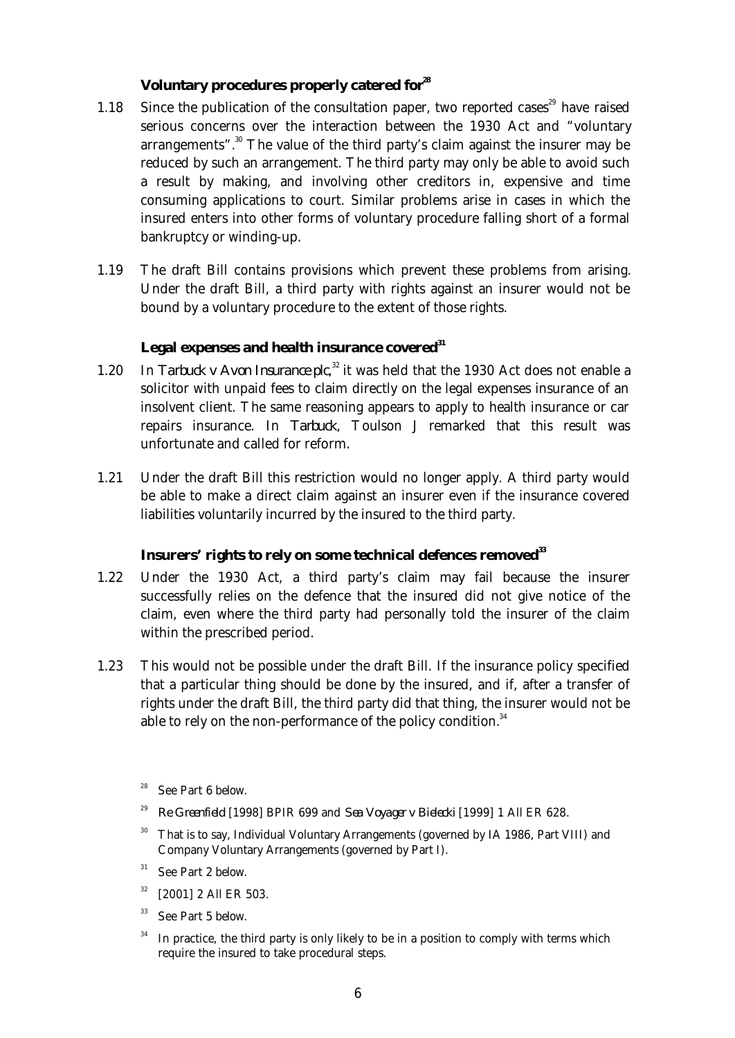### Voluntary procedures properly catered for[28]

1.18 Since the publication of the consultation paper, two reported cases[29] have raised serious concerns over the interaction between the 1930 Act and "voluntary arrangements".[30] The value of the third party's claim against the insurer may be reduced by such an arrangement. The third party may only be able to avoid such a result by making, and involving other creditors in, expensive and time consuming applications to court. Similar problems arise in cases in which the insured enters into other forms of voluntary procedure falling short of a formal bankruptcy or winding-up.

1.19 The draft Bill contains provisions which prevent these problems from arising. Under the draft Bill, a third party with rights against an insurer would not be bound by a voluntary procedure to the extent of those rights.

### Legal expenses and health insurance covered[31]

1.20 In *Tarbuck v Avon Insurance plc*,[32] it was held that the 1930 Act does not enable a solicitor with unpaid fees to claim directly on the legal expenses insurance of an insolvent client. The same reasoning appears to apply to health insurance or car repairs insurance. In *Tarbuck*, Toulson J remarked that this result was unfortunate and called for reform.

1.21 Under the draft Bill this restriction would no longer apply. A third party would be able to make a direct claim against an insurer even if the insurance covered liabilities voluntarily incurred by the insured to the third party.

### Insurers' rights to rely on some technical defences removed[33]

1.22 Under the 1930 Act, a third party's claim may fail because the insurer successfully relies on the defence that the insured did not give notice of the claim, even where the third party had personally told the insurer of the claim within the prescribed period.

1.23 This would not be possible under the draft Bill. If the insurance policy specified that a particular thing should be done by the insured, and if, after a transfer of rights under the draft Bill, the third party did that thing, the insurer would not be able to rely on the non-performance of the policy condition.[34]

---

[28] See Part 6 below.

[29] *Re Greenfield* [1998] BPIR 699 and *Sea Voyager v Bielecki* [1999] 1 All ER 628.

[30] That is to say, Individual Voluntary Arrangements (governed by IA 1986, Part VIII) and Company Voluntary Arrangements (governed by Part I).

[31] See Part 2 below.

[32] [2001] 2 All ER 503.

[33] See Part 5 below.

[34] In practice, the third party is only likely to be in a position to comply with terms which require the insured to take procedural steps.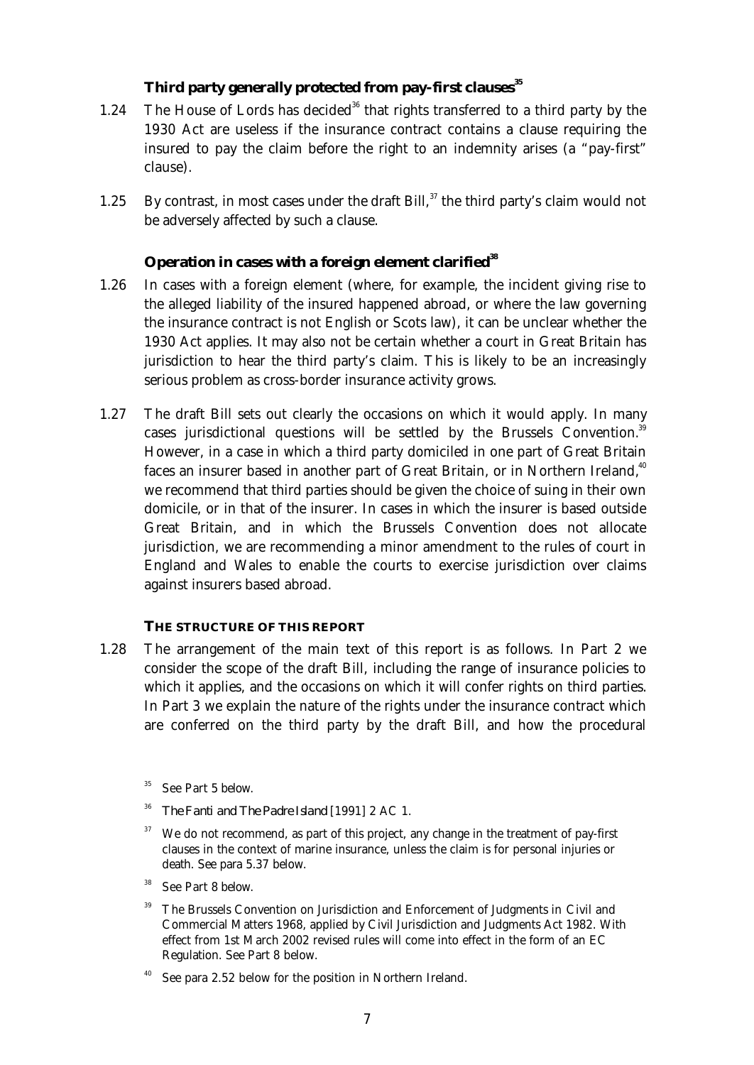### Third party generally protected from pay-first clauses[35]

1.24 The House of Lords has decided[36] that rights transferred to a third party by the 1930 Act are useless if the insurance contract contains a clause requiring the insured to pay the claim before the right to an indemnity arises (a "pay-first" clause).

1.25 By contrast, in most cases under the draft Bill,[37] the third party's claim would not be adversely affected by such a clause.

### Operation in cases with a foreign element clarified[38]

1.26 In cases with a foreign element (where, for example, the incident giving rise to the alleged liability of the insured happened abroad, or where the law governing the insurance contract is not English or Scots law), it can be unclear whether the 1930 Act applies. It may also not be certain whether a court in Great Britain has jurisdiction to hear the third party's claim. This is likely to be an increasingly serious problem as cross-border insurance activity grows.

1.27 The draft Bill sets out clearly the occasions on which it would apply. In many cases jurisdictional questions will be settled by the Brussels Convention.[39] However, in a case in which a third party domiciled in one part of Great Britain faces an insurer based in another part of Great Britain, or in Northern Ireland,[40] we recommend that third parties should be given the choice of suing in their own domicile, or in that of the insurer. In cases in which the insurer is based outside Great Britain, and in which the Brussels Convention does not allocate jurisdiction, we are recommending a minor amendment to the rules of court in England and Wales to enable the courts to exercise jurisdiction over claims against insurers based abroad.

## THE STRUCTURE OF THIS REPORT

1.28 The arrangement of the main text of this report is as follows. In Part 2 we consider the scope of the draft Bill, including the range of insurance policies to which it applies, and the occasions on which it will confer rights on third parties. In Part 3 we explain the nature of the rights under the insurance contract which are conferred on the third party by the draft Bill, and how the procedural

---

[35] See Part 5 below.

[36] *The Fanti and The Padre Island* [1991] 2 AC 1.

[37] We do not recommend, as part of this project, any change in the treatment of pay-first clauses in the context of marine insurance, unless the claim is for personal injuries or death. See para 5.37 below.

[38] See Part 8 below.

[39] The Brussels Convention on Jurisdiction and Enforcement of Judgments in Civil and Commercial Matters 1968, applied by Civil Jurisdiction and Judgments Act 1982. With effect from 1st March 2002 revised rules will come into effect in the form of an EC Regulation. See Part 8 below.

[40] See para 2.52 below for the position in Northern Ireland.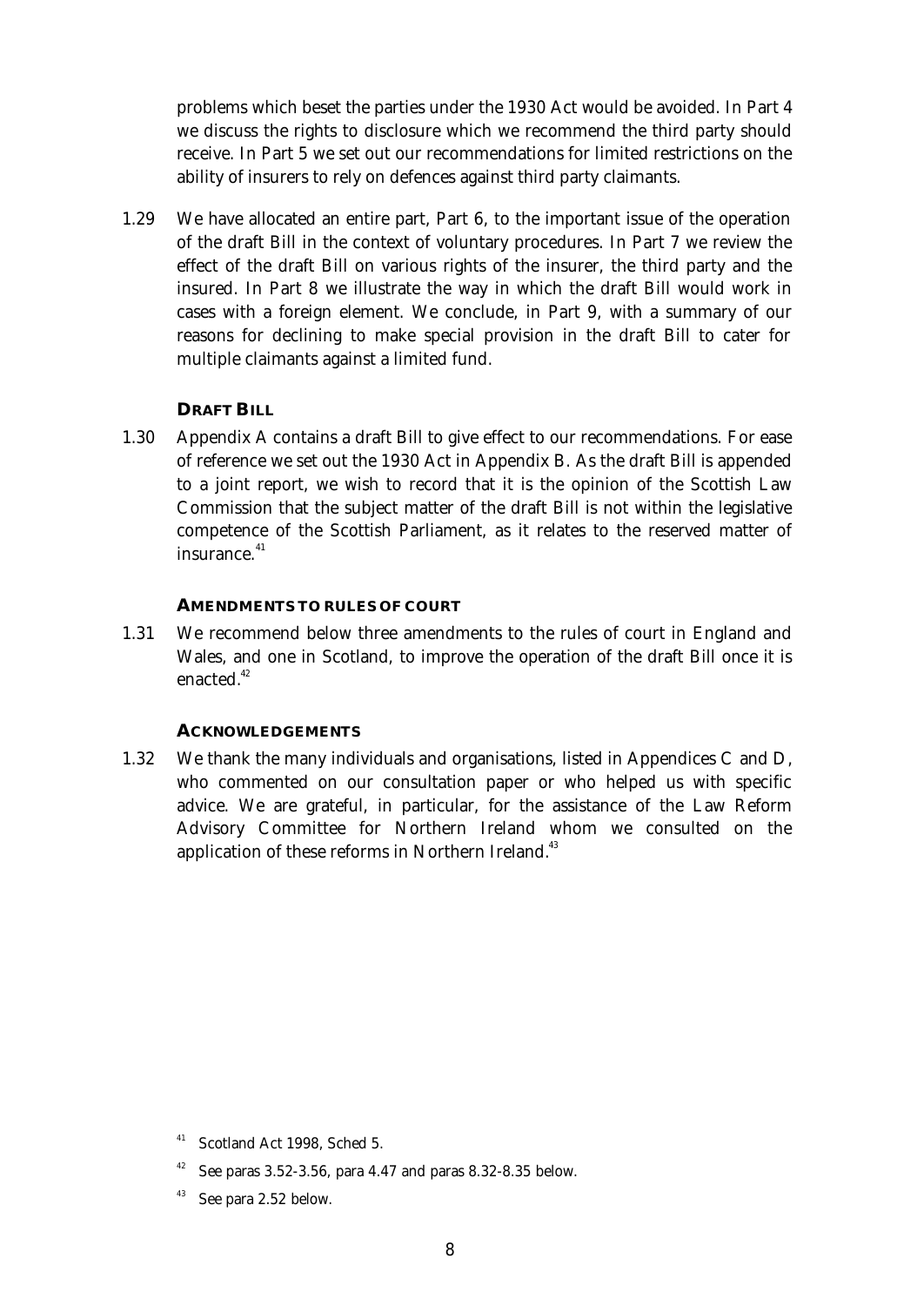problems which beset the parties under the 1930 Act would be avoided. In Part 4 we discuss the rights to disclosure which we recommend the third party should receive. In Part 5 we set out our recommendations for limited restrictions on the ability of insurers to rely on defences against third party claimants.

1.29 We have allocated an entire part, Part 6, to the important issue of the operation of the draft Bill in the context of voluntary procedures. In Part 7 we review the effect of the draft Bill on various rights of the insurer, the third party and the insured. In Part 8 we illustrate the way in which the draft Bill would work in cases with a foreign element. We conclude, in Part 9, with a summary of our reasons for declining to make special provision in the draft Bill to cater for multiple claimants against a limited fund.

### DRAFT BILL

1.30 Appendix A contains a draft Bill to give effect to our recommendations. For ease of reference we set out the 1930 Act in Appendix B. As the draft Bill is appended to a joint report, we wish to record that it is the opinion of the Scottish Law Commission that the subject matter of the draft Bill is not within the legislative competence of the Scottish Parliament, as it relates to the reserved matter of insurance.[41]

### AMENDMENTS TO RULES OF COURT

1.31 We recommend below three amendments to the rules of court in England and Wales, and one in Scotland, to improve the operation of the draft Bill once it is enacted.[42]

### ACKNOWLEDGEMENTS

1.32 We thank the many individuals and organisations, listed in Appendices C and D, who commented on our consultation paper or who helped us with specific advice. We are grateful, in particular, for the assistance of the Law Reform Advisory Committee for Northern Ireland whom we consulted on the application of these reforms in Northern Ireland.[43]

---

[41] Scotland Act 1998, Sched 5.

[42] See paras 3.52-3.56, para 4.47 and paras 8.32-8.35 below.

[43] See para 2.52 below.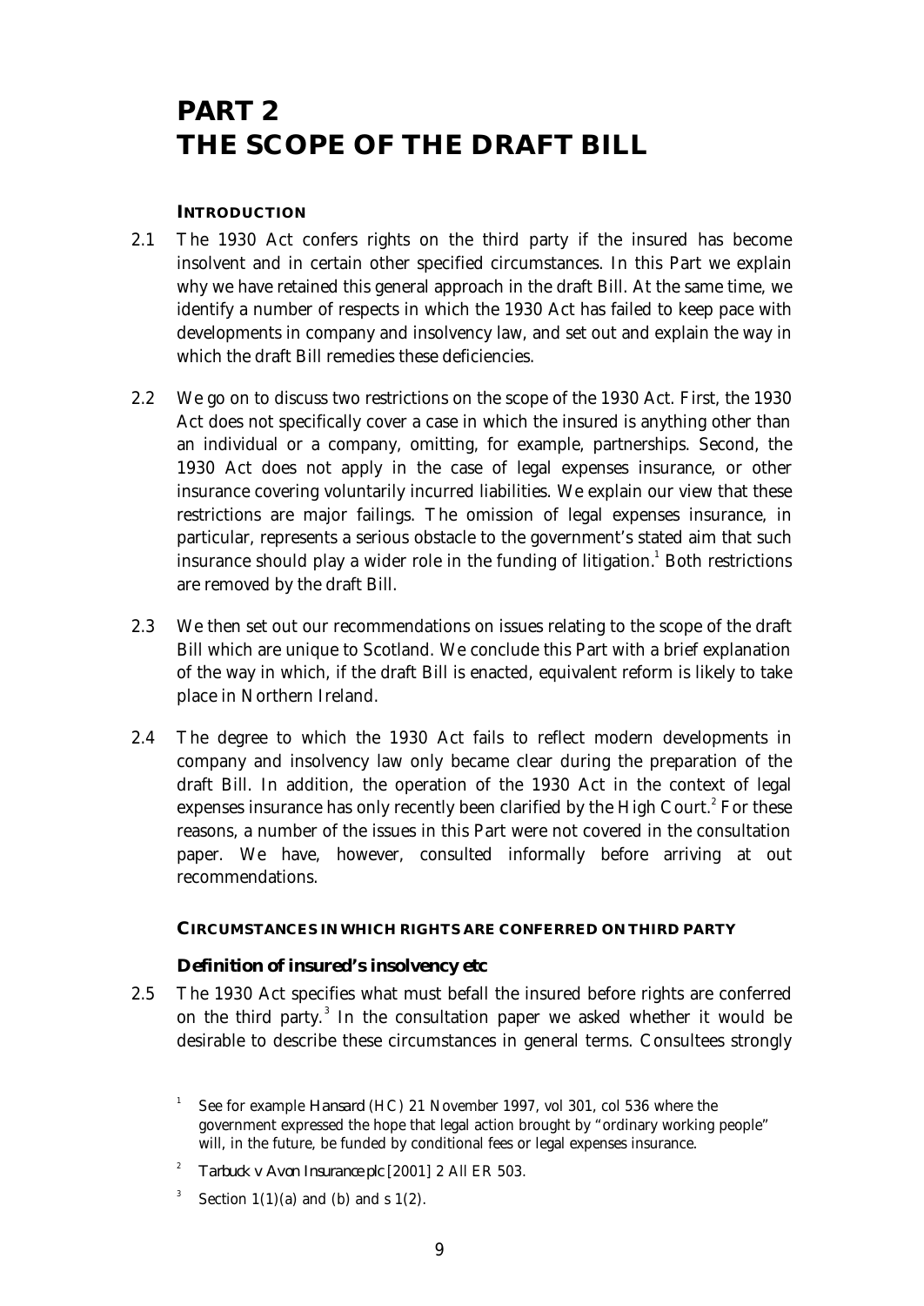# PART 2
# THE SCOPE OF THE DRAFT BILL

### INTRODUCTION

2.1 The 1930 Act confers rights on the third party if the insured has become insolvent and in certain other specified circumstances. In this Part we explain why we have retained this general approach in the draft Bill. At the same time, we identify a number of respects in which the 1930 Act has failed to keep pace with developments in company and insolvency law, and set out and explain the way in which the draft Bill remedies these deficiencies.

2.2 We go on to discuss two restrictions on the scope of the 1930 Act. First, the 1930 Act does not specifically cover a case in which the insured is anything other than an individual or a company, omitting, for example, partnerships. Second, the 1930 Act does not apply in the case of legal expenses insurance, or other insurance covering voluntarily incurred liabilities. We explain our view that these restrictions are major failings. The omission of legal expenses insurance, in particular, represents a serious obstacle to the government's stated aim that such insurance should play a wider role in the funding of litigation.[1] Both restrictions are removed by the draft Bill.

2.3 We then set out our recommendations on issues relating to the scope of the draft Bill which are unique to Scotland. We conclude this Part with a brief explanation of the way in which, if the draft Bill is enacted, equivalent reform is likely to take place in Northern Ireland.

2.4 The degree to which the 1930 Act fails to reflect modern developments in company and insolvency law only became clear during the preparation of the draft Bill. In addition, the operation of the 1930 Act in the context of legal expenses insurance has only recently been clarified by the High Court.[2] For these reasons, a number of the issues in this Part were not covered in the consultation paper. We have, however, consulted informally before arriving at out recommendations.

### CIRCUMSTANCES IN WHICH RIGHTS ARE CONFERRED ON THIRD PARTY

#### Definition of insured's insolvency etc

2.5 The 1930 Act specifies what must befall the insured before rights are conferred on the third party.[3] In the consultation paper we asked whether it would be desirable to describe these circumstances in general terms. Consultees strongly

[1] See for example *Hansard* (HC) 21 November 1997, vol 301, col 536 where the government expressed the hope that legal action brought by "ordinary working people" will, in the future, be funded by conditional fees or legal expenses insurance.

[2] *Tarbuck v Avon Insurance plc* [2001] 2 All ER 503.

[3] Section 1(1)(a) and (b) and s 1(2).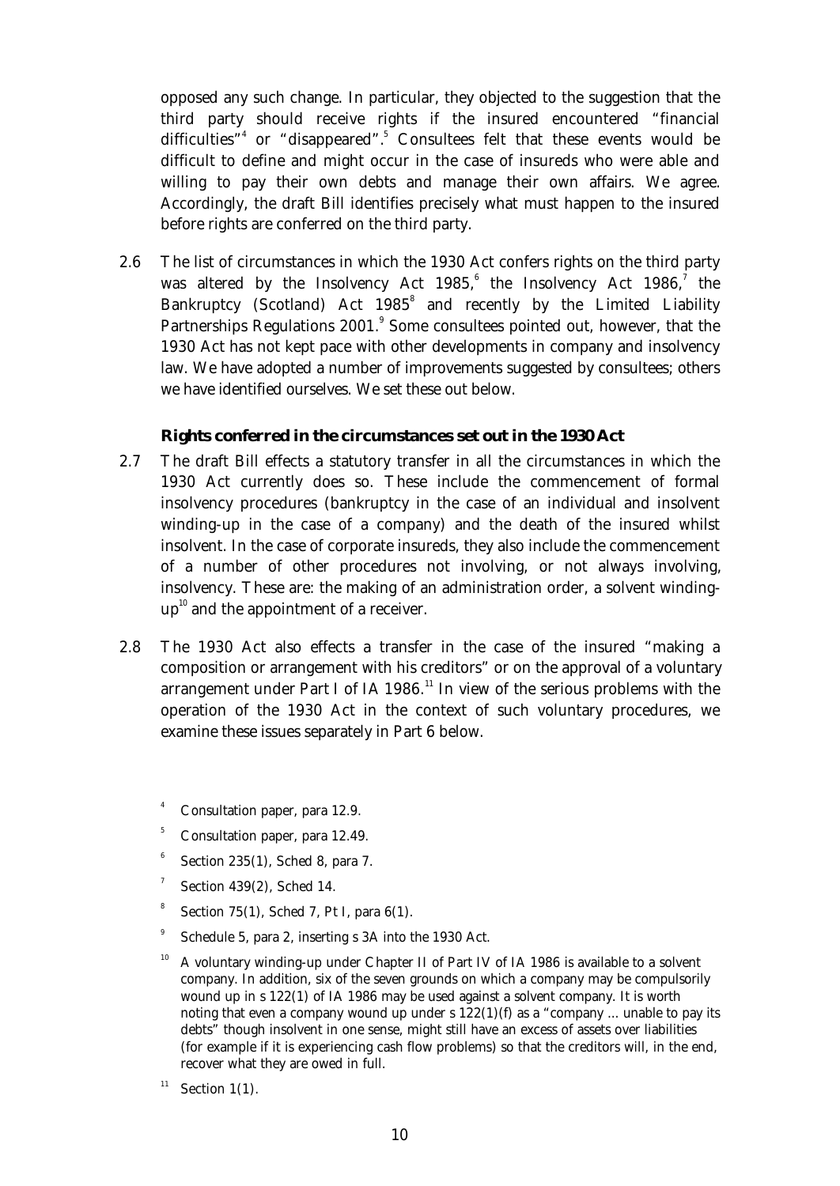opposed any such change. In particular, they objected to the suggestion that the third party should receive rights if the insured encountered "financial difficulties"[4] or "disappeared".[5] Consultees felt that these events would be difficult to define and might occur in the case of insureds who were able and willing to pay their own debts and manage their own affairs. We agree. Accordingly, the draft Bill identifies precisely what must happen to the insured before rights are conferred on the third party.

2.6 The list of circumstances in which the 1930 Act confers rights on the third party was altered by the Insolvency Act 1985,[6] the Insolvency Act 1986,[7] the Bankruptcy (Scotland) Act 1985[8] and recently by the Limited Liability Partnerships Regulations 2001.[9] Some consultees pointed out, however, that the 1930 Act has not kept pace with other developments in company and insolvency law. We have adopted a number of improvements suggested by consultees; others we have identified ourselves. We set these out below.

### Rights conferred in the circumstances set out in the 1930 Act

2.7 The draft Bill effects a statutory transfer in all the circumstances in which the 1930 Act currently does so. These include the commencement of formal insolvency procedures (bankruptcy in the case of an individual and insolvent winding-up in the case of a company) and the death of the insured whilst insolvent. In the case of corporate insureds, they also include the commencement of a number of other procedures not involving, or not always involving, insolvency. These are: the making of an administration order, a solvent winding-up[10] and the appointment of a receiver.

2.8 The 1930 Act also effects a transfer in the case of the insured "making a composition or arrangement with his creditors" or on the approval of a voluntary arrangement under Part I of IA 1986.[11] In view of the serious problems with the operation of the 1930 Act in the context of such voluntary procedures, we examine these issues separately in Part 6 below.

[4] Consultation paper, para 12.9.

[5] Consultation paper, para 12.49.

[6] Section 235(1), Sched 8, para 7.

[7] Section 439(2), Sched 14.

[8] Section 75(1), Sched 7, Pt I, para 6(1).

[9] Schedule 5, para 2, inserting s 3A into the 1930 Act.

[10] A voluntary winding-up under Chapter II of Part IV of IA 1986 is available to a solvent company. In addition, six of the seven grounds on which a company may be compulsorily wound up in s 122(1) of IA 1986 may be used against a solvent company. It is worth noting that even a company wound up under s 122(1)(f) as a "company ... unable to pay its debts" though insolvent in one sense, might still have an excess of assets over liabilities (for example if it is experiencing cash flow problems) so that the creditors will, in the end, recover what they are owed in full.

[11] Section 1(1).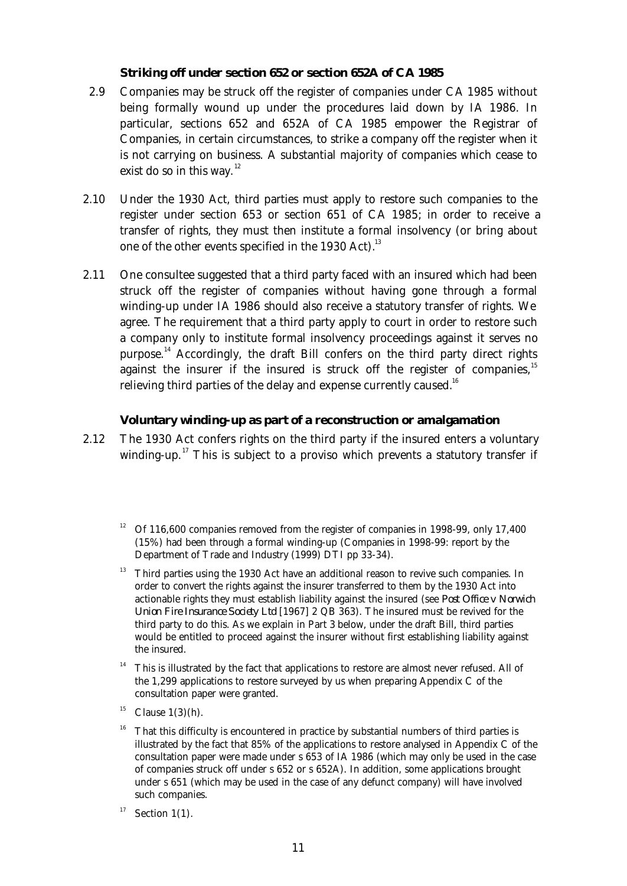### Striking off under section 652 or section 652A of CA 1985

2.9 Companies may be struck off the register of companies under CA 1985 without being formally wound up under the procedures laid down by IA 1986. In particular, sections 652 and 652A of CA 1985 empower the Registrar of Companies, in certain circumstances, to strike a company off the register when it is not carrying on business. A substantial majority of companies which cease to exist do so in this way.[12]

2.10 Under the 1930 Act, third parties must apply to restore such companies to the register under section 653 or section 651 of CA 1985; in order to receive a transfer of rights, they must then institute a formal insolvency (or bring about one of the other events specified in the 1930 Act).[13]

2.11 One consultee suggested that a third party faced with an insured which had been struck off the register of companies without having gone through a formal winding-up under IA 1986 should also receive a statutory transfer of rights. We agree. The requirement that a third party apply to court in order to restore such a company only to institute formal insolvency proceedings against it serves no purpose.[14] Accordingly, the draft Bill confers on the third party direct rights against the insurer if the insured is struck off the register of companies,[15] relieving third parties of the delay and expense currently caused.[16]

### Voluntary winding-up as part of a reconstruction or amalgamation

2.12 The 1930 Act confers rights on the third party if the insured enters a voluntary winding-up.[17] This is subject to a proviso which prevents a statutory transfer if

---

[12] Of 116,600 companies removed from the register of companies in 1998-99, only 17,400 (15%) had been through a formal winding-up (Companies in 1998-99: report by the Department of Trade and Industry (1999) DTI pp 33-34).

[13] Third parties using the 1930 Act have an additional reason to revive such companies. In order to convert the rights against the insurer transferred to them by the 1930 Act into actionable rights they must establish liability against the insured (see *Post Office v Norwich Union Fire Insurance Society Ltd* [1967] 2 QB 363). The insured must be revived for the third party to do this. As we explain in Part 3 below, under the draft Bill, third parties would be entitled to proceed against the insurer without first establishing liability against the insured.

[14] This is illustrated by the fact that applications to restore are almost never refused. All of the 1,299 applications to restore surveyed by us when preparing Appendix C of the consultation paper were granted.

[15] Clause 1(3)(h).

[16] That this difficulty is encountered in practice by substantial numbers of third parties is illustrated by the fact that 85% of the applications to restore analysed in Appendix C of the consultation paper were made under s 653 of IA 1986 (which may only be used in the case of companies struck off under s 652 or s 652A). In addition, some applications brought under s 651 (which may be used in the case of any defunct company) will have involved such companies.

[17] Section 1(1).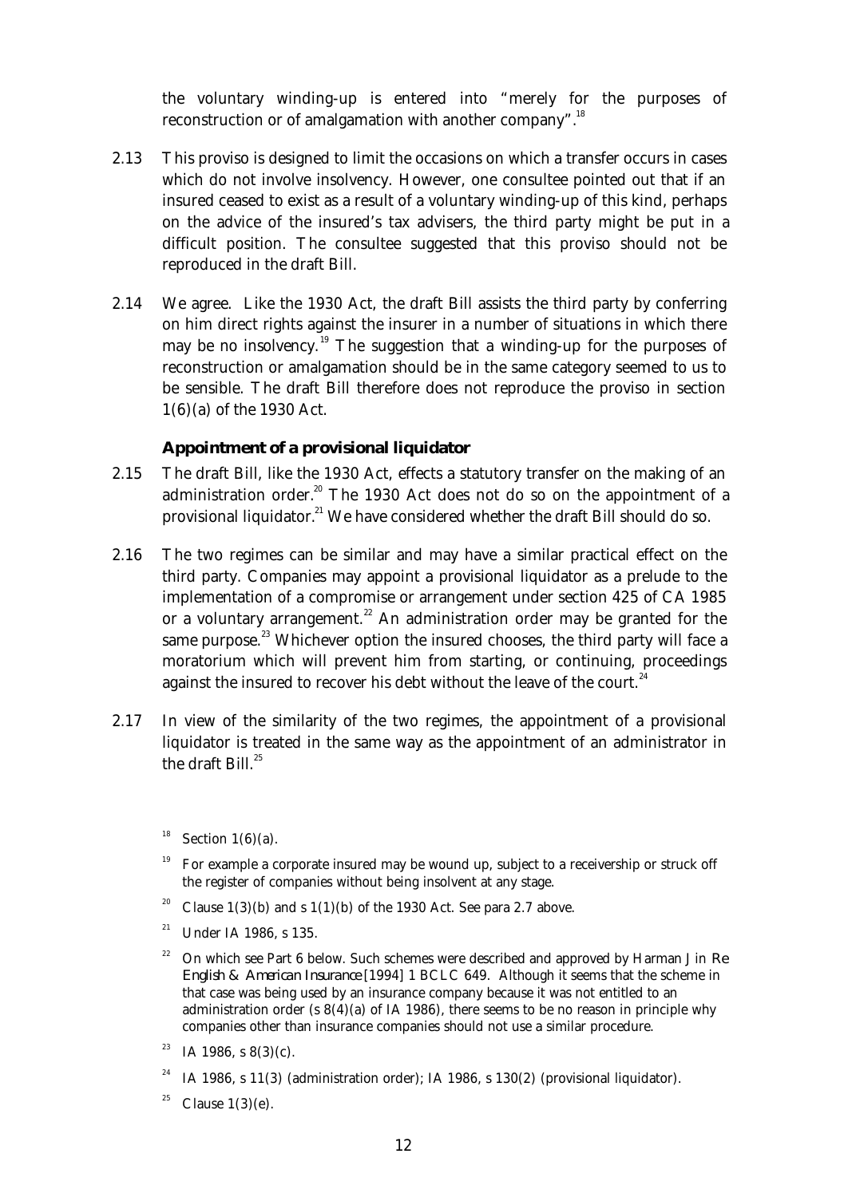the voluntary winding-up is entered into "merely for the purposes of reconstruction or of amalgamation with another company".[18]

2.13 This proviso is designed to limit the occasions on which a transfer occurs in cases which do not involve insolvency. However, one consultee pointed out that if an insured ceased to exist as a result of a voluntary winding-up of this kind, perhaps on the advice of the insured's tax advisers, the third party might be put in a difficult position. The consultee suggested that this proviso should not be reproduced in the draft Bill.

2.14 We agree. Like the 1930 Act, the draft Bill assists the third party by conferring on him direct rights against the insurer in a number of situations in which there may be no insolvency.[19] The suggestion that a winding-up for the purposes of reconstruction or amalgamation should be in the same category seemed to us to be sensible. The draft Bill therefore does not reproduce the proviso in section 1(6)(a) of the 1930 Act.

### Appointment of a provisional liquidator

2.15 The draft Bill, like the 1930 Act, effects a statutory transfer on the making of an administration order.[20] The 1930 Act does not do so on the appointment of a provisional liquidator.[21] We have considered whether the draft Bill should do so.

2.16 The two regimes can be similar and may have a similar practical effect on the third party. Companies may appoint a provisional liquidator as a prelude to the implementation of a compromise or arrangement under section 425 of CA 1985 or a voluntary arrangement.[22] An administration order may be granted for the same purpose.[23] Whichever option the insured chooses, the third party will face a moratorium which will prevent him from starting, or continuing, proceedings against the insured to recover his debt without the leave of the court.[24]

2.17 In view of the similarity of the two regimes, the appointment of a provisional liquidator is treated in the same way as the appointment of an administrator in the draft Bill.[25]

[18] Section 1(6)(a).

[19] For example a corporate insured may be wound up, subject to a receivership or struck off the register of companies without being insolvent at any stage.

[20] Clause 1(3)(b) and s 1(1)(b) of the 1930 Act. See para 2.7 above.

[21] Under IA 1986, s 135.

[22] On which see Part 6 below. Such schemes were described and approved by Harman J in *Re English & American Insurance* [1994] 1 BCLC 649. Although it seems that the scheme in that case was being used by an insurance company because it was not entitled to an administration order (s 8(4)(a) of IA 1986), there seems to be no reason in principle why companies other than insurance companies should not use a similar procedure.

[23] IA 1986, s 8(3)(c).

[24] IA 1986, s 11(3) (administration order); IA 1986, s 130(2) (provisional liquidator).

[25] Clause 1(3)(e).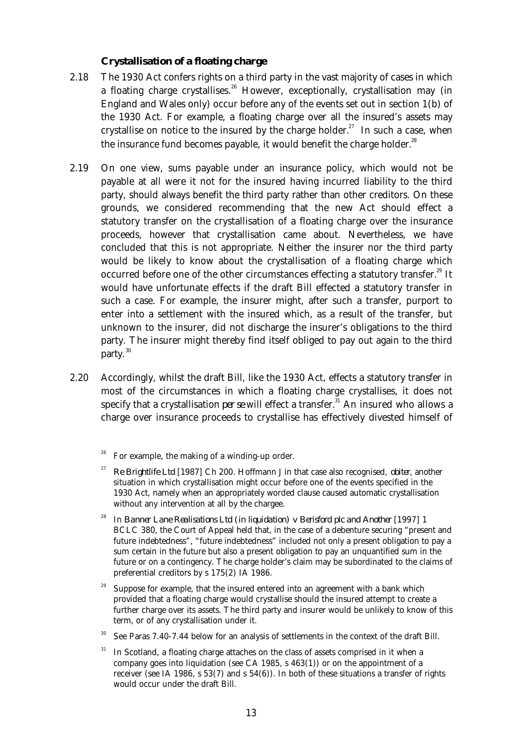### Crystallisation of a floating charge

2.18 The 1930 Act confers rights on a third party in the vast majority of cases in which a floating charge crystallises.[26] However, exceptionally, crystallisation may (in England and Wales only) occur before any of the events set out in section 1(b) of the 1930 Act. For example, a floating charge over all the insured's assets may crystallise on notice to the insured by the charge holder.[27] In such a case, when the insurance fund becomes payable, it would benefit the charge holder.[28]

2.19 On one view, sums payable under an insurance policy, which would not be payable at all were it not for the insured having incurred liability to the third party, should always benefit the third party rather than other creditors. On these grounds, we considered recommending that the new Act should effect a statutory transfer on the crystallisation of a floating charge over the insurance proceeds, however that crystallisation came about. Nevertheless, we have concluded that this is not appropriate. Neither the insurer nor the third party would be likely to know about the crystallisation of a floating charge which occurred before one of the other circumstances effecting a statutory transfer.[29] It would have unfortunate effects if the draft Bill effected a statutory transfer in such a case. For example, the insurer might, after such a transfer, purport to enter into a settlement with the insured which, as a result of the transfer, but unknown to the insurer, did not discharge the insurer's obligations to the third party. The insurer might thereby find itself obliged to pay out again to the third party.[30]

2.20 Accordingly, whilst the draft Bill, like the 1930 Act, effects a statutory transfer in most of the circumstances in which a floating charge crystallises, it does not specify that a crystallisation *per se* will effect a transfer.[31] An insured who allows a charge over insurance proceeds to crystallise has effectively divested himself of

---

[26] For example, the making of a winding-up order.

[27] *Re Brightlife Ltd* [1987] Ch 200. Hoffmann J in that case also recognised, *obiter*, another situation in which crystallisation might occur before one of the events specified in the 1930 Act, namely when an appropriately worded clause caused automatic crystallisation without any intervention at all by the chargee.

[28] In *Banner Lane Realisations Ltd (in liquidation) v Berisford plc and Another* [1997] 1 BCLC 380, the Court of Appeal held that, in the case of a debenture securing "present and future indebtedness", "future indebtedness" included not only a present obligation to pay a sum certain in the future but also a present obligation to pay an unquantified sum in the future or on a contingency. The charge holder's claim may be subordinated to the claims of preferential creditors by s 175(2) IA 1986.

[29] Suppose for example, that the insured entered into an agreement with a bank which provided that a floating charge would crystallise should the insured attempt to create a further charge over its assets. The third party and insurer would be unlikely to know of this term, or of any crystallisation under it.

[30] See Paras 7.40-7.44 below for an analysis of settlements in the context of the draft Bill.

[31] In Scotland, a floating charge attaches on the class of assets comprised in it when a company goes into liquidation (see CA 1985, s 463(1)) or on the appointment of a receiver (see IA 1986, s 53(7) and s 54(6)). In both of these situations a transfer of rights would occur under the draft Bill.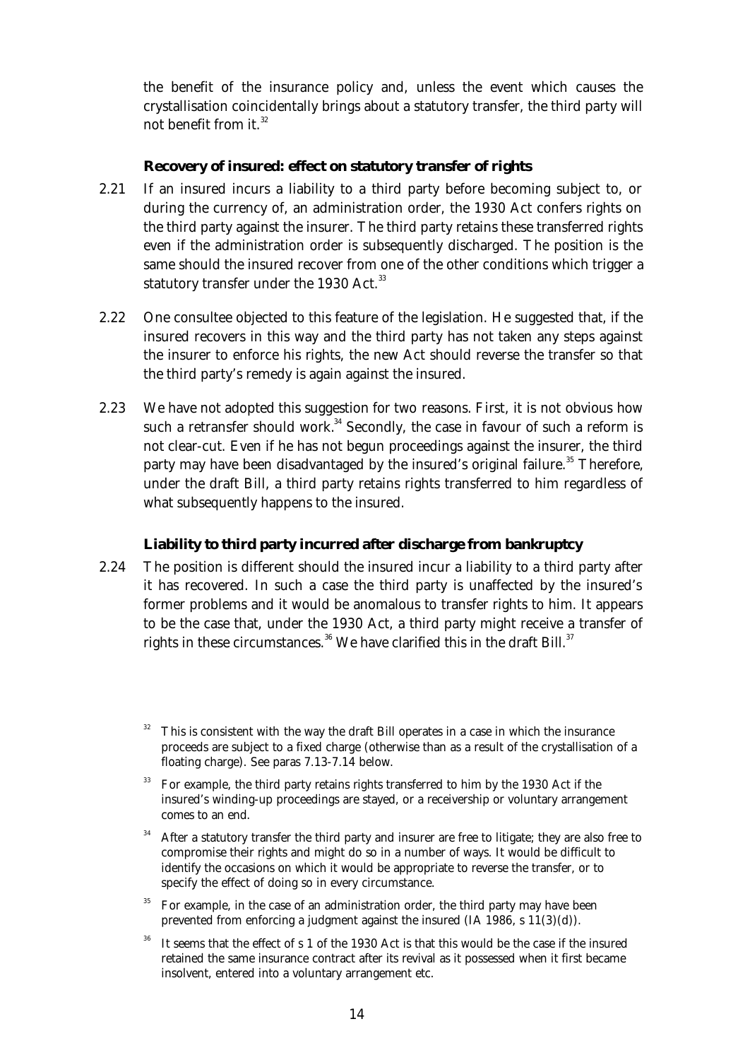the benefit of the insurance policy and, unless the event which causes the crystallisation coincidentally brings about a statutory transfer, the third party will not benefit from it.[32]

### Recovery of insured: effect on statutory transfer of rights

2.21 If an insured incurs a liability to a third party before becoming subject to, or during the currency of, an administration order, the 1930 Act confers rights on the third party against the insurer. The third party retains these transferred rights even if the administration order is subsequently discharged. The position is the same should the insured recover from one of the other conditions which trigger a statutory transfer under the 1930 Act.[33]

2.22 One consultee objected to this feature of the legislation. He suggested that, if the insured recovers in this way and the third party has not taken any steps against the insurer to enforce his rights, the new Act should reverse the transfer so that the third party's remedy is again against the insured.

2.23 We have not adopted this suggestion for two reasons. First, it is not obvious how such a retransfer should work.[34] Secondly, the case in favour of such a reform is not clear-cut. Even if he has not begun proceedings against the insurer, the third party may have been disadvantaged by the insured's original failure.[35] Therefore, under the draft Bill, a third party retains rights transferred to him regardless of what subsequently happens to the insured.

### Liability to third party incurred after discharge from bankruptcy

2.24 The position is different should the insured incur a liability to a third party after it has recovered. In such a case the third party is unaffected by the insured's former problems and it would be anomalous to transfer rights to him. It appears to be the case that, under the 1930 Act, a third party might receive a transfer of rights in these circumstances.[36] We have clarified this in the draft Bill.[37]

---

[32] This is consistent with the way the draft Bill operates in a case in which the insurance proceeds are subject to a fixed charge (otherwise than as a result of the crystallisation of a floating charge). See paras 7.13-7.14 below.

[33] For example, the third party retains rights transferred to him by the 1930 Act if the insured's winding-up proceedings are stayed, or a receivership or voluntary arrangement comes to an end.

[34] After a statutory transfer the third party and insurer are free to litigate; they are also free to compromise their rights and might do so in a number of ways. It would be difficult to identify the occasions on which it would be appropriate to reverse the transfer, or to specify the effect of doing so in every circumstance.

[35] For example, in the case of an administration order, the third party may have been prevented from enforcing a judgment against the insured (IA 1986, s 11(3)(d)).

[36] It seems that the effect of s 1 of the 1930 Act is that this would be the case if the insured retained the same insurance contract after its revival as it possessed when it first became insolvent, entered into a voluntary arrangement etc.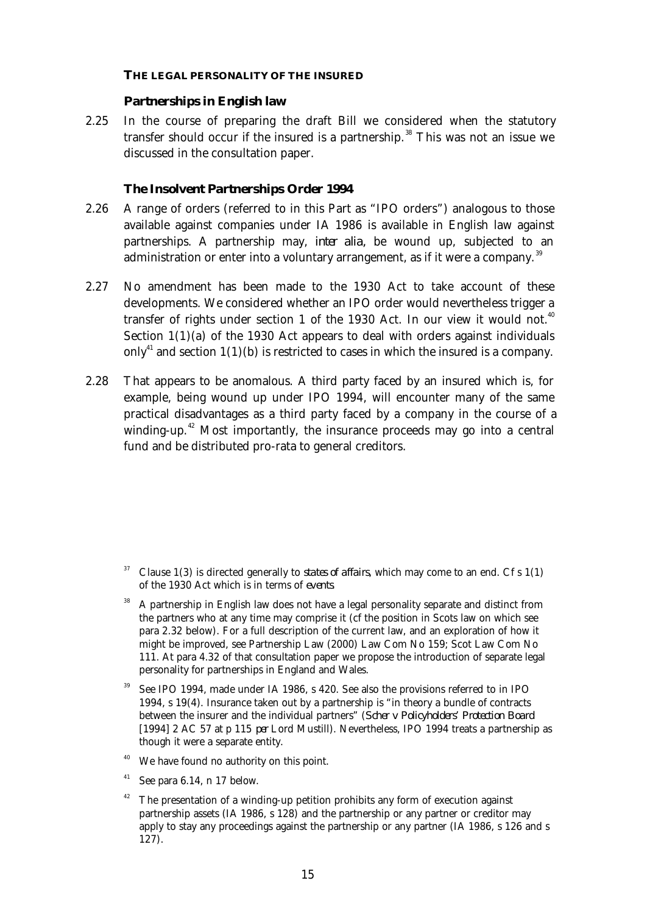**THE LEGAL PERSONALITY OF THE INSURED**

**Partnerships in English law**

2.25 In the course of preparing the draft Bill we considered when the statutory transfer should occur if the insured is a partnership.[38] This was not an issue we discussed in the consultation paper.

**The Insolvent Partnerships Order 1994**

2.26 A range of orders (referred to in this Part as "IPO orders") analogous to those available against companies under IA 1986 is available in English law against partnerships. A partnership may, *inter alia*, be wound up, subjected to an administration or enter into a voluntary arrangement, as if it were a company.[39]

2.27 No amendment has been made to the 1930 Act to take account of these developments. We considered whether an IPO order would nevertheless trigger a transfer of rights under section 1 of the 1930 Act. In our view it would not.[40] Section 1(1)(a) of the 1930 Act appears to deal with orders against individuals only[41] and section 1(1)(b) is restricted to cases in which the insured is a company.

2.28 That appears to be anomalous. A third party faced by an insured which is, for example, being wound up under IPO 1994, will encounter many of the same practical disadvantages as a third party faced by a company in the course of a winding-up.[42] Most importantly, the insurance proceeds may go into a central fund and be distributed pro-rata to general creditors.

---

[37] Clause 1(3) is directed generally to *states of affairs*, which may come to an end. Cf s 1(1) of the 1930 Act which is in terms of *events*.

[38] A partnership in English law does not have a legal personality separate and distinct from the partners who at any time may comprise it (cf the position in Scots law on which see para 2.32 below). For a full description of the current law, and an exploration of how it might be improved, see Partnership Law (2000) Law Com No 159; Scot Law Com No 111. At para 4.32 of that consultation paper we propose the introduction of separate legal personality for partnerships in England and Wales.

[39] See IPO 1994, made under IA 1986, s 420. See also the provisions referred to in IPO 1994, s 19(4). Insurance taken out by a partnership is "in theory a bundle of contracts between the insurer and the individual partners" (*Scher v Policyholders' Protection Board* [1994] 2 AC 57 at p 115 *per* Lord Mustill). Nevertheless, IPO 1994 treats a partnership as though it were a separate entity.

[40] We have found no authority on this point.

[41] See para 6.14, n 17 below.

[42] The presentation of a winding-up petition prohibits any form of execution against partnership assets (IA 1986, s 128) and the partnership or any partner or creditor may apply to stay any proceedings against the partnership or any partner (IA 1986, s 126 and s 127).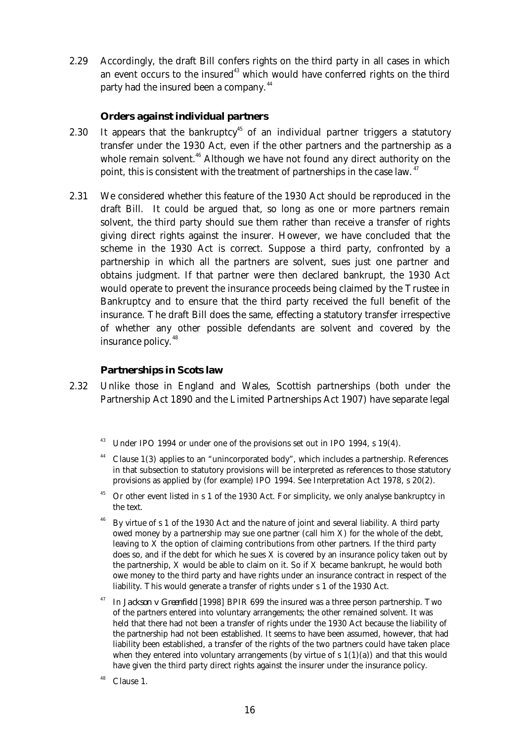2.29 Accordingly, the draft Bill confers rights on the third party in all cases in which an event occurs to the insured[43] which would have conferred rights on the third party had the insured been a company.[44]

### Orders against individual partners

2.30 It appears that the bankruptcy[45] of an individual partner triggers a statutory transfer under the 1930 Act, even if the other partners and the partnership as a whole remain solvent.[46] Although we have not found any direct authority on the point, this is consistent with the treatment of partnerships in the case law.[47]

2.31 We considered whether this feature of the 1930 Act should be reproduced in the draft Bill. It could be argued that, so long as one or more partners remain solvent, the third party should sue them rather than receive a transfer of rights giving direct rights against the insurer. However, we have concluded that the scheme in the 1930 Act is correct. Suppose a third party, confronted by a partnership in which all the partners are solvent, sues just one partner and obtains judgment. If that partner were then declared bankrupt, the 1930 Act would operate to prevent the insurance proceeds being claimed by the Trustee in Bankruptcy and to ensure that the third party received the full benefit of the insurance. The draft Bill does the same, effecting a statutory transfer irrespective of whether any other possible defendants are solvent and covered by the insurance policy.[48]

### Partnerships in Scots law

2.32 Unlike those in England and Wales, Scottish partnerships (both under the Partnership Act 1890 and the Limited Partnerships Act 1907) have separate legal

---

[43] Under IPO 1994 or under one of the provisions set out in IPO 1994, s 19(4).

[44] Clause 1(3) applies to an "unincorporated body", which includes a partnership. References in that subsection to statutory provisions will be interpreted as references to those statutory provisions as applied by (for example) IPO 1994. See Interpretation Act 1978, s 20(2).

[45] Or other event listed in s 1 of the 1930 Act. For simplicity, we only analyse bankruptcy in the text.

[46] By virtue of s 1 of the 1930 Act and the nature of joint and several liability. A third party owed money by a partnership may sue one partner (call him X) for the whole of the debt, leaving to X the option of claiming contributions from other partners. If the third party does so, and if the debt for which he sues X is covered by an insurance policy taken out by the partnership, X would be able to claim on it. So if X became bankrupt, he would both owe money to the third party and have rights under an insurance contract in respect of the liability. This would generate a transfer of rights under s 1 of the 1930 Act.

[47] In *Jackson v Greenfield* [1998] BPIR 699 the insured was a three person partnership. Two of the partners entered into voluntary arrangements; the other remained solvent. It was held that there had not been a transfer of rights under the 1930 Act because the liability of the partnership had not been established. It seems to have been assumed, however, that had liability been established, a transfer of the rights of the two partners could have taken place when they entered into voluntary arrangements (by virtue of s 1(1)(a)) and that this would have given the third party direct rights against the insurer under the insurance policy.

[48] Clause 1.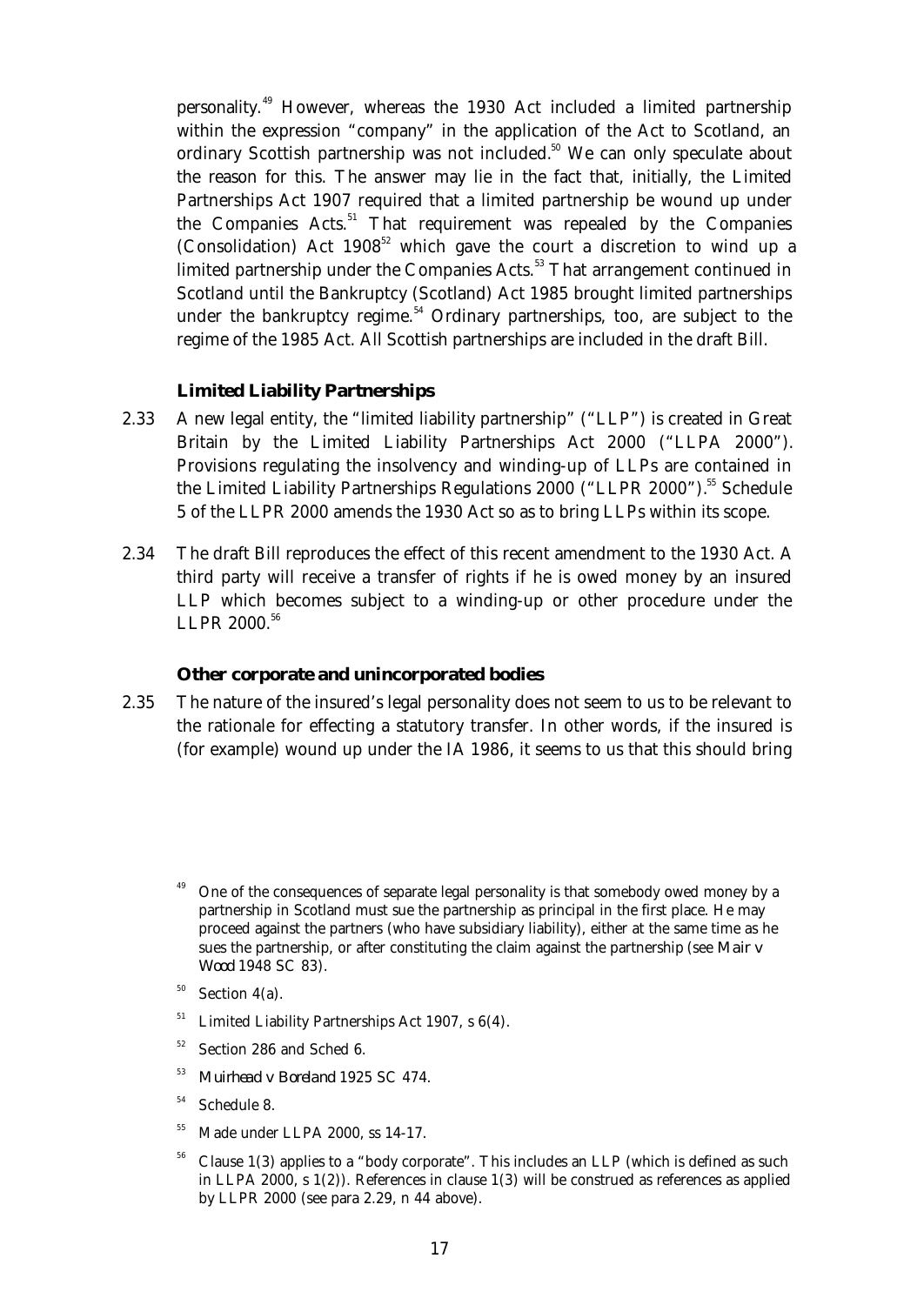personality.[49] However, whereas the 1930 Act included a limited partnership within the expression "company" in the application of the Act to Scotland, an ordinary Scottish partnership was not included.[50] We can only speculate about the reason for this. The answer may lie in the fact that, initially, the Limited Partnerships Act 1907 required that a limited partnership be wound up under the Companies Acts.[51] That requirement was repealed by the Companies (Consolidation) Act 1908[52] which gave the court a discretion to wind up a limited partnership under the Companies Acts.[53] That arrangement continued in Scotland until the Bankruptcy (Scotland) Act 1985 brought limited partnerships under the bankruptcy regime.[54] Ordinary partnerships, too, are subject to the regime of the 1985 Act. All Scottish partnerships are included in the draft Bill.

### Limited Liability Partnerships

2.33 A new legal entity, the "limited liability partnership" ("LLP") is created in Great Britain by the Limited Liability Partnerships Act 2000 ("LLPA 2000"). Provisions regulating the insolvency and winding-up of LLPs are contained in the Limited Liability Partnerships Regulations 2000 ("LLPR 2000").[55] Schedule 5 of the LLPR 2000 amends the 1930 Act so as to bring LLPs within its scope.

2.34 The draft Bill reproduces the effect of this recent amendment to the 1930 Act. A third party will receive a transfer of rights if he is owed money by an insured LLP which becomes subject to a winding-up or other procedure under the LLPR 2000.[56]

### Other corporate and unincorporated bodies

2.35 The nature of the insured's legal personality does not seem to us to be relevant to the rationale for effecting a statutory transfer. In other words, if the insured is (for example) wound up under the IA 1986, it seems to us that this should bring

---

[49] One of the consequences of separate legal personality is that somebody owed money by a partnership in Scotland must sue the partnership as principal in the first place. He may proceed against the partners (who have subsidiary liability), either at the same time as he sues the partnership, or after constituting the claim against the partnership (see *Mair v Wood* 1948 SC 83).

[50] Section 4(a).

[51] Limited Liability Partnerships Act 1907, s 6(4).

[52] Section 286 and Sched 6.

[53] *Muirhead v Boreland* 1925 SC 474.

[54] Schedule 8.

[55] Made under LLPA 2000, ss 14-17.

[56] Clause 1(3) applies to a "body corporate". This includes an LLP (which is defined as such in LLPA 2000, s 1(2)). References in clause 1(3) will be construed as references as applied by LLPR 2000 (see para 2.29, n 44 above).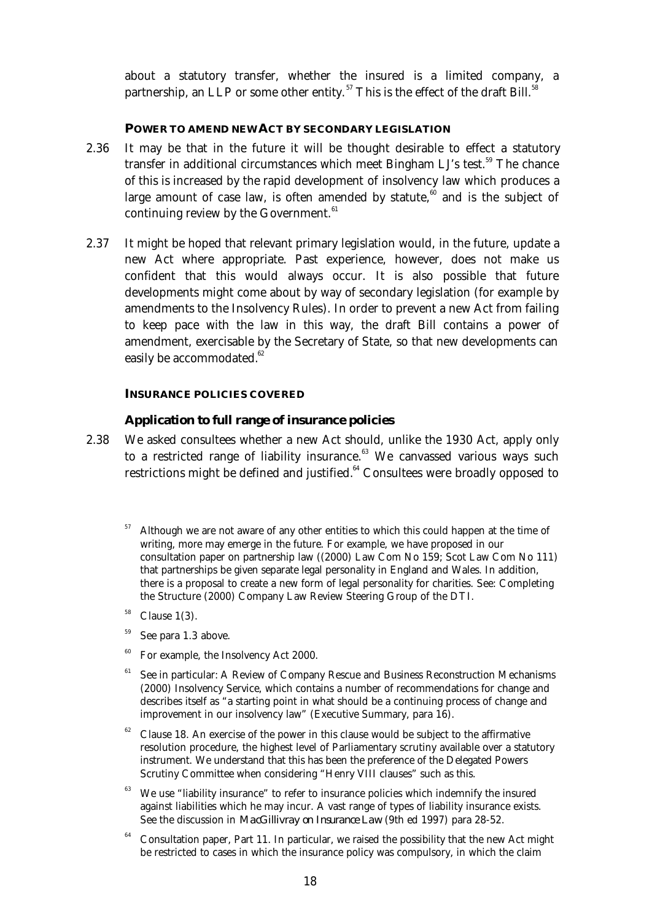about a statutory transfer, whether the insured is a limited company, a partnership, an LLP or some other entity.[57] This is the effect of the draft Bill.[58]

### POWER TO AMEND NEW ACT BY SECONDARY LEGISLATION

2.36 It may be that in the future it will be thought desirable to effect a statutory transfer in additional circumstances which meet Bingham LJ's test.[59] The chance of this is increased by the rapid development of insolvency law which produces a large amount of case law, is often amended by statute,[60] and is the subject of continuing review by the Government.[61]

2.37 It might be hoped that relevant primary legislation would, in the future, update a new Act where appropriate. Past experience, however, does not make us confident that this would always occur. It is also possible that future developments might come about by way of secondary legislation (for example by amendments to the Insolvency Rules). In order to prevent a new Act from failing to keep pace with the law in this way, the draft Bill contains a power of amendment, exercisable by the Secretary of State, so that new developments can easily be accommodated.[62]

### INSURANCE POLICIES COVERED

#### Application to full range of insurance policies

2.38 We asked consultees whether a new Act should, unlike the 1930 Act, apply only to a restricted range of liability insurance.[63] We canvassed various ways such restrictions might be defined and justified.[64] Consultees were broadly opposed to

---

[57] Although we are not aware of any other entities to which this could happen at the time of writing, more may emerge in the future. For example, we have proposed in our consultation paper on partnership law ((2000) Law Com No 159; Scot Law Com No 111) that partnerships be given separate legal personality in England and Wales. In addition, there is a proposal to create a new form of legal personality for charities. See: Completing the Structure (2000) Company Law Review Steering Group of the DTI.

[58] Clause 1(3).

[59] See para 1.3 above.

[60] For example, the Insolvency Act 2000.

[61] See in particular: A Review of Company Rescue and Business Reconstruction Mechanisms (2000) Insolvency Service, which contains a number of recommendations for change and describes itself as "a starting point in what should be a continuing process of change and improvement in our insolvency law" (Executive Summary, para 16).

[62] Clause 18. An exercise of the power in this clause would be subject to the affirmative resolution procedure, the highest level of Parliamentary scrutiny available over a statutory instrument. We understand that this has been the preference of the Delegated Powers Scrutiny Committee when considering "Henry VIII clauses" such as this.

[63] We use "liability insurance" to refer to insurance policies which indemnify the insured against liabilities which he may incur. A vast range of types of liability insurance exists. See the discussion in *MacGillivray on Insurance Law* (9th ed 1997) para 28-52.

[64] Consultation paper, Part 11. In particular, we raised the possibility that the new Act might be restricted to cases in which the insurance policy was compulsory, in which the claim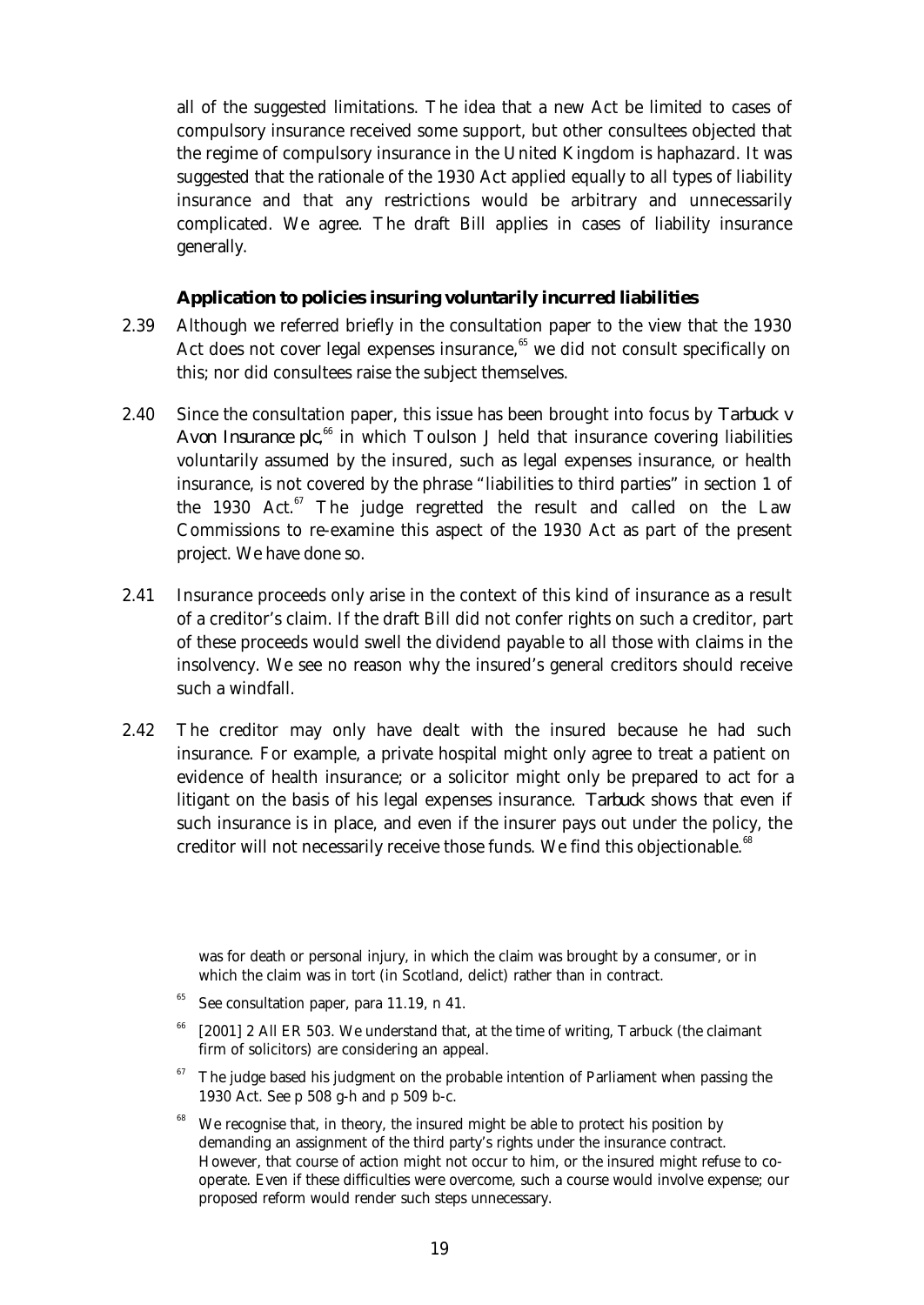all of the suggested limitations. The idea that a new Act be limited to cases of compulsory insurance received some support, but other consultees objected that the regime of compulsory insurance in the United Kingdom is haphazard. It was suggested that the rationale of the 1930 Act applied equally to all types of liability insurance and that any restrictions would be arbitrary and unnecessarily complicated. We agree. The draft Bill applies in cases of liability insurance generally.

### Application to policies insuring voluntarily incurred liabilities

2.39 Although we referred briefly in the consultation paper to the view that the 1930 Act does not cover legal expenses insurance,[65] we did not consult specifically on this; nor did consultees raise the subject themselves.

2.40 Since the consultation paper, this issue has been brought into focus by *Tarbuck v Avon Insurance plc*,[66] in which Toulson J held that insurance covering liabilities voluntarily assumed by the insured, such as legal expenses insurance, or health insurance, is not covered by the phrase "liabilities to third parties" in section 1 of the 1930 Act.[67] The judge regretted the result and called on the Law Commissions to re-examine this aspect of the 1930 Act as part of the present project. We have done so.

2.41 Insurance proceeds only arise in the context of this kind of insurance as a result of a creditor's claim. If the draft Bill did not confer rights on such a creditor, part of these proceeds would swell the dividend payable to all those with claims in the insolvency. We see no reason why the insured's general creditors should receive such a windfall.

2.42 The creditor may only have dealt with the insured because he had such insurance. For example, a private hospital might only agree to treat a patient on evidence of health insurance; or a solicitor might only be prepared to act for a litigant on the basis of his legal expenses insurance. *Tarbuck* shows that even if such insurance is in place, and even if the insurer pays out under the policy, the creditor will not necessarily receive those funds. We find this objectionable.[68]

---

was for death or personal injury, in which the claim was brought by a consumer, or in which the claim was in tort (in Scotland, delict) rather than in contract.

[65] See consultation paper, para 11.19, n 41.

[66] [2001] 2 All ER 503. We understand that, at the time of writing, Tarbuck (the claimant firm of solicitors) are considering an appeal.

[67] The judge based his judgment on the probable intention of Parliament when passing the 1930 Act. See p 508 g-h and p 509 b-c.

[68] We recognise that, in theory, the insured might be able to protect his position by demanding an assignment of the third party's rights under the insurance contract. However, that course of action might not occur to him, or the insured might refuse to co-operate. Even if these difficulties were overcome, such a course would involve expense; our proposed reform would render such steps unnecessary.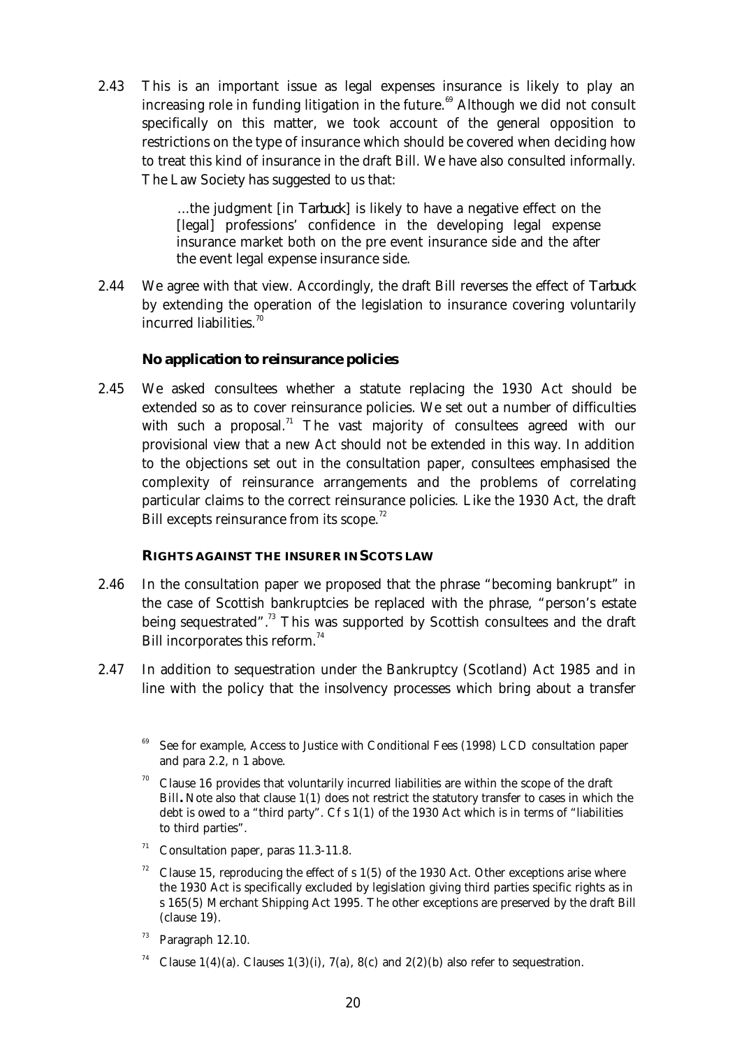2.43 This is an important issue as legal expenses insurance is likely to play an increasing role in funding litigation in the future.[69] Although we did not consult specifically on this matter, we took account of the general opposition to restrictions on the type of insurance which should be covered when deciding how to treat this kind of insurance in the draft Bill. We have also consulted informally. The Law Society has suggested to us that:

> …the judgment [in *Tarbuck*] is likely to have a negative effect on the [legal] professions' confidence in the developing legal expense insurance market both on the pre event insurance side and the after the event legal expense insurance side.

2.44 We agree with that view. Accordingly, the draft Bill reverses the effect of *Tarbuck* by extending the operation of the legislation to insurance covering voluntarily incurred liabilities.[70]

### No application to reinsurance policies

2.45 We asked consultees whether a statute replacing the 1930 Act should be extended so as to cover reinsurance policies. We set out a number of difficulties with such a proposal.[71] The vast majority of consultees agreed with our provisional view that a new Act should not be extended in this way. In addition to the objections set out in the consultation paper, consultees emphasised the complexity of reinsurance arrangements and the problems of correlating particular claims to the correct reinsurance policies. Like the 1930 Act, the draft Bill excepts reinsurance from its scope.[72]

## RIGHTS AGAINST THE INSURER IN SCOTS LAW

2.46 In the consultation paper we proposed that the phrase "becoming bankrupt" in the case of Scottish bankruptcies be replaced with the phrase, "person's estate being sequestrated".[73] This was supported by Scottish consultees and the draft Bill incorporates this reform.[74]

2.47 In addition to sequestration under the Bankruptcy (Scotland) Act 1985 and in line with the policy that the insolvency processes which bring about a transfer

[69] See for example, Access to Justice with Conditional Fees (1998) LCD consultation paper and para 2.2, n 1 above.

[70] Clause 16 provides that voluntarily incurred liabilities are within the scope of the draft Bill**.** Note also that clause 1(1) does not restrict the statutory transfer to cases in which the debt is owed to a "third party". Cf s 1(1) of the 1930 Act which is in terms of "liabilities to third parties".

[71] Consultation paper, paras 11.3-11.8.

[72] Clause 15, reproducing the effect of s 1(5) of the 1930 Act. Other exceptions arise where the 1930 Act is specifically excluded by legislation giving third parties specific rights as in s 165(5) Merchant Shipping Act 1995. The other exceptions are preserved by the draft Bill (clause 19).

[73] Paragraph 12.10.

[74] Clause 1(4)(a). Clauses 1(3)(i), 7(a), 8(c) and 2(2)(b) also refer to sequestration.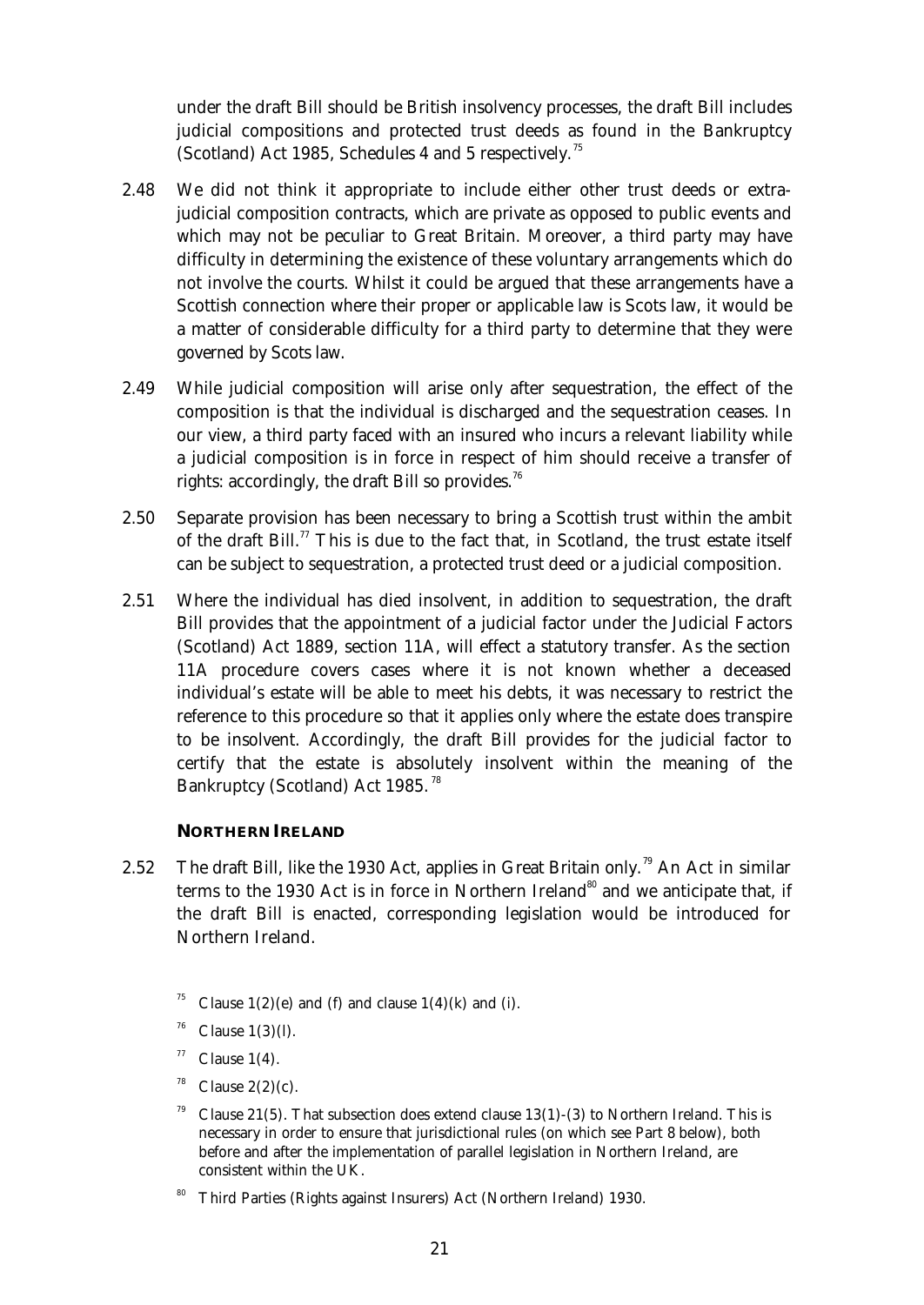under the draft Bill should be British insolvency processes, the draft Bill includes judicial compositions and protected trust deeds as found in the Bankruptcy (Scotland) Act 1985, Schedules 4 and 5 respectively.[75]

2.48 We did not think it appropriate to include either other trust deeds or extra-judicial composition contracts, which are private as opposed to public events and which may not be peculiar to Great Britain. Moreover, a third party may have difficulty in determining the existence of these voluntary arrangements which do not involve the courts. Whilst it could be argued that these arrangements have a Scottish connection where their proper or applicable law is Scots law, it would be a matter of considerable difficulty for a third party to determine that they were governed by Scots law.

2.49 While judicial composition will arise only after sequestration, the effect of the composition is that the individual is discharged and the sequestration ceases. In our view, a third party faced with an insured who incurs a relevant liability while a judicial composition is in force in respect of him should receive a transfer of rights: accordingly, the draft Bill so provides.[76]

2.50 Separate provision has been necessary to bring a Scottish trust within the ambit of the draft Bill.[77] This is due to the fact that, in Scotland, the trust estate itself can be subject to sequestration, a protected trust deed or a judicial composition.

2.51 Where the individual has died insolvent, in addition to sequestration, the draft Bill provides that the appointment of a judicial factor under the Judicial Factors (Scotland) Act 1889, section 11A, will effect a statutory transfer. As the section 11A procedure covers cases where it is not known whether a deceased individual's estate will be able to meet his debts, it was necessary to restrict the reference to this procedure so that it applies only where the estate does transpire to be insolvent. Accordingly, the draft Bill provides for the judicial factor to certify that the estate is absolutely insolvent within the meaning of the Bankruptcy (Scotland) Act 1985.[78]

### NORTHERN IRELAND

2.52 The draft Bill, like the 1930 Act, applies in Great Britain only.[79] An Act in similar terms to the 1930 Act is in force in Northern Ireland[80] and we anticipate that, if the draft Bill is enacted, corresponding legislation would be introduced for Northern Ireland.

[75] Clause 1(2)(e) and (f) and clause 1(4)(k) and (i).

[76] Clause 1(3)(l).

[77] Clause 1(4).

[78] Clause 2(2)(c).

[79] Clause 21(5). That subsection does extend clause 13(1)-(3) to Northern Ireland. This is necessary in order to ensure that jurisdictional rules (on which see Part 8 below), both before and after the implementation of parallel legislation in Northern Ireland, are consistent within the UK.

[80] Third Parties (Rights against Insurers) Act (Northern Ireland) 1930.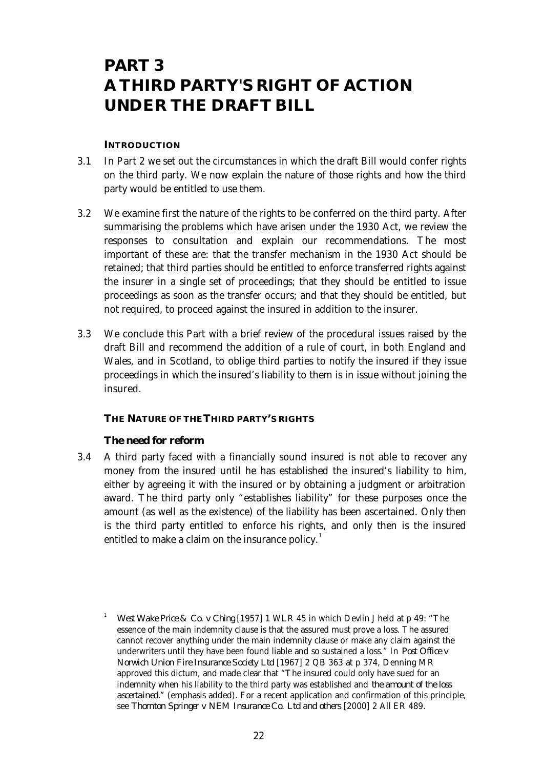# PART 3
# A THIRD PARTY'S RIGHT OF ACTION UNDER THE DRAFT BILL

### INTRODUCTION

3.1 In Part 2 we set out the circumstances in which the draft Bill would confer rights on the third party. We now explain the nature of those rights and how the third party would be entitled to use them.

3.2 We examine first the nature of the rights to be conferred on the third party. After summarising the problems which have arisen under the 1930 Act, we review the responses to consultation and explain our recommendations. The most important of these are: that the transfer mechanism in the 1930 Act should be retained; that third parties should be entitled to enforce transferred rights against the insurer in a single set of proceedings; that they should be entitled to issue proceedings as soon as the transfer occurs; and that they should be entitled, but not required, to proceed against the insured in addition to the insurer.

3.3 We conclude this Part with a brief review of the procedural issues raised by the draft Bill and recommend the addition of a rule of court, in both England and Wales, and in Scotland, to oblige third parties to notify the insured if they issue proceedings in which the insured's liability to them is in issue without joining the insured.

### THE NATURE OF THE THIRD PARTY'S RIGHTS

#### The need for reform

3.4 A third party faced with a financially sound insured is not able to recover any money from the insured until he has established the insured's liability to him, either by agreeing it with the insured or by obtaining a judgment or arbitration award. The third party only "establishes liability" for these purposes once the amount (as well as the existence) of the liability has been ascertained. Only then is the third party entitled to enforce his rights, and only then is the insured entitled to make a claim on the insurance policy.[1]

---

[1] *West Wake Price & Co. v Ching* [1957] 1 WLR 45 in which Devlin J held at p 49: "The essence of the main indemnity clause is that the assured must prove a loss. The assured cannot recover anything under the main indemnity clause or make any claim against the underwriters until they have been found liable and so sustained a loss." In *Post Office v Norwich Union Fire Insurance Society Ltd* [1967] 2 QB 363 at p 374, Denning MR approved this dictum, and made clear that "The insured could only have sued for an indemnity when his liability to the third party was established and *the amount of the loss ascertained*." (emphasis added). For a recent application and confirmation of this principle, see *Thornton Springer v NEM Insurance Co. Ltd and others* [2000] 2 All ER 489.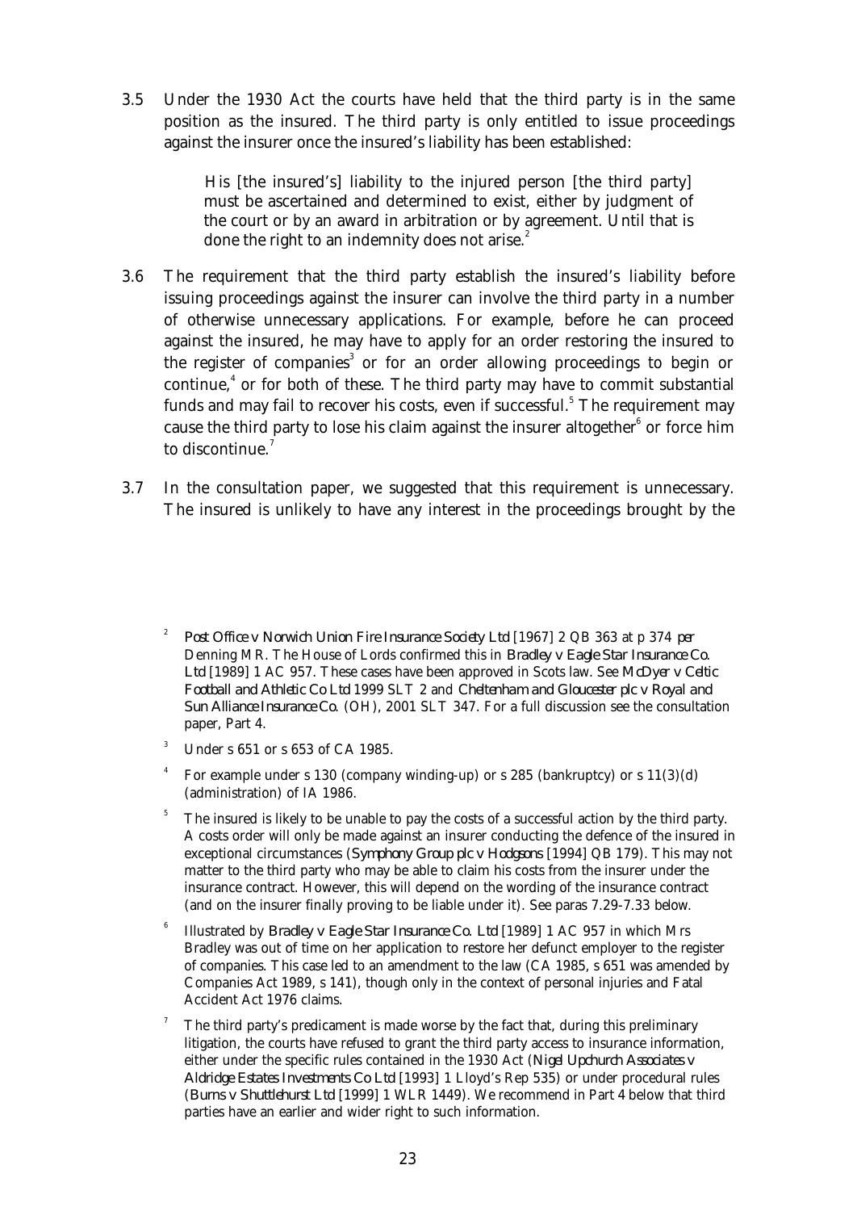3.5 Under the 1930 Act the courts have held that the third party is in the same position as the insured. The third party is only entitled to issue proceedings against the insurer once the insured's liability has been established:

> His [the insured's] liability to the injured person [the third party] must be ascertained and determined to exist, either by judgment of the court or by an award in arbitration or by agreement. Until that is done the right to an indemnity does not arise.[2]

3.6 The requirement that the third party establish the insured's liability before issuing proceedings against the insurer can involve the third party in a number of otherwise unnecessary applications. For example, before he can proceed against the insured, he may have to apply for an order restoring the insured to the register of companies[3] or for an order allowing proceedings to begin or continue,[4] or for both of these. The third party may have to commit substantial funds and may fail to recover his costs, even if successful.[5] The requirement may cause the third party to lose his claim against the insurer altogether[6] or force him to discontinue.[7]

3.7 In the consultation paper, we suggested that this requirement is unnecessary. The insured is unlikely to have any interest in the proceedings brought by the

---

[2] *Post Office v Norwich Union Fire Insurance Society Ltd* [1967] 2 QB 363 at p 374 *per* Denning MR. The House of Lords confirmed this in *Bradley v Eagle Star Insurance Co. Ltd* [1989] 1 AC 957. These cases have been approved in Scots law. See *McDyer v Celtic Football and Athletic Co Ltd* 1999 SLT 2 and *Cheltenham and Gloucester plc v Royal and Sun Alliance Insurance Co.* (OH), 2001 SLT 347. For a full discussion see the consultation paper, Part 4.

[3] Under s 651 or s 653 of CA 1985.

[4] For example under s 130 (company winding-up) or s 285 (bankruptcy) or s 11(3)(d) (administration) of IA 1986.

[5] The insured is likely to be unable to pay the costs of a successful action by the third party. A costs order will only be made against an insurer conducting the defence of the insured in exceptional circumstances (*Symphony Group plc v Hodgsons* [1994] QB 179). This may not matter to the third party who may be able to claim his costs from the insurer under the insurance contract. However, this will depend on the wording of the insurance contract (and on the insurer finally proving to be liable under it). See paras 7.29-7.33 below.

[6] Illustrated by *Bradley v Eagle Star Insurance Co. Ltd* [1989] 1 AC 957 in which Mrs Bradley was out of time on her application to restore her defunct employer to the register of companies. This case led to an amendment to the law (CA 1985, s 651 was amended by Companies Act 1989, s 141), though only in the context of personal injuries and Fatal Accident Act 1976 claims.

[7] The third party's predicament is made worse by the fact that, during this preliminary litigation, the courts have refused to grant the third party access to insurance information, either under the specific rules contained in the 1930 Act (*Nigel Upchurch Associates v Aldridge Estates Investments Co Ltd* [1993] 1 Lloyd's Rep 535) or under procedural rules (*Burns v Shuttlehurst Ltd* [1999] 1 WLR 1449). We recommend in Part 4 below that third parties have an earlier and wider right to such information.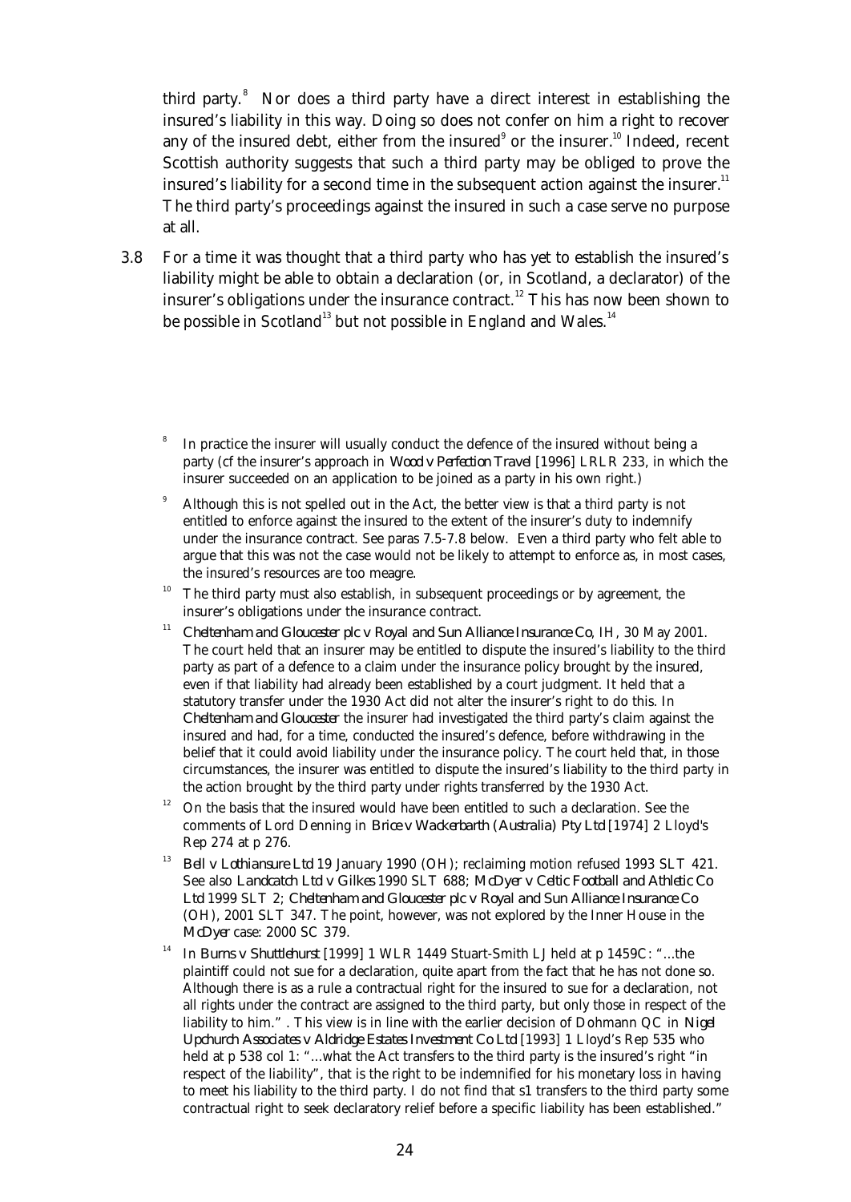third party.[8] Nor does a third party have a direct interest in establishing the insured's liability in this way. Doing so does not confer on him a right to recover any of the insured debt, either from the insured[9] or the insurer.[10] Indeed, recent Scottish authority suggests that such a third party may be obliged to prove the insured's liability for a second time in the subsequent action against the insurer.[11] The third party's proceedings against the insured in such a case serve no purpose at all.

3.8 For a time it was thought that a third party who has yet to establish the insured's liability might be able to obtain a declaration (or, in Scotland, a declarator) of the insurer's obligations under the insurance contract.[12] This has now been shown to be possible in Scotland[13] but not possible in England and Wales.[14]

---

[8] In practice the insurer will usually conduct the defence of the insured without being a party (cf the insurer's approach in *Wood v Perfection Travel* [1996] LRLR 233, in which the insurer succeeded on an application to be joined as a party in his own right.)

[9] Although this is not spelled out in the Act, the better view is that a third party is not entitled to enforce against the insured to the extent of the insurer's duty to indemnify under the insurance contract. See paras 7.5-7.8 below. Even a third party who felt able to argue that this was not the case would not be likely to attempt to enforce as, in most cases, the insured's resources are too meagre.

[10] The third party must also establish, in subsequent proceedings or by agreement, the insurer's obligations under the insurance contract.

[11] *Cheltenham and Gloucester plc v Royal and Sun Alliance Insurance Co*, IH, 30 May 2001. The court held that an insurer may be entitled to dispute the insured's liability to the third party as part of a defence to a claim under the insurance policy brought by the insured, even if that liability had already been established by a court judgment. It held that a statutory transfer under the 1930 Act did not alter the insurer's right to do this. In *Cheltenham and Gloucester* the insurer had investigated the third party's claim against the insured and had, for a time, conducted the insured's defence, before withdrawing in the belief that it could avoid liability under the insurance policy. The court held that, in those circumstances, the insurer was entitled to dispute the insured's liability to the third party in the action brought by the third party under rights transferred by the 1930 Act.

[12] On the basis that the insured would have been entitled to such a declaration. See the comments of Lord Denning in *Brice v Wackerbarth (Australia) Pty Ltd* [1974] 2 Lloyd's Rep 274 at p 276.

[13] *Bell v Lothiansure Ltd* 19 January 1990 (OH); reclaiming motion refused 1993 SLT 421. See also *Landcatch Ltd v Gilkes* 1990 SLT 688; *McDyer v Celtic Football and Athletic Co Ltd* 1999 SLT 2; *Cheltenham and Gloucester plc v Royal and Sun Alliance Insurance Co* (OH), 2001 SLT 347. The point, however, was not explored by the Inner House in the *McDyer* case: 2000 SC 379.

[14] In *Burns v Shuttlehurst* [1999] 1 WLR 1449 Stuart-Smith LJ held at p 1459C: "...the plaintiff could not sue for a declaration, quite apart from the fact that he has not done so. Although there is as a rule a contractual right for the insured to sue for a declaration, not all rights under the contract are assigned to the third party, but only those in respect of the liability to him." . This view is in line with the earlier decision of Dohmann QC in *Nigel Upchurch Associates v Aldridge Estates Investment Co Ltd* [1993] 1 Lloyd's Rep 535 who held at p 538 col 1: "...what the Act transfers to the third party is the insured's right "in respect of the liability", that is the right to be indemnified for his monetary loss in having to meet his liability to the third party. I do not find that s1 transfers to the third party some contractual right to seek declaratory relief before a specific liability has been established."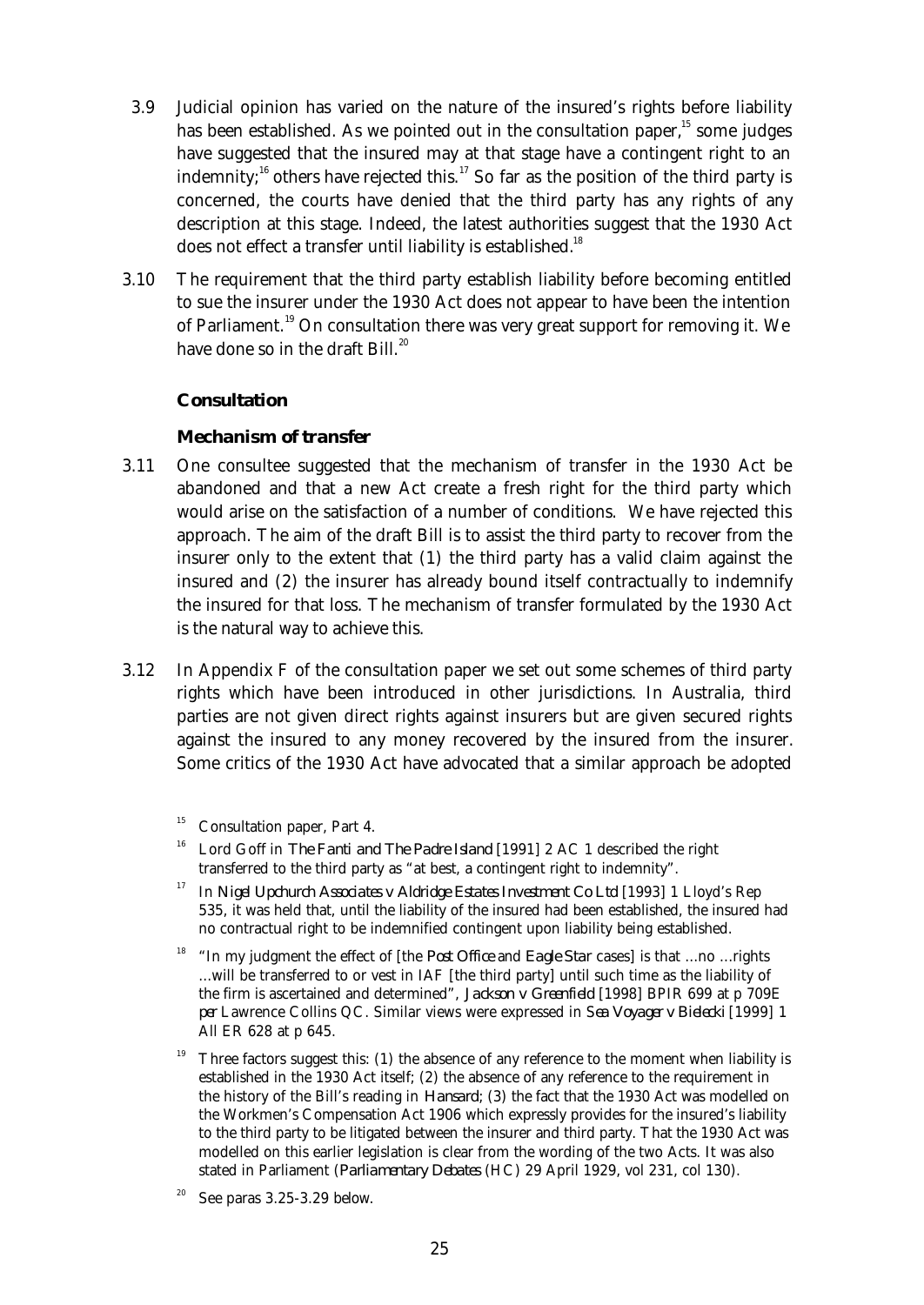3.9 Judicial opinion has varied on the nature of the insured's rights before liability has been established. As we pointed out in the consultation paper,[15] some judges have suggested that the insured may at that stage have a contingent right to an indemnity;[16] others have rejected this.[17] So far as the position of the third party is concerned, the courts have denied that the third party has any rights of any description at this stage. Indeed, the latest authorities suggest that the 1930 Act does not effect a transfer until liability is established.[18]

3.10 The requirement that the third party establish liability before becoming entitled to sue the insurer under the 1930 Act does not appear to have been the intention of Parliament.[19] On consultation there was very great support for removing it. We have done so in the draft Bill.[20]

### Consultation

#### *Mechanism of transfer*

3.11 One consultee suggested that the mechanism of transfer in the 1930 Act be abandoned and that a new Act create a fresh right for the third party which would arise on the satisfaction of a number of conditions. We have rejected this approach. The aim of the draft Bill is to assist the third party to recover from the insurer only to the extent that (1) the third party has a valid claim against the insured and (2) the insurer has already bound itself contractually to indemnify the insured for that loss. The mechanism of transfer formulated by the 1930 Act is the natural way to achieve this.

3.12 In Appendix F of the consultation paper we set out some schemes of third party rights which have been introduced in other jurisdictions. In Australia, third parties are not given direct rights against insurers but are given secured rights against the insured to any money recovered by the insured from the insurer. Some critics of the 1930 Act have advocated that a similar approach be adopted

---

[15] Consultation paper, Part 4.

[16] Lord Goff in *The Fanti and The Padre Island* [1991] 2 AC 1 described the right transferred to the third party as "at best, a contingent right to indemnity".

[17] In *Nigel Upchurch Associates v Aldridge Estates Investment Co Ltd* [1993] 1 Lloyd's Rep 535, it was held that, until the liability of the insured had been established, the insured had no contractual right to be indemnified contingent upon liability being established.

[18] "In my judgment the effect of [the *Post Office* and *Eagle Star* cases] is that …no …rights …will be transferred to or vest in IAF [the third party] until such time as the liability of the firm is ascertained and determined", *Jackson v Greenfield* [1998] BPIR 699 at p 709E *per* Lawrence Collins QC. Similar views were expressed in *Sea Voyager v Bielecki* [1999] 1 All ER 628 at p 645.

[19] Three factors suggest this: (1) the absence of any reference to the moment when liability is established in the 1930 Act itself; (2) the absence of any reference to the requirement in the history of the Bill's reading in *Hansard*; (3) the fact that the 1930 Act was modelled on the Workmen's Compensation Act 1906 which expressly provides for the insured's liability to the third party to be litigated between the insurer and third party. That the 1930 Act was modelled on this earlier legislation is clear from the wording of the two Acts. It was also stated in Parliament (*Parliamentary Debates* (HC) 29 April 1929, vol 231, col 130).

[20] See paras 3.25-3.29 below.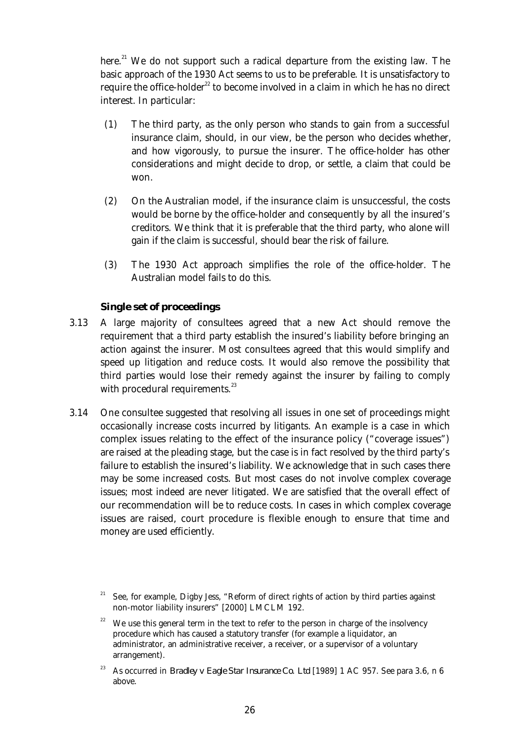here.[21] We do not support such a radical departure from the existing law. The basic approach of the 1930 Act seems to us to be preferable. It is unsatisfactory to require the office-holder[22] to become involved in a claim in which he has no direct interest. In particular:

(1) The third party, as the only person who stands to gain from a successful insurance claim, should, in our view, be the person who decides whether, and how vigorously, to pursue the insurer. The office-holder has other considerations and might decide to drop, or settle, a claim that could be won.

(2) On the Australian model, if the insurance claim is unsuccessful, the costs would be borne by the office-holder and consequently by all the insured's creditors. We think that it is preferable that the third party, who alone will gain if the claim is successful, should bear the risk of failure.

(3) The 1930 Act approach simplifies the role of the office-holder. The Australian model fails to do this.

### Single set of proceedings

3.13 A large majority of consultees agreed that a new Act should remove the requirement that a third party establish the insured's liability before bringing an action against the insurer. Most consultees agreed that this would simplify and speed up litigation and reduce costs. It would also remove the possibility that third parties would lose their remedy against the insurer by failing to comply with procedural requirements.[23]

3.14 One consultee suggested that resolving all issues in one set of proceedings might occasionally increase costs incurred by litigants. An example is a case in which complex issues relating to the effect of the insurance policy ("coverage issues") are raised at the pleading stage, but the case is in fact resolved by the third party's failure to establish the insured's liability. We acknowledge that in such cases there may be some increased costs. But most cases do not involve complex coverage issues; most indeed are never litigated. We are satisfied that the overall effect of our recommendation will be to reduce costs. In cases in which complex coverage issues are raised, court procedure is flexible enough to ensure that time and money are used efficiently.

---

[21] See, for example, Digby Jess, "Reform of direct rights of action by third parties against non-motor liability insurers" [2000] LMCLM 192.

[22] We use this general term in the text to refer to the person in charge of the insolvency procedure which has caused a statutory transfer (for example a liquidator, an administrator, an administrative receiver, a receiver, or a supervisor of a voluntary arrangement).

[23] As occurred in *Bradley v Eagle Star Insurance Co. Ltd* [1989] 1 AC 957. See para 3.6, n 6 above.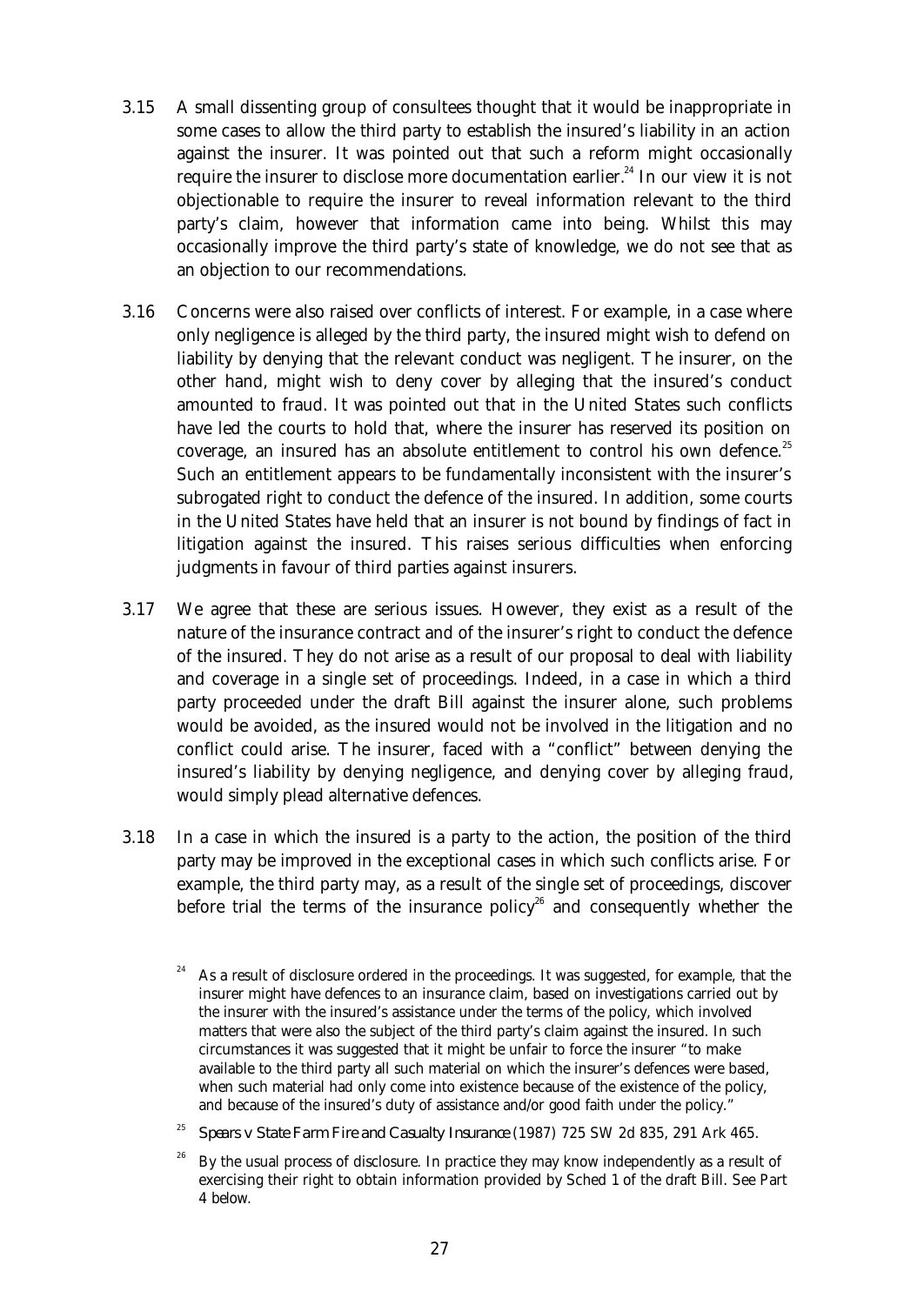3.15 A small dissenting group of consultees thought that it would be inappropriate in some cases to allow the third party to establish the insured's liability in an action against the insurer. It was pointed out that such a reform might occasionally require the insurer to disclose more documentation earlier.[24] In our view it is not objectionable to require the insurer to reveal information relevant to the third party's claim, however that information came into being. Whilst this may occasionally improve the third party's state of knowledge, we do not see that as an objection to our recommendations.

3.16 Concerns were also raised over conflicts of interest. For example, in a case where only negligence is alleged by the third party, the insured might wish to defend on liability by denying that the relevant conduct was negligent. The insurer, on the other hand, might wish to deny cover by alleging that the insured's conduct amounted to fraud. It was pointed out that in the United States such conflicts have led the courts to hold that, where the insurer has reserved its position on coverage, an insured has an absolute entitlement to control his own defence.[25] Such an entitlement appears to be fundamentally inconsistent with the insurer's subrogated right to conduct the defence of the insured. In addition, some courts in the United States have held that an insurer is not bound by findings of fact in litigation against the insured. This raises serious difficulties when enforcing judgments in favour of third parties against insurers.

3.17 We agree that these are serious issues. However, they exist as a result of the nature of the insurance contract and of the insurer's right to conduct the defence of the insured. They do not arise as a result of our proposal to deal with liability and coverage in a single set of proceedings. Indeed, in a case in which a third party proceeded under the draft Bill against the insurer alone, such problems would be avoided, as the insured would not be involved in the litigation and no conflict could arise. The insurer, faced with a "conflict" between denying the insured's liability by denying negligence, and denying cover by alleging fraud, would simply plead alternative defences.

3.18 In a case in which the insured is a party to the action, the position of the third party may be improved in the exceptional cases in which such conflicts arise. For example, the third party may, as a result of the single set of proceedings, discover before trial the terms of the insurance policy[26] and consequently whether the

[24] As a result of disclosure ordered in the proceedings. It was suggested, for example, that the insurer might have defences to an insurance claim, based on investigations carried out by the insurer with the insured's assistance under the terms of the policy, which involved matters that were also the subject of the third party's claim against the insured. In such circumstances it was suggested that it might be unfair to force the insurer "to make available to the third party all such material on which the insurer's defences were based, when such material had only come into existence because of the existence of the policy, and because of the insured's duty of assistance and/or good faith under the policy."

[25] *Spears v State Farm Fire and Casualty Insurance* (1987) 725 SW 2d 835, 291 Ark 465.

[26] By the usual process of disclosure. In practice they may know independently as a result of exercising their right to obtain information provided by Sched 1 of the draft Bill. See Part 4 below.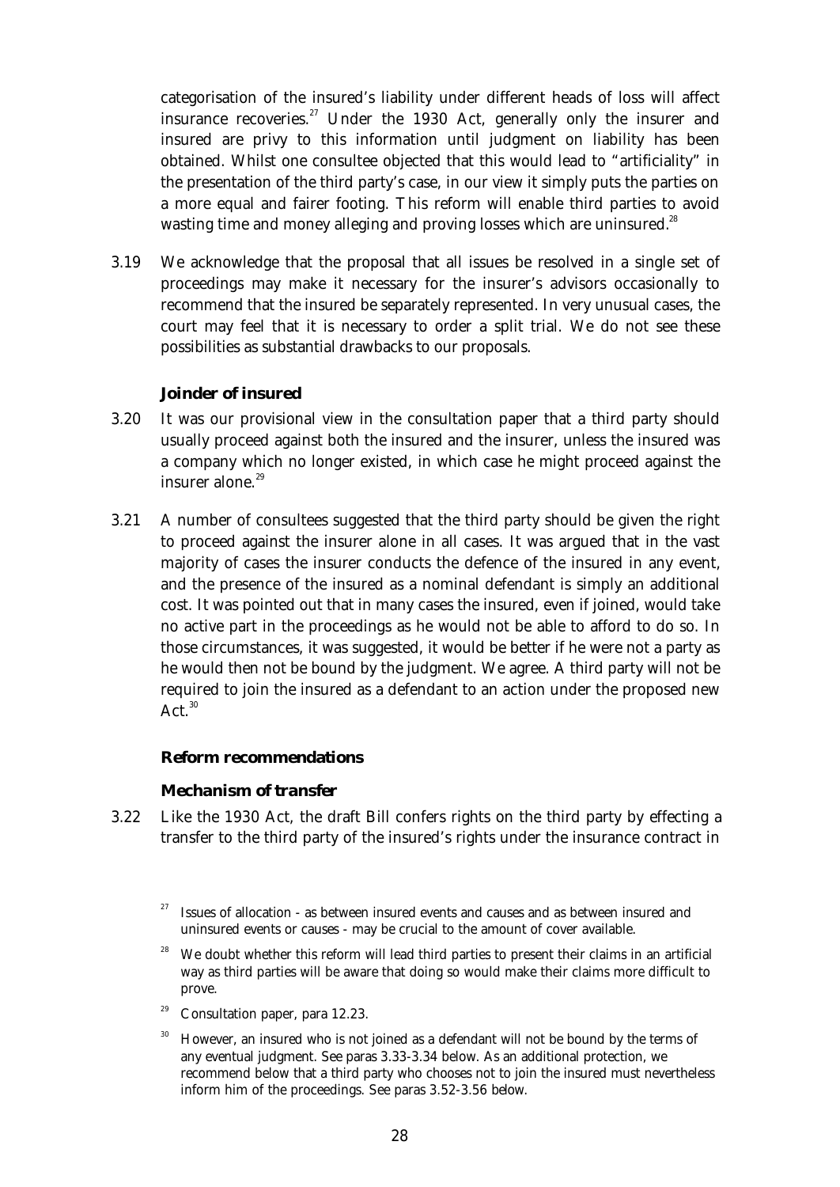categorisation of the insured's liability under different heads of loss will affect insurance recoveries.[27] Under the 1930 Act, generally only the insurer and insured are privy to this information until judgment on liability has been obtained. Whilst one consultee objected that this would lead to "artificiality" in the presentation of the third party's case, in our view it simply puts the parties on a more equal and fairer footing. This reform will enable third parties to avoid wasting time and money alleging and proving losses which are uninsured.[28]

3.19 We acknowledge that the proposal that all issues be resolved in a single set of proceedings may make it necessary for the insurer's advisors occasionally to recommend that the insured be separately represented. In very unusual cases, the court may feel that it is necessary to order a split trial. We do not see these possibilities as substantial drawbacks to our proposals.

### Joinder of insured

3.20 It was our provisional view in the consultation paper that a third party should usually proceed against both the insured and the insurer, unless the insured was a company which no longer existed, in which case he might proceed against the insurer alone.[29]

3.21 A number of consultees suggested that the third party should be given the right to proceed against the insurer alone in all cases. It was argued that in the vast majority of cases the insurer conducts the defence of the insured in any event, and the presence of the insured as a nominal defendant is simply an additional cost. It was pointed out that in many cases the insured, even if joined, would take no active part in the proceedings as he would not be able to afford to do so. In those circumstances, it was suggested, it would be better if he were not a party as he would then not be bound by the judgment. We agree. A third party will not be required to join the insured as a defendant to an action under the proposed new Act.[30]

### Reform recommendations

#### Mechanism of transfer

3.22 Like the 1930 Act, the draft Bill confers rights on the third party by effecting a transfer to the third party of the insured's rights under the insurance contract in

---

[27] Issues of allocation - as between insured events and causes and as between insured and uninsured events or causes - may be crucial to the amount of cover available.

[28] We doubt whether this reform will lead third parties to present their claims in an artificial way as third parties will be aware that doing so would make their claims more difficult to prove.

[29] Consultation paper, para 12.23.

[30] However, an insured who is not joined as a defendant will not be bound by the terms of any eventual judgment. See paras 3.33-3.34 below. As an additional protection, we recommend below that a third party who chooses not to join the insured must nevertheless inform him of the proceedings. See paras 3.52-3.56 below.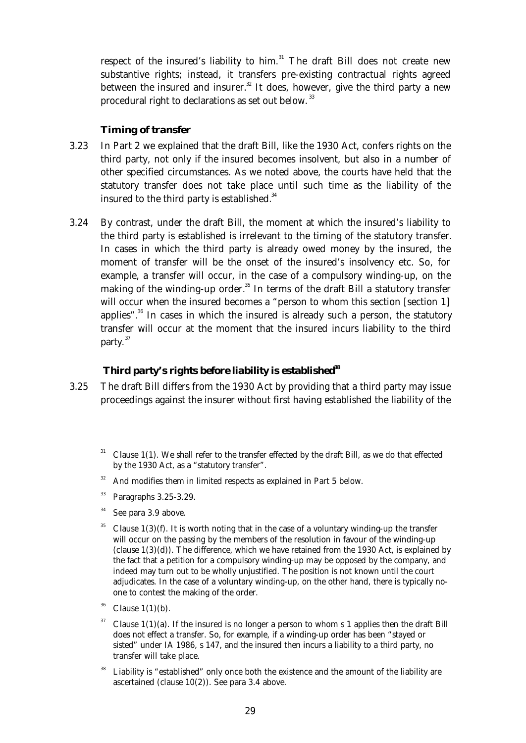respect of the insured's liability to him.[31] The draft Bill does not create new substantive rights; instead, it transfers pre-existing contractual rights agreed between the insured and insurer.[32] It does, however, give the third party a new procedural right to declarations as set out below.[33]

### *Timing of transfer*

3.23 In Part 2 we explained that the draft Bill, like the 1930 Act, confers rights on the third party, not only if the insured becomes insolvent, but also in a number of other specified circumstances. As we noted above, the courts have held that the statutory transfer does not take place until such time as the liability of the insured to the third party is established.[34]

3.24 By contrast, under the draft Bill, the moment at which the insured's liability to the third party is established is irrelevant to the timing of the statutory transfer. In cases in which the third party is already owed money by the insured, the moment of transfer will be the onset of the insured's insolvency etc. So, for example, a transfer will occur, in the case of a compulsory winding-up, on the making of the winding-up order.[35] In terms of the draft Bill a statutory transfer will occur when the insured becomes a "person to whom this section [section 1] applies".[36] In cases in which the insured is already such a person, the statutory transfer will occur at the moment that the insured incurs liability to the third party.[37]

### *Third party's rights before liability is established*[38]

3.25 The draft Bill differs from the 1930 Act by providing that a third party may issue proceedings against the insurer without first having established the liability of the

[31] Clause 1(1). We shall refer to the transfer effected by the draft Bill, as we do that effected by the 1930 Act, as a "statutory transfer".

[32] And modifies them in limited respects as explained in Part 5 below.

[33] Paragraphs 3.25-3.29.

[34] See para 3.9 above.

[35] Clause 1(3)(f). It is worth noting that in the case of a voluntary winding-up the transfer will occur on the passing by the members of the resolution in favour of the winding-up (clause 1(3)(d)). The difference, which we have retained from the 1930 Act, is explained by the fact that a petition for a compulsory winding-up may be opposed by the company, and indeed may turn out to be wholly unjustified. The position is not known until the court adjudicates. In the case of a voluntary winding-up, on the other hand, there is typically no-one to contest the making of the order.

[36] Clause 1(1)(b).

[37] Clause 1(1)(a). If the insured is no longer a person to whom s 1 applies then the draft Bill does not effect a transfer. So, for example, if a winding-up order has been "stayed or sisted" under IA 1986, s 147, and the insured then incurs a liability to a third party, no transfer will take place.

[38] Liability is "established" only once both the existence and the amount of the liability are ascertained (clause 10(2)). See para 3.4 above.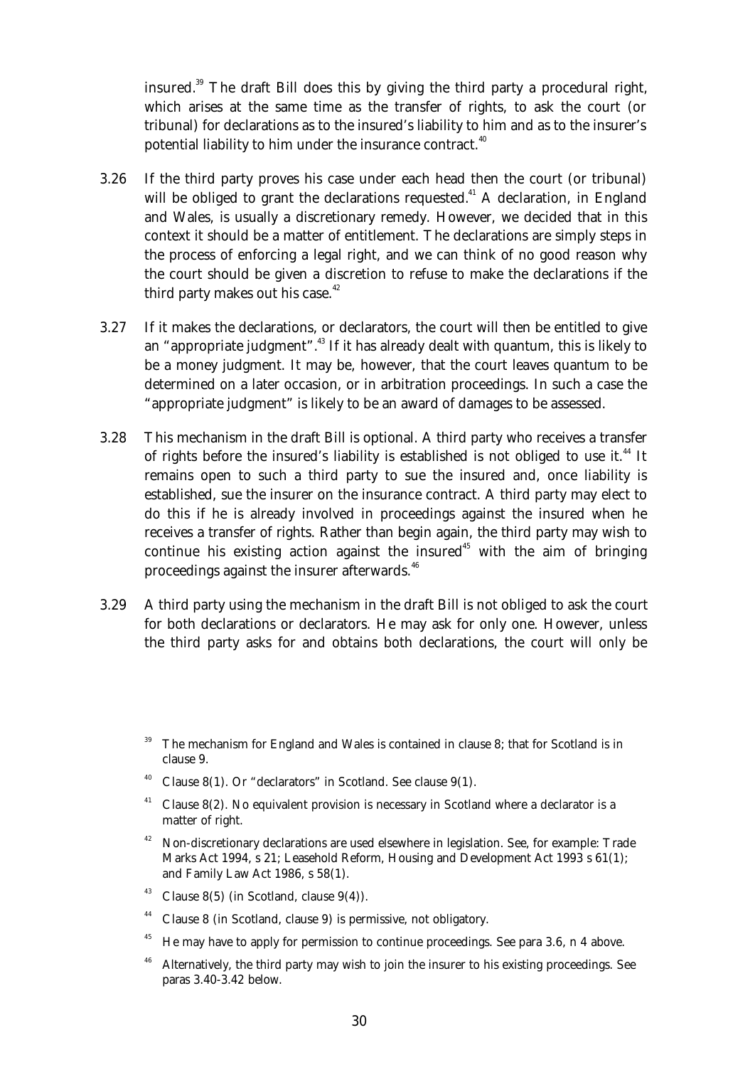insured.[39] The draft Bill does this by giving the third party a procedural right, which arises at the same time as the transfer of rights, to ask the court (or tribunal) for declarations as to the insured's liability to him and as to the insurer's potential liability to him under the insurance contract.[40]

3.26 If the third party proves his case under each head then the court (or tribunal) will be obliged to grant the declarations requested.[41] A declaration, in England and Wales, is usually a discretionary remedy. However, we decided that in this context it should be a matter of entitlement. The declarations are simply steps in the process of enforcing a legal right, and we can think of no good reason why the court should be given a discretion to refuse to make the declarations if the third party makes out his case.[42]

3.27 If it makes the declarations, or declarators, the court will then be entitled to give an "appropriate judgment".[43] If it has already dealt with quantum, this is likely to be a money judgment. It may be, however, that the court leaves quantum to be determined on a later occasion, or in arbitration proceedings. In such a case the "appropriate judgment" is likely to be an award of damages to be assessed.

3.28 This mechanism in the draft Bill is optional. A third party who receives a transfer of rights before the insured's liability is established is not obliged to use it.[44] It remains open to such a third party to sue the insured and, once liability is established, sue the insurer on the insurance contract. A third party may elect to do this if he is already involved in proceedings against the insured when he receives a transfer of rights. Rather than begin again, the third party may wish to continue his existing action against the insured[45] with the aim of bringing proceedings against the insurer afterwards.[46]

3.29 A third party using the mechanism in the draft Bill is not obliged to ask the court for both declarations or declarators. He may ask for only one. However, unless the third party asks for and obtains both declarations, the court will only be

[39] The mechanism for England and Wales is contained in clause 8; that for Scotland is in clause 9.

[40] Clause 8(1). Or "declarators" in Scotland. See clause 9(1).

[41] Clause 8(2). No equivalent provision is necessary in Scotland where a declarator is a matter of right.

[42] Non-discretionary declarations are used elsewhere in legislation. See, for example: Trade Marks Act 1994, s 21; Leasehold Reform, Housing and Development Act 1993 s 61(1); and Family Law Act 1986, s 58(1).

[43] Clause 8(5) (in Scotland, clause 9(4)).

[44] Clause 8 (in Scotland, clause 9) is permissive, not obligatory.

[45] He may have to apply for permission to continue proceedings. See para 3.6, n 4 above.

[46] Alternatively, the third party may wish to join the insurer to his existing proceedings. See paras 3.40-3.42 below.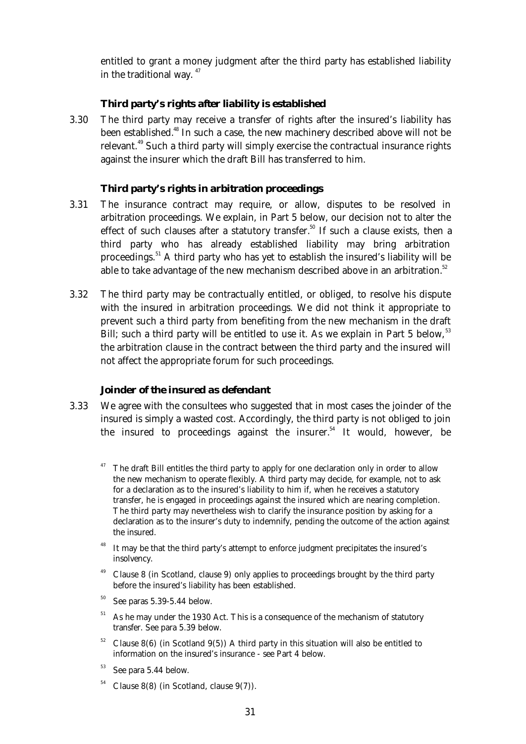entitled to grant a money judgment after the third party has established liability in the traditional way.[47]

### Third party's rights after liability is established

3.30 The third party may receive a transfer of rights after the insured's liability has been established.[48] In such a case, the new machinery described above will not be relevant.[49] Such a third party will simply exercise the contractual insurance rights against the insurer which the draft Bill has transferred to him.

### Third party's rights in arbitration proceedings

3.31 The insurance contract may require, or allow, disputes to be resolved in arbitration proceedings. We explain, in Part 5 below, our decision not to alter the effect of such clauses after a statutory transfer.[50] If such a clause exists, then a third party who has already established liability may bring arbitration proceedings.[51] A third party who has yet to establish the insured's liability will be able to take advantage of the new mechanism described above in an arbitration.[52]

3.32 The third party may be contractually entitled, or obliged, to resolve his dispute with the insured in arbitration proceedings. We did not think it appropriate to prevent such a third party from benefiting from the new mechanism in the draft Bill; such a third party will be entitled to use it. As we explain in Part 5 below,[53] the arbitration clause in the contract between the third party and the insured will not affect the appropriate forum for such proceedings.

### Joinder of the insured as defendant

3.33 We agree with the consultees who suggested that in most cases the joinder of the insured is simply a wasted cost. Accordingly, the third party is not obliged to join the insured to proceedings against the insurer.[54] It would, however, be

[47] The draft Bill entitles the third party to apply for one declaration only in order to allow the new mechanism to operate flexibly. A third party may decide, for example, not to ask for a declaration as to the insured's liability to him if, when he receives a statutory transfer, he is engaged in proceedings against the insured which are nearing completion. The third party may nevertheless wish to clarify the insurance position by asking for a declaration as to the insurer's duty to indemnify, pending the outcome of the action against the insured.

[48] It may be that the third party's attempt to enforce judgment precipitates the insured's insolvency.

[49] Clause 8 (in Scotland, clause 9) only applies to proceedings brought by the third party before the insured's liability has been established.

[50] See paras 5.39-5.44 below.

[51] As he may under the 1930 Act. This is a consequence of the mechanism of statutory transfer. See para 5.39 below.

[52] Clause 8(6) (in Scotland 9(5)) A third party in this situation will also be entitled to information on the insured's insurance - see Part 4 below.

[53] See para 5.44 below.

[54] Clause 8(8) (in Scotland, clause 9(7)).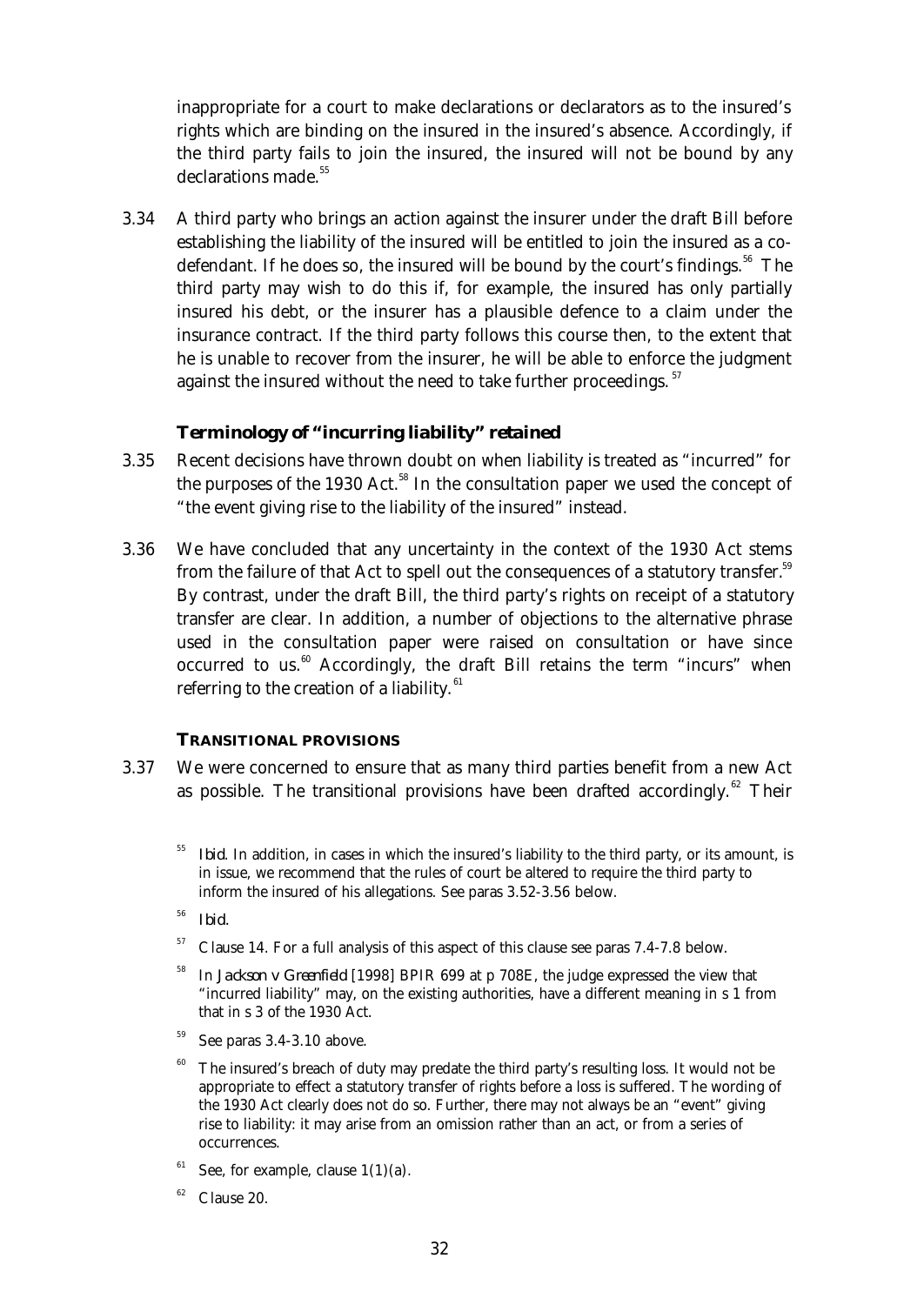inappropriate for a court to make declarations or declarators as to the insured's rights which are binding on the insured in the insured's absence. Accordingly, if the third party fails to join the insured, the insured will not be bound by any declarations made.[55]

3.34 A third party who brings an action against the insurer under the draft Bill before establishing the liability of the insured will be entitled to join the insured as a co-defendant. If he does so, the insured will be bound by the court's findings.[56] The third party may wish to do this if, for example, the insured has only partially insured his debt, or the insurer has a plausible defence to a claim under the insurance contract. If the third party follows this course then, to the extent that he is unable to recover from the insurer, he will be able to enforce the judgment against the insured without the need to take further proceedings.[57]

### *Terminology of "incurring liability" retained*

3.35 Recent decisions have thrown doubt on when liability is treated as "incurred" for the purposes of the 1930 Act.[58] In the consultation paper we used the concept of "the event giving rise to the liability of the insured" instead.

3.36 We have concluded that any uncertainty in the context of the 1930 Act stems from the failure of that Act to spell out the consequences of a statutory transfer.[59] By contrast, under the draft Bill, the third party's rights on receipt of a statutory transfer are clear. In addition, a number of objections to the alternative phrase used in the consultation paper were raised on consultation or have since occurred to us.[60] Accordingly, the draft Bill retains the term "incurs" when referring to the creation of a liability.[61]

## TRANSITIONAL PROVISIONS

3.37 We were concerned to ensure that as many third parties benefit from a new Act as possible. The transitional provisions have been drafted accordingly.[62] Their

---

[55] *Ibid*. In addition, in cases in which the insured's liability to the third party, or its amount, is in issue, we recommend that the rules of court be altered to require the third party to inform the insured of his allegations. See paras 3.52-3.56 below.

[56] *Ibid*.

[57] Clause 14. For a full analysis of this aspect of this clause see paras 7.4-7.8 below.

[58] In *Jackson v Greenfield* [1998] BPIR 699 at p 708E, the judge expressed the view that "incurred liability" may, on the existing authorities, have a different meaning in s 1 from that in s 3 of the 1930 Act.

[59] See paras 3.4-3.10 above.

[60] The insured's breach of duty may predate the third party's resulting loss. It would not be appropriate to effect a statutory transfer of rights before a loss is suffered. The wording of the 1930 Act clearly does not do so. Further, there may not always be an "event" giving rise to liability: it may arise from an omission rather than an act, or from a series of occurrences.

[61] See, for example, clause 1(1)(a).

[62] Clause 20.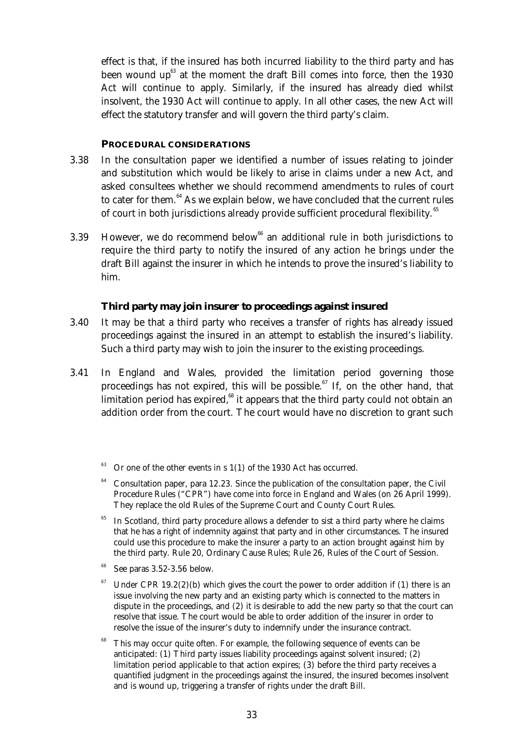effect is that, if the insured has both incurred liability to the third party and has been wound up[63] at the moment the draft Bill comes into force, then the 1930 Act will continue to apply. Similarly, if the insured has already died whilst insolvent, the 1930 Act will continue to apply. In all other cases, the new Act will effect the statutory transfer and will govern the third party's claim.

## PROCEDURAL CONSIDERATIONS

3.38 In the consultation paper we identified a number of issues relating to joinder and substitution which would be likely to arise in claims under a new Act, and asked consultees whether we should recommend amendments to rules of court to cater for them.[64] As we explain below, we have concluded that the current rules of court in both jurisdictions already provide sufficient procedural flexibility.[65]

3.39 However, we do recommend below[66] an additional rule in both jurisdictions to require the third party to notify the insured of any action he brings under the draft Bill against the insurer in which he intends to prove the insured's liability to him.

### Third party may join insurer to proceedings against insured

3.40 It may be that a third party who receives a transfer of rights has already issued proceedings against the insured in an attempt to establish the insured's liability. Such a third party may wish to join the insurer to the existing proceedings.

3.41 In England and Wales, provided the limitation period governing those proceedings has not expired, this will be possible.[67] If, on the other hand, that limitation period has expired,[68] it appears that the third party could not obtain an addition order from the court. The court would have no discretion to grant such

---

[63] Or one of the other events in s 1(1) of the 1930 Act has occurred.

[64] Consultation paper, para 12.23. Since the publication of the consultation paper, the Civil Procedure Rules ("CPR") have come into force in England and Wales (on 26 April 1999). They replace the old Rules of the Supreme Court and County Court Rules.

[65] In Scotland, third party procedure allows a defender to sist a third party where he claims that he has a right of indemnity against that party and in other circumstances. The insured could use this procedure to make the insurer a party to an action brought against him by the third party. Rule 20, Ordinary Cause Rules; Rule 26, Rules of the Court of Session.

[66] See paras 3.52-3.56 below.

[67] Under CPR 19.2(2)(b) which gives the court the power to order addition if (1) there is an issue involving the new party and an existing party which is connected to the matters in dispute in the proceedings, and (2) it is desirable to add the new party so that the court can resolve that issue. The court would be able to order addition of the insurer in order to resolve the issue of the insurer's duty to indemnify under the insurance contract.

[68] This may occur quite often. For example, the following sequence of events can be anticipated: (1) Third party issues liability proceedings against solvent insured; (2) limitation period applicable to that action expires; (3) before the third party receives a quantified judgment in the proceedings against the insured, the insured becomes insolvent and is wound up, triggering a transfer of rights under the draft Bill.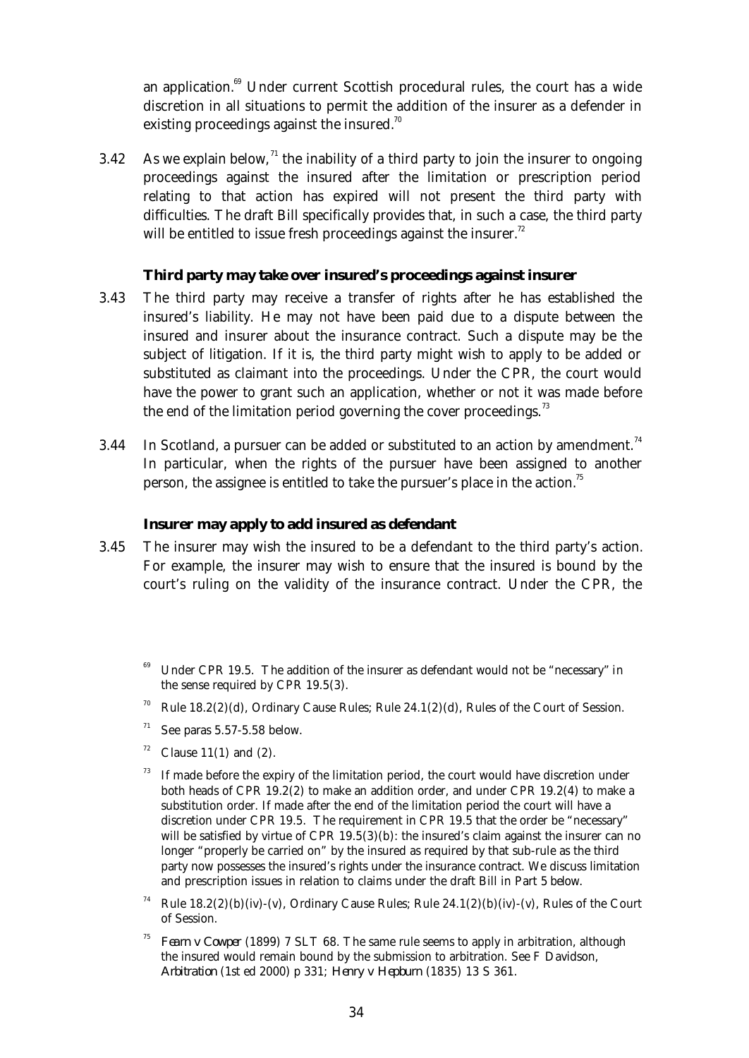an application.[69] Under current Scottish procedural rules, the court has a wide discretion in all situations to permit the addition of the insurer as a defender in existing proceedings against the insured.[70]

3.42 As we explain below,[71] the inability of a third party to join the insurer to ongoing proceedings against the insured after the limitation or prescription period relating to that action has expired will not present the third party with difficulties. The draft Bill specifically provides that, in such a case, the third party will be entitled to issue fresh proceedings against the insurer.[72]

### Third party may take over insured's proceedings against insurer

3.43 The third party may receive a transfer of rights after he has established the insured's liability. He may not have been paid due to a dispute between the insured and insurer about the insurance contract. Such a dispute may be the subject of litigation. If it is, the third party might wish to apply to be added or substituted as claimant into the proceedings. Under the CPR, the court would have the power to grant such an application, whether or not it was made before the end of the limitation period governing the cover proceedings.[73]

3.44 In Scotland, a pursuer can be added or substituted to an action by amendment.[74] In particular, when the rights of the pursuer have been assigned to another person, the assignee is entitled to take the pursuer's place in the action.[75]

### Insurer may apply to add insured as defendant

3.45 The insurer may wish the insured to be a defendant to the third party's action. For example, the insurer may wish to ensure that the insured is bound by the court's ruling on the validity of the insurance contract. Under the CPR, the

---

[69] Under CPR 19.5. The addition of the insurer as defendant would not be "necessary" in the sense required by CPR 19.5(3).

[70] Rule 18.2(2)(d), Ordinary Cause Rules; Rule 24.1(2)(d), Rules of the Court of Session.

[71] See paras 5.57-5.58 below.

[72] Clause 11(1) and (2).

[73] If made before the expiry of the limitation period, the court would have discretion under both heads of CPR 19.2(2) to make an addition order, and under CPR 19.2(4) to make a substitution order. If made after the end of the limitation period the court will have a discretion under CPR 19.5. The requirement in CPR 19.5 that the order be "necessary" will be satisfied by virtue of CPR 19.5(3)(b): the insured's claim against the insurer can no longer "properly be carried on" by the insured as required by that sub-rule as the third party now possesses the insured's rights under the insurance contract. We discuss limitation and prescription issues in relation to claims under the draft Bill in Part 5 below.

[74] Rule 18.2(2)(b)(iv)-(v), Ordinary Cause Rules; Rule 24.1(2)(b)(iv)-(v), Rules of the Court of Session.

[75] *Fearn v Cowper* (1899) 7 SLT 68. The same rule seems to apply in arbitration, although the insured would remain bound by the submission to arbitration. See F Davidson, *Arbitration* (1st ed 2000) p 331; *Henry v Hepburn* (1835) 13 S 361.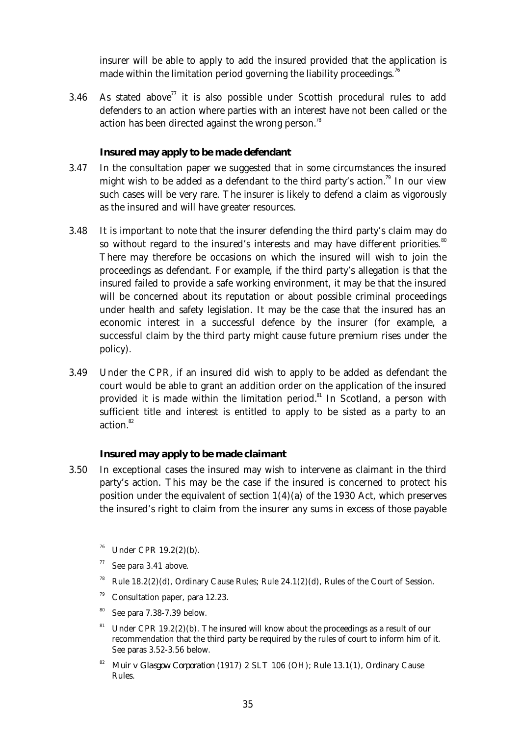insurer will be able to apply to add the insured provided that the application is made within the limitation period governing the liability proceedings.[76]

3.46 As stated above[77] it is also possible under Scottish procedural rules to add defenders to an action where parties with an interest have not been called or the action has been directed against the wrong person.[78]

### Insured may apply to be made defendant

3.47 In the consultation paper we suggested that in some circumstances the insured might wish to be added as a defendant to the third party's action.[79] In our view such cases will be very rare. The insurer is likely to defend a claim as vigorously as the insured and will have greater resources.

3.48 It is important to note that the insurer defending the third party's claim may do so without regard to the insured's interests and may have different priorities.[80] There may therefore be occasions on which the insured will wish to join the proceedings as defendant. For example, if the third party's allegation is that the insured failed to provide a safe working environment, it may be that the insured will be concerned about its reputation or about possible criminal proceedings under health and safety legislation. It may be the case that the insured has an economic interest in a successful defence by the insurer (for example, a successful claim by the third party might cause future premium rises under the policy).

3.49 Under the CPR, if an insured did wish to apply to be added as defendant the court would be able to grant an addition order on the application of the insured provided it is made within the limitation period.[81] In Scotland, a person with sufficient title and interest is entitled to apply to be sisted as a party to an action.[82]

### Insured may apply to be made claimant

3.50 In exceptional cases the insured may wish to intervene as claimant in the third party's action. This may be the case if the insured is concerned to protect his position under the equivalent of section 1(4)(a) of the 1930 Act, which preserves the insured's right to claim from the insurer any sums in excess of those payable

---

[76] Under CPR 19.2(2)(b).

[77] See para 3.41 above.

[78] Rule 18.2(2)(d), Ordinary Cause Rules; Rule 24.1(2)(d), Rules of the Court of Session.

[79] Consultation paper, para 12.23.

[80] See para 7.38-7.39 below.

[81] Under CPR 19.2(2)(b). The insured will know about the proceedings as a result of our recommendation that the third party be required by the rules of court to inform him of it. See paras 3.52-3.56 below.

[82] *Muir v Glasgow Corporation* (1917) 2 SLT 106 (OH); Rule 13.1(1), Ordinary Cause Rules.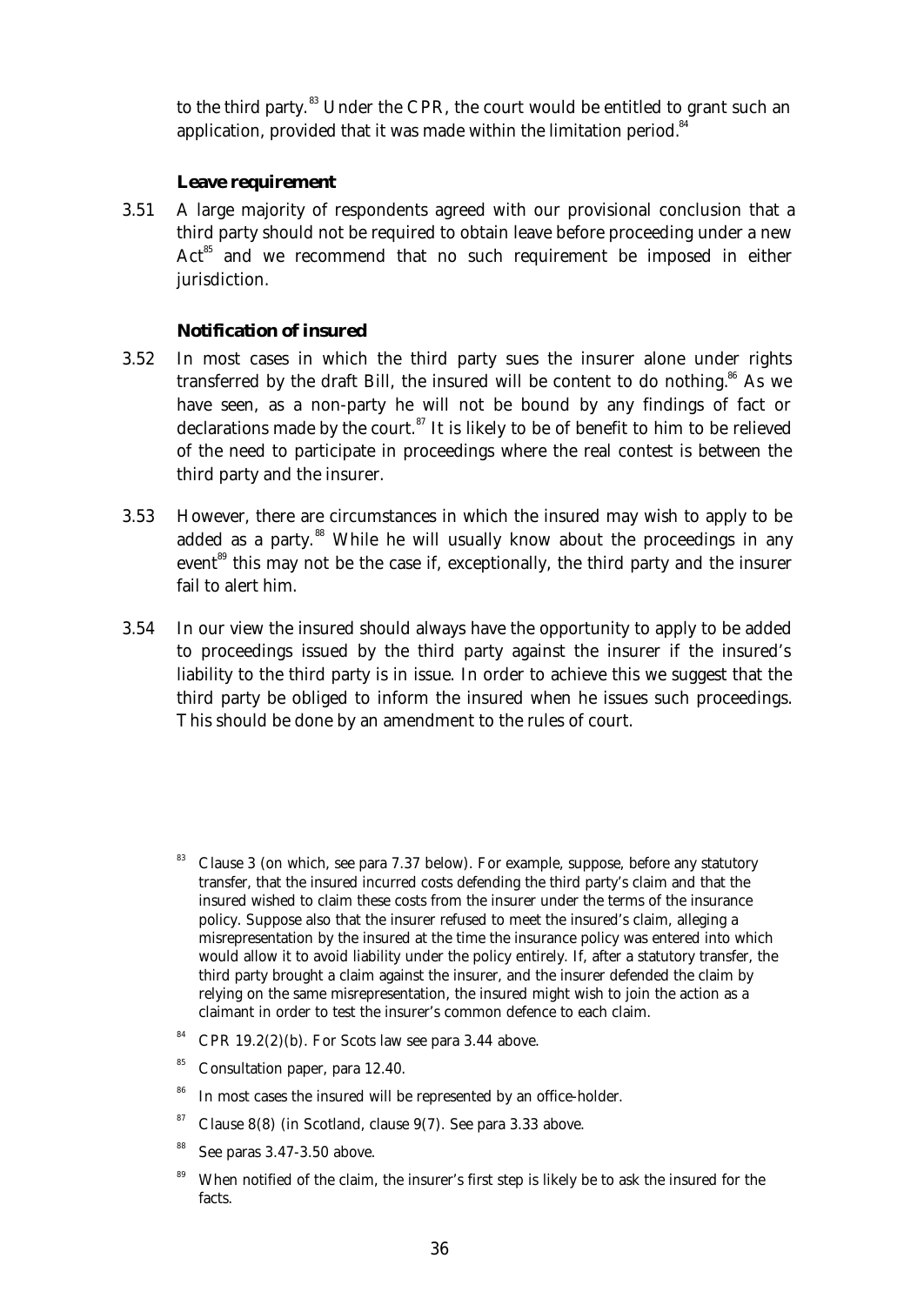to the third party.[83] Under the CPR, the court would be entitled to grant such an application, provided that it was made within the limitation period.[84]

### Leave requirement

3.51 A large majority of respondents agreed with our provisional conclusion that a third party should not be required to obtain leave before proceeding under a new Act[85] and we recommend that no such requirement be imposed in either jurisdiction.

### Notification of insured

3.52 In most cases in which the third party sues the insurer alone under rights transferred by the draft Bill, the insured will be content to do nothing.[86] As we have seen, as a non-party he will not be bound by any findings of fact or declarations made by the court.[87] It is likely to be of benefit to him to be relieved of the need to participate in proceedings where the real contest is between the third party and the insurer.

3.53 However, there are circumstances in which the insured may wish to apply to be added as a party.[88] While he will usually know about the proceedings in any event[89] this may not be the case if, exceptionally, the third party and the insurer fail to alert him.

3.54 In our view the insured should always have the opportunity to apply to be added to proceedings issued by the third party against the insurer if the insured's liability to the third party is in issue. In order to achieve this we suggest that the third party be obliged to inform the insured when he issues such proceedings. This should be done by an amendment to the rules of court.

---

[83] Clause 3 (on which, see para 7.37 below). For example, suppose, before any statutory transfer, that the insured incurred costs defending the third party's claim and that the insured wished to claim these costs from the insurer under the terms of the insurance policy. Suppose also that the insurer refused to meet the insured's claim, alleging a misrepresentation by the insured at the time the insurance policy was entered into which would allow it to avoid liability under the policy entirely. If, after a statutory transfer, the third party brought a claim against the insurer, and the insurer defended the claim by relying on the same misrepresentation, the insured might wish to join the action as a claimant in order to test the insurer's common defence to each claim.

[84] CPR 19.2(2)(b). For Scots law see para 3.44 above.

[85] Consultation paper, para 12.40.

[86] In most cases the insured will be represented by an office-holder.

[87] Clause 8(8) (in Scotland, clause 9(7). See para 3.33 above.

[88] See paras 3.47-3.50 above.

[89] When notified of the claim, the insurer's first step is likely be to ask the insured for the facts.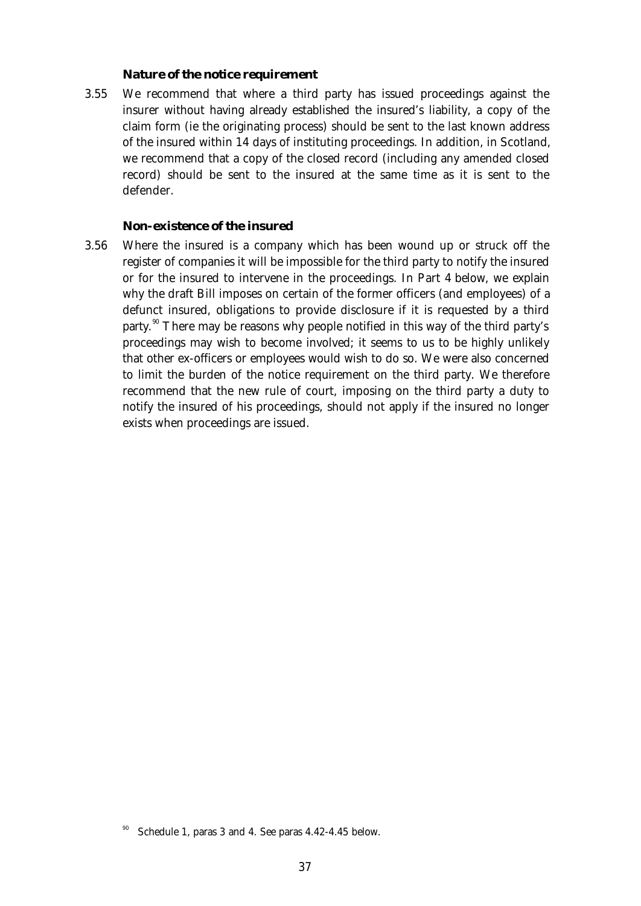### Nature of the notice requirement

3.55 We recommend that where a third party has issued proceedings against the insurer without having already established the insured's liability, a copy of the claim form (ie the originating process) should be sent to the last known address of the insured within 14 days of instituting proceedings. In addition, in Scotland, we recommend that a copy of the closed record (including any amended closed record) should be sent to the insured at the same time as it is sent to the defender.

### Non-existence of the insured

3.56 Where the insured is a company which has been wound up or struck off the register of companies it will be impossible for the third party to notify the insured or for the insured to intervene in the proceedings. In Part 4 below, we explain why the draft Bill imposes on certain of the former officers (and employees) of a defunct insured, obligations to provide disclosure if it is requested by a third party.[90] There may be reasons why people notified in this way of the third party's proceedings may wish to become involved; it seems to us to be highly unlikely that other ex-officers or employees would wish to do so. We were also concerned to limit the burden of the notice requirement on the third party. We therefore recommend that the new rule of court, imposing on the third party a duty to notify the insured of his proceedings, should not apply if the insured no longer exists when proceedings are issued.

[90] Schedule 1, paras 3 and 4. See paras 4.42-4.45 below.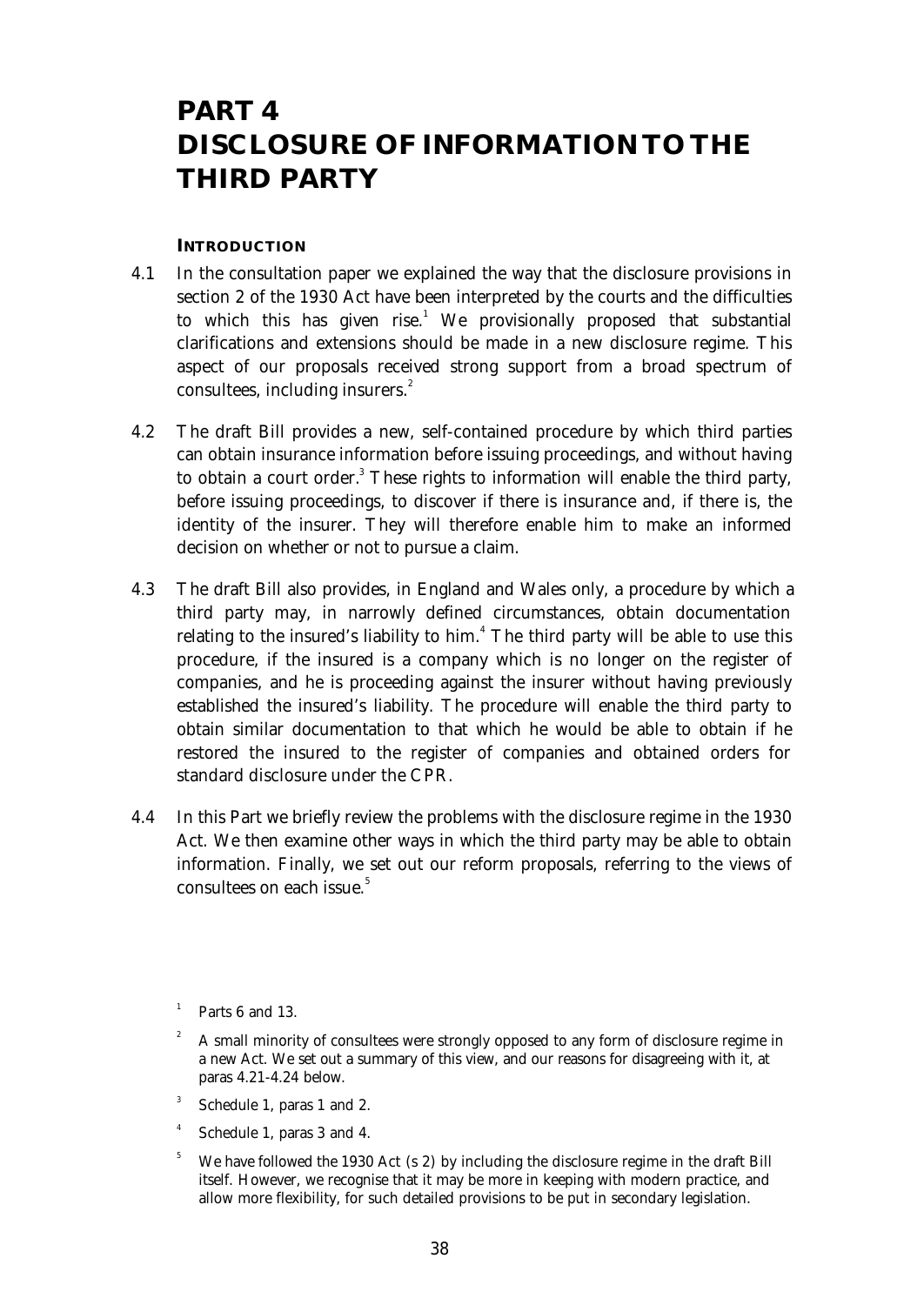# PART 4
# DISCLOSURE OF INFORMATION TO THE THIRD PARTY

## INTRODUCTION

4.1 In the consultation paper we explained the way that the disclosure provisions in section 2 of the 1930 Act have been interpreted by the courts and the difficulties to which this has given rise.[1] We provisionally proposed that substantial clarifications and extensions should be made in a new disclosure regime. This aspect of our proposals received strong support from a broad spectrum of consultees, including insurers.[2]

4.2 The draft Bill provides a new, self-contained procedure by which third parties can obtain insurance information before issuing proceedings, and without having to obtain a court order.[3] These rights to information will enable the third party, before issuing proceedings, to discover if there is insurance and, if there is, the identity of the insurer. They will therefore enable him to make an informed decision on whether or not to pursue a claim.

4.3 The draft Bill also provides, in England and Wales only, a procedure by which a third party may, in narrowly defined circumstances, obtain documentation relating to the insured's liability to him.[4] The third party will be able to use this procedure, if the insured is a company which is no longer on the register of companies, and he is proceeding against the insurer without having previously established the insured's liability. The procedure will enable the third party to obtain similar documentation to that which he would be able to obtain if he restored the insured to the register of companies and obtained orders for standard disclosure under the CPR.

4.4 In this Part we briefly review the problems with the disclosure regime in the 1930 Act. We then examine other ways in which the third party may be able to obtain information. Finally, we set out our reform proposals, referring to the views of consultees on each issue.[5]

[1] Parts 6 and 13.

[2] A small minority of consultees were strongly opposed to any form of disclosure regime in a new Act. We set out a summary of this view, and our reasons for disagreeing with it, at paras 4.21-4.24 below.

[3] Schedule 1, paras 1 and 2.

[4] Schedule 1, paras 3 and 4.

[5] We have followed the 1930 Act (s 2) by including the disclosure regime in the draft Bill itself. However, we recognise that it may be more in keeping with modern practice, and allow more flexibility, for such detailed provisions to be put in secondary legislation.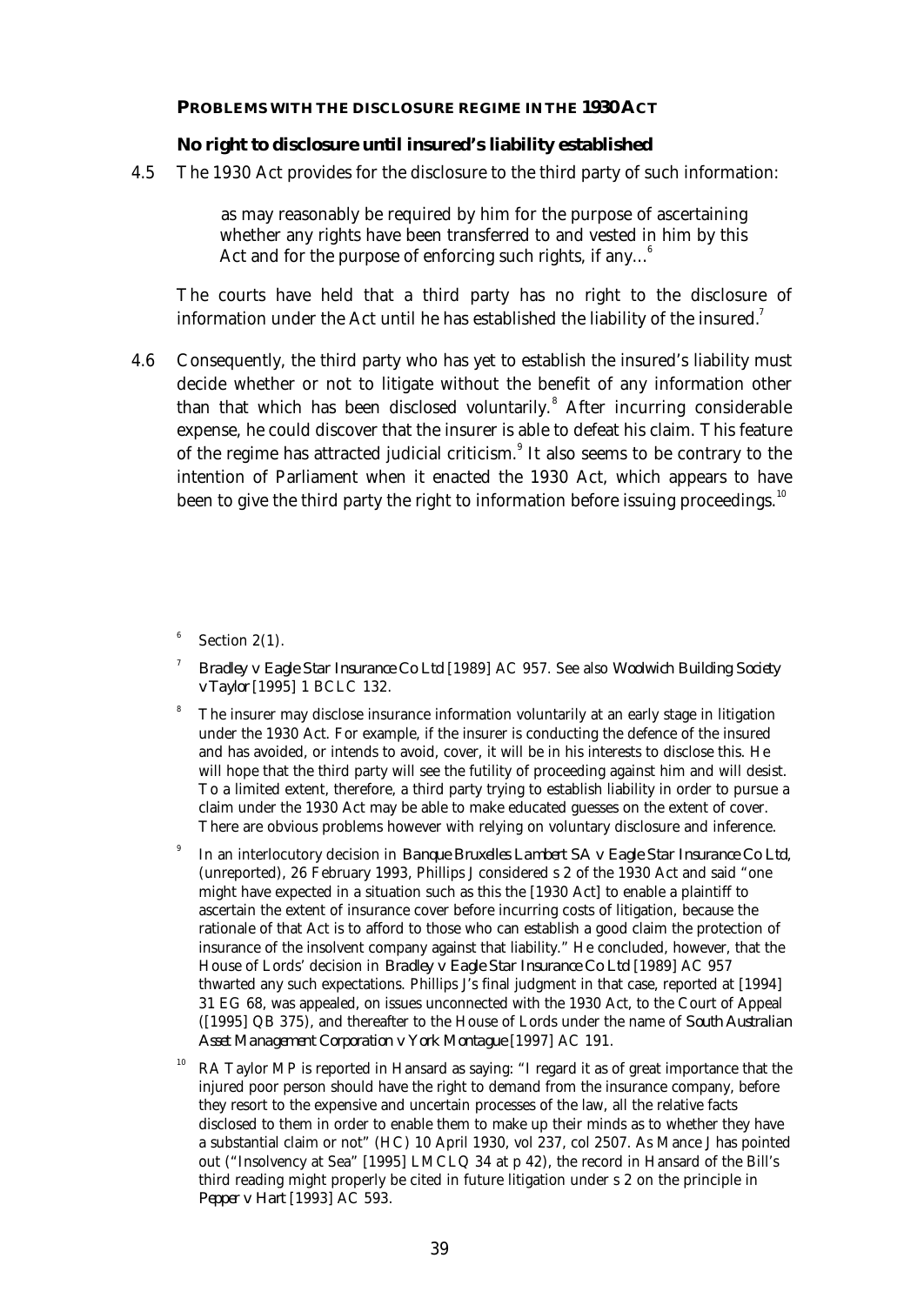## PROBLEMS WITH THE DISCLOSURE REGIME IN THE 1930 ACT

### No right to disclosure until insured's liability established

4.5 The 1930 Act provides for the disclosure to the third party of such information:

> as may reasonably be required by him for the purpose of ascertaining whether any rights have been transferred to and vested in him by this Act and for the purpose of enforcing such rights, if any…[6]

The courts have held that a third party has no right to the disclosure of information under the Act until he has established the liability of the insured.[7]

4.6 Consequently, the third party who has yet to establish the insured's liability must decide whether or not to litigate without the benefit of any information other than that which has been disclosed voluntarily.[8] After incurring considerable expense, he could discover that the insurer is able to defeat his claim. This feature of the regime has attracted judicial criticism.[9] It also seems to be contrary to the intention of Parliament when it enacted the 1930 Act, which appears to have been to give the third party the right to information before issuing proceedings.[10]

---

[6] Section 2(1).

[7] *Bradley v Eagle Star Insurance Co Ltd* [1989] AC 957. See also *Woolwich Building Society v Taylor* [1995] 1 BCLC 132.

[8] The insurer may disclose insurance information voluntarily at an early stage in litigation under the 1930 Act. For example, if the insurer is conducting the defence of the insured and has avoided, or intends to avoid, cover, it will be in his interests to disclose this. He will hope that the third party will see the futility of proceeding against him and will desist. To a limited extent, therefore, a third party trying to establish liability in order to pursue a claim under the 1930 Act may be able to make educated guesses on the extent of cover. There are obvious problems however with relying on voluntary disclosure and inference.

[9] In an interlocutory decision in *Banque Bruxelles Lambert SA v Eagle Star Insurance Co Ltd*, (unreported), 26 February 1993, Phillips J considered s 2 of the 1930 Act and said "one might have expected in a situation such as this the [1930 Act] to enable a plaintiff to ascertain the extent of insurance cover before incurring costs of litigation, because the rationale of that Act is to afford to those who can establish a good claim the protection of insurance of the insolvent company against that liability." He concluded, however, that the House of Lords' decision in *Bradley v Eagle Star Insurance Co Ltd* [1989] AC 957 thwarted any such expectations. Phillips J's final judgment in that case, reported at [1994] 31 EG 68, was appealed, on issues unconnected with the 1930 Act, to the Court of Appeal ([1995] QB 375), and thereafter to the House of Lords under the name of *South Australian Asset Management Corporation v York Montague* [1997] AC 191.

[10] RA Taylor MP is reported in Hansard as saying: "I regard it as of great importance that the injured poor person should have the right to demand from the insurance company, before they resort to the expensive and uncertain processes of the law, all the relative facts disclosed to them in order to enable them to make up their minds as to whether they have a substantial claim or not" (HC) 10 April 1930, vol 237, col 2507. As Mance J has pointed out ("Insolvency at Sea" [1995] LMCLQ 34 at p 42), the record in Hansard of the Bill's third reading might properly be cited in future litigation under s 2 on the principle in *Pepper v Hart* [1993] AC 593.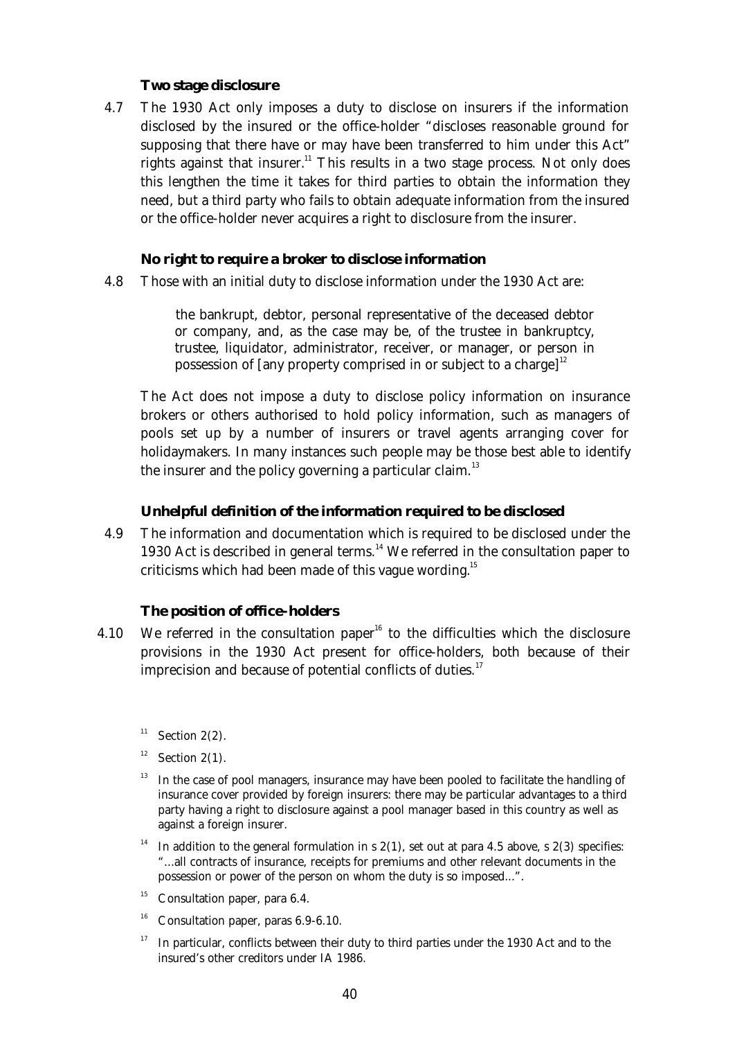### Two stage disclosure

4.7 The 1930 Act only imposes a duty to disclose on insurers if the information disclosed by the insured or the office-holder "discloses reasonable ground for supposing that there have or may have been transferred to him under this Act" rights against that insurer.[11] This results in a two stage process. Not only does this lengthen the time it takes for third parties to obtain the information they need, but a third party who fails to obtain adequate information from the insured or the office-holder never acquires a right to disclosure from the insurer.

### No right to require a broker to disclose information

4.8 Those with an initial duty to disclose information under the 1930 Act are:

> the bankrupt, debtor, personal representative of the deceased debtor or company, and, as the case may be, of the trustee in bankruptcy, trustee, liquidator, administrator, receiver, or manager, or person in possession of [any property comprised in or subject to a charge][12]

The Act does not impose a duty to disclose policy information on insurance brokers or others authorised to hold policy information, such as managers of pools set up by a number of insurers or travel agents arranging cover for holidaymakers. In many instances such people may be those best able to identify the insurer and the policy governing a particular claim.[13]

### Unhelpful definition of the information required to be disclosed

4.9 The information and documentation which is required to be disclosed under the 1930 Act is described in general terms.[14] We referred in the consultation paper to criticisms which had been made of this vague wording.[15]

### The position of office-holders

4.10 We referred in the consultation paper[16] to the difficulties which the disclosure provisions in the 1930 Act present for office-holders, both because of their imprecision and because of potential conflicts of duties.[17]

---

[11] Section 2(2).

[12] Section 2(1).

[13] In the case of pool managers, insurance may have been pooled to facilitate the handling of insurance cover provided by foreign insurers: there may be particular advantages to a third party having a right to disclosure against a pool manager based in this country as well as against a foreign insurer.

[14] In addition to the general formulation in s 2(1), set out at para 4.5 above, s 2(3) specifies: "...all contracts of insurance, receipts for premiums and other relevant documents in the possession or power of the person on whom the duty is so imposed...".

[15] Consultation paper, para 6.4.

[16] Consultation paper, paras 6.9-6.10.

[17] In particular, conflicts between their duty to third parties under the 1930 Act and to the insured's other creditors under IA 1986.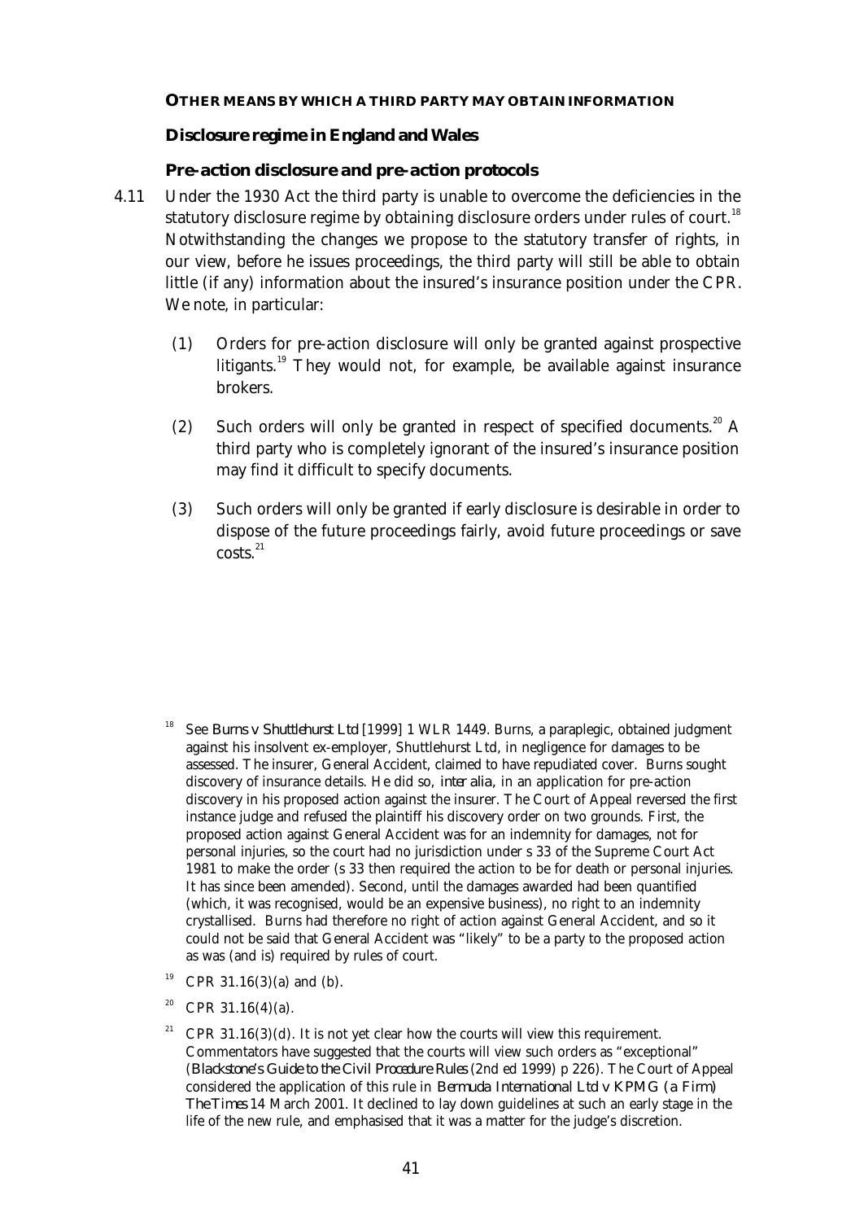**OTHER MEANS BY WHICH A THIRD PARTY MAY OBTAIN INFORMATION**

**Disclosure regime in England and Wales**

**Pre-action disclosure and pre-action protocols**

4.11 Under the 1930 Act the third party is unable to overcome the deficiencies in the statutory disclosure regime by obtaining disclosure orders under rules of court.[18] Notwithstanding the changes we propose to the statutory transfer of rights, in our view, before he issues proceedings, the third party will still be able to obtain little (if any) information about the insured's insurance position under the CPR. We note, in particular:

(1) Orders for pre-action disclosure will only be granted against prospective litigants.[19] They would not, for example, be available against insurance brokers.

(2) Such orders will only be granted in respect of specified documents.[20] A third party who is completely ignorant of the insured's insurance position may find it difficult to specify documents.

(3) Such orders will only be granted if early disclosure is desirable in order to dispose of the future proceedings fairly, avoid future proceedings or save costs.[21]

---

[18] See *Burns v Shuttlehurst Ltd* [1999] 1 WLR 1449. Burns, a paraplegic, obtained judgment against his insolvent ex-employer, Shuttlehurst Ltd, in negligence for damages to be assessed. The insurer, General Accident, claimed to have repudiated cover. Burns sought discovery of insurance details. He did so, *inter alia*, in an application for pre-action discovery in his proposed action against the insurer. The Court of Appeal reversed the first instance judge and refused the plaintiff his discovery order on two grounds. First, the proposed action against General Accident was for an indemnity for damages, not for personal injuries, so the court had no jurisdiction under s 33 of the Supreme Court Act 1981 to make the order (s 33 then required the action to be for death or personal injuries. It has since been amended). Second, until the damages awarded had been quantified (which, it was recognised, would be an expensive business), no right to an indemnity crystallised. Burns had therefore no right of action against General Accident, and so it could not be said that General Accident was "likely" to be a party to the proposed action as was (and is) required by rules of court.

[19] CPR 31.16(3)(a) and (b).

[20] CPR 31.16(4)(a).

[21] CPR 31.16(3)(d). It is not yet clear how the courts will view this requirement. Commentators have suggested that the courts will view such orders as "exceptional" (*Blackstone's Guide to the Civil Procedure Rules* (2nd ed 1999) p 226). The Court of Appeal considered the application of this rule in *Bermuda International Ltd v KPMG (a Firm) The Times* 14 March 2001. It declined to lay down guidelines at such an early stage in the life of the new rule, and emphasised that it was a matter for the judge's discretion.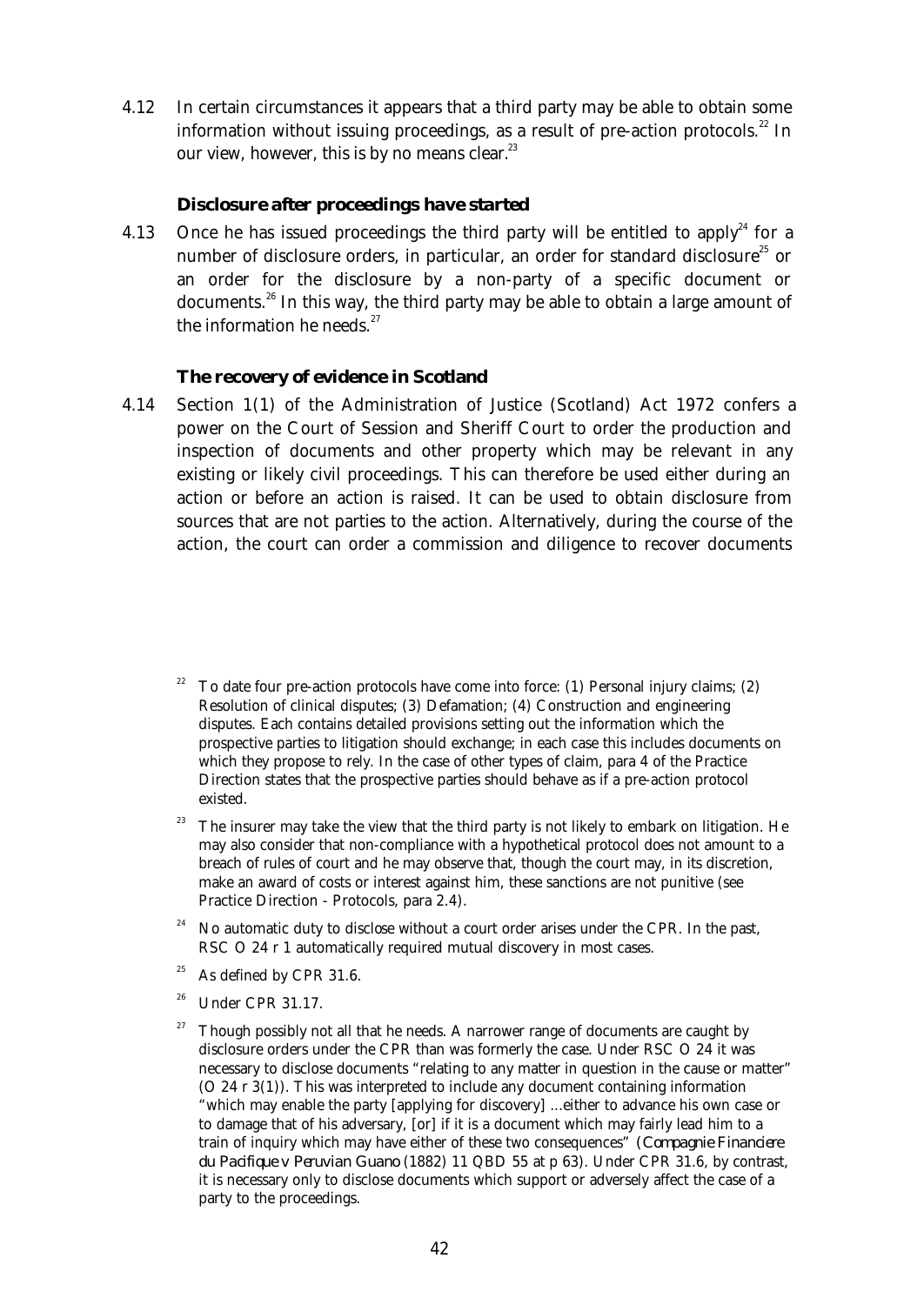4.12 In certain circumstances it appears that a third party may be able to obtain some information without issuing proceedings, as a result of pre-action protocols.[22] In our view, however, this is by no means clear.[23]

### Disclosure after proceedings have started

4.13 Once he has issued proceedings the third party will be entitled to apply[24] for a number of disclosure orders, in particular, an order for standard disclosure[25] or an order for the disclosure by a non-party of a specific document or documents.[26] In this way, the third party may be able to obtain a large amount of the information he needs.[27]

### The recovery of evidence in Scotland

4.14 Section 1(1) of the Administration of Justice (Scotland) Act 1972 confers a power on the Court of Session and Sheriff Court to order the production and inspection of documents and other property which may be relevant in any existing or likely civil proceedings. This can therefore be used either during an action or before an action is raised. It can be used to obtain disclosure from sources that are not parties to the action. Alternatively, during the course of the action, the court can order a commission and diligence to recover documents

---

[22] To date four pre-action protocols have come into force: (1) Personal injury claims; (2) Resolution of clinical disputes; (3) Defamation; (4) Construction and engineering disputes. Each contains detailed provisions setting out the information which the prospective parties to litigation should exchange; in each case this includes documents on which they propose to rely. In the case of other types of claim, para 4 of the Practice Direction states that the prospective parties should behave as if a pre-action protocol existed.

[23] The insurer may take the view that the third party is not likely to embark on litigation. He may also consider that non-compliance with a hypothetical protocol does not amount to a breach of rules of court and he may observe that, though the court may, in its discretion, make an award of costs or interest against him, these sanctions are not punitive (see Practice Direction - Protocols, para 2.4).

[24] No automatic duty to disclose without a court order arises under the CPR. In the past, RSC O 24 r 1 automatically required mutual discovery in most cases.

[25] As defined by CPR 31.6.

[26] Under CPR 31.17.

[27] Though possibly not all that he needs. A narrower range of documents are caught by disclosure orders under the CPR than was formerly the case. Under RSC O 24 it was necessary to disclose documents "relating to any matter in question in the cause or matter" (O 24 r 3(1)). This was interpreted to include any document containing information "which may enable the party [applying for discovery] ...either to advance his own case or to damage that of his adversary, [or] if it is a document which may fairly lead him to a train of inquiry which may have either of these two consequences" (*Compagnie Financiere du Pacifique v Peruvian Guano* (1882) 11 QBD 55 at p 63). Under CPR 31.6, by contrast, it is necessary only to disclose documents which support or adversely affect the case of a party to the proceedings.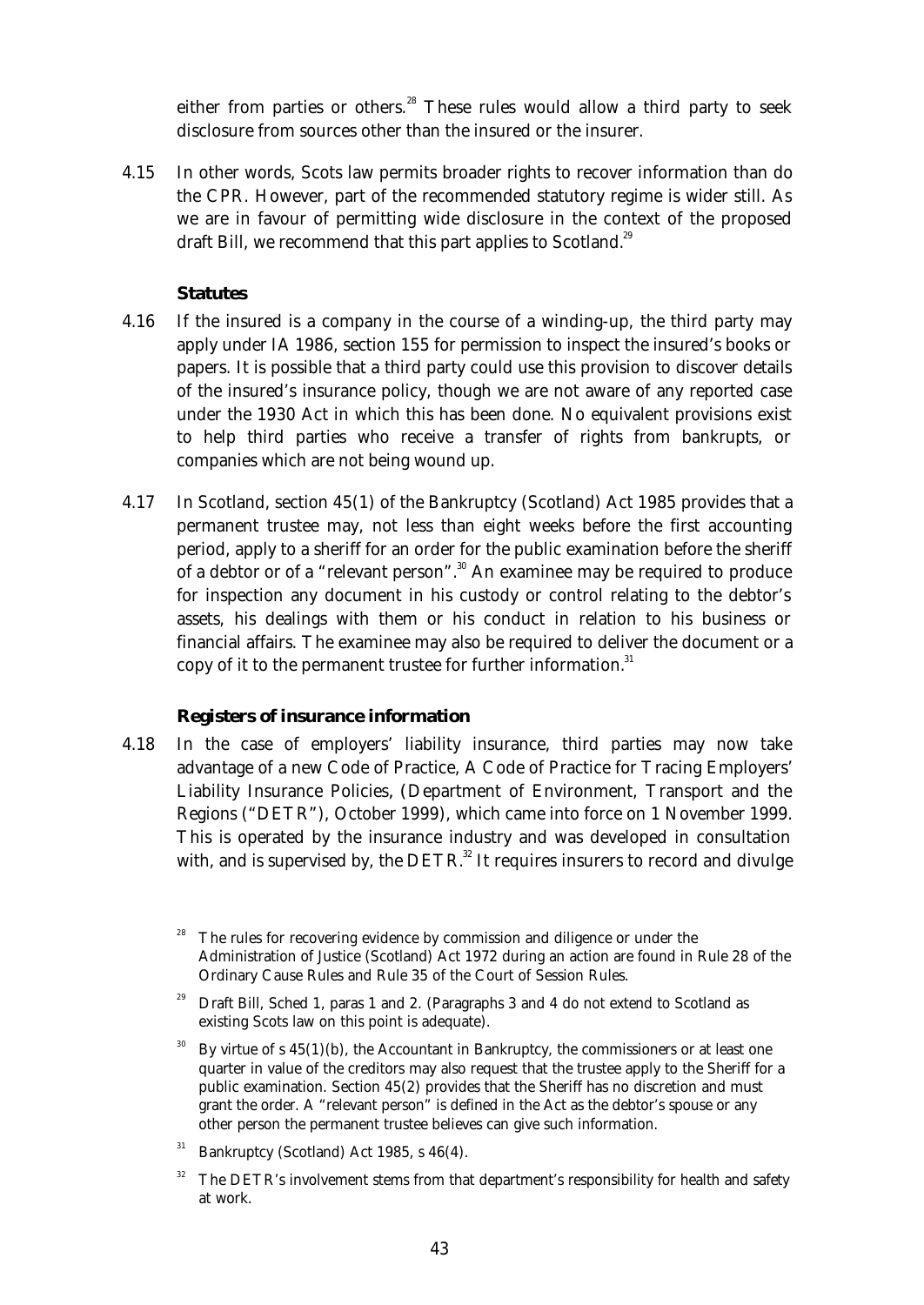either from parties or others.[28] These rules would allow a third party to seek disclosure from sources other than the insured or the insurer.

4.15 In other words, Scots law permits broader rights to recover information than do the CPR. However, part of the recommended statutory regime is wider still. As we are in favour of permitting wide disclosure in the context of the proposed draft Bill, we recommend that this part applies to Scotland.[29]

### Statutes

4.16 If the insured is a company in the course of a winding-up, the third party may apply under IA 1986, section 155 for permission to inspect the insured's books or papers. It is possible that a third party could use this provision to discover details of the insured's insurance policy, though we are not aware of any reported case under the 1930 Act in which this has been done. No equivalent provisions exist to help third parties who receive a transfer of rights from bankrupts, or companies which are not being wound up.

4.17 In Scotland, section 45(1) of the Bankruptcy (Scotland) Act 1985 provides that a permanent trustee may, not less than eight weeks before the first accounting period, apply to a sheriff for an order for the public examination before the sheriff of a debtor or of a "relevant person".[30] An examinee may be required to produce for inspection any document in his custody or control relating to the debtor's assets, his dealings with them or his conduct in relation to his business or financial affairs. The examinee may also be required to deliver the document or a copy of it to the permanent trustee for further information.[31]

### Registers of insurance information

4.18 In the case of employers' liability insurance, third parties may now take advantage of a new Code of Practice, *A Code of Practice for Tracing Employers' Liability Insurance Policies*, (Department of Environment, Transport and the Regions ("DETR"), October 1999), which came into force on 1 November 1999. This is operated by the insurance industry and was developed in consultation with, and is supervised by, the DETR.[32] It requires insurers to record and divulge

---

[28] The rules for recovering evidence by commission and diligence or under the Administration of Justice (Scotland) Act 1972 during an action are found in Rule 28 of the Ordinary Cause Rules and Rule 35 of the Court of Session Rules.

[29] Draft Bill, Sched 1, paras 1 and 2. (Paragraphs 3 and 4 do not extend to Scotland as existing Scots law on this point is adequate).

[30] By virtue of s 45(1)(b), the Accountant in Bankruptcy, the commissioners or at least one quarter in value of the creditors may also request that the trustee apply to the Sheriff for a public examination. Section 45(2) provides that the Sheriff has no discretion and must grant the order. A "relevant person" is defined in the Act as the debtor's spouse or any other person the permanent trustee believes can give such information.

[31] Bankruptcy (Scotland) Act 1985, s 46(4).

[32] The DETR's involvement stems from that department's responsibility for health and safety at work.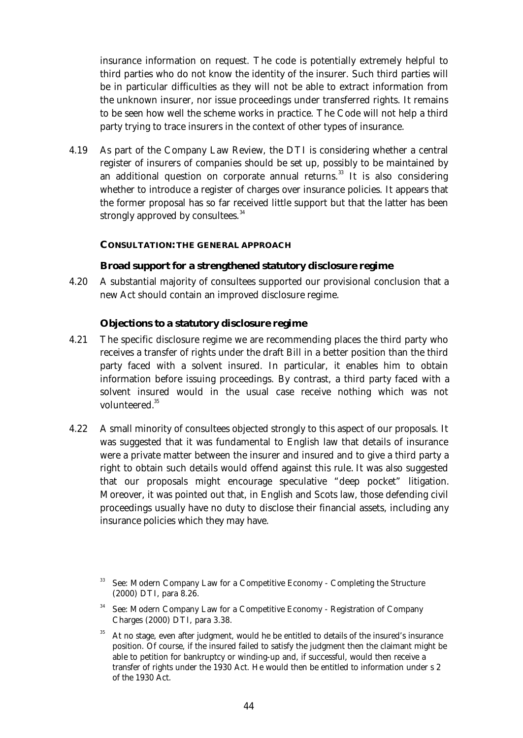insurance information on request. The code is potentially extremely helpful to third parties who do not know the identity of the insurer. Such third parties will be in particular difficulties as they will not be able to extract information from the unknown insurer, nor issue proceedings under transferred rights. It remains to be seen how well the scheme works in practice. The Code will not help a third party trying to trace insurers in the context of other types of insurance.

4.19 As part of the Company Law Review, the DTI is considering whether a central register of insurers of companies should be set up, possibly to be maintained by an additional question on corporate annual returns.[33] It is also considering whether to introduce a register of charges over insurance policies. It appears that the former proposal has so far received little support but that the latter has been strongly approved by consultees.[34]

### CONSULTATION: THE GENERAL APPROACH

#### Broad support for a strengthened statutory disclosure regime

4.20 A substantial majority of consultees supported our provisional conclusion that a new Act should contain an improved disclosure regime.

#### Objections to a statutory disclosure regime

4.21 The specific disclosure regime we are recommending places the third party who receives a transfer of rights under the draft Bill in a better position than the third party faced with a solvent insured. In particular, it enables him to obtain information before issuing proceedings. By contrast, a third party faced with a solvent insured would in the usual case receive nothing which was not volunteered.[35]

4.22 A small minority of consultees objected strongly to this aspect of our proposals. It was suggested that it was fundamental to English law that details of insurance were a private matter between the insurer and insured and to give a third party a right to obtain such details would offend against this rule. It was also suggested that our proposals might encourage speculative "deep pocket" litigation. Moreover, it was pointed out that, in English and Scots law, those defending civil proceedings usually have no duty to disclose their financial assets, including any insurance policies which they may have.

---

[33] See: Modern Company Law for a Competitive Economy - Completing the Structure (2000) DTI, para 8.26.

[34] See: Modern Company Law for a Competitive Economy - Registration of Company Charges (2000) DTI, para 3.38.

[35] At no stage, even after judgment, would he be entitled to details of the insured's insurance position. Of course, if the insured failed to satisfy the judgment then the claimant might be able to petition for bankruptcy or winding-up and, if successful, would then receive a transfer of rights under the 1930 Act. He would then be entitled to information under s 2 of the 1930 Act.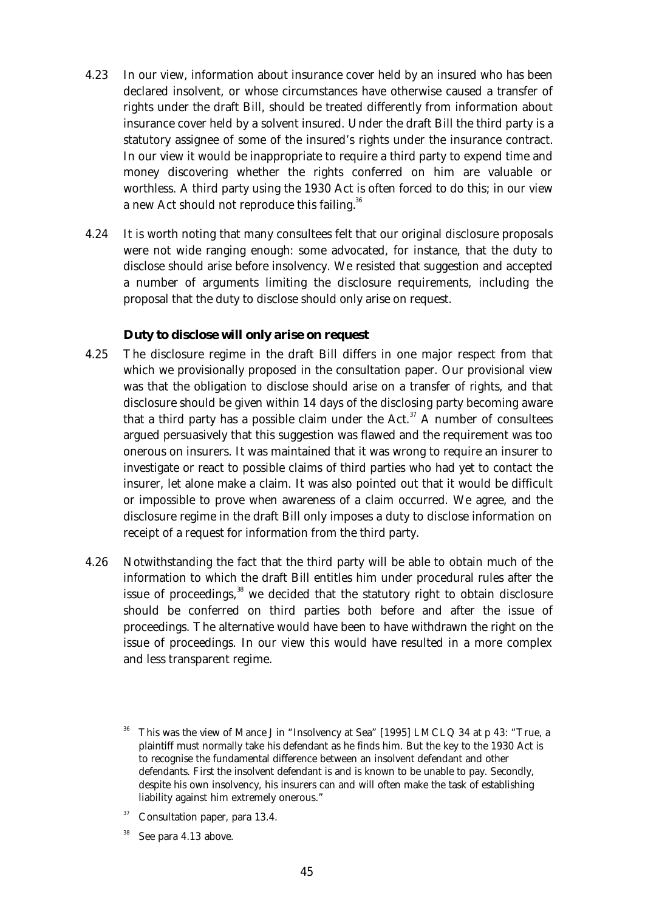4.23 In our view, information about insurance cover held by an insured who has been declared insolvent, or whose circumstances have otherwise caused a transfer of rights under the draft Bill, should be treated differently from information about insurance cover held by a solvent insured. Under the draft Bill the third party is a statutory assignee of some of the insured's rights under the insurance contract. In our view it would be inappropriate to require a third party to expend time and money discovering whether the rights conferred on him are valuable or worthless. A third party using the 1930 Act is often forced to do this; in our view a new Act should not reproduce this failing.[36]

4.24 It is worth noting that many consultees felt that our original disclosure proposals were not wide ranging enough: some advocated, for instance, that the duty to disclose should arise before insolvency. We resisted that suggestion and accepted a number of arguments limiting the disclosure requirements, including the proposal that the duty to disclose should only arise on request.

### Duty to disclose will only arise on request

4.25 The disclosure regime in the draft Bill differs in one major respect from that which we provisionally proposed in the consultation paper. Our provisional view was that the obligation to disclose should arise on a transfer of rights, and that disclosure should be given within 14 days of the disclosing party becoming aware that a third party has a possible claim under the Act.[37] A number of consultees argued persuasively that this suggestion was flawed and the requirement was too onerous on insurers. It was maintained that it was wrong to require an insurer to investigate or react to possible claims of third parties who had yet to contact the insurer, let alone make a claim. It was also pointed out that it would be difficult or impossible to prove when awareness of a claim occurred. We agree, and the disclosure regime in the draft Bill only imposes a duty to disclose information on receipt of a request for information from the third party.

4.26 Notwithstanding the fact that the third party will be able to obtain much of the information to which the draft Bill entitles him under procedural rules after the issue of proceedings,[38] we decided that the statutory right to obtain disclosure should be conferred on third parties both before and after the issue of proceedings. The alternative would have been to have withdrawn the right on the issue of proceedings. In our view this would have resulted in a more complex and less transparent regime.

[36] This was the view of Mance J in "Insolvency at Sea" [1995] LMCLQ 34 at p 43: "True, a plaintiff must normally take his defendant as he finds him. But the key to the 1930 Act is to recognise the fundamental difference between an insolvent defendant and other defendants. First the insolvent defendant is and is known to be unable to pay. Secondly, despite his own insolvency, his insurers can and will often make the task of establishing liability against him extremely onerous."

[37] Consultation paper, para 13.4.

[38] See para 4.13 above.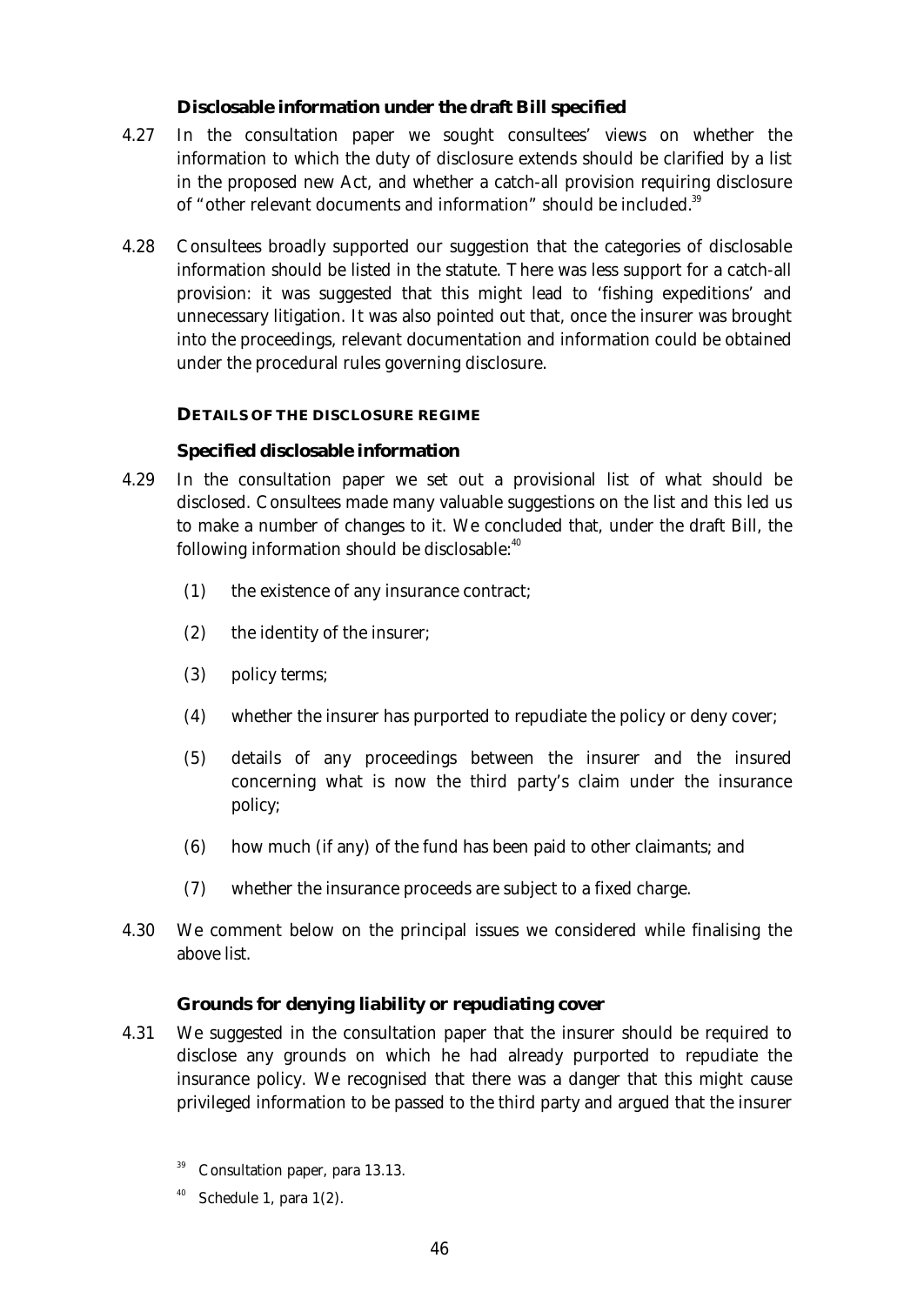### Disclosable information under the draft Bill specified

4.27 In the consultation paper we sought consultees' views on whether the information to which the duty of disclosure extends should be clarified by a list in the proposed new Act, and whether a catch-all provision requiring disclosure of "other relevant documents and information" should be included.[39]

4.28 Consultees broadly supported our suggestion that the categories of disclosable information should be listed in the statute. There was less support for a catch-all provision: it was suggested that this might lead to 'fishing expeditions' and unnecessary litigation. It was also pointed out that, once the insurer was brought into the proceedings, relevant documentation and information could be obtained under the procedural rules governing disclosure.

## DETAILS OF THE DISCLOSURE REGIME

### Specified disclosable information

4.29 In the consultation paper we set out a provisional list of what should be disclosed. Consultees made many valuable suggestions on the list and this led us to make a number of changes to it. We concluded that, under the draft Bill, the following information should be disclosable:[40]

(1) the existence of any insurance contract;

(2) the identity of the insurer;

(3) policy terms;

(4) whether the insurer has purported to repudiate the policy or deny cover;

(5) details of any proceedings between the insurer and the insured concerning what is now the third party's claim under the insurance policy;

(6) how much (if any) of the fund has been paid to other claimants; and

(7) whether the insurance proceeds are subject to a fixed charge.

4.30 We comment below on the principal issues we considered while finalising the above list.

### Grounds for denying liability or repudiating cover

4.31 We suggested in the consultation paper that the insurer should be required to disclose any grounds on which he had already purported to repudiate the insurance policy. We recognised that there was a danger that this might cause privileged information to be passed to the third party and argued that the insurer

[39] Consultation paper, para 13.13.

[40] Schedule 1, para 1(2).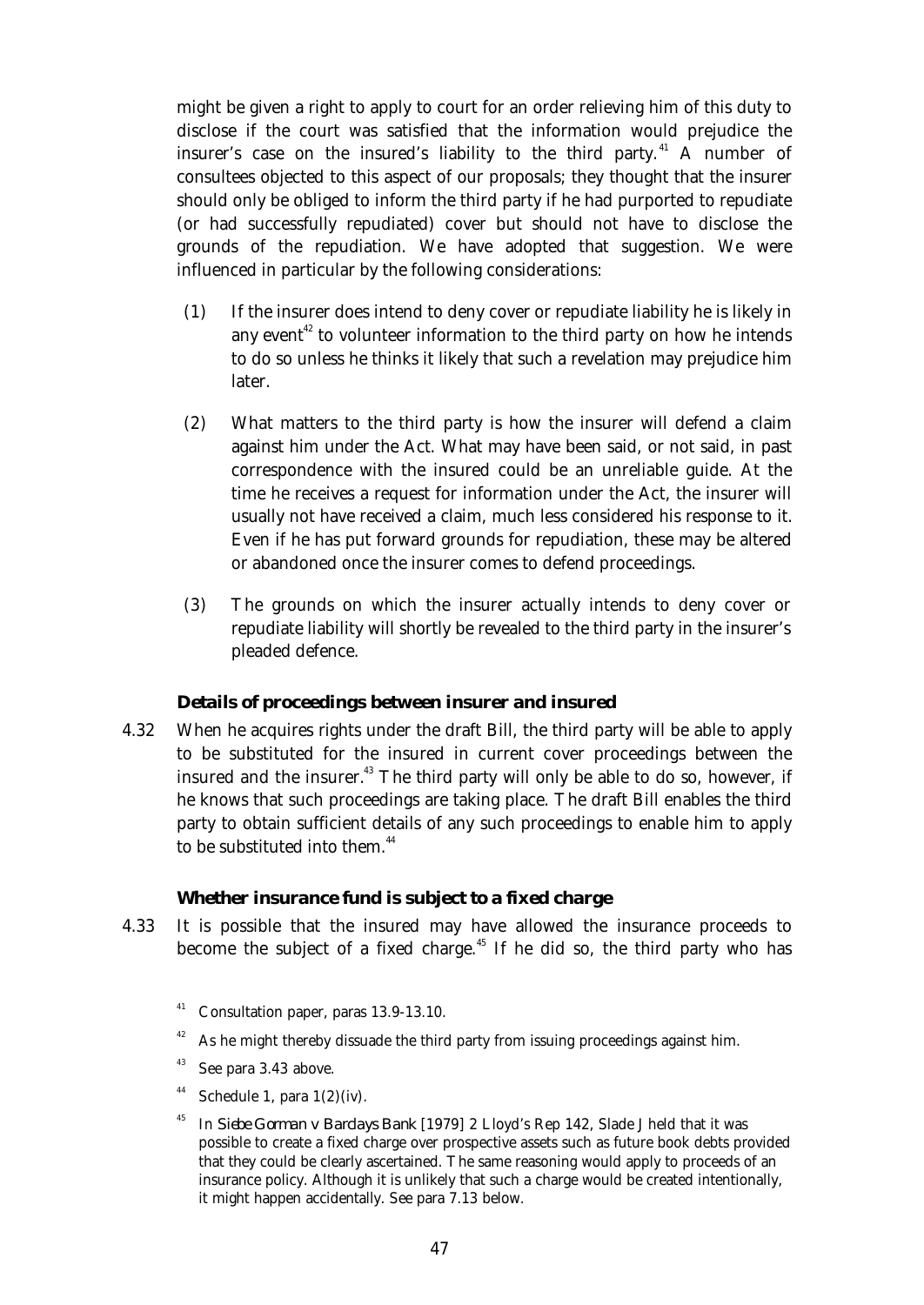might be given a right to apply to court for an order relieving him of this duty to disclose if the court was satisfied that the information would prejudice the insurer's case on the insured's liability to the third party.[41] A number of consultees objected to this aspect of our proposals; they thought that the insurer should only be obliged to inform the third party if he had purported to repudiate (or had successfully repudiated) cover but should not have to disclose the grounds of the repudiation. We have adopted that suggestion. We were influenced in particular by the following considerations:

(1) If the insurer does intend to deny cover or repudiate liability he is likely in any event[42] to volunteer information to the third party on how he intends to do so unless he thinks it likely that such a revelation may prejudice him later.

(2) What matters to the third party is how the insurer will defend a claim against him under the Act. What may have been said, or not said, in past correspondence with the insured could be an unreliable guide. At the time he receives a request for information under the Act, the insurer will usually not have received a claim, much less considered his response to it. Even if he has put forward grounds for repudiation, these may be altered or abandoned once the insurer comes to defend proceedings.

(3) The grounds on which the insurer actually intends to deny cover or repudiate liability will shortly be revealed to the third party in the insurer's pleaded defence.

### Details of proceedings between insurer and insured

4.32 When he acquires rights under the draft Bill, the third party will be able to apply to be substituted for the insured in current cover proceedings between the insured and the insurer.[43] The third party will only be able to do so, however, if he knows that such proceedings are taking place. The draft Bill enables the third party to obtain sufficient details of any such proceedings to enable him to apply to be substituted into them.[44]

### Whether insurance fund is subject to a fixed charge

4.33 It is possible that the insured may have allowed the insurance proceeds to become the subject of a fixed charge.[45] If he did so, the third party who has

[41] Consultation paper, paras 13.9-13.10.

[42] As he might thereby dissuade the third party from issuing proceedings against him.

[43] See para 3.43 above.

[44] Schedule 1, para 1(2)(iv).

[45] In *Siebe Gorman v Barclays Bank* [1979] 2 Lloyd's Rep 142, Slade J held that it was possible to create a fixed charge over prospective assets such as future book debts provided that they could be clearly ascertained. The same reasoning would apply to proceeds of an insurance policy. Although it is unlikely that such a charge would be created intentionally, it might happen accidentally. See para 7.13 below.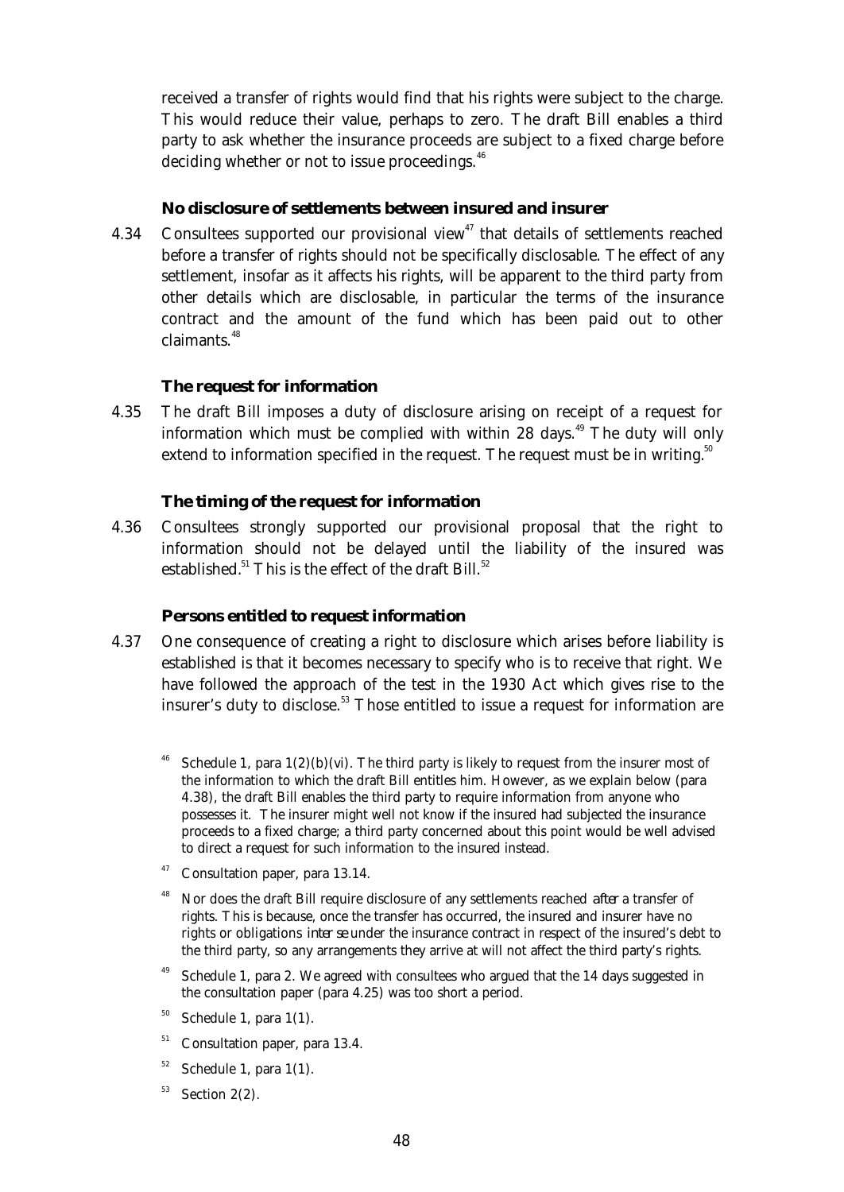received a transfer of rights would find that his rights were subject to the charge. This would reduce their value, perhaps to zero. The draft Bill enables a third party to ask whether the insurance proceeds are subject to a fixed charge before deciding whether or not to issue proceedings.[46]

### No disclosure of settlements between insured and insurer

4.34 Consultees supported our provisional view[47] that details of settlements reached before a transfer of rights should not be specifically disclosable. The effect of any settlement, insofar as it affects his rights, will be apparent to the third party from other details which are disclosable, in particular the terms of the insurance contract and the amount of the fund which has been paid out to other claimants.[48]

### The request for information

4.35 The draft Bill imposes a duty of disclosure arising on receipt of a request for information which must be complied with within 28 days.[49] The duty will only extend to information specified in the request. The request must be in writing.[50]

### The timing of the request for information

4.36 Consultees strongly supported our provisional proposal that the right to information should not be delayed until the liability of the insured was established.[51] This is the effect of the draft Bill.[52]

### Persons entitled to request information

4.37 One consequence of creating a right to disclosure which arises before liability is established is that it becomes necessary to specify who is to receive that right. We have followed the approach of the test in the 1930 Act which gives rise to the insurer's duty to disclose.[53] Those entitled to issue a request for information are

---

[46] Schedule 1, para 1(2)(b)(vi). The third party is likely to request from the insurer most of the information to which the draft Bill entitles him. However, as we explain below (para 4.38), the draft Bill enables the third party to require information from anyone who possesses it. The insurer might well not know if the insured had subjected the insurance proceeds to a fixed charge; a third party concerned about this point would be well advised to direct a request for such information to the insured instead.

[47] Consultation paper, para 13.14.

[48] Nor does the draft Bill require disclosure of any settlements reached *after* a transfer of rights. This is because, once the transfer has occurred, the insured and insurer have no rights or obligations *inter se* under the insurance contract in respect of the insured's debt to the third party, so any arrangements they arrive at will not affect the third party's rights.

[49] Schedule 1, para 2. We agreed with consultees who argued that the 14 days suggested in the consultation paper (para 4.25) was too short a period.

[50] Schedule 1, para 1(1).

[51] Consultation paper, para 13.4.

[52] Schedule 1, para 1(1).

[53] Section 2(2).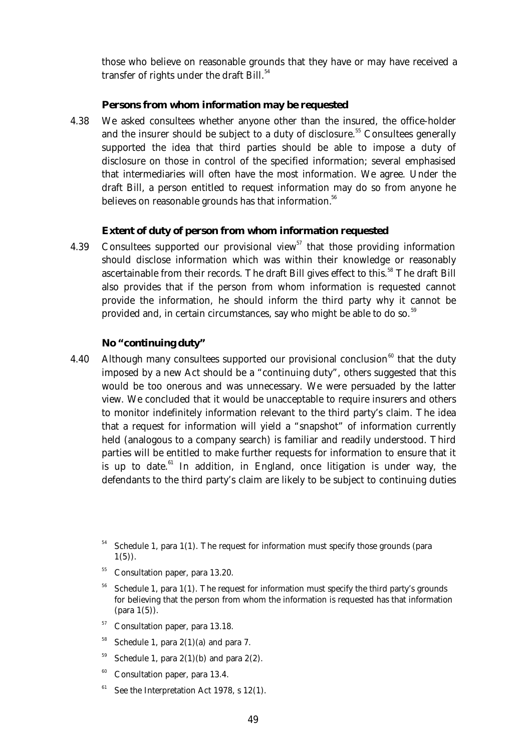those who believe on reasonable grounds that they have or may have received a transfer of rights under the draft Bill.[54]

### Persons from whom information may be requested

4.38 We asked consultees whether anyone other than the insured, the office-holder and the insurer should be subject to a duty of disclosure.[55] Consultees generally supported the idea that third parties should be able to impose a duty of disclosure on those in control of the specified information; several emphasised that intermediaries will often have the most information. We agree. Under the draft Bill, a person entitled to request information may do so from anyone he believes on reasonable grounds has that information.[56]

### Extent of duty of person from whom information requested

4.39 Consultees supported our provisional view[57] that those providing information should disclose information which was within their knowledge or reasonably ascertainable from their records. The draft Bill gives effect to this.[58] The draft Bill also provides that if the person from whom information is requested cannot provide the information, he should inform the third party why it cannot be provided and, in certain circumstances, say who might be able to do so.[59]

### No "continuing duty"

4.40 Although many consultees supported our provisional conclusion[60] that the duty imposed by a new Act should be a "continuing duty", others suggested that this would be too onerous and was unnecessary. We were persuaded by the latter view. We concluded that it would be unacceptable to require insurers and others to monitor indefinitely information relevant to the third party's claim. The idea that a request for information will yield a "snapshot" of information currently held (analogous to a company search) is familiar and readily understood. Third parties will be entitled to make further requests for information to ensure that it is up to date.[61] In addition, in England, once litigation is under way, the defendants to the third party's claim are likely to be subject to continuing duties

---

[54] Schedule 1, para 1(1). The request for information must specify those grounds (para 1(5)).

[55] Consultation paper, para 13.20.

[56] Schedule 1, para 1(1). The request for information must specify the third party's grounds for believing that the person from whom the information is requested has that information (para 1(5)).

[57] Consultation paper, para 13.18.

[58] Schedule 1, para 2(1)(a) and para 7.

[59] Schedule 1, para 2(1)(b) and para 2(2).

[60] Consultation paper, para 13.4.

[61] See the Interpretation Act 1978, s 12(1).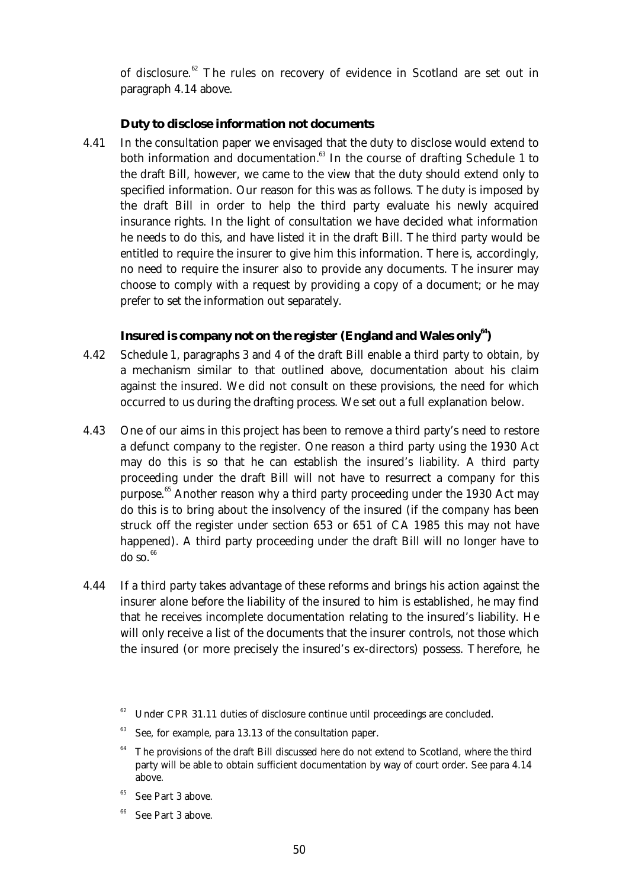of disclosure.[62] The rules on recovery of evidence in Scotland are set out in paragraph 4.14 above.

### Duty to disclose information not documents

4.41 In the consultation paper we envisaged that the duty to disclose would extend to both information and documentation.[63] In the course of drafting Schedule 1 to the draft Bill, however, we came to the view that the duty should extend only to specified information. Our reason for this was as follows. The duty is imposed by the draft Bill in order to help the third party evaluate his newly acquired insurance rights. In the light of consultation we have decided what information he needs to do this, and have listed it in the draft Bill. The third party would be entitled to require the insurer to give him this information. There is, accordingly, no need to require the insurer also to provide any documents. The insurer may choose to comply with a request by providing a copy of a document; or he may prefer to set the information out separately.

### Insured is company not on the register (England and Wales only[64])

4.42 Schedule 1, paragraphs 3 and 4 of the draft Bill enable a third party to obtain, by a mechanism similar to that outlined above, documentation about his claim against the insured. We did not consult on these provisions, the need for which occurred to us during the drafting process. We set out a full explanation below.

4.43 One of our aims in this project has been to remove a third party's need to restore a defunct company to the register. One reason a third party using the 1930 Act may do this is so that he can establish the insured's liability. A third party proceeding under the draft Bill will not have to resurrect a company for this purpose.[65] Another reason why a third party proceeding under the 1930 Act may do this is to bring about the insolvency of the insured (if the company has been struck off the register under section 653 or 651 of CA 1985 this may not have happened). A third party proceeding under the draft Bill will no longer have to do so.[66]

4.44 If a third party takes advantage of these reforms and brings his action against the insurer alone before the liability of the insured to him is established, he may find that he receives incomplete documentation relating to the insured's liability. He will only receive a list of the documents that the insurer controls, not those which the insured (or more precisely the insured's ex-directors) possess. Therefore, he

---

[62] Under CPR 31.11 duties of disclosure continue until proceedings are concluded.

[63] See, for example, para 13.13 of the consultation paper.

[64] The provisions of the draft Bill discussed here do not extend to Scotland, where the third party will be able to obtain sufficient documentation by way of court order. See para 4.14 above.

[65] See Part 3 above.

[66] See Part 3 above.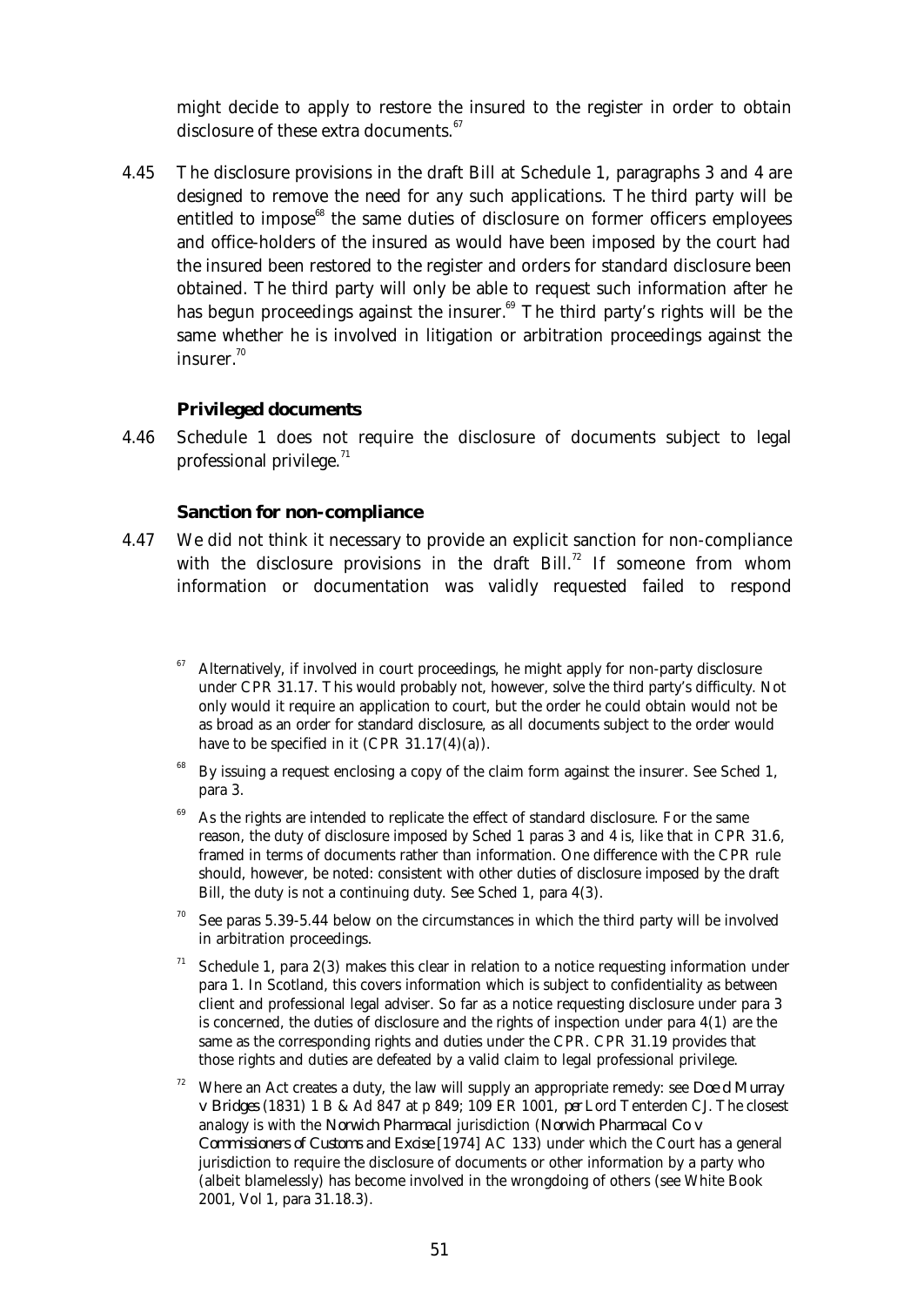might decide to apply to restore the insured to the register in order to obtain disclosure of these extra documents.[67]

4.45 The disclosure provisions in the draft Bill at Schedule 1, paragraphs 3 and 4 are designed to remove the need for any such applications. The third party will be entitled to impose[68] the same duties of disclosure on former officers employees and office-holders of the insured as would have been imposed by the court had the insured been restored to the register and orders for standard disclosure been obtained. The third party will only be able to request such information after he has begun proceedings against the insurer.[69] The third party's rights will be the same whether he is involved in litigation or arbitration proceedings against the insurer.[70]

### Privileged documents

4.46 Schedule 1 does not require the disclosure of documents subject to legal professional privilege.[71]

### Sanction for non-compliance

4.47 We did not think it necessary to provide an explicit sanction for non-compliance with the disclosure provisions in the draft Bill.[72] If someone from whom information or documentation was validly requested failed to respond

---

[67] Alternatively, if involved in court proceedings, he might apply for non-party disclosure under CPR 31.17. This would probably not, however, solve the third party's difficulty. Not only would it require an application to court, but the order he could obtain would not be as broad as an order for standard disclosure, as all documents subject to the order would have to be specified in it (CPR 31.17(4)(a)).

[68] By issuing a request enclosing a copy of the claim form against the insurer. See Sched 1, para 3.

[69] As the rights are intended to replicate the effect of standard disclosure. For the same reason, the duty of disclosure imposed by Sched 1 paras 3 and 4 is, like that in CPR 31.6, framed in terms of documents rather than information. One difference with the CPR rule should, however, be noted: consistent with other duties of disclosure imposed by the draft Bill, the duty is not a continuing duty. See Sched 1, para 4(3).

[70] See paras 5.39-5.44 below on the circumstances in which the third party will be involved in arbitration proceedings.

[71] Schedule 1, para 2(3) makes this clear in relation to a notice requesting information under para 1. In Scotland, this covers information which is subject to confidentiality as between client and professional legal adviser. So far as a notice requesting disclosure under para 3 is concerned, the duties of disclosure and the rights of inspection under para 4(1) are the same as the corresponding rights and duties under the CPR. CPR 31.19 provides that those rights and duties are defeated by a valid claim to legal professional privilege.

[72] Where an Act creates a duty, the law will supply an appropriate remedy: see *Doe d Murray v Bridges* (1831) 1 B & Ad 847 at p 849; 109 ER 1001, *per* Lord Tenterden CJ. The closest analogy is with the *Norwich Pharmacal* jurisdiction (*Norwich Pharmacal Co v Commissioners of Customs and Excise* [1974] AC 133) under which the Court has a general jurisdiction to require the disclosure of documents or other information by a party who (albeit blamelessly) has become involved in the wrongdoing of others (see White Book 2001, Vol 1, para 31.18.3).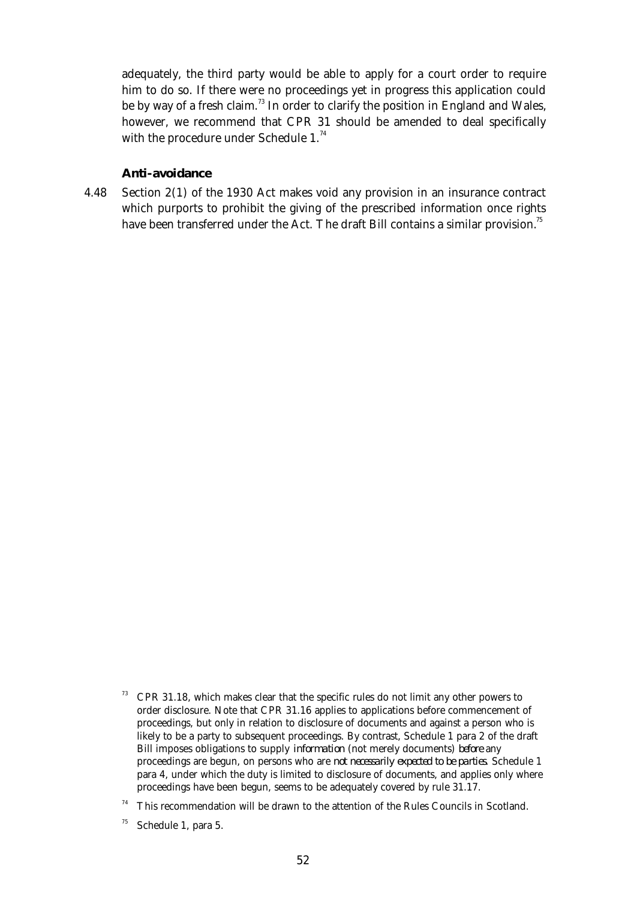adequately, the third party would be able to apply for a court order to require him to do so. If there were no proceedings yet in progress this application could be by way of a fresh claim.[73] In order to clarify the position in England and Wales, however, we recommend that CPR 31 should be amended to deal specifically with the procedure under Schedule 1.[74]

### Anti-avoidance

4.48 Section 2(1) of the 1930 Act makes void any provision in an insurance contract which purports to prohibit the giving of the prescribed information once rights have been transferred under the Act. The draft Bill contains a similar provision.[75]

---

[73] CPR 31.18, which makes clear that the specific rules do not limit any other powers to order disclosure. Note that CPR 31.16 applies to applications before commencement of proceedings, but only in relation to disclosure of documents and against a person who is likely to be a party to subsequent proceedings. By contrast, Schedule 1 para 2 of the draft Bill imposes obligations to supply *information* (not merely documents) *before* any proceedings are begun, on persons who are *not necessarily expected to be parties*. Schedule 1 para 4, under which the duty is limited to disclosure of documents, and applies only where proceedings have been begun, seems to be adequately covered by rule 31.17.

[74] This recommendation will be drawn to the attention of the Rules Councils in Scotland.

[75] Schedule 1, para 5.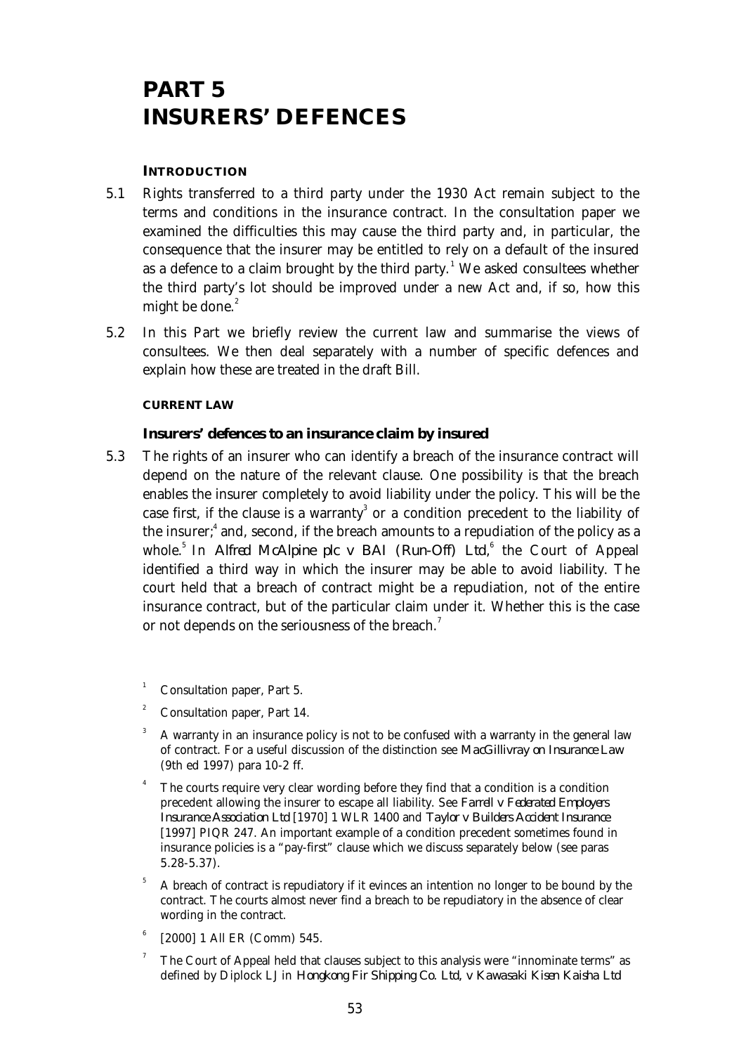# PART 5
# INSURERS' DEFENCES

## INTRODUCTION

5.1 Rights transferred to a third party under the 1930 Act remain subject to the terms and conditions in the insurance contract. In the consultation paper we examined the difficulties this may cause the third party and, in particular, the consequence that the insurer may be entitled to rely on a default of the insured as a defence to a claim brought by the third party.[1] We asked consultees whether the third party's lot should be improved under a new Act and, if so, how this might be done.[2]

5.2 In this Part we briefly review the current law and summarise the views of consultees. We then deal separately with a number of specific defences and explain how these are treated in the draft Bill.

### CURRENT LAW

#### Insurers' defences to an insurance claim by insured

5.3 The rights of an insurer who can identify a breach of the insurance contract will depend on the nature of the relevant clause. One possibility is that the breach enables the insurer completely to avoid liability under the policy. This will be the case first, if the clause is a warranty[3] or a condition precedent to the liability of the insurer;[4] and, second, if the breach amounts to a repudiation of the policy as a whole.[5] In *Alfred McAlpine plc v BAI (Run-Off) Ltd*,[6] the Court of Appeal identified a third way in which the insurer may be able to avoid liability. The court held that a breach of contract might be a repudiation, not of the entire insurance contract, but of the particular claim under it. Whether this is the case or not depends on the seriousness of the breach.[7]

---

[1] Consultation paper, Part 5.

[2] Consultation paper, Part 14.

[3] A warranty in an insurance policy is not to be confused with a warranty in the general law of contract. For a useful discussion of the distinction see *MacGillivray on Insurance Law* (9th ed 1997) para 10-2 ff.

[4] The courts require very clear wording before they find that a condition is a condition precedent allowing the insurer to escape all liability. See *Farrell v Federated Employers Insurance Association Ltd* [1970] 1 WLR 1400 and *Taylor v Builders Accident Insurance* [1997] PIQR 247. An important example of a condition precedent sometimes found in insurance policies is a "pay-first" clause which we discuss separately below (see paras 5.28-5.37).

[5] A breach of contract is repudiatory if it evinces an intention no longer to be bound by the contract. The courts almost never find a breach to be repudiatory in the absence of clear wording in the contract.

[6] [2000] 1 All ER (Comm) 545.

[7] The Court of Appeal held that clauses subject to this analysis were "innominate terms" as defined by Diplock LJ in *Hongkong Fir Shipping Co. Ltd, v Kawasaki Kisen Kaisha Ltd*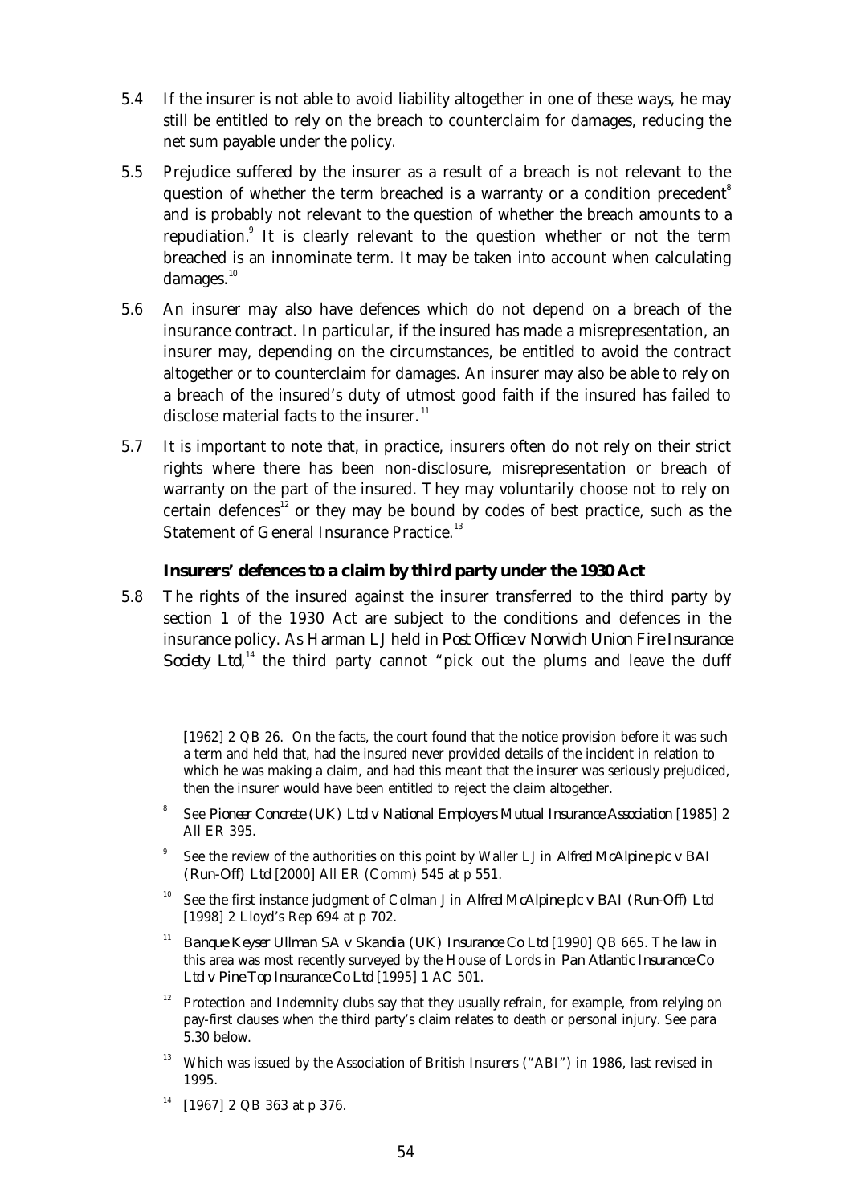5.4 If the insurer is not able to avoid liability altogether in one of these ways, he may still be entitled to rely on the breach to counterclaim for damages, reducing the net sum payable under the policy.

5.5 Prejudice suffered by the insurer as a result of a breach is not relevant to the question of whether the term breached is a warranty or a condition precedent[8] and is probably not relevant to the question of whether the breach amounts to a repudiation.[9] It is clearly relevant to the question whether or not the term breached is an innominate term. It may be taken into account when calculating damages.[10]

5.6 An insurer may also have defences which do not depend on a breach of the insurance contract. In particular, if the insured has made a misrepresentation, an insurer may, depending on the circumstances, be entitled to avoid the contract altogether or to counterclaim for damages. An insurer may also be able to rely on a breach of the insured's duty of utmost good faith if the insured has failed to disclose material facts to the insurer.[11]

5.7 It is important to note that, in practice, insurers often do not rely on their strict rights where there has been non-disclosure, misrepresentation or breach of warranty on the part of the insured. They may voluntarily choose not to rely on certain defences[12] or they may be bound by codes of best practice, such as the Statement of General Insurance Practice.[13]

### Insurers' defences to a claim by third party under the 1930 Act

5.8 The rights of the insured against the insurer transferred to the third party by section 1 of the 1930 Act are subject to the conditions and defences in the insurance policy. As Harman LJ held in *Post Office v Norwich Union Fire Insurance Society Ltd*,[14] the third party cannot "pick out the plums and leave the duff

---

[1962] 2 QB 26. On the facts, the court found that the notice provision before it was such a term and held that, had the insured never provided details of the incident in relation to which he was making a claim, and had this meant that the insurer was seriously prejudiced, then the insurer would have been entitled to reject the claim altogether.

[8] See *Pioneer Concrete (UK) Ltd v National Employers Mutual Insurance Association* [1985] 2 All ER 395.

[9] See the review of the authorities on this point by Waller LJ in *Alfred McAlpine plc v BAI (Run-Off) Ltd* [2000] All ER (Comm) 545 at p 551.

[10] See the first instance judgment of Colman J in *Alfred McAlpine plc v BAI (Run-Off) Ltd* [1998] 2 Lloyd's Rep 694 at p 702.

[11] *Banque Keyser Ullman SA v Skandia (UK) Insurance Co Ltd* [1990] QB 665. The law in this area was most recently surveyed by the House of Lords in *Pan Atlantic Insurance Co Ltd v Pine Top Insurance Co Ltd* [1995] 1 AC 501.

[12] Protection and Indemnity clubs say that they usually refrain, for example, from relying on pay-first clauses when the third party's claim relates to death or personal injury. See para 5.30 below.

[13] Which was issued by the Association of British Insurers ("ABI") in 1986, last revised in 1995.

[14] [1967] 2 QB 363 at p 376.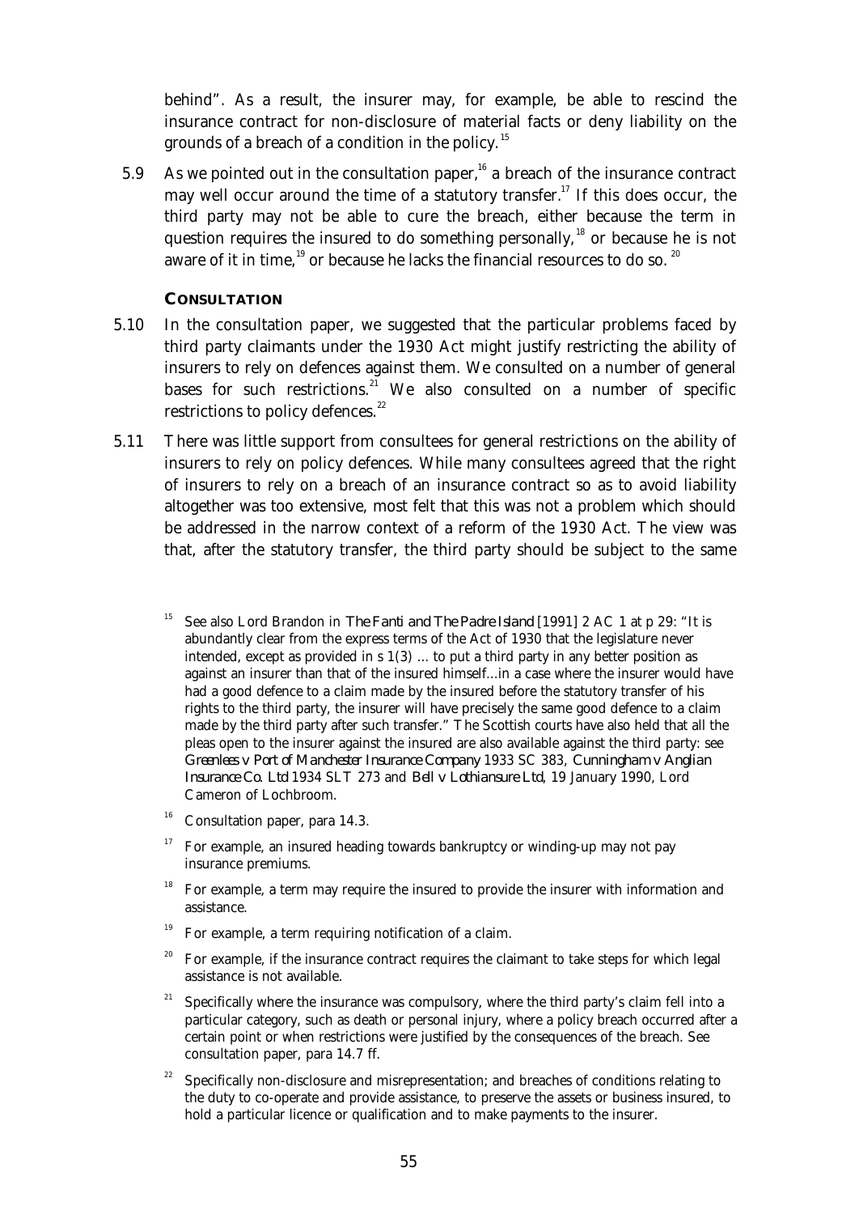behind". As a result, the insurer may, for example, be able to rescind the insurance contract for non-disclosure of material facts or deny liability on the grounds of a breach of a condition in the policy.[15]

5.9 As we pointed out in the consultation paper,[16] a breach of the insurance contract may well occur around the time of a statutory transfer.[17] If this does occur, the third party may not be able to cure the breach, either because the term in question requires the insured to do something personally,[18] or because he is not aware of it in time,[19] or because he lacks the financial resources to do so.[20]

### CONSULTATION

5.10 In the consultation paper, we suggested that the particular problems faced by third party claimants under the 1930 Act might justify restricting the ability of insurers to rely on defences against them. We consulted on a number of general bases for such restrictions.[21] We also consulted on a number of specific restrictions to policy defences.[22]

5.11 There was little support from consultees for general restrictions on the ability of insurers to rely on policy defences. While many consultees agreed that the right of insurers to rely on a breach of an insurance contract so as to avoid liability altogether was too extensive, most felt that this was not a problem which should be addressed in the narrow context of a reform of the 1930 Act. The view was that, after the statutory transfer, the third party should be subject to the same

[15] See also Lord Brandon in *The Fanti and The Padre Island* [1991] 2 AC 1 at p 29: "It is abundantly clear from the express terms of the Act of 1930 that the legislature never intended, except as provided in s 1(3) ... to put a third party in any better position as against an insurer than that of the insured himself...in a case where the insurer would have had a good defence to a claim made by the insured before the statutory transfer of his rights to the third party, the insurer will have precisely the same good defence to a claim made by the third party after such transfer." The Scottish courts have also held that all the pleas open to the insurer against the insured are also available against the third party: see *Greenlees v Port of Manchester Insurance Company* 1933 SC 383, *Cunningham v Anglian Insurance Co. Ltd* 1934 SLT 273 and *Bell v Lothiansure Ltd*, 19 January 1990, Lord Cameron of Lochbroom.

[16] Consultation paper, para 14.3.

[17] For example, an insured heading towards bankruptcy or winding-up may not pay insurance premiums.

[18] For example, a term may require the insured to provide the insurer with information and assistance.

[19] For example, a term requiring notification of a claim.

[20] For example, if the insurance contract requires the claimant to take steps for which legal assistance is not available.

[21] Specifically where the insurance was compulsory, where the third party's claim fell into a particular category, such as death or personal injury, where a policy breach occurred after a certain point or when restrictions were justified by the consequences of the breach. See consultation paper, para 14.7 ff.

[22] Specifically non-disclosure and misrepresentation; and breaches of conditions relating to the duty to co-operate and provide assistance, to preserve the assets or business insured, to hold a particular licence or qualification and to make payments to the insurer.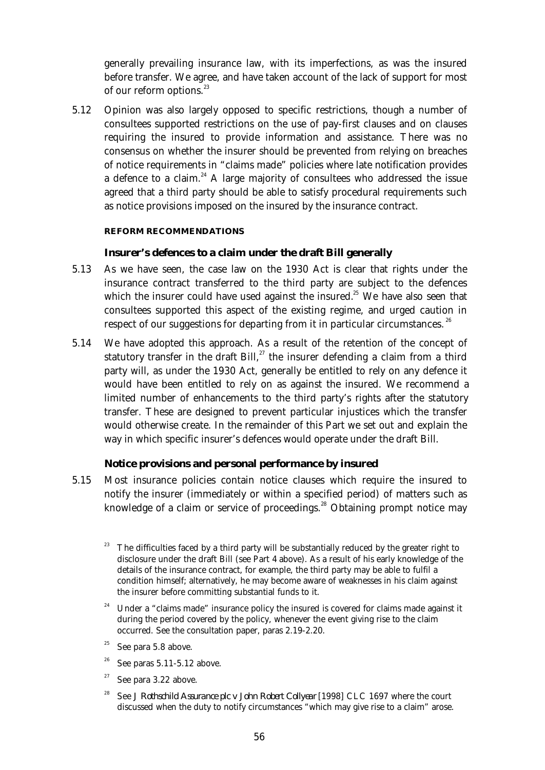generally prevailing insurance law, with its imperfections, as was the insured before transfer. We agree, and have taken account of the lack of support for most of our reform options.[23]

5.12 Opinion was also largely opposed to specific restrictions, though a number of consultees supported restrictions on the use of pay-first clauses and on clauses requiring the insured to provide information and assistance. There was no consensus on whether the insurer should be prevented from relying on breaches of notice requirements in "claims made" policies where late notification provides a defence to a claim.[24] A large majority of consultees who addressed the issue agreed that a third party should be able to satisfy procedural requirements such as notice provisions imposed on the insured by the insurance contract.

## REFORM RECOMMENDATIONS

### Insurer's defences to a claim under the draft Bill generally

5.13 As we have seen, the case law on the 1930 Act is clear that rights under the insurance contract transferred to the third party are subject to the defences which the insurer could have used against the insured.[25] We have also seen that consultees supported this aspect of the existing regime, and urged caution in respect of our suggestions for departing from it in particular circumstances.[26]

5.14 We have adopted this approach. As a result of the retention of the concept of statutory transfer in the draft Bill,[27] the insurer defending a claim from a third party will, as under the 1930 Act, generally be entitled to rely on any defence it would have been entitled to rely on as against the insured. We recommend a limited number of enhancements to the third party's rights after the statutory transfer. These are designed to prevent particular injustices which the transfer would otherwise create. In the remainder of this Part we set out and explain the way in which specific insurer's defences would operate under the draft Bill.

### Notice provisions and personal performance by insured

5.15 Most insurance policies contain notice clauses which require the insured to notify the insurer (immediately or within a specified period) of matters such as knowledge of a claim or service of proceedings.[28] Obtaining prompt notice may

[23] The difficulties faced by a third party will be substantially reduced by the greater right to disclosure under the draft Bill (see Part 4 above). As a result of his early knowledge of the details of the insurance contract, for example, the third party may be able to fulfil a condition himself; alternatively, he may become aware of weaknesses in his claim against the insurer before committing substantial funds to it.

[24] Under a "claims made" insurance policy the insured is covered for claims made against it during the period covered by the policy, whenever the event giving rise to the claim occurred. See the consultation paper, paras 2.19-2.20.

[25] See para 5.8 above.

[26] See paras 5.11-5.12 above.

[27] See para 3.22 above.

[28] See *J Rothschild Assurance plc v John Robert Collyear* [1998] CLC 1697 where the court discussed when the duty to notify circumstances "which may give rise to a claim" arose.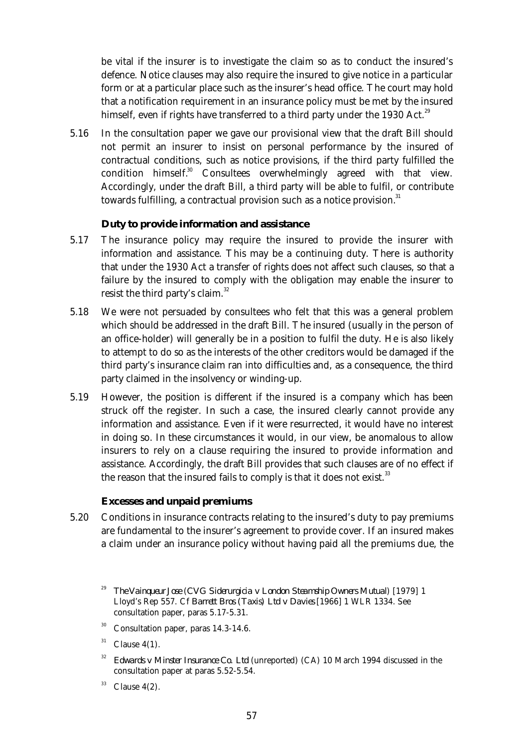be vital if the insurer is to investigate the claim so as to conduct the insured's defence. Notice clauses may also require the insured to give notice in a particular form or at a particular place such as the insurer's head office. The court may hold that a notification requirement in an insurance policy must be met by the insured himself, even if rights have transferred to a third party under the 1930 Act.[29]

5.16 In the consultation paper we gave our provisional view that the draft Bill should not permit an insurer to insist on personal performance by the insured of contractual conditions, such as notice provisions, if the third party fulfilled the condition himself.[30] Consultees overwhelmingly agreed with that view. Accordingly, under the draft Bill, a third party will be able to fulfil, or contribute towards fulfilling, a contractual provision such as a notice provision.[31]

### Duty to provide information and assistance

5.17 The insurance policy may require the insured to provide the insurer with information and assistance. This may be a continuing duty. There is authority that under the 1930 Act a transfer of rights does not affect such clauses, so that a failure by the insured to comply with the obligation may enable the insurer to resist the third party's claim.[32]

5.18 We were not persuaded by consultees who felt that this was a general problem which should be addressed in the draft Bill. The insured (usually in the person of an office-holder) will generally be in a position to fulfil the duty. He is also likely to attempt to do so as the interests of the other creditors would be damaged if the third party's insurance claim ran into difficulties and, as a consequence, the third party claimed in the insolvency or winding-up.

5.19 However, the position is different if the insured is a company which has been struck off the register. In such a case, the insured clearly cannot provide any information and assistance. Even if it were resurrected, it would have no interest in doing so. In these circumstances it would, in our view, be anomalous to allow insurers to rely on a clause requiring the insured to provide information and assistance. Accordingly, the draft Bill provides that such clauses are of no effect if the reason that the insured fails to comply is that it does not exist.[33]

### Excesses and unpaid premiums

5.20 Conditions in insurance contracts relating to the insured's duty to pay premiums are fundamental to the insurer's agreement to provide cover. If an insured makes a claim under an insurance policy without having paid all the premiums due, the

---

[29] *The Vainqueur Jose (CVG Siderurgicia v London Steamship Owners Mutual)* [1979] 1 Lloyd's Rep 557. Cf *Barrett Bros (Taxis) Ltd v Davies* [1966] 1 WLR 1334. See consultation paper, paras 5.17-5.31.

[30] Consultation paper, paras 14.3-14.6.

[31] Clause 4(1).

[32] *Edwards v Minster Insurance Co. Ltd* (unreported) (CA) 10 March 1994 discussed in the consultation paper at paras 5.52-5.54.

[33] Clause 4(2).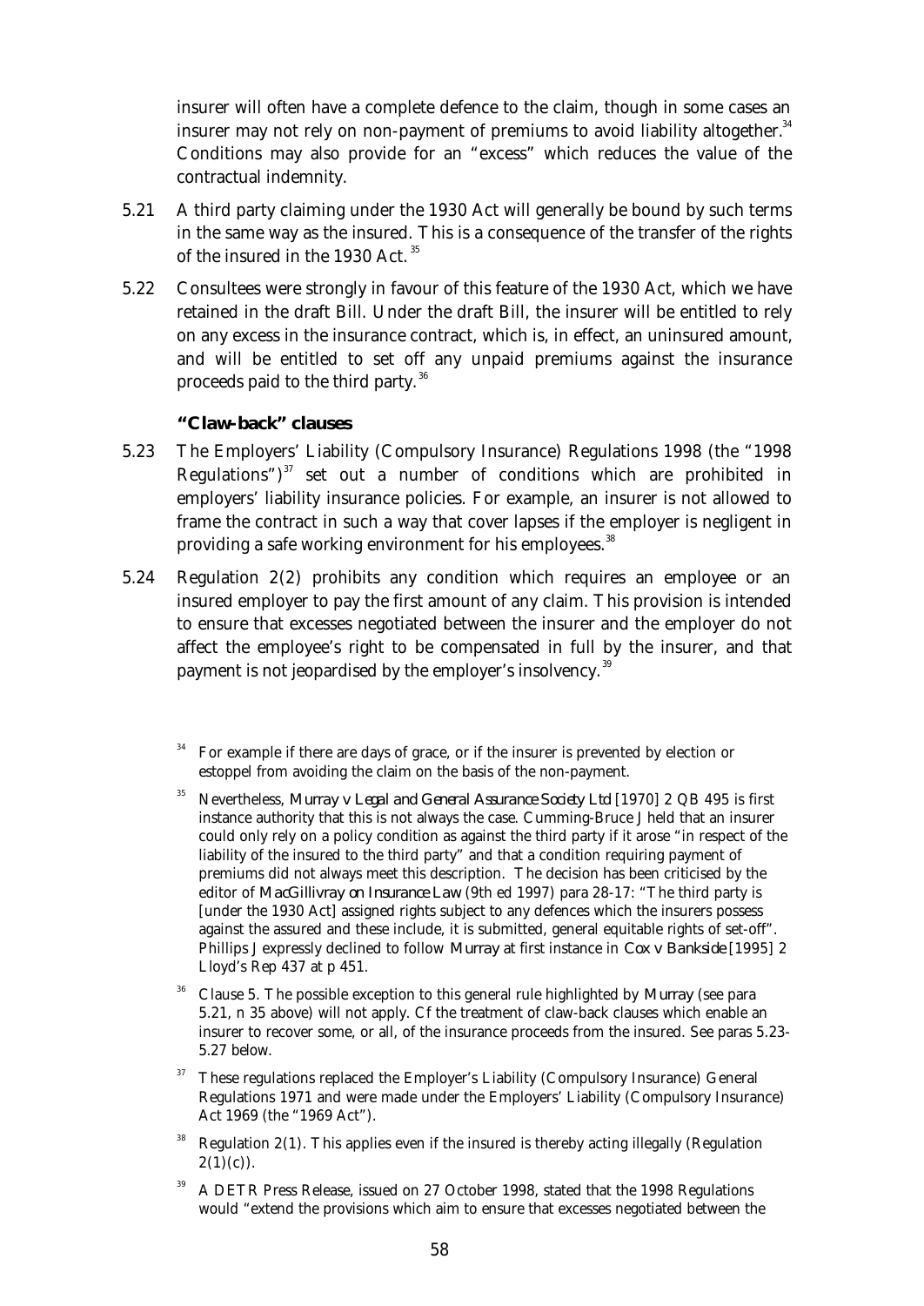insurer will often have a complete defence to the claim, though in some cases an insurer may not rely on non-payment of premiums to avoid liability altogether.[34] Conditions may also provide for an "excess" which reduces the value of the contractual indemnity.

5.21 A third party claiming under the 1930 Act will generally be bound by such terms in the same way as the insured. This is a consequence of the transfer of the rights of the insured in the 1930 Act.[35]

5.22 Consultees were strongly in favour of this feature of the 1930 Act, which we have retained in the draft Bill. Under the draft Bill, the insurer will be entitled to rely on any excess in the insurance contract, which is, in effect, an uninsured amount, and will be entitled to set off any unpaid premiums against the insurance proceeds paid to the third party.[36]

### "Claw-back" clauses

5.23 The Employers' Liability (Compulsory Insurance) Regulations 1998 (the "1998 Regulations")[37] set out a number of conditions which are prohibited in employers' liability insurance policies. For example, an insurer is not allowed to frame the contract in such a way that cover lapses if the employer is negligent in providing a safe working environment for his employees.[38]

5.24 Regulation 2(2) prohibits any condition which requires an employee or an insured employer to pay the first amount of any claim. This provision is intended to ensure that excesses negotiated between the insurer and the employer do not affect the employee's right to be compensated in full by the insurer, and that payment is not jeopardised by the employer's insolvency.[39]

[34] For example if there are days of grace, or if the insurer is prevented by election or estoppel from avoiding the claim on the basis of the non-payment.

[35] Nevertheless, *Murray v Legal and General Assurance Society Ltd* [1970] 2 QB 495 is first instance authority that this is not always the case. Cumming-Bruce J held that an insurer could only rely on a policy condition as against the third party if it arose "in respect of the liability of the insured to the third party" and that a condition requiring payment of premiums did not always meet this description. The decision has been criticised by the editor of *MacGillivray on Insurance Law* (9th ed 1997) para 28-17: "The third party is [under the 1930 Act] assigned rights subject to any defences which the insurers possess against the assured and these include, it is submitted, general equitable rights of set-off". Phillips J expressly declined to follow *Murray* at first instance in *Cox v Bankside* [1995] 2 Lloyd's Rep 437 at p 451.

[36] Clause 5. The possible exception to this general rule highlighted by *Murray* (see para 5.21, n 35 above) will not apply. Cf the treatment of claw-back clauses which enable an insurer to recover some, or all, of the insurance proceeds from the insured. See paras 5.23-5.27 below.

[37] These regulations replaced the Employer's Liability (Compulsory Insurance) General Regulations 1971 and were made under the Employers' Liability (Compulsory Insurance) Act 1969 (the "1969 Act").

[38] Regulation 2(1). This applies even if the insured is thereby acting illegally (Regulation 2(1)(c)).

[39] A DETR Press Release, issued on 27 October 1998, stated that the 1998 Regulations would "extend the provisions which aim to ensure that excesses negotiated between the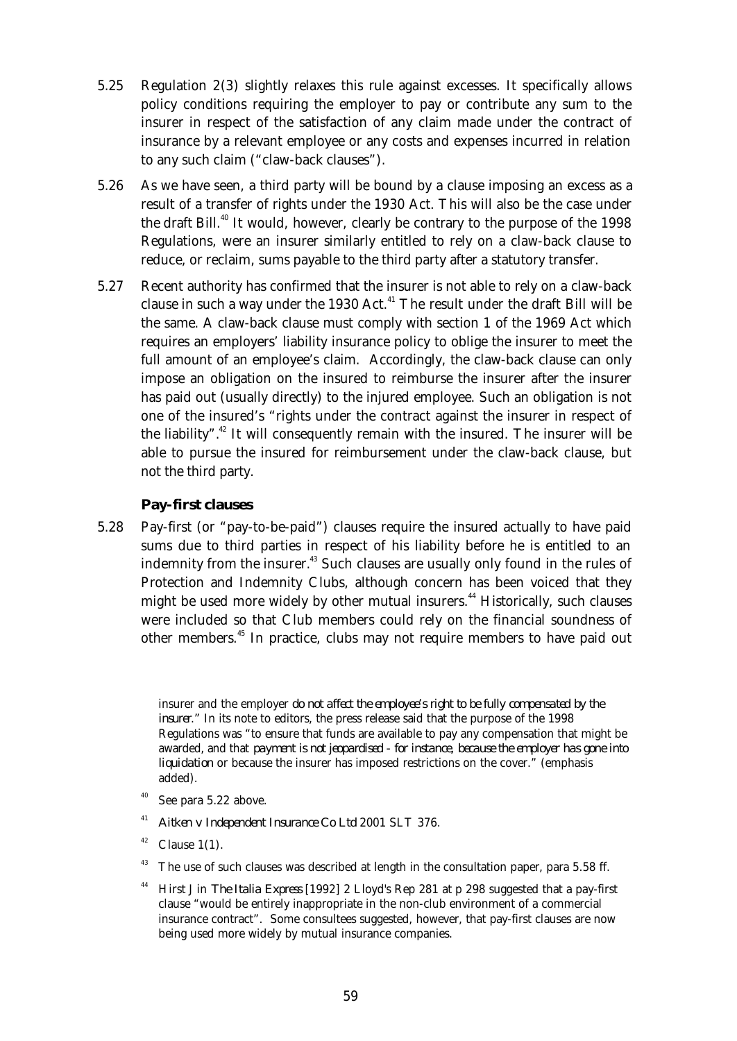5.25 Regulation 2(3) slightly relaxes this rule against excesses. It specifically allows policy conditions requiring the employer to pay or contribute any sum to the insurer in respect of the satisfaction of any claim made under the contract of insurance by a relevant employee or any costs and expenses incurred in relation to any such claim ("claw-back clauses").

5.26 As we have seen, a third party will be bound by a clause imposing an excess as a result of a transfer of rights under the 1930 Act. This will also be the case under the draft Bill.[40] It would, however, clearly be contrary to the purpose of the 1998 Regulations, were an insurer similarly entitled to rely on a claw-back clause to reduce, or reclaim, sums payable to the third party after a statutory transfer.

5.27 Recent authority has confirmed that the insurer is not able to rely on a claw-back clause in such a way under the 1930 Act.[41] The result under the draft Bill will be the same. A claw-back clause must comply with section 1 of the 1969 Act which requires an employers' liability insurance policy to oblige the insurer to meet the full amount of an employee's claim. Accordingly, the claw-back clause can only impose an obligation on the insured to reimburse the insurer after the insurer has paid out (usually directly) to the injured employee. Such an obligation is not one of the insured's "rights under the contract against the insurer in respect of the liability".[42] It will consequently remain with the insured. The insurer will be able to pursue the insured for reimbursement under the claw-back clause, but not the third party.

### Pay-first clauses

5.28 Pay-first (or "pay-to-be-paid") clauses require the insured actually to have paid sums due to third parties in respect of his liability before he is entitled to an indemnity from the insurer.[43] Such clauses are usually only found in the rules of Protection and Indemnity Clubs, although concern has been voiced that they might be used more widely by other mutual insurers.[44] Historically, such clauses were included so that Club members could rely on the financial soundness of other members.[45] In practice, clubs may not require members to have paid out

---

insurer and the employer *do not affect the employee's right to be fully compensated by the insurer*." In its note to editors, the press release said that the purpose of the 1998 Regulations was "to ensure that funds are available to pay any compensation that might be awarded, and that *payment is not jeopardised - for instance, because the employer has gone into liquidation* or because the insurer has imposed restrictions on the cover." (emphasis added).

[40] See para 5.22 above.

[41] *Aitken v Independent Insurance Co Ltd* 2001 SLT 376.

[42] Clause 1(1).

[43] The use of such clauses was described at length in the consultation paper, para 5.58 ff.

[44] Hirst J in *The Italia Express* [1992] 2 Lloyd's Rep 281 at p 298 suggested that a pay-first clause "would be entirely inappropriate in the non-club environment of a commercial insurance contract". Some consultees suggested, however, that pay-first clauses are now being used more widely by mutual insurance companies.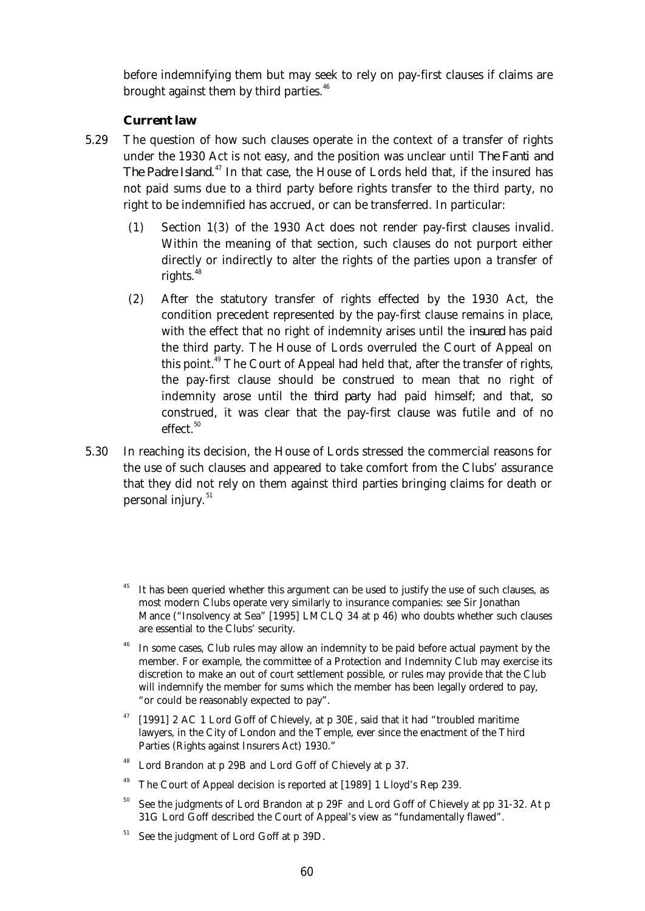before indemnifying them but may seek to rely on pay-first clauses if claims are brought against them by third parties.[46]

### *Current law*

5.29 The question of how such clauses operate in the context of a transfer of rights under the 1930 Act is not easy, and the position was unclear until *The Fanti and The Padre Island*.[47] In that case, the House of Lords held that, if the insured has not paid sums due to a third party before rights transfer to the third party, no right to be indemnified has accrued, or can be transferred. In particular:

(1) Section 1(3) of the 1930 Act does not render pay-first clauses invalid. Within the meaning of that section, such clauses do not purport either directly or indirectly to alter the rights of the parties upon a transfer of rights.[48]

(2) After the statutory transfer of rights effected by the 1930 Act, the condition precedent represented by the pay-first clause remains in place, with the effect that no right of indemnity arises until the *insured* has paid the third party. The House of Lords overruled the Court of Appeal on this point.[49] The Court of Appeal had held that, after the transfer of rights, the pay-first clause should be construed to mean that no right of indemnity arose until the *third party* had paid himself; and that, so construed, it was clear that the pay-first clause was futile and of no effect.[50]

5.30 In reaching its decision, the House of Lords stressed the commercial reasons for the use of such clauses and appeared to take comfort from the Clubs' assurance that they did not rely on them against third parties bringing claims for death or personal injury.[51]

---

[45] It has been queried whether this argument can be used to justify the use of such clauses, as most modern Clubs operate very similarly to insurance companies: see Sir Jonathan Mance ("Insolvency at Sea" [1995] LMCLQ 34 at p 46) who doubts whether such clauses are essential to the Clubs' security.

[46] In some cases, Club rules may allow an indemnity to be paid before actual payment by the member. For example, the committee of a Protection and Indemnity Club may exercise its discretion to make an out of court settlement possible, or rules may provide that the Club will indemnify the member for sums which the member has been legally ordered to pay, "or could be reasonably expected to pay".

[47] [1991] 2 AC 1 Lord Goff of Chievely, at p 30E, said that it had "troubled maritime lawyers, in the City of London and the Temple, ever since the enactment of the Third Parties (Rights against Insurers Act) 1930."

[48] Lord Brandon at p 29B and Lord Goff of Chievely at p 37.

[49] The Court of Appeal decision is reported at [1989] 1 Lloyd's Rep 239.

[50] See the judgments of Lord Brandon at p 29F and Lord Goff of Chievely at pp 31-32. At p 31G Lord Goff described the Court of Appeal's view as "fundamentally flawed".

[51] See the judgment of Lord Goff at p 39D.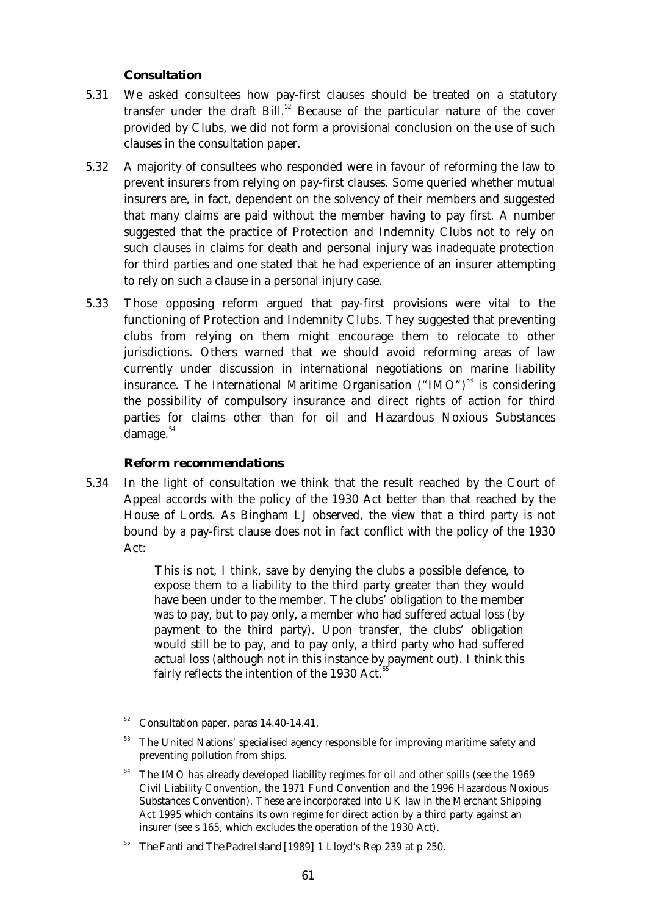### Consultation

5.31 We asked consultees how pay-first clauses should be treated on a statutory transfer under the draft Bill.[52] Because of the particular nature of the cover provided by Clubs, we did not form a provisional conclusion on the use of such clauses in the consultation paper.

5.32 A majority of consultees who responded were in favour of reforming the law to prevent insurers from relying on pay-first clauses. Some queried whether mutual insurers are, in fact, dependent on the solvency of their members and suggested that many claims are paid without the member having to pay first. A number suggested that the practice of Protection and Indemnity Clubs not to rely on such clauses in claims for death and personal injury was inadequate protection for third parties and one stated that he had experience of an insurer attempting to rely on such a clause in a personal injury case.

5.33 Those opposing reform argued that pay-first provisions were vital to the functioning of Protection and Indemnity Clubs. They suggested that preventing clubs from relying on them might encourage them to relocate to other jurisdictions. Others warned that we should avoid reforming areas of law currently under discussion in international negotiations on marine liability insurance. The International Maritime Organisation ("IMO")[53] is considering the possibility of compulsory insurance and direct rights of action for third parties for claims other than for oil and Hazardous Noxious Substances damage.[54]

### Reform recommendations

5.34 In the light of consultation we think that the result reached by the Court of Appeal accords with the policy of the 1930 Act better than that reached by the House of Lords. As Bingham LJ observed, the view that a third party is not bound by a pay-first clause does not in fact conflict with the policy of the 1930 Act:

> This is not, I think, save by denying the clubs a possible defence, to expose them to a liability to the third party greater than they would have been under to the member. The clubs' obligation to the member was to pay, but to pay only, a member who had suffered actual loss (by payment to the third party). Upon transfer, the clubs' obligation would still be to pay, and to pay only, a third party who had suffered actual loss (although not in this instance by payment out). I think this fairly reflects the intention of the 1930 Act.[55]

---

[52] Consultation paper, paras 14.40-14.41.

[53] The United Nations' specialised agency responsible for improving maritime safety and preventing pollution from ships.

[54] The IMO has already developed liability regimes for oil and other spills (see the 1969 Civil Liability Convention, the 1971 Fund Convention and the 1996 Hazardous Noxious Substances Convention). These are incorporated into UK law in the Merchant Shipping Act 1995 which contains its own regime for direct action by a third party against an insurer (see s 165, which excludes the operation of the 1930 Act).

[55] *The Fanti and The Padre Island* [1989] 1 Lloyd's Rep 239 at p 250.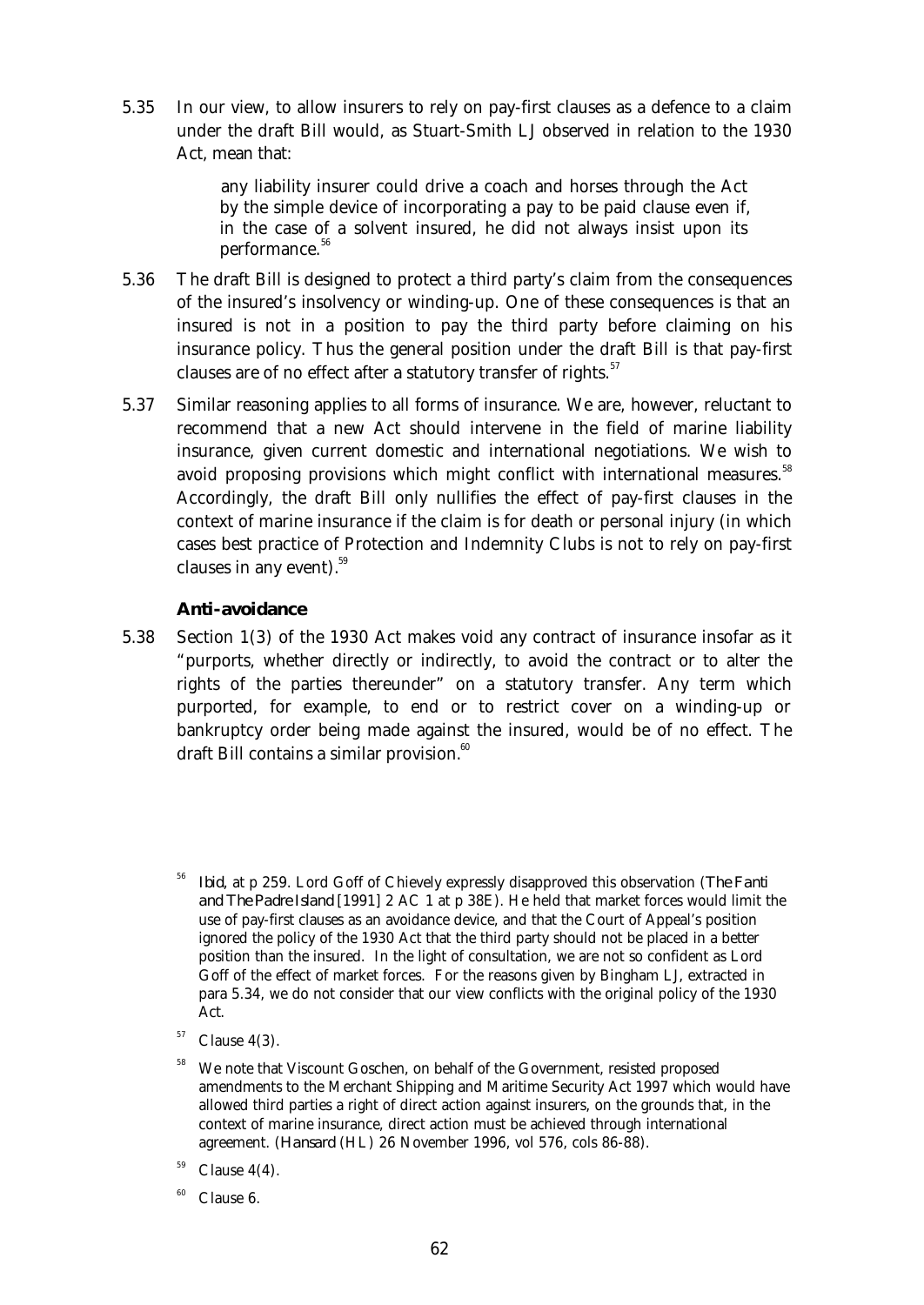5.35 In our view, to allow insurers to rely on pay-first clauses as a defence to a claim under the draft Bill would, as Stuart-Smith LJ observed in relation to the 1930 Act, mean that:

> any liability insurer could drive a coach and horses through the Act by the simple device of incorporating a pay to be paid clause even if, in the case of a solvent insured, he did not always insist upon its performance.[56]

5.36 The draft Bill is designed to protect a third party's claim from the consequences of the insured's insolvency or winding-up. One of these consequences is that an insured is not in a position to pay the third party before claiming on his insurance policy. Thus the general position under the draft Bill is that pay-first clauses are of no effect after a statutory transfer of rights.[57]

5.37 Similar reasoning applies to all forms of insurance. We are, however, reluctant to recommend that a new Act should intervene in the field of marine liability insurance, given current domestic and international negotiations. We wish to avoid proposing provisions which might conflict with international measures.[58] Accordingly, the draft Bill only nullifies the effect of pay-first clauses in the context of marine insurance if the claim is for death or personal injury (in which cases best practice of Protection and Indemnity Clubs is not to rely on pay-first clauses in any event).[59]

### Anti-avoidance

5.38 Section 1(3) of the 1930 Act makes void any contract of insurance insofar as it "purports, whether directly or indirectly, to avoid the contract or to alter the rights of the parties thereunder" on a statutory transfer. Any term which purported, for example, to end or to restrict cover on a winding-up or bankruptcy order being made against the insured, would be of no effect. The draft Bill contains a similar provision.[60]

---

[56] *Ibid*, at p 259. Lord Goff of Chievely expressly disapproved this observation (*The Fanti and The Padre Island* [1991] 2 AC 1 at p 38E). He held that market forces would limit the use of pay-first clauses as an avoidance device, and that the Court of Appeal's position ignored the policy of the 1930 Act that the third party should not be placed in a better position than the insured. In the light of consultation, we are not so confident as Lord Goff of the effect of market forces. For the reasons given by Bingham LJ, extracted in para 5.34, we do not consider that our view conflicts with the original policy of the 1930 Act.

[57] Clause 4(3).

[58] We note that Viscount Goschen, on behalf of the Government, resisted proposed amendments to the Merchant Shipping and Maritime Security Act 1997 which would have allowed third parties a right of direct action against insurers, on the grounds that, in the context of marine insurance, direct action must be achieved through international agreement. (*Hansard* (HL) 26 November 1996, vol 576, cols 86-88).

[59] Clause 4(4).

[60] Clause 6.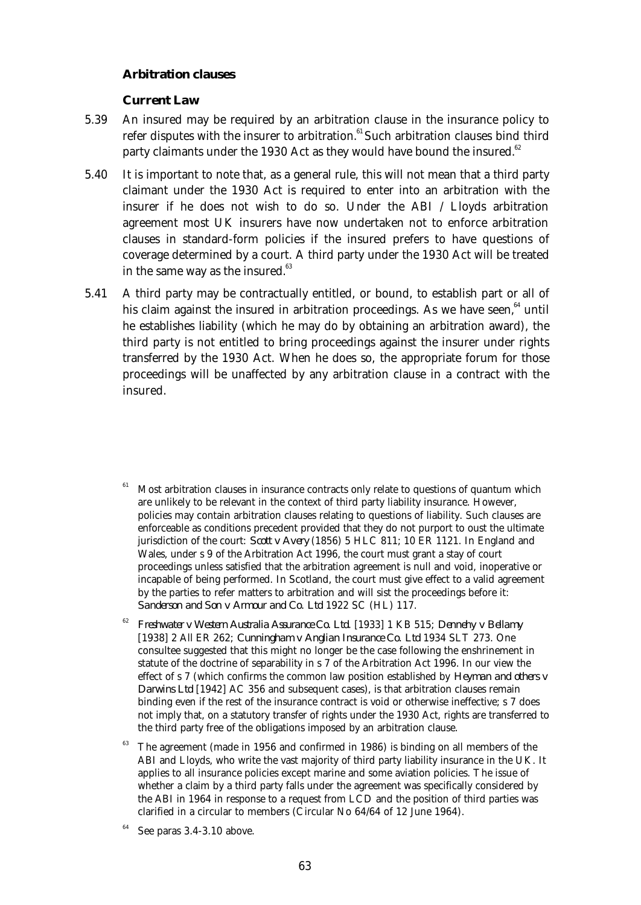### Arbitration clauses

#### Current Law

5.39 An insured may be required by an arbitration clause in the insurance policy to refer disputes with the insurer to arbitration.[61] Such arbitration clauses bind third party claimants under the 1930 Act as they would have bound the insured.[62]

5.40 It is important to note that, as a general rule, this will not mean that a third party claimant under the 1930 Act is required to enter into an arbitration with the insurer if he does not wish to do so. Under the ABI / Lloyds arbitration agreement most UK insurers have now undertaken not to enforce arbitration clauses in standard-form policies if the insured prefers to have questions of coverage determined by a court. A third party under the 1930 Act will be treated in the same way as the insured.[63]

5.41 A third party may be contractually entitled, or bound, to establish part or all of his claim against the insured in arbitration proceedings. As we have seen,[64] until he establishes liability (which he may do by obtaining an arbitration award), the third party is not entitled to bring proceedings against the insurer under rights transferred by the 1930 Act. When he does so, the appropriate forum for those proceedings will be unaffected by any arbitration clause in a contract with the insured.

---

[61] Most arbitration clauses in insurance contracts only relate to questions of quantum which are unlikely to be relevant in the context of third party liability insurance. However, policies may contain arbitration clauses relating to questions of liability. Such clauses are enforceable as conditions precedent provided that they do not purport to oust the ultimate jurisdiction of the court: *Scott v Avery* (1856) 5 HLC 811; 10 ER 1121. In England and Wales, under s 9 of the Arbitration Act 1996, the court must grant a stay of court proceedings unless satisfied that the arbitration agreement is null and void, inoperative or incapable of being performed. In Scotland, the court must give effect to a valid agreement by the parties to refer matters to arbitration and will sist the proceedings before it: *Sanderson and Son v Armour and Co. Ltd* 1922 SC (HL) 117.

[62] *Freshwater v Western Australia Assurance Co. Ltd.* [1933] 1 KB 515; *Dennehy v Bellamy* [1938] 2 All ER 262; *Cunningham v Anglian Insurance Co. Ltd* 1934 SLT 273. One consultee suggested that this might no longer be the case following the enshrinement in statute of the doctrine of separability in s 7 of the Arbitration Act 1996. In our view the effect of s 7 (which confirms the common law position established by *Heyman and others v Darwins Ltd* [1942] AC 356 and subsequent cases), is that arbitration clauses remain binding even if the rest of the insurance contract is void or otherwise ineffective; s 7 does not imply that, on a statutory transfer of rights under the 1930 Act, rights are transferred to the third party free of the obligations imposed by an arbitration clause.

[63] The agreement (made in 1956 and confirmed in 1986) is binding on all members of the ABI and Lloyds, who write the vast majority of third party liability insurance in the UK. It applies to all insurance policies except marine and some aviation policies. The issue of whether a claim by a third party falls under the agreement was specifically considered by the ABI in 1964 in response to a request from LCD and the position of third parties was clarified in a circular to members (Circular No 64/64 of 12 June 1964).

[64] See paras 3.4-3.10 above.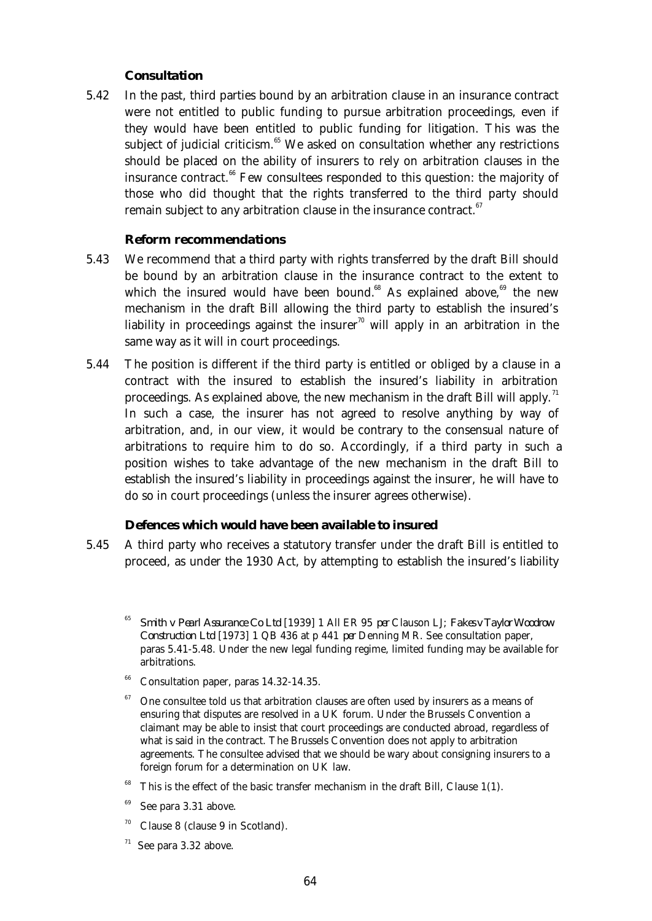### Consultation

5.42 In the past, third parties bound by an arbitration clause in an insurance contract were not entitled to public funding to pursue arbitration proceedings, even if they would have been entitled to public funding for litigation. This was the subject of judicial criticism.[65] We asked on consultation whether any restrictions should be placed on the ability of insurers to rely on arbitration clauses in the insurance contract.[66] Few consultees responded to this question: the majority of those who did thought that the rights transferred to the third party should remain subject to any arbitration clause in the insurance contract.[67]

### Reform recommendations

5.43 We recommend that a third party with rights transferred by the draft Bill should be bound by an arbitration clause in the insurance contract to the extent to which the insured would have been bound.[68] As explained above,[69] the new mechanism in the draft Bill allowing the third party to establish the insured's liability in proceedings against the insurer[70] will apply in an arbitration in the same way as it will in court proceedings.

5.44 The position is different if the third party is entitled or obliged by a clause in a contract with the insured to establish the insured's liability in arbitration proceedings. As explained above, the new mechanism in the draft Bill will apply.[71] In such a case, the insurer has not agreed to resolve anything by way of arbitration, and, in our view, it would be contrary to the consensual nature of arbitrations to require him to do so. Accordingly, if a third party in such a position wishes to take advantage of the new mechanism in the draft Bill to establish the insured's liability in proceedings against the insurer, he will have to do so in court proceedings (unless the insurer agrees otherwise).

### Defences which would have been available to insured

5.45 A third party who receives a statutory transfer under the draft Bill is entitled to proceed, as under the 1930 Act, by attempting to establish the insured's liability

---

[65] *Smith v Pearl Assurance Co Ltd* [1939] 1 All ER 95 *per* Clauson LJ; *Fakes v Taylor Woodrow Construction Ltd* [1973] 1 QB 436 at p 441 *per* Denning MR. See consultation paper, paras 5.41-5.48. Under the new legal funding regime, limited funding may be available for arbitrations.

[66] Consultation paper, paras 14.32-14.35.

[67] One consultee told us that arbitration clauses are often used by insurers as a means of ensuring that disputes are resolved in a UK forum. Under the Brussels Convention a claimant may be able to insist that court proceedings are conducted abroad, regardless of what is said in the contract. The Brussels Convention does not apply to arbitration agreements. The consultee advised that we should be wary about consigning insurers to a foreign forum for a determination on UK law.

[68] This is the effect of the basic transfer mechanism in the draft Bill, Clause 1(1).

[69] See para 3.31 above.

[70] Clause 8 (clause 9 in Scotland).

[71] See para 3.32 above.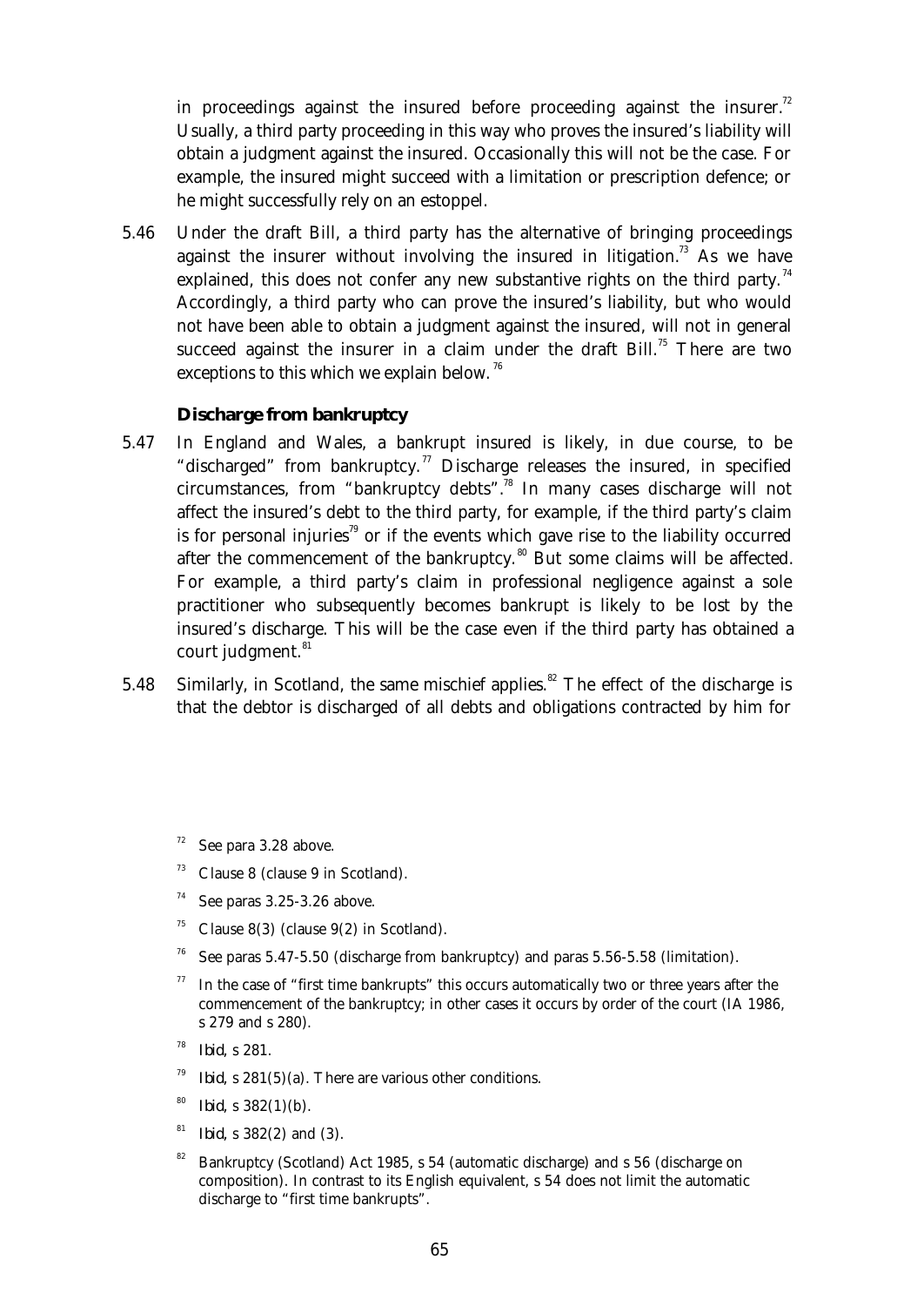in proceedings against the insured before proceeding against the insurer.[72] Usually, a third party proceeding in this way who proves the insured's liability will obtain a judgment against the insured. Occasionally this will not be the case. For example, the insured might succeed with a limitation or prescription defence; or he might successfully rely on an estoppel.

5.46 Under the draft Bill, a third party has the alternative of bringing proceedings against the insurer without involving the insured in litigation.[73] As we have explained, this does not confer any new substantive rights on the third party.[74] Accordingly, a third party who can prove the insured's liability, but who would not have been able to obtain a judgment against the insured, will not in general succeed against the insurer in a claim under the draft Bill.[75] There are two exceptions to this which we explain below.[76]

### Discharge from bankruptcy

5.47 In England and Wales, a bankrupt insured is likely, in due course, to be "discharged" from bankruptcy.[77] Discharge releases the insured, in specified circumstances, from "bankruptcy debts".[78] In many cases discharge will not affect the insured's debt to the third party, for example, if the third party's claim is for personal injuries[79] or if the events which gave rise to the liability occurred after the commencement of the bankruptcy.[80] But some claims will be affected. For example, a third party's claim in professional negligence against a sole practitioner who subsequently becomes bankrupt is likely to be lost by the insured's discharge. This will be the case even if the third party has obtained a court judgment.[81]

5.48 Similarly, in Scotland, the same mischief applies.[82] The effect of the discharge is that the debtor is discharged of all debts and obligations contracted by him for

---

[72] See para 3.28 above.

[73] Clause 8 (clause 9 in Scotland).

[74] See paras 3.25-3.26 above.

[75] Clause 8(3) (clause 9(2) in Scotland).

[76] See paras 5.47-5.50 (discharge from bankruptcy) and paras 5.56-5.58 (limitation).

[77] In the case of "first time bankrupts" this occurs automatically two or three years after the commencement of the bankruptcy; in other cases it occurs by order of the court (IA 1986, s 279 and s 280).

[78] *Ibid*, s 281.

[79] *Ibid*, s 281(5)(a). There are various other conditions.

[80] *Ibid*, s 382(1)(b).

[81] *Ibid*, s 382(2) and (3).

[82] Bankruptcy (Scotland) Act 1985, s 54 (automatic discharge) and s 56 (discharge on composition). In contrast to its English equivalent, s 54 does not limit the automatic discharge to "first time bankrupts".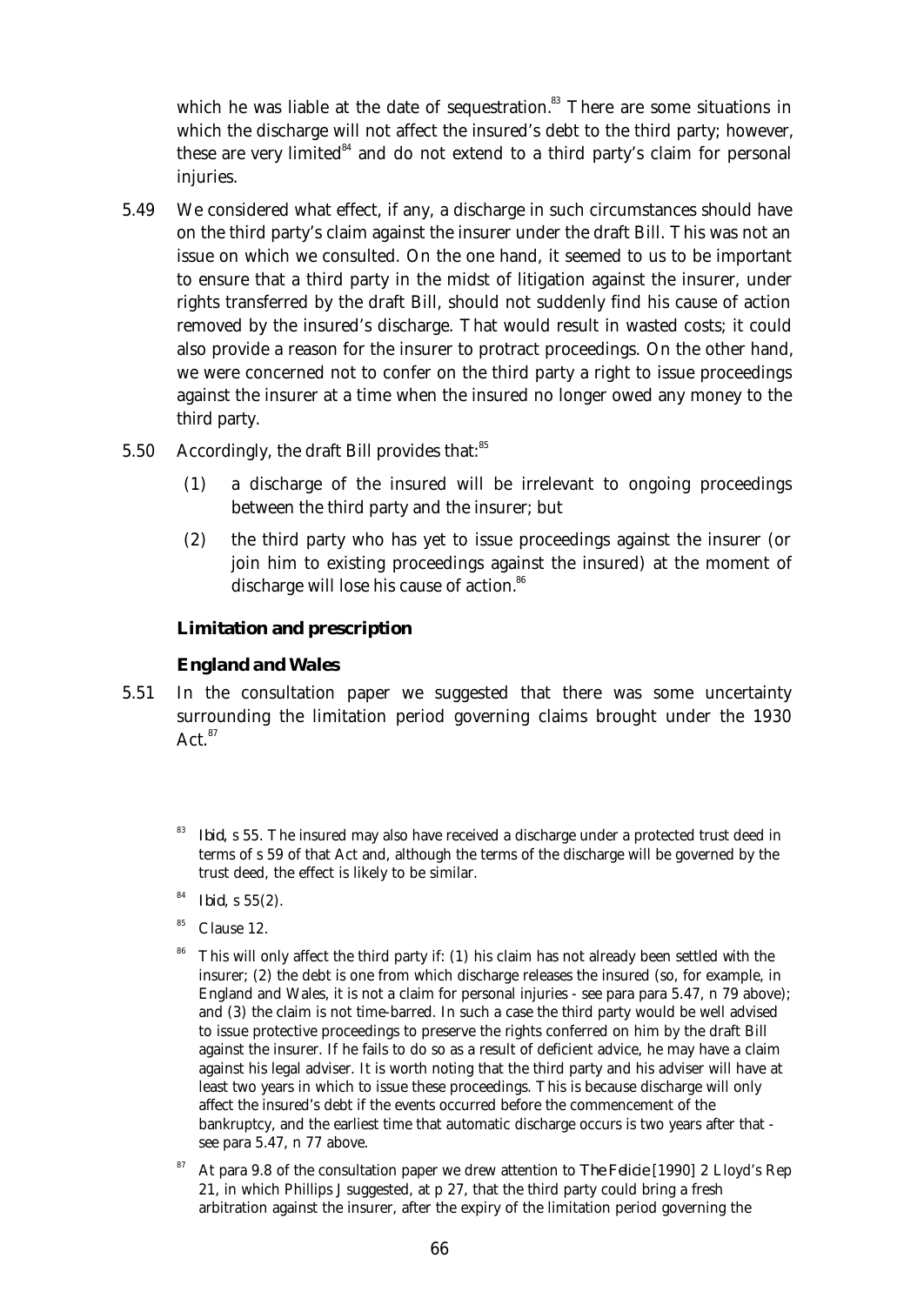which he was liable at the date of sequestration.[83] There are some situations in which the discharge will not affect the insured's debt to the third party; however, these are very limited[84] and do not extend to a third party's claim for personal injuries.

5.49 We considered what effect, if any, a discharge in such circumstances should have on the third party's claim against the insurer under the draft Bill. This was not an issue on which we consulted. On the one hand, it seemed to us to be important to ensure that a third party in the midst of litigation against the insurer, under rights transferred by the draft Bill, should not suddenly find his cause of action removed by the insured's discharge. That would result in wasted costs; it could also provide a reason for the insurer to protract proceedings. On the other hand, we were concerned not to confer on the third party a right to issue proceedings against the insurer at a time when the insured no longer owed any money to the third party.

5.50 Accordingly, the draft Bill provides that:[85]

(1) a discharge of the insured will be irrelevant to ongoing proceedings between the third party and the insurer; but

(2) the third party who has yet to issue proceedings against the insurer (or join him to existing proceedings against the insured) at the moment of discharge will lose his cause of action.[86]

### Limitation and prescription

#### *England and Wales*

5.51 In the consultation paper we suggested that there was some uncertainty surrounding the limitation period governing claims brought under the 1930 Act.[87]

[83] *Ibid*, s 55. The insured may also have received a discharge under a protected trust deed in terms of s 59 of that Act and, although the terms of the discharge will be governed by the trust deed, the effect is likely to be similar.

[84] *Ibid*, s 55(2).

[85] Clause 12.

[86] This will only affect the third party if: (1) his claim has not already been settled with the insurer; (2) the debt is one from which discharge releases the insured (so, for example, in England and Wales, it is not a claim for personal injuries - see para para 5.47, n 79 above); and (3) the claim is not time-barred. In such a case the third party would be well advised to issue protective proceedings to preserve the rights conferred on him by the draft Bill against the insurer. If he fails to do so as a result of deficient advice, he may have a claim against his legal adviser. It is worth noting that the third party and his adviser will have at least two years in which to issue these proceedings. This is because discharge will only affect the insured's debt if the events occurred before the commencement of the bankruptcy, and the earliest time that automatic discharge occurs is two years after that - see para 5.47, n 77 above.

[87] At para 9.8 of the consultation paper we drew attention to *The Felicie* [1990] 2 Lloyd's Rep 21, in which Phillips J suggested, at p 27, that the third party could bring a fresh arbitration against the insurer, after the expiry of the limitation period governing the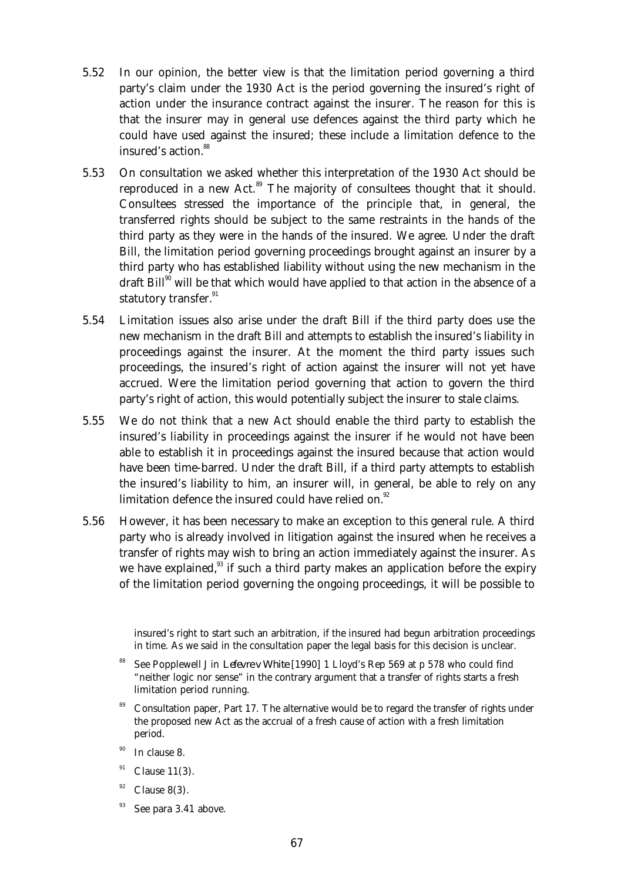5.52 In our opinion, the better view is that the limitation period governing a third party's claim under the 1930 Act is the period governing the insured's right of action under the insurance contract against the insurer. The reason for this is that the insurer may in general use defences against the third party which he could have used against the insured; these include a limitation defence to the insured's action.[88]

5.53 On consultation we asked whether this interpretation of the 1930 Act should be reproduced in a new Act.[89] The majority of consultees thought that it should. Consultees stressed the importance of the principle that, in general, the transferred rights should be subject to the same restraints in the hands of the third party as they were in the hands of the insured. We agree. Under the draft Bill, the limitation period governing proceedings brought against an insurer by a third party who has established liability without using the new mechanism in the draft Bill[90] will be that which would have applied to that action in the absence of a statutory transfer.[91]

5.54 Limitation issues also arise under the draft Bill if the third party does use the new mechanism in the draft Bill and attempts to establish the insured's liability in proceedings against the insurer. At the moment the third party issues such proceedings, the insured's right of action against the insurer will not yet have accrued. Were the limitation period governing that action to govern the third party's right of action, this would potentially subject the insurer to stale claims.

5.55 We do not think that a new Act should enable the third party to establish the insured's liability in proceedings against the insurer if he would not have been able to establish it in proceedings against the insured because that action would have been time-barred. Under the draft Bill, if a third party attempts to establish the insured's liability to him, an insurer will, in general, be able to rely on any limitation defence the insured could have relied on.[92]

5.56 However, it has been necessary to make an exception to this general rule. A third party who is already involved in litigation against the insured when he receives a transfer of rights may wish to bring an action immediately against the insurer. As we have explained,[93] if such a third party makes an application before the expiry of the limitation period governing the ongoing proceedings, it will be possible to

---

insured's right to start such an arbitration, if the insured had begun arbitration proceedings in time. As we said in the consultation paper the legal basis for this decision is unclear.

[88] See Popplewell J in *Lefevre v White* [1990] 1 Lloyd's Rep 569 at p 578 who could find "neither logic nor sense" in the contrary argument that a transfer of rights starts a fresh limitation period running.

[89] Consultation paper, Part 17. The alternative would be to regard the transfer of rights under the proposed new Act as the accrual of a fresh cause of action with a fresh limitation period.

[90] In clause 8.

[91] Clause 11(3).

[92] Clause 8(3).

[93] See para 3.41 above.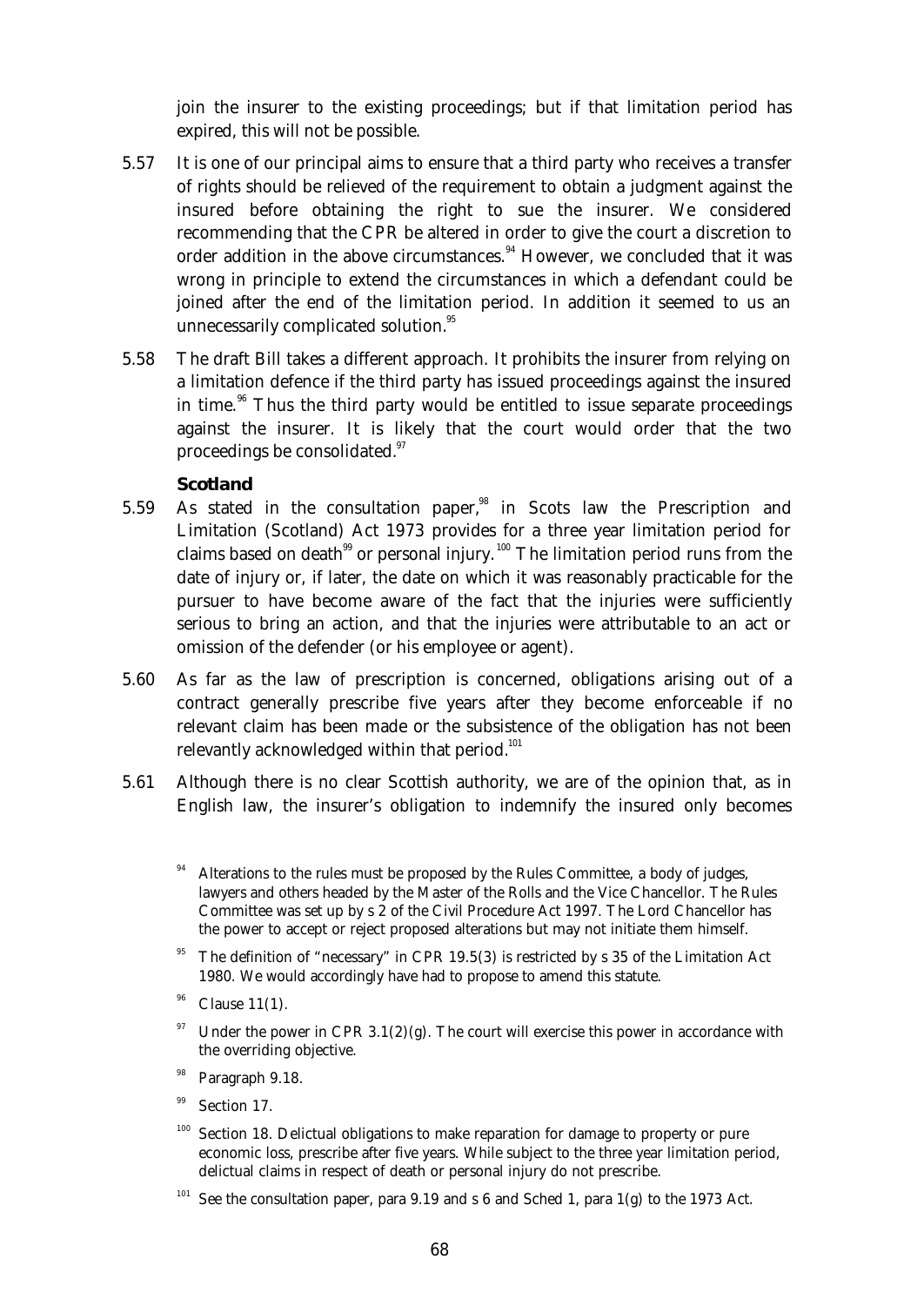join the insurer to the existing proceedings; but if that limitation period has expired, this will not be possible.

5.57 It is one of our principal aims to ensure that a third party who receives a transfer of rights should be relieved of the requirement to obtain a judgment against the insured before obtaining the right to sue the insurer. We considered recommending that the CPR be altered in order to give the court a discretion to order addition in the above circumstances.[94] However, we concluded that it was wrong in principle to extend the circumstances in which a defendant could be joined after the end of the limitation period. In addition it seemed to us an unnecessarily complicated solution.[95]

5.58 The draft Bill takes a different approach. It prohibits the insurer from relying on a limitation defence if the third party has issued proceedings against the insured in time.[96] Thus the third party would be entitled to issue separate proceedings against the insurer. It is likely that the court would order that the two proceedings be consolidated.[97]

### Scotland

5.59 As stated in the consultation paper,[98] in Scots law the Prescription and Limitation (Scotland) Act 1973 provides for a three year limitation period for claims based on death[99] or personal injury.[100] The limitation period runs from the date of injury or, if later, the date on which it was reasonably practicable for the pursuer to have become aware of the fact that the injuries were sufficiently serious to bring an action, and that the injuries were attributable to an act or omission of the defender (or his employee or agent).

5.60 As far as the law of prescription is concerned, obligations arising out of a contract generally prescribe five years after they become enforceable if no relevant claim has been made or the subsistence of the obligation has not been relevantly acknowledged within that period.[101]

5.61 Although there is no clear Scottish authority, we are of the opinion that, as in English law, the insurer's obligation to indemnify the insured only becomes

---

[94] Alterations to the rules must be proposed by the Rules Committee, a body of judges, lawyers and others headed by the Master of the Rolls and the Vice Chancellor. The Rules Committee was set up by s 2 of the Civil Procedure Act 1997. The Lord Chancellor has the power to accept or reject proposed alterations but may not initiate them himself.

[95] The definition of "necessary" in CPR 19.5(3) is restricted by s 35 of the Limitation Act 1980. We would accordingly have had to propose to amend this statute.

[96] Clause 11(1).

[97] Under the power in CPR 3.1(2)(g). The court will exercise this power in accordance with the overriding objective.

[98] Paragraph 9.18.

[99] Section 17.

[100] Section 18. Delictual obligations to make reparation for damage to property or pure economic loss, prescribe after five years. While subject to the three year limitation period, delictual claims in respect of death or personal injury do not prescribe.

[101] See the consultation paper, para 9.19 and s 6 and Sched 1, para 1(g) to the 1973 Act.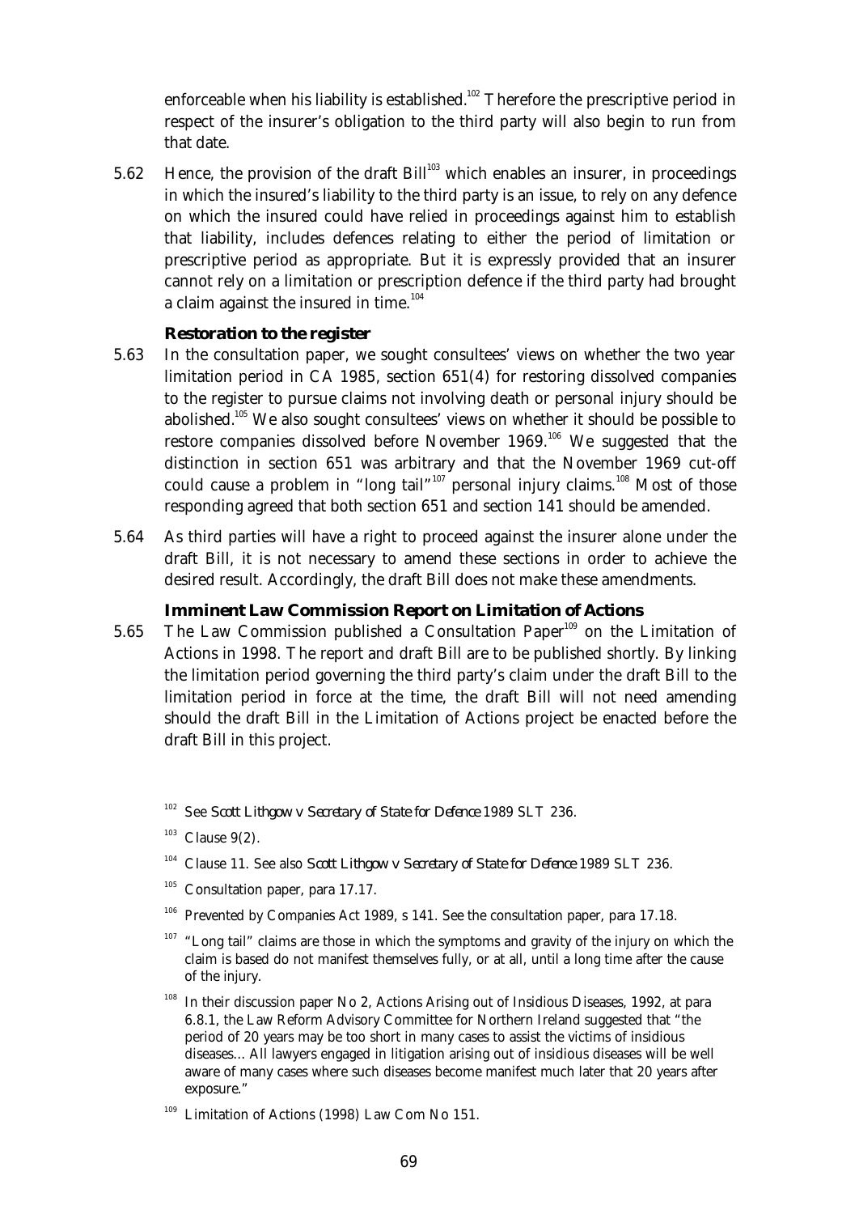enforceable when his liability is established.[102] Therefore the prescriptive period in respect of the insurer's obligation to the third party will also begin to run from that date.

5.62 Hence, the provision of the draft Bill[103] which enables an insurer, in proceedings in which the insured's liability to the third party is an issue, to rely on any defence on which the insured could have relied in proceedings against him to establish that liability, includes defences relating to either the period of limitation or prescriptive period as appropriate. But it is expressly provided that an insurer cannot rely on a limitation or prescription defence if the third party had brought a claim against the insured in time.[104]

### Restoration to the register

5.63 In the consultation paper, we sought consultees' views on whether the two year limitation period in CA 1985, section 651(4) for restoring dissolved companies to the register to pursue claims not involving death or personal injury should be abolished.[105] We also sought consultees' views on whether it should be possible to restore companies dissolved before November 1969.[106] We suggested that the distinction in section 651 was arbitrary and that the November 1969 cut-off could cause a problem in "long tail"[107] personal injury claims.[108] Most of those responding agreed that both section 651 and section 141 should be amended.

5.64 As third parties will have a right to proceed against the insurer alone under the draft Bill, it is not necessary to amend these sections in order to achieve the desired result. Accordingly, the draft Bill does not make these amendments.

### Imminent Law Commission Report on Limitation of Actions

5.65 The Law Commission published a Consultation Paper[109] on the Limitation of Actions in 1998. The report and draft Bill are to be published shortly. By linking the limitation period governing the third party's claim under the draft Bill to the limitation period in force at the time, the draft Bill will not need amending should the draft Bill in the Limitation of Actions project be enacted before the draft Bill in this project.

[102] See *Scott Lithgow v Secretary of State for Defence* 1989 SLT 236.

[103] Clause 9(2).

[104] Clause 11. See also *Scott Lithgow v Secretary of State for Defence* 1989 SLT 236.

[105] Consultation paper, para 17.17.

[106] Prevented by Companies Act 1989, s 141. See the consultation paper, para 17.18.

[107] "Long tail" claims are those in which the symptoms and gravity of the injury on which the claim is based do not manifest themselves fully, or at all, until a long time after the cause of the injury.

[108] In their discussion paper No 2, Actions Arising out of Insidious Diseases, 1992, at para 6.8.1, the Law Reform Advisory Committee for Northern Ireland suggested that "the period of 20 years may be too short in many cases to assist the victims of insidious diseases… All lawyers engaged in litigation arising out of insidious diseases will be well aware of many cases where such diseases become manifest much later that 20 years after exposure."

[109] Limitation of Actions (1998) Law Com No 151.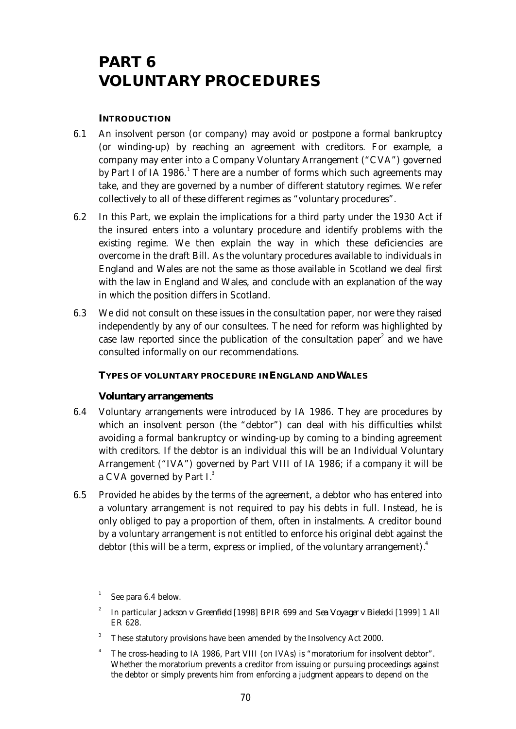# PART 6
# VOLUNTARY PROCEDURES

### INTRODUCTION

6.1 An insolvent person (or company) may avoid or postpone a formal bankruptcy (or winding-up) by reaching an agreement with creditors. For example, a company may enter into a Company Voluntary Arrangement ("CVA") governed by Part I of IA 1986.[1] There are a number of forms which such agreements may take, and they are governed by a number of different statutory regimes. We refer collectively to all of these different regimes as "voluntary procedures".

6.2 In this Part, we explain the implications for a third party under the 1930 Act if the insured enters into a voluntary procedure and identify problems with the existing regime. We then explain the way in which these deficiencies are overcome in the draft Bill. As the voluntary procedures available to individuals in England and Wales are not the same as those available in Scotland we deal first with the law in England and Wales, and conclude with an explanation of the way in which the position differs in Scotland.

6.3 We did not consult on these issues in the consultation paper, nor were they raised independently by any of our consultees. The need for reform was highlighted by case law reported since the publication of the consultation paper[2] and we have consulted informally on our recommendations.

### TYPES OF VOLUNTARY PROCEDURE IN ENGLAND AND WALES

#### Voluntary arrangements

6.4 Voluntary arrangements were introduced by IA 1986. They are procedures by which an insolvent person (the "debtor") can deal with his difficulties whilst avoiding a formal bankruptcy or winding-up by coming to a binding agreement with creditors. If the debtor is an individual this will be an Individual Voluntary Arrangement ("IVA") governed by Part VIII of IA 1986; if a company it will be a CVA governed by Part I.[3]

6.5 Provided he abides by the terms of the agreement, a debtor who has entered into a voluntary arrangement is not required to pay his debts in full. Instead, he is only obliged to pay a proportion of them, often in instalments. A creditor bound by a voluntary arrangement is not entitled to enforce his original debt against the debtor (this will be a term, express or implied, of the voluntary arrangement).[4]

---

[1] See para 6.4 below.

[2] In particular *Jackson v Greenfield* [1998] BPIR 699 and *Sea Voyager v Bielecki* [1999] 1 All ER 628.

[3] These statutory provisions have been amended by the Insolvency Act 2000.

[4] The cross-heading to IA 1986, Part VIII (on IVAs) is "moratorium for insolvent debtor". Whether the moratorium prevents a creditor from issuing or pursuing proceedings against the debtor or simply prevents him from enforcing a judgment appears to depend on the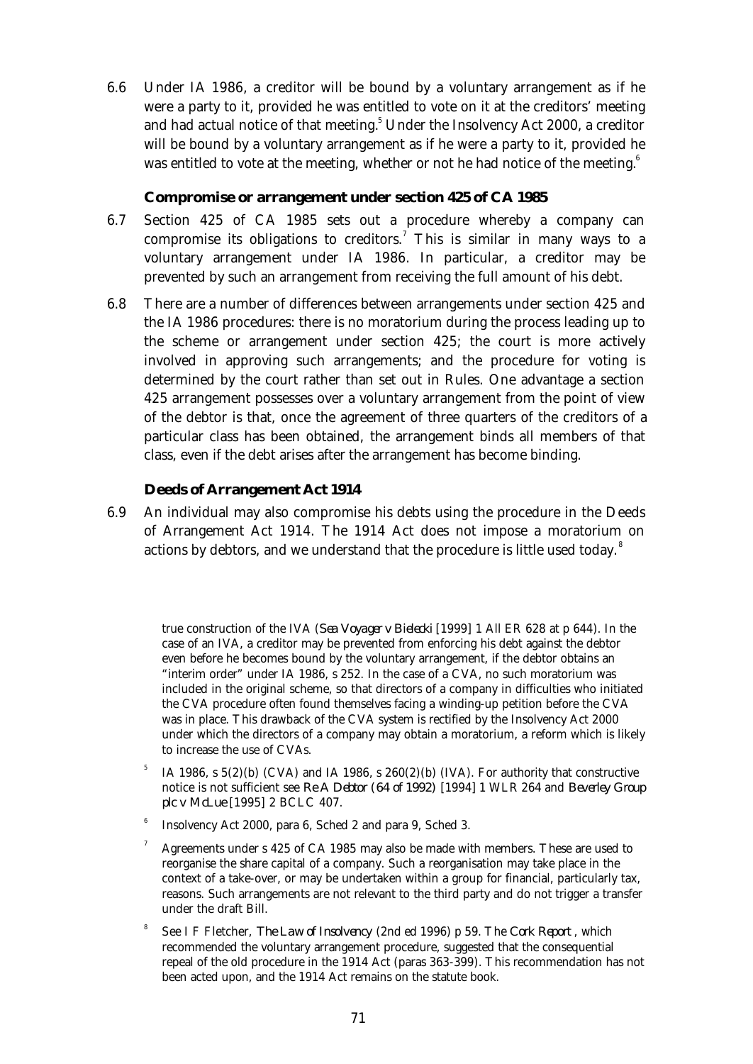6.6 Under IA 1986, a creditor will be bound by a voluntary arrangement as if he were a party to it, provided he was entitled to vote on it at the creditors' meeting and had actual notice of that meeting.[5] Under the Insolvency Act 2000, a creditor will be bound by a voluntary arrangement as if he were a party to it, provided he was entitled to vote at the meeting, whether or not he had notice of the meeting.[6]

### Compromise or arrangement under section 425 of CA 1985

6.7 Section 425 of CA 1985 sets out a procedure whereby a company can compromise its obligations to creditors.[7] This is similar in many ways to a voluntary arrangement under IA 1986. In particular, a creditor may be prevented by such an arrangement from receiving the full amount of his debt.

6.8 There are a number of differences between arrangements under section 425 and the IA 1986 procedures: there is no moratorium during the process leading up to the scheme or arrangement under section 425; the court is more actively involved in approving such arrangements; and the procedure for voting is determined by the court rather than set out in Rules. One advantage a section 425 arrangement possesses over a voluntary arrangement from the point of view of the debtor is that, once the agreement of three quarters of the creditors of a particular class has been obtained, the arrangement binds all members of that class, even if the debt arises after the arrangement has become binding.

### Deeds of Arrangement Act 1914

6.9 An individual may also compromise his debts using the procedure in the Deeds of Arrangement Act 1914. The 1914 Act does not impose a moratorium on actions by debtors, and we understand that the procedure is little used today.[8]

---

true construction of the IVA (*Sea Voyager v Bielecki* [1999] 1 All ER 628 at p 644). In the case of an IVA, a creditor may be prevented from enforcing his debt against the debtor even before he becomes bound by the voluntary arrangement, if the debtor obtains an "interim order" under IA 1986, s 252. In the case of a CVA, no such moratorium was included in the original scheme, so that directors of a company in difficulties who initiated the CVA procedure often found themselves facing a winding-up petition before the CVA was in place. This drawback of the CVA system is rectified by the Insolvency Act 2000 under which the directors of a company may obtain a moratorium, a reform which is likely to increase the use of CVAs.

[5] IA 1986, s 5(2)(b) (CVA) and IA 1986, s 260(2)(b) (IVA). For authority that constructive notice is not sufficient see *Re A Debtor (64 of 1992)* [1994] 1 WLR 264 and *Beverley Group plc v McLue* [1995] 2 BCLC 407.

[6] Insolvency Act 2000, para 6, Sched 2 and para 9, Sched 3.

[7] Agreements under s 425 of CA 1985 may also be made with members. These are used to reorganise the share capital of a company. Such a reorganisation may take place in the context of a take-over, or may be undertaken within a group for financial, particularly tax, reasons. Such arrangements are not relevant to the third party and do not trigger a transfer under the draft Bill.

[8] See I F Fletcher, *The Law of Insolvency* (2nd ed 1996) p 59. The *Cork Report* , which recommended the voluntary arrangement procedure, suggested that the consequential repeal of the old procedure in the 1914 Act (paras 363-399). This recommendation has not been acted upon, and the 1914 Act remains on the statute book.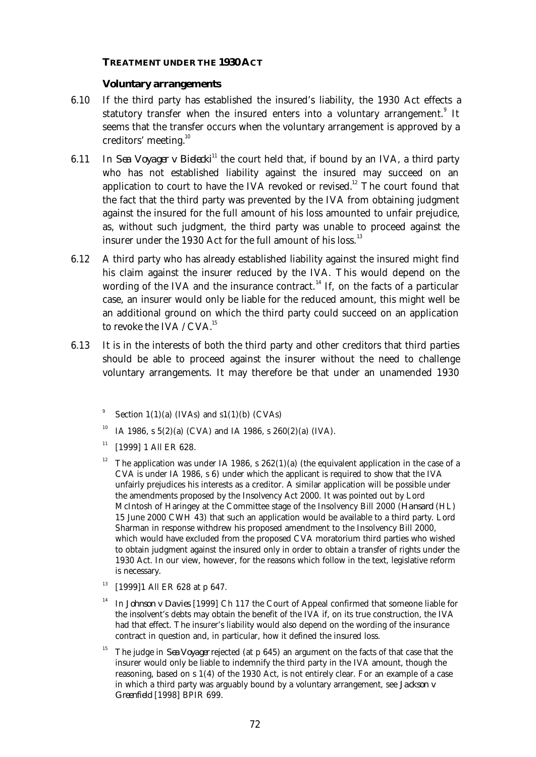### TREATMENT UNDER THE 1930 ACT

#### Voluntary arrangements

6.10 If the third party has established the insured's liability, the 1930 Act effects a statutory transfer when the insured enters into a voluntary arrangement.[9] It seems that the transfer occurs when the voluntary arrangement is approved by a creditors' meeting.[10]

6.11 In *Sea Voyager v Bielecki*[11] the court held that, if bound by an IVA, a third party who has not established liability against the insured may succeed on an application to court to have the IVA revoked or revised.[12] The court found that the fact that the third party was prevented by the IVA from obtaining judgment against the insured for the full amount of his loss amounted to unfair prejudice, as, without such judgment, the third party was unable to proceed against the insurer under the 1930 Act for the full amount of his loss.[13]

6.12 A third party who has already established liability against the insured might find his claim against the insurer reduced by the IVA. This would depend on the wording of the IVA and the insurance contract.[14] If, on the facts of a particular case, an insurer would only be liable for the reduced amount, this might well be an additional ground on which the third party could succeed on an application to revoke the IVA / CVA.[15]

6.13 It is in the interests of both the third party and other creditors that third parties should be able to proceed against the insurer without the need to challenge voluntary arrangements. It may therefore be that under an unamended 1930

---

[9] Section 1(1)(a) (IVAs) and s1(1)(b) (CVAs)

[10] IA 1986, s 5(2)(a) (CVA) and IA 1986, s 260(2)(a) (IVA).

[11] [1999] 1 All ER 628.

[12] The application was under IA 1986, s 262(1)(a) (the equivalent application in the case of a CVA is under IA 1986, s 6) under which the applicant is required to show that the IVA unfairly prejudices his interests as a creditor. A similar application will be possible under the amendments proposed by the Insolvency Act 2000. It was pointed out by Lord McIntosh of Haringey at the Committee stage of the Insolvency Bill 2000 (*Hansard* (HL) 15 June 2000 CWH 43) that such an application would be available to a third party. Lord Sharman in response withdrew his proposed amendment to the Insolvency Bill 2000, which would have excluded from the proposed CVA moratorium third parties who wished to obtain judgment against the insured only in order to obtain a transfer of rights under the 1930 Act. In our view, however, for the reasons which follow in the text, legislative reform is necessary.

[13] [1999]1 All ER 628 at p 647.

[14] In *Johnson v Davies* [1999] Ch 117 the Court of Appeal confirmed that someone liable for the insolvent's debts may obtain the benefit of the IVA if, on its true construction, the IVA had that effect. The insurer's liability would also depend on the wording of the insurance contract in question and, in particular, how it defined the insured loss.

[15] The judge in *Sea Voyager* rejected (at p 645) an argument on the facts of that case that the insurer would only be liable to indemnify the third party in the IVA amount, though the reasoning, based on s 1(4) of the 1930 Act, is not entirely clear. For an example of a case in which a third party was arguably bound by a voluntary arrangement, see *Jackson v Greenfield* [1998] BPIR 699.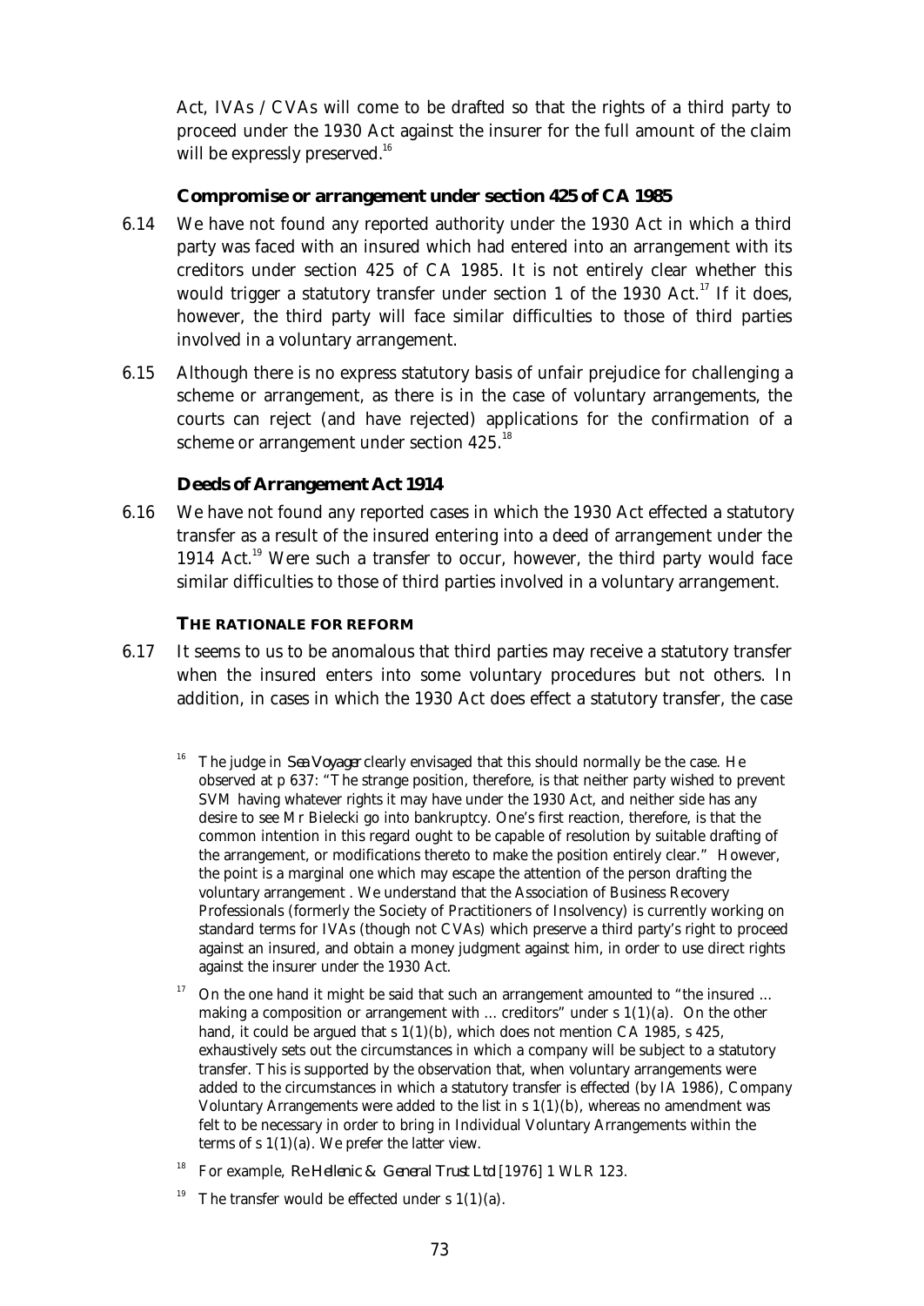Act, IVAs / CVAs will come to be drafted so that the rights of a third party to proceed under the 1930 Act against the insurer for the full amount of the claim will be expressly preserved.[16]

### Compromise or arrangement under section 425 of CA 1985

6.14 We have not found any reported authority under the 1930 Act in which a third party was faced with an insured which had entered into an arrangement with its creditors under section 425 of CA 1985. It is not entirely clear whether this would trigger a statutory transfer under section 1 of the 1930 Act.[17] If it does, however, the third party will face similar difficulties to those of third parties involved in a voluntary arrangement.

6.15 Although there is no express statutory basis of unfair prejudice for challenging a scheme or arrangement, as there is in the case of voluntary arrangements, the courts can reject (and have rejected) applications for the confirmation of a scheme or arrangement under section 425.[18]

### Deeds of Arrangement Act 1914

6.16 We have not found any reported cases in which the 1930 Act effected a statutory transfer as a result of the insured entering into a deed of arrangement under the 1914 Act.[19] Were such a transfer to occur, however, the third party would face similar difficulties to those of third parties involved in a voluntary arrangement.

## THE RATIONALE FOR REFORM

6.17 It seems to us to be anomalous that third parties may receive a statutory transfer when the insured enters into some voluntary procedures but not others. In addition, in cases in which the 1930 Act does effect a statutory transfer, the case

---

[16] The judge in *Sea Voyager* clearly envisaged that this should normally be the case. He observed at p 637: "The strange position, therefore, is that neither party wished to prevent SVM having whatever rights it may have under the 1930 Act, and neither side has any desire to see Mr Bielecki go into bankruptcy. One's first reaction, therefore, is that the common intention in this regard ought to be capable of resolution by suitable drafting of the arrangement, or modifications thereto to make the position entirely clear." However, the point is a marginal one which may escape the attention of the person drafting the voluntary arrangement . We understand that the Association of Business Recovery Professionals (formerly the Society of Practitioners of Insolvency) is currently working on standard terms for IVAs (though not CVAs) which preserve a third party's right to proceed against an insured, and obtain a money judgment against him, in order to use direct rights against the insurer under the 1930 Act.

[17] On the one hand it might be said that such an arrangement amounted to "the insured … making a composition or arrangement with … creditors" under s 1(1)(a). On the other hand, it could be argued that s 1(1)(b), which does not mention CA 1985, s 425, exhaustively sets out the circumstances in which a company will be subject to a statutory transfer. This is supported by the observation that, when voluntary arrangements were added to the circumstances in which a statutory transfer is effected (by IA 1986), Company Voluntary Arrangements were added to the list in s 1(1)(b), whereas no amendment was felt to be necessary in order to bring in Individual Voluntary Arrangements within the terms of s 1(1)(a). We prefer the latter view.

[18] For example, *Re Hellenic & General Trust Ltd* [1976] 1 WLR 123.

[19] The transfer would be effected under s 1(1)(a).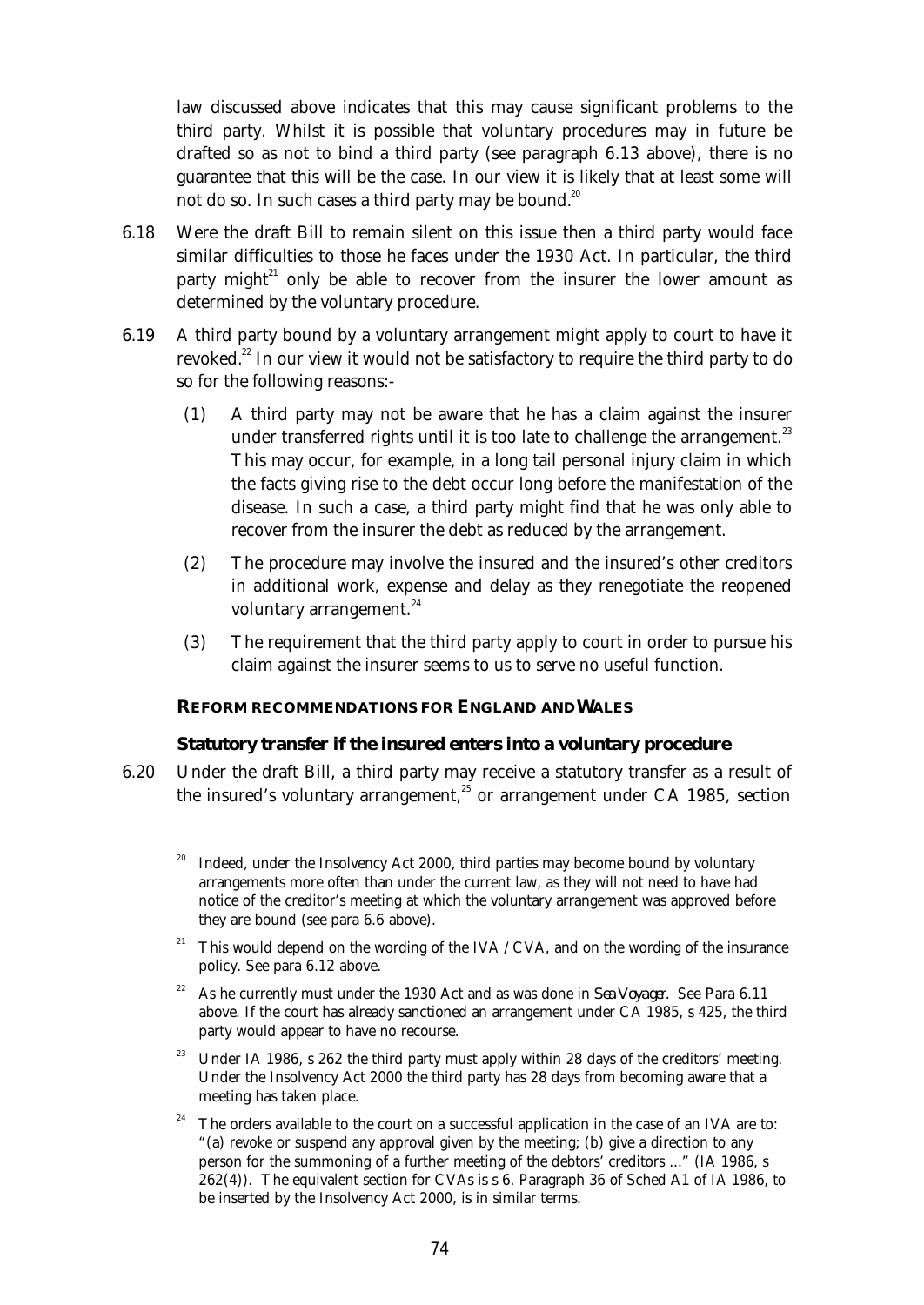law discussed above indicates that this may cause significant problems to the third party. Whilst it is possible that voluntary procedures may in future be drafted so as not to bind a third party (see paragraph 6.13 above), there is no guarantee that this will be the case. In our view it is likely that at least some will not do so. In such cases a third party may be bound.[20]

6.18 Were the draft Bill to remain silent on this issue then a third party would face similar difficulties to those he faces under the 1930 Act. In particular, the third party might[21] only be able to recover from the insurer the lower amount as determined by the voluntary procedure.

6.19 A third party bound by a voluntary arrangement might apply to court to have it revoked.[22] In our view it would not be satisfactory to require the third party to do so for the following reasons:-

(1) A third party may not be aware that he has a claim against the insurer under transferred rights until it is too late to challenge the arrangement.[23] This may occur, for example, in a long tail personal injury claim in which the facts giving rise to the debt occur long before the manifestation of the disease. In such a case, a third party might find that he was only able to recover from the insurer the debt as reduced by the arrangement.

(2) The procedure may involve the insured and the insured's other creditors in additional work, expense and delay as they renegotiate the reopened voluntary arrangement.[24]

(3) The requirement that the third party apply to court in order to pursue his claim against the insurer seems to us to serve no useful function.

## REFORM RECOMMENDATIONS FOR ENGLAND AND WALES

### Statutory transfer if the insured enters into a voluntary procedure

6.20 Under the draft Bill, a third party may receive a statutory transfer as a result of the insured's voluntary arrangement,[25] or arrangement under CA 1985, section

[20] Indeed, under the Insolvency Act 2000, third parties may become bound by voluntary arrangements more often than under the current law, as they will not need to have had notice of the creditor's meeting at which the voluntary arrangement was approved before they are bound (see para 6.6 above).

[21] This would depend on the wording of the IVA / CVA, and on the wording of the insurance policy. See para 6.12 above.

[22] As he currently must under the 1930 Act and as was done in *Sea Voyager*. See Para 6.11 above. If the court has already sanctioned an arrangement under CA 1985, s 425, the third party would appear to have no recourse.

[23] Under IA 1986, s 262 the third party must apply within 28 days of the creditors' meeting. Under the Insolvency Act 2000 the third party has 28 days from becoming aware that a meeting has taken place.

[24] The orders available to the court on a successful application in the case of an IVA are to: "(a) revoke or suspend any approval given by the meeting; (b) give a direction to any person for the summoning of a further meeting of the debtors' creditors ..." (IA 1986, s 262(4)). The equivalent section for CVAs is s 6. Paragraph 36 of Sched A1 of IA 1986, to be inserted by the Insolvency Act 2000, is in similar terms.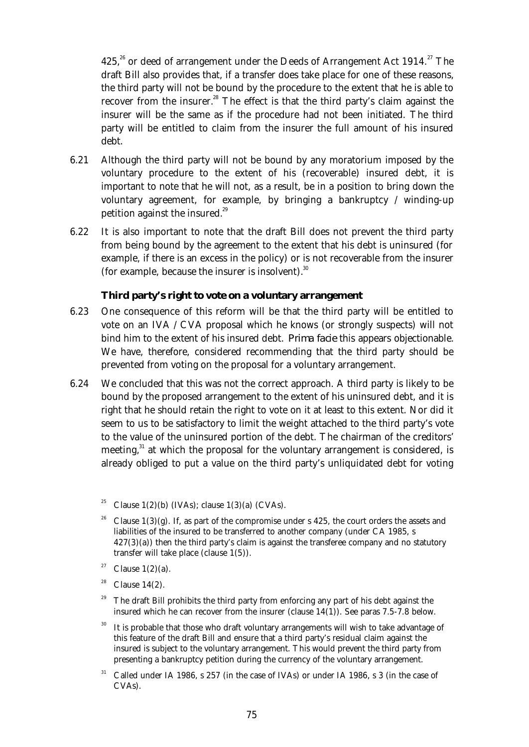425,[26] or deed of arrangement under the Deeds of Arrangement Act 1914.[27] The draft Bill also provides that, if a transfer does take place for one of these reasons, the third party will not be bound by the procedure to the extent that he is able to recover from the insurer.[28] The effect is that the third party's claim against the insurer will be the same as if the procedure had not been initiated. The third party will be entitled to claim from the insurer the full amount of his insured debt.

6.21 Although the third party will not be bound by any moratorium imposed by the voluntary procedure to the extent of his (recoverable) insured debt, it is important to note that he will not, as a result, be in a position to bring down the voluntary agreement, for example, by bringing a bankruptcy / winding-up petition against the insured.[29]

6.22 It is also important to note that the draft Bill does not prevent the third party from being bound by the agreement to the extent that his debt is uninsured (for example, if there is an excess in the policy) or is not recoverable from the insurer (for example, because the insurer is insolvent).[30]

### Third party's right to vote on a voluntary arrangement

6.23 One consequence of this reform will be that the third party will be entitled to vote on an IVA / CVA proposal which he knows (or strongly suspects) will not bind him to the extent of his insured debt. *Prima facie* this appears objectionable. We have, therefore, considered recommending that the third party should be prevented from voting on the proposal for a voluntary arrangement.

6.24 We concluded that this was not the correct approach. A third party is likely to be bound by the proposed arrangement to the extent of his uninsured debt, and it is right that he should retain the right to vote on it at least to this extent. Nor did it seem to us to be satisfactory to limit the weight attached to the third party's vote to the value of the uninsured portion of the debt. The chairman of the creditors' meeting,[31] at which the proposal for the voluntary arrangement is considered, is already obliged to put a value on the third party's unliquidated debt for voting

[25] Clause 1(2)(b) (IVAs); clause 1(3)(a) (CVAs).

[26] Clause 1(3)(g). If, as part of the compromise under s 425, the court orders the assets and liabilities of the insured to be transferred to another company (under CA 1985, s 427(3)(a)) then the third party's claim is against the transferee company and no statutory transfer will take place (clause 1(5)).

[27] Clause 1(2)(a).

[28] Clause 14(2).

[29] The draft Bill prohibits the third party from enforcing any part of his debt against the insured which he can recover from the insurer (clause 14(1)). See paras 7.5-7.8 below.

[30] It is probable that those who draft voluntary arrangements will wish to take advantage of this feature of the draft Bill and ensure that a third party's residual claim against the insured is subject to the voluntary arrangement. This would prevent the third party from presenting a bankruptcy petition during the currency of the voluntary arrangement.

[31] Called under IA 1986, s 257 (in the case of IVAs) or under IA 1986, s 3 (in the case of CVAs).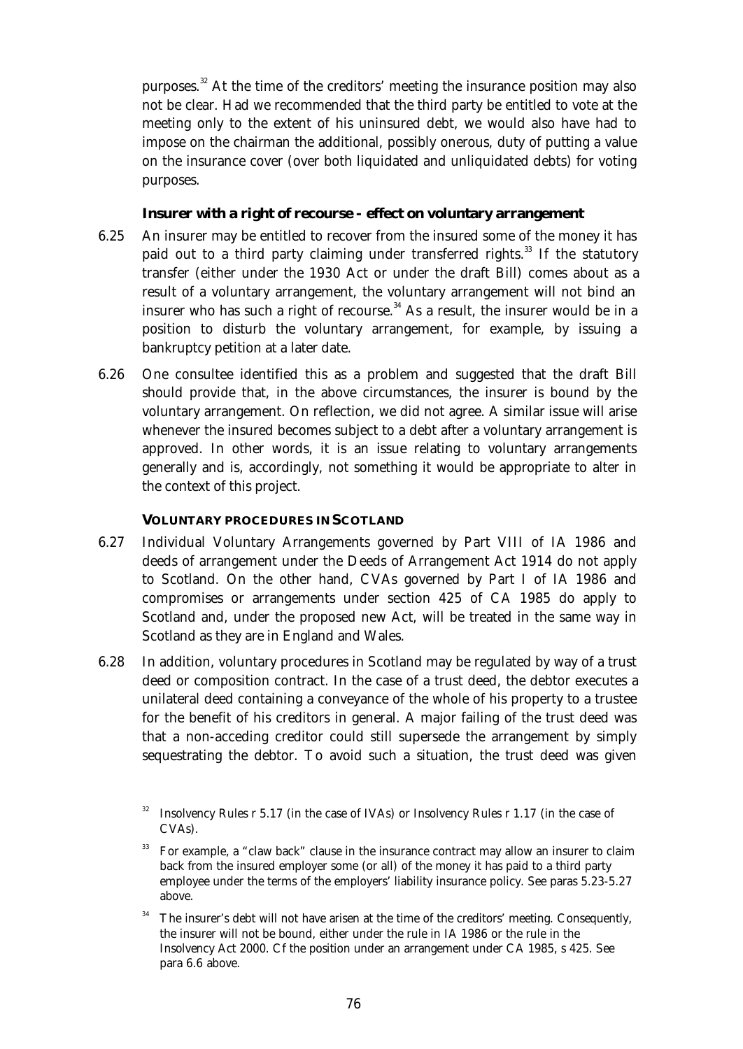purposes.[32] At the time of the creditors' meeting the insurance position may also not be clear. Had we recommended that the third party be entitled to vote at the meeting only to the extent of his uninsured debt, we would also have had to impose on the chairman the additional, possibly onerous, duty of putting a value on the insurance cover (over both liquidated and unliquidated debts) for voting purposes.

### Insurer with a right of recourse - effect on voluntary arrangement

6.25 An insurer may be entitled to recover from the insured some of the money it has paid out to a third party claiming under transferred rights.[33] If the statutory transfer (either under the 1930 Act or under the draft Bill) comes about as a result of a voluntary arrangement, the voluntary arrangement will not bind an insurer who has such a right of recourse.[34] As a result, the insurer would be in a position to disturb the voluntary arrangement, for example, by issuing a bankruptcy petition at a later date.

6.26 One consultee identified this as a problem and suggested that the draft Bill should provide that, in the above circumstances, the insurer is bound by the voluntary arrangement. On reflection, we did not agree. A similar issue will arise whenever the insured becomes subject to a debt after a voluntary arrangement is approved. In other words, it is an issue relating to voluntary arrangements generally and is, accordingly, not something it would be appropriate to alter in the context of this project.

### VOLUNTARY PROCEDURES IN SCOTLAND

6.27 Individual Voluntary Arrangements governed by Part VIII of IA 1986 and deeds of arrangement under the Deeds of Arrangement Act 1914 do not apply to Scotland. On the other hand, CVAs governed by Part I of IA 1986 and compromises or arrangements under section 425 of CA 1985 do apply to Scotland and, under the proposed new Act, will be treated in the same way in Scotland as they are in England and Wales.

6.28 In addition, voluntary procedures in Scotland may be regulated by way of a trust deed or composition contract. In the case of a trust deed, the debtor executes a unilateral deed containing a conveyance of the whole of his property to a trustee for the benefit of his creditors in general. A major failing of the trust deed was that a non-acceding creditor could still supersede the arrangement by simply sequestrating the debtor. To avoid such a situation, the trust deed was given

---

[32] Insolvency Rules r 5.17 (in the case of IVAs) or Insolvency Rules r 1.17 (in the case of CVAs).

[33] For example, a "claw back" clause in the insurance contract may allow an insurer to claim back from the insured employer some (or all) of the money it has paid to a third party employee under the terms of the employers' liability insurance policy. See paras 5.23-5.27 above.

[34] The insurer's debt will not have arisen at the time of the creditors' meeting. Consequently, the insurer will not be bound, either under the rule in IA 1986 or the rule in the Insolvency Act 2000. Cf the position under an arrangement under CA 1985, s 425. See para 6.6 above.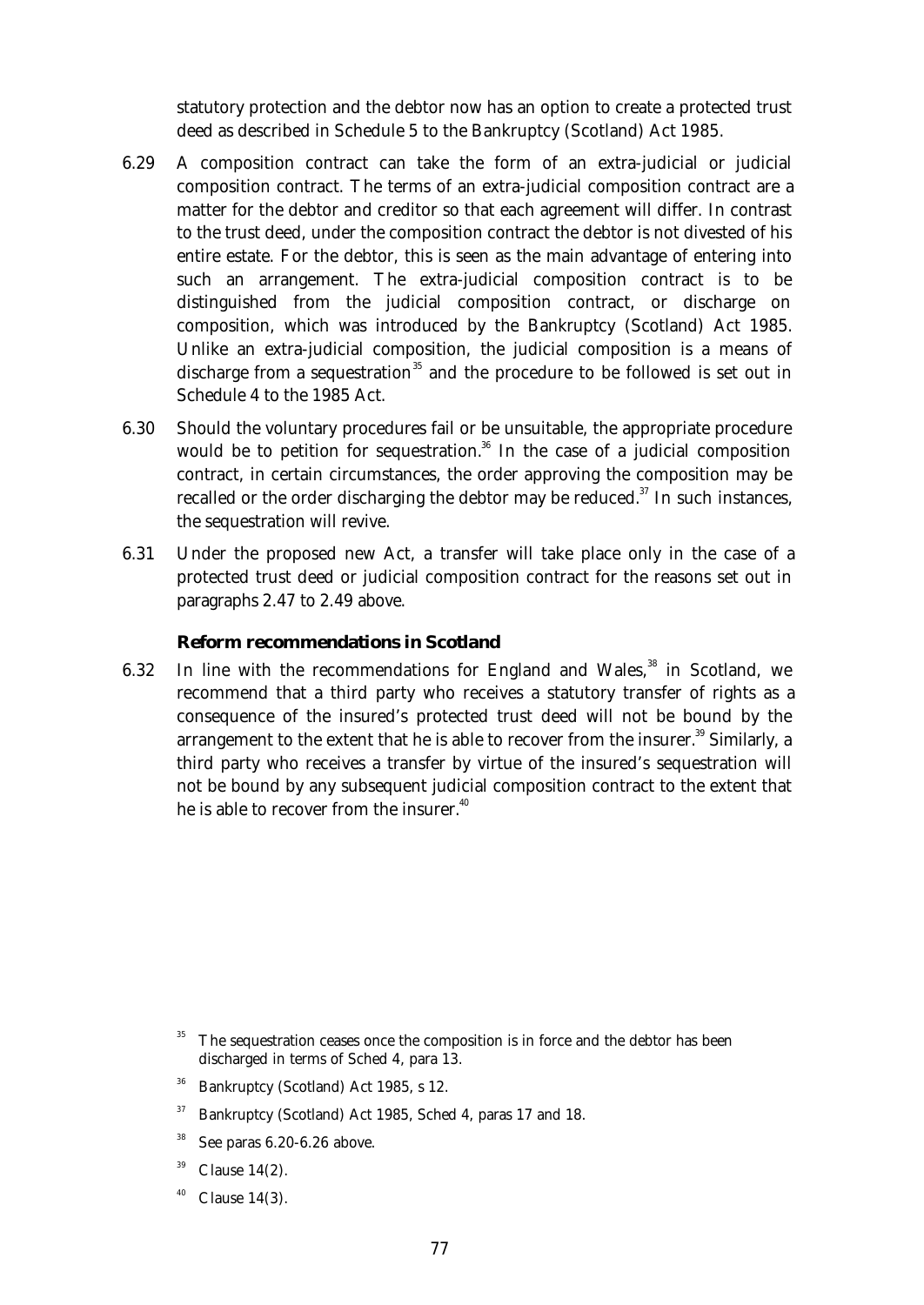statutory protection and the debtor now has an option to create a protected trust deed as described in Schedule 5 to the Bankruptcy (Scotland) Act 1985.

6.29 A composition contract can take the form of an extra-judicial or judicial composition contract. The terms of an extra-judicial composition contract are a matter for the debtor and creditor so that each agreement will differ. In contrast to the trust deed, under the composition contract the debtor is not divested of his entire estate. For the debtor, this is seen as the main advantage of entering into such an arrangement. The extra-judicial composition contract is to be distinguished from the judicial composition contract, or discharge on composition, which was introduced by the Bankruptcy (Scotland) Act 1985. Unlike an extra-judicial composition, the judicial composition is a means of discharge from a sequestration[35] and the procedure to be followed is set out in Schedule 4 to the 1985 Act.

6.30 Should the voluntary procedures fail or be unsuitable, the appropriate procedure would be to petition for sequestration.[36] In the case of a judicial composition contract, in certain circumstances, the order approving the composition may be recalled or the order discharging the debtor may be reduced.[37] In such instances, the sequestration will revive.

6.31 Under the proposed new Act, a transfer will take place only in the case of a protected trust deed or judicial composition contract for the reasons set out in paragraphs 2.47 to 2.49 above.

### Reform recommendations in Scotland

6.32 In line with the recommendations for England and Wales,[38] in Scotland, we recommend that a third party who receives a statutory transfer of rights as a consequence of the insured's protected trust deed will not be bound by the arrangement to the extent that he is able to recover from the insurer.[39] Similarly, a third party who receives a transfer by virtue of the insured's sequestration will not be bound by any subsequent judicial composition contract to the extent that he is able to recover from the insurer.[40]

[35] The sequestration ceases once the composition is in force and the debtor has been discharged in terms of Sched 4, para 13.

[36] Bankruptcy (Scotland) Act 1985, s 12.

[37] Bankruptcy (Scotland) Act 1985, Sched 4, paras 17 and 18.

[38] See paras 6.20-6.26 above.

[39] Clause 14(2).

[40] Clause 14(3).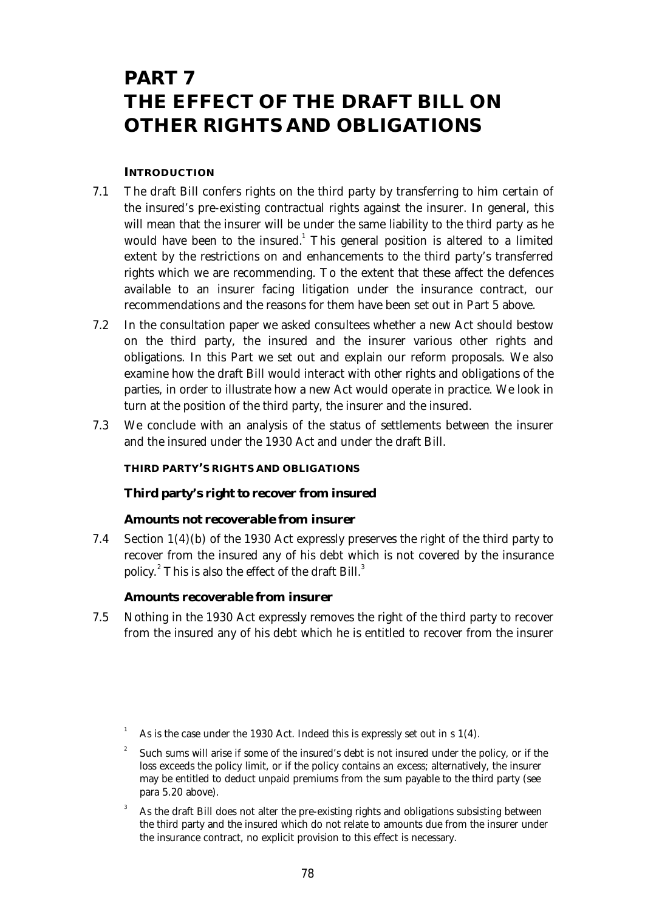# PART 7
# THE EFFECT OF THE DRAFT BILL ON OTHER RIGHTS AND OBLIGATIONS

### INTRODUCTION

7.1 The draft Bill confers rights on the third party by transferring to him certain of the insured's pre-existing contractual rights against the insurer. In general, this will mean that the insurer will be under the same liability to the third party as he would have been to the insured.[1] This general position is altered to a limited extent by the restrictions on and enhancements to the third party's transferred rights which we are recommending. To the extent that these affect the defences available to an insurer facing litigation under the insurance contract, our recommendations and the reasons for them have been set out in Part 5 above.

7.2 In the consultation paper we asked consultees whether a new Act should bestow on the third party, the insured and the insurer various other rights and obligations. In this Part we set out and explain our reform proposals. We also examine how the draft Bill would interact with other rights and obligations of the parties, in order to illustrate how a new Act would operate in practice. We look in turn at the position of the third party, the insurer and the insured.

7.3 We conclude with an analysis of the status of settlements between the insurer and the insured under the 1930 Act and under the draft Bill.

### THIRD PARTY'S RIGHTS AND OBLIGATIONS

#### Third party's right to recover from insured

##### Amounts not recoverable from insurer

7.4 Section 1(4)(b) of the 1930 Act expressly preserves the right of the third party to recover from the insured any of his debt which is not covered by the insurance policy.[2] This is also the effect of the draft Bill.[3]

##### Amounts recoverable from insurer

7.5 Nothing in the 1930 Act expressly removes the right of the third party to recover from the insured any of his debt which he is entitled to recover from the insurer

---

[1] As is the case under the 1930 Act. Indeed this is expressly set out in s 1(4).

[2] Such sums will arise if some of the insured's debt is not insured under the policy, or if the loss exceeds the policy limit, or if the policy contains an excess; alternatively, the insurer may be entitled to deduct unpaid premiums from the sum payable to the third party (see para 5.20 above).

[3] As the draft Bill does not alter the pre-existing rights and obligations subsisting between the third party and the insured which do not relate to amounts due from the insurer under the insurance contract, no explicit provision to this effect is necessary.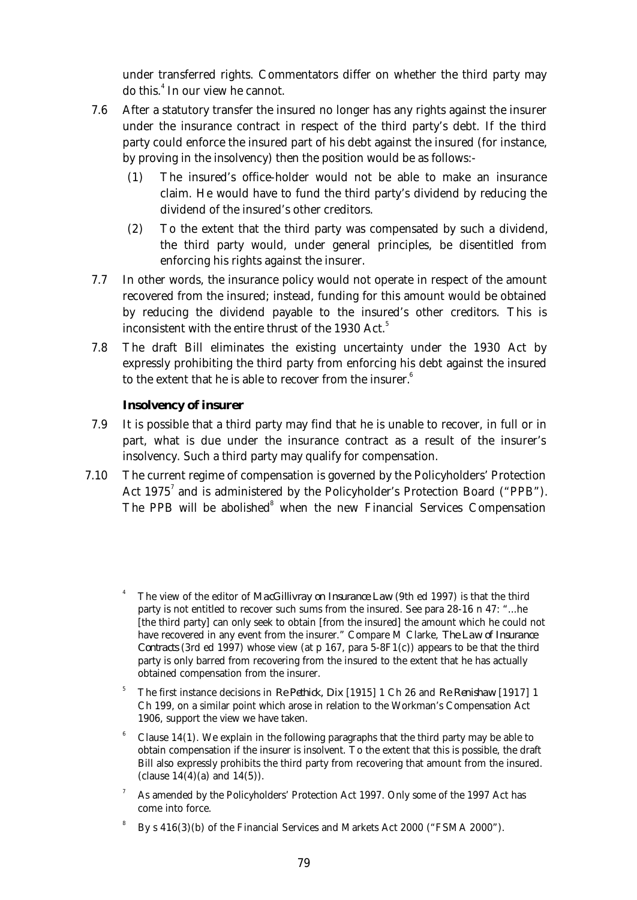under transferred rights. Commentators differ on whether the third party may do this.[4] In our view he cannot.

7.6 After a statutory transfer the insured no longer has any rights against the insurer under the insurance contract in respect of the third party's debt. If the third party could enforce the insured part of his debt against the insured (for instance, by proving in the insolvency) then the position would be as follows:-

(1) The insured's office-holder would not be able to make an insurance claim. He would have to fund the third party's dividend by reducing the dividend of the insured's other creditors.

(2) To the extent that the third party was compensated by such a dividend, the third party would, under general principles, be disentitled from enforcing his rights against the insurer.

7.7 In other words, the insurance policy would not operate in respect of the amount recovered from the insured; instead, funding for this amount would be obtained by reducing the dividend payable to the insured's other creditors. This is inconsistent with the entire thrust of the 1930 Act.[5]

7.8 The draft Bill eliminates the existing uncertainty under the 1930 Act by expressly prohibiting the third party from enforcing his debt against the insured to the extent that he is able to recover from the insurer.[6]

### Insolvency of insurer

7.9 It is possible that a third party may find that he is unable to recover, in full or in part, what is due under the insurance contract as a result of the insurer's insolvency. Such a third party may qualify for compensation.

7.10 The current regime of compensation is governed by the Policyholders' Protection Act 1975[7] and is administered by the Policyholder's Protection Board ("PPB"). The PPB will be abolished[8] when the new Financial Services Compensation

---

[4] The view of the editor of *MacGillivray on Insurance Law* (9th ed 1997) is that the third party is not entitled to recover such sums from the insured. See para 28-16 n 47: "...he [the third party] can only seek to obtain [from the insured] the amount which he could not have recovered in any event from the insurer." Compare M Clarke, *The Law of Insurance Contracts* (3rd ed 1997) whose view (at p 167, para 5-8F1(c)) appears to be that the third party is only barred from recovering from the insured to the extent that he has actually obtained compensation from the insurer.

[5] The first instance decisions in *Re Pethick, Dix* [1915] 1 Ch 26 and *Re Renishaw* [1917] 1 Ch 199, on a similar point which arose in relation to the Workman's Compensation Act 1906, support the view we have taken.

[6] Clause 14(1). We explain in the following paragraphs that the third party may be able to obtain compensation if the insurer is insolvent. To the extent that this is possible, the draft Bill also expressly prohibits the third party from recovering that amount from the insured. (clause 14(4)(a) and 14(5)).

[7] As amended by the Policyholders' Protection Act 1997. Only some of the 1997 Act has come into force.

[8] By s 416(3)(b) of the Financial Services and Markets Act 2000 ("FSMA 2000").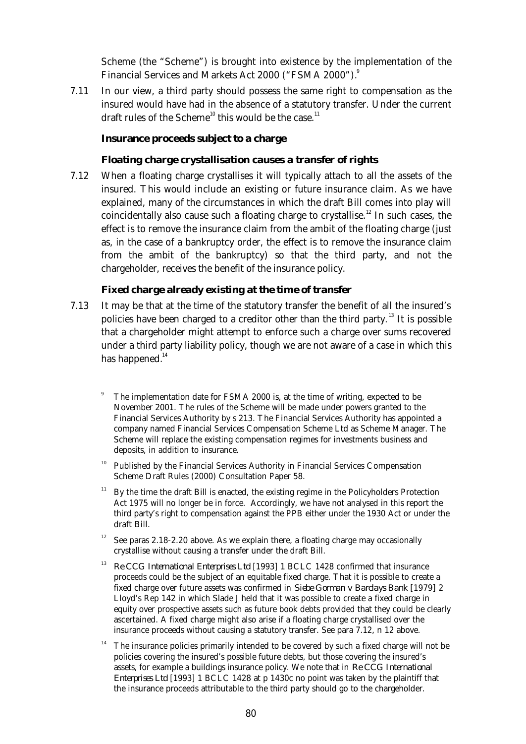Scheme (the "Scheme") is brought into existence by the implementation of the Financial Services and Markets Act 2000 ("FSMA 2000").[9]

7.11 In our view, a third party should possess the same right to compensation as the insured would have had in the absence of a statutory transfer. Under the current draft rules of the Scheme[10] this would be the case.[11]

### Insurance proceeds subject to a charge

#### Floating charge crystallisation causes a transfer of rights

7.12 When a floating charge crystallises it will typically attach to all the assets of the insured. This would include an existing or future insurance claim. As we have explained, many of the circumstances in which the draft Bill comes into play will coincidentally also cause such a floating charge to crystallise.[12] In such cases, the effect is to remove the insurance claim from the ambit of the floating charge (just as, in the case of a bankruptcy order, the effect is to remove the insurance claim from the ambit of the bankruptcy) so that the third party, and not the chargeholder, receives the benefit of the insurance policy.

#### Fixed charge already existing at the time of transfer

7.13 It may be that at the time of the statutory transfer the benefit of all the insured's policies have been charged to a creditor other than the third party.[13] It is possible that a chargeholder might attempt to enforce such a charge over sums recovered under a third party liability policy, though we are not aware of a case in which this has happened.[14]

---

[9] The implementation date for FSMA 2000 is, at the time of writing, expected to be November 2001. The rules of the Scheme will be made under powers granted to the Financial Services Authority by s 213. The Financial Services Authority has appointed a company named Financial Services Compensation Scheme Ltd as Scheme Manager. The Scheme will replace the existing compensation regimes for investments business and deposits, in addition to insurance.

[10] Published by the Financial Services Authority in Financial Services Compensation Scheme Draft Rules (2000) Consultation Paper 58.

[11] By the time the draft Bill is enacted, the existing regime in the Policyholders Protection Act 1975 will no longer be in force. Accordingly, we have not analysed in this report the third party's right to compensation against the PPB either under the 1930 Act or under the draft Bill.

[12] See paras 2.18-2.20 above. As we explain there, a floating charge may occasionally crystallise without causing a transfer under the draft Bill.

[13] *Re CCG International Enterprises Ltd* [1993] 1 BCLC 1428 confirmed that insurance proceeds could be the subject of an equitable fixed charge. That it is possible to create a fixed charge over future assets was confirmed in *Siebe Gorman v Barclays Bank* [1979] 2 Lloyd's Rep 142 in which Slade J held that it was possible to create a fixed charge in equity over prospective assets such as future book debts provided that they could be clearly ascertained. A fixed charge might also arise if a floating charge crystallised over the insurance proceeds without causing a statutory transfer. See para 7.12, n 12 above.

[14] The insurance policies primarily intended to be covered by such a fixed charge will not be policies covering the insured's possible future debts, but those covering the insured's assets, for example a buildings insurance policy. We note that in *Re CCG International Enterprises Ltd* [1993] 1 BCLC 1428 at p 1430c no point was taken by the plaintiff that the insurance proceeds attributable to the third party should go to the chargeholder.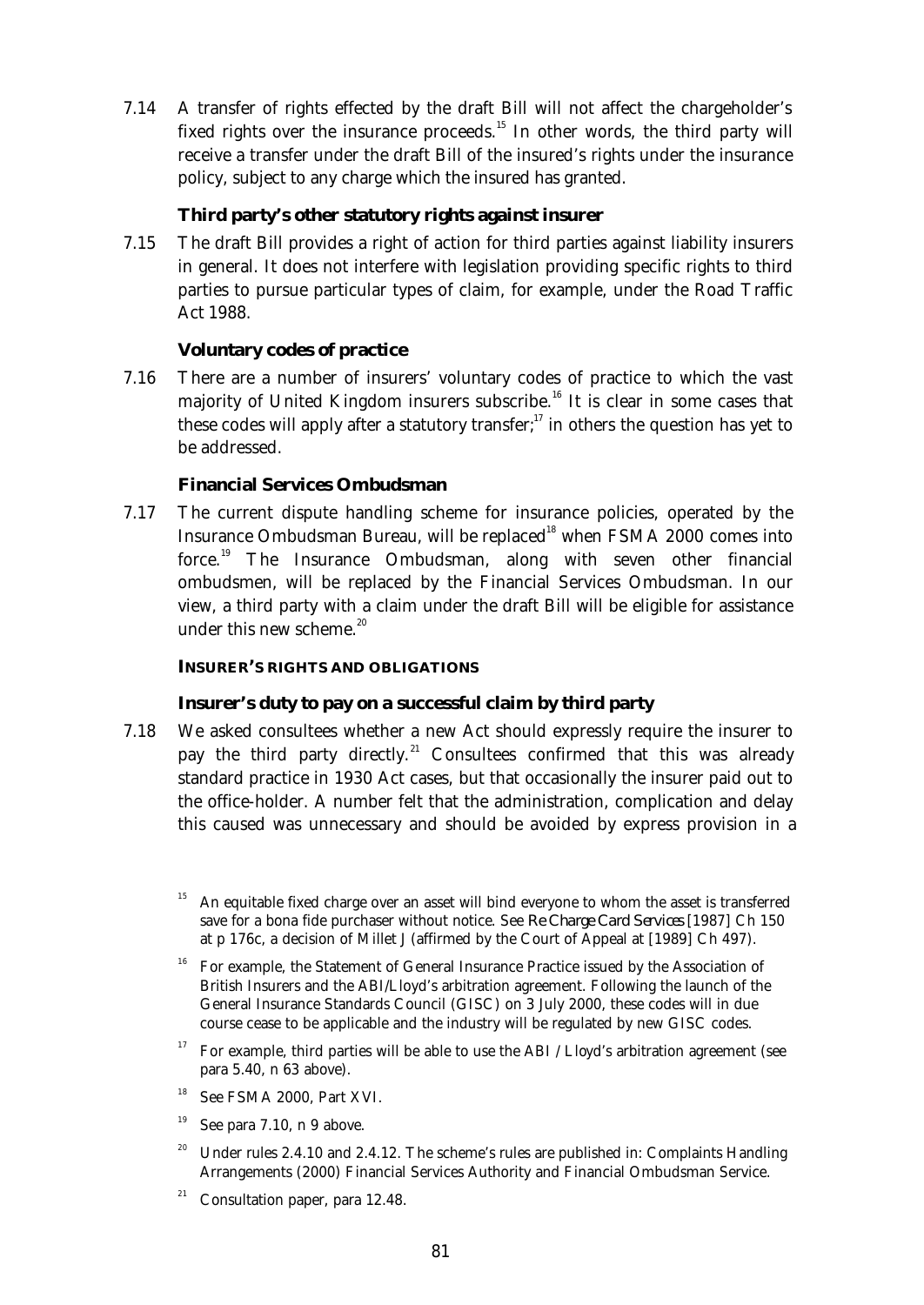7.14 A transfer of rights effected by the draft Bill will not affect the chargeholder's fixed rights over the insurance proceeds.[15] In other words, the third party will receive a transfer under the draft Bill of the insured's rights under the insurance policy, subject to any charge which the insured has granted.

### Third party's other statutory rights against insurer

7.15 The draft Bill provides a right of action for third parties against liability insurers in general. It does not interfere with legislation providing specific rights to third parties to pursue particular types of claim, for example, under the Road Traffic Act 1988.

### Voluntary codes of practice

7.16 There are a number of insurers' voluntary codes of practice to which the vast majority of United Kingdom insurers subscribe.[16] It is clear in some cases that these codes will apply after a statutory transfer;[17] in others the question has yet to be addressed.

### Financial Services Ombudsman

7.17 The current dispute handling scheme for insurance policies, operated by the Insurance Ombudsman Bureau, will be replaced[18] when FSMA 2000 comes into force.[19] The Insurance Ombudsman, along with seven other financial ombudsmen, will be replaced by the Financial Services Ombudsman. In our view, a third party with a claim under the draft Bill will be eligible for assistance under this new scheme.[20]

## INSURER'S RIGHTS AND OBLIGATIONS

### Insurer's duty to pay on a successful claim by third party

7.18 We asked consultees whether a new Act should expressly require the insurer to pay the third party directly.[21] Consultees confirmed that this was already standard practice in 1930 Act cases, but that occasionally the insurer paid out to the office-holder. A number felt that the administration, complication and delay this caused was unnecessary and should be avoided by express provision in a

---

[15] An equitable fixed charge over an asset will bind everyone to whom the asset is transferred save for a bona fide purchaser without notice. See *Re Charge Card Services* [1987] Ch 150 at p 176c, a decision of Millet J (affirmed by the Court of Appeal at [1989] Ch 497).

[16] For example, the Statement of General Insurance Practice issued by the Association of British Insurers and the ABI/Lloyd's arbitration agreement. Following the launch of the General Insurance Standards Council (GISC) on 3 July 2000, these codes will in due course cease to be applicable and the industry will be regulated by new GISC codes.

[17] For example, third parties will be able to use the ABI / Lloyd's arbitration agreement (see para 5.40, n 63 above).

[18] See FSMA 2000, Part XVI.

[19] See para 7.10, n 9 above.

[20] Under rules 2.4.10 and 2.4.12. The scheme's rules are published in: Complaints Handling Arrangements (2000) Financial Services Authority and Financial Ombudsman Service.

[21] Consultation paper, para 12.48.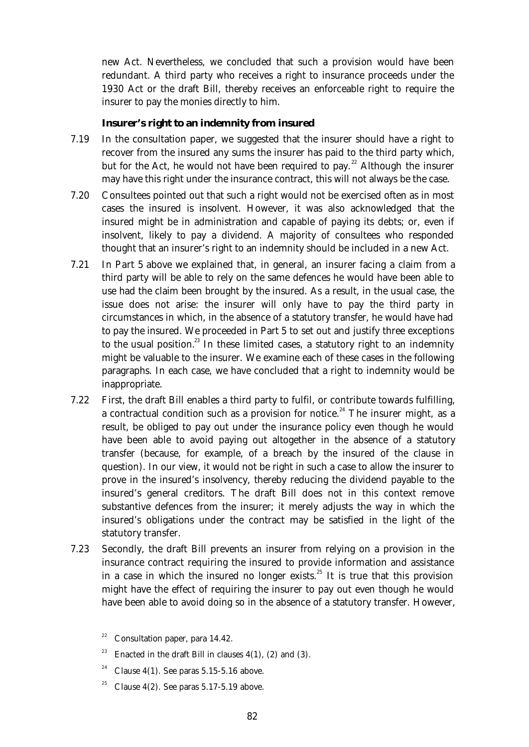new Act. Nevertheless, we concluded that such a provision would have been redundant. A third party who receives a right to insurance proceeds under the 1930 Act or the draft Bill, thereby receives an enforceable right to require the insurer to pay the monies directly to him.

### Insurer's right to an indemnity from insured

7.19 In the consultation paper, we suggested that the insurer should have a right to recover from the insured any sums the insurer has paid to the third party which, but for the Act, he would not have been required to pay.[22] Although the insurer may have this right under the insurance contract, this will not always be the case.

7.20 Consultees pointed out that such a right would not be exercised often as in most cases the insured is insolvent. However, it was also acknowledged that the insured might be in administration and capable of paying its debts; or, even if insolvent, likely to pay a dividend. A majority of consultees who responded thought that an insurer's right to an indemnity should be included in a new Act.

7.21 In Part 5 above we explained that, in general, an insurer facing a claim from a third party will be able to rely on the same defences he would have been able to use had the claim been brought by the insured. As a result, in the usual case, the issue does not arise: the insurer will only have to pay the third party in circumstances in which, in the absence of a statutory transfer, he would have had to pay the insured. We proceeded in Part 5 to set out and justify three exceptions to the usual position.[23] In these limited cases, a statutory right to an indemnity might be valuable to the insurer. We examine each of these cases in the following paragraphs. In each case, we have concluded that a right to indemnity would be inappropriate.

7.22 First, the draft Bill enables a third party to fulfil, or contribute towards fulfilling, a contractual condition such as a provision for notice.[24] The insurer might, as a result, be obliged to pay out under the insurance policy even though he would have been able to avoid paying out altogether in the absence of a statutory transfer (because, for example, of a breach by the insured of the clause in question). In our view, it would not be right in such a case to allow the insurer to prove in the insured's insolvency, thereby reducing the dividend payable to the insured's general creditors. The draft Bill does not in this context remove substantive defences from the insurer; it merely adjusts the way in which the insured's obligations under the contract may be satisfied in the light of the statutory transfer.

7.23 Secondly, the draft Bill prevents an insurer from relying on a provision in the insurance contract requiring the insured to provide information and assistance in a case in which the insured no longer exists.[25] It is true that this provision might have the effect of requiring the insurer to pay out even though he would have been able to avoid doing so in the absence of a statutory transfer. However,

[22] Consultation paper, para 14.42.

[23] Enacted in the draft Bill in clauses 4(1), (2) and (3).

[24] Clause 4(1). See paras 5.15-5.16 above.

[25] Clause 4(2). See paras 5.17-5.19 above.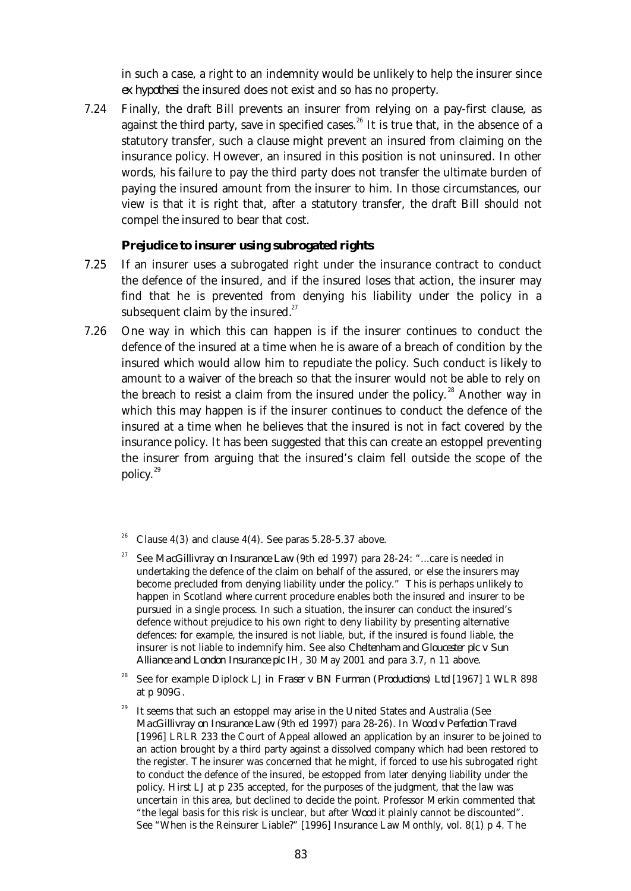in such a case, a right to an indemnity would be unlikely to help the insurer since *ex hypothesi* the insured does not exist and so has no property.

7.24 Finally, the draft Bill prevents an insurer from relying on a pay-first clause, as against the third party, save in specified cases.[26] It is true that, in the absence of a statutory transfer, such a clause might prevent an insured from claiming on the insurance policy. However, an insured in this position is not uninsured. In other words, his failure to pay the third party does not transfer the ultimate burden of paying the insured amount from the insurer to him. In those circumstances, our view is that it is right that, after a statutory transfer, the draft Bill should not compel the insured to bear that cost.

**Prejudice to insurer using subrogated rights**

7.25 If an insurer uses a subrogated right under the insurance contract to conduct the defence of the insured, and if the insured loses that action, the insurer may find that he is prevented from denying his liability under the policy in a subsequent claim by the insured.[27]

7.26 One way in which this can happen is if the insurer continues to conduct the defence of the insured at a time when he is aware of a breach of condition by the insured which would allow him to repudiate the policy. Such conduct is likely to amount to a waiver of the breach so that the insurer would not be able to rely on the breach to resist a claim from the insured under the policy.[28] Another way in which this may happen is if the insurer continues to conduct the defence of the insured at a time when he believes that the insured is not in fact covered by the insurance policy. It has been suggested that this can create an estoppel preventing the insurer from arguing that the insured's claim fell outside the scope of the policy.[29]

[26] Clause 4(3) and clause 4(4). See paras 5.28-5.37 above.

[27] See *MacGillivray on Insurance Law* (9th ed 1997) para 28-24: "...care is needed in undertaking the defence of the claim on behalf of the assured, or else the insurers may become precluded from denying liability under the policy." This is perhaps unlikely to happen in Scotland where current procedure enables both the insured and insurer to be pursued in a single process. In such a situation, the insurer can conduct the insured's defence without prejudice to his own right to deny liability by presenting alternative defences: for example, the insured is not liable, but, if the insured is found liable, the insurer is not liable to indemnify him. See also *Cheltenham and Gloucester plc v Sun Alliance and London Insurance plc* IH, 30 May 2001 and para 3.7, n 11 above.

[28] See for example Diplock LJ in *Fraser v BN Furman (Productions) Ltd* [1967] 1 WLR 898 at p 909G.

[29] It seems that such an estoppel may arise in the United States and Australia (See *MacGillivray on Insurance Law* (9th ed 1997) para 28-26). In *Wood v Perfection Travel* [1996] LRLR 233 the Court of Appeal allowed an application by an insurer to be joined to an action brought by a third party against a dissolved company which had been restored to the register. The insurer was concerned that he might, if forced to use his subrogated right to conduct the defence of the insured, be estopped from later denying liability under the policy. Hirst LJ at p 235 accepted, for the purposes of the judgment, that the law was uncertain in this area, but declined to decide the point. Professor Merkin commented that "the legal basis for this risk is unclear, but after *Wood* it plainly cannot be discounted". See "When is the Reinsurer Liable?" [1996] Insurance Law Monthly, vol. 8(1) p 4. The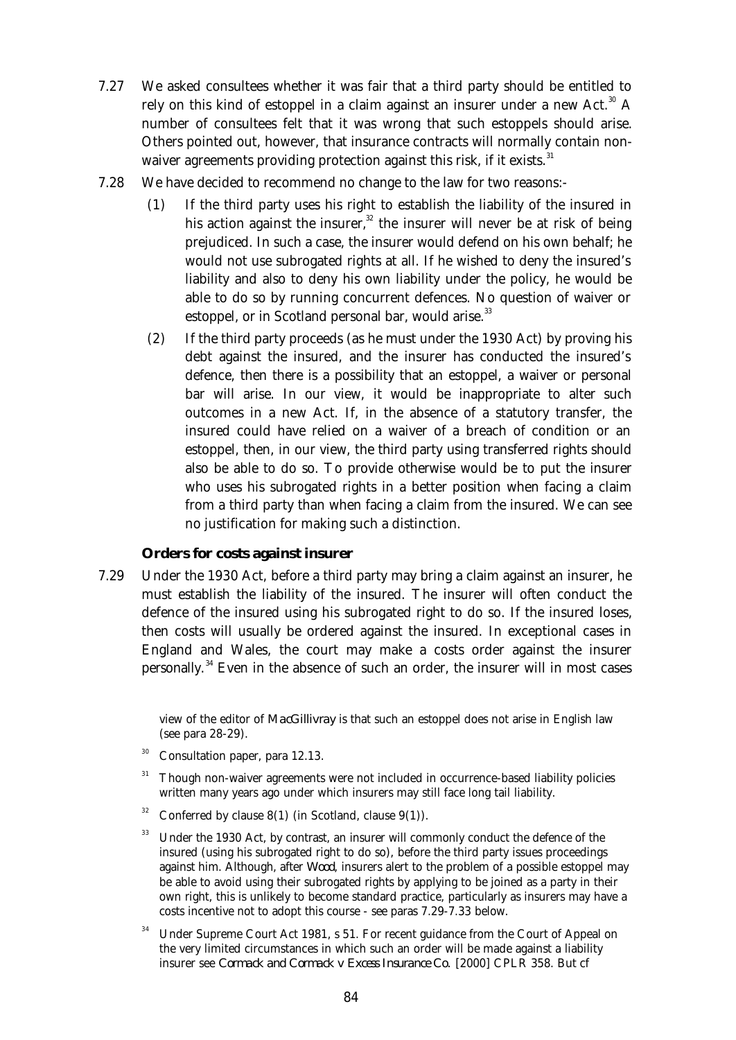7.27 We asked consultees whether it was fair that a third party should be entitled to rely on this kind of estoppel in a claim against an insurer under a new Act.[30] A number of consultees felt that it was wrong that such estoppels should arise. Others pointed out, however, that insurance contracts will normally contain non-waiver agreements providing protection against this risk, if it exists.[31]

7.28 We have decided to recommend no change to the law for two reasons:-

(1) If the third party uses his right to establish the liability of the insured in his action against the insurer,[32] the insurer will never be at risk of being prejudiced. In such a case, the insurer would defend on his own behalf; he would not use subrogated rights at all. If he wished to deny the insured's liability and also to deny his own liability under the policy, he would be able to do so by running concurrent defences. No question of waiver or estoppel, or in Scotland personal bar, would arise.[33]

(2) If the third party proceeds (as he must under the 1930 Act) by proving his debt against the insured, and the insurer has conducted the insured's defence, then there is a possibility that an estoppel, a waiver or personal bar will arise. In our view, it would be inappropriate to alter such outcomes in a new Act. If, in the absence of a statutory transfer, the insured could have relied on a waiver of a breach of condition or an estoppel, then, in our view, the third party using transferred rights should also be able to do so. To provide otherwise would be to put the insurer who uses his subrogated rights in a better position when facing a claim from a third party than when facing a claim from the insured. We can see no justification for making such a distinction.

### Orders for costs against insurer

7.29 Under the 1930 Act, before a third party may bring a claim against an insurer, he must establish the liability of the insured. The insurer will often conduct the defence of the insured using his subrogated right to do so. If the insured loses, then costs will usually be ordered against the insured. In exceptional cases in England and Wales, the court may make a costs order against the insurer personally.[34] Even in the absence of such an order, the insurer will in most cases

---

view of the editor of *MacGillivray* is that such an estoppel does not arise in English law (see para 28-29).

[30] Consultation paper, para 12.13.

[31] Though non-waiver agreements were not included in occurrence-based liability policies written many years ago under which insurers may still face long tail liability.

[32] Conferred by clause 8(1) (in Scotland, clause 9(1)).

[33] Under the 1930 Act, by contrast, an insurer will commonly conduct the defence of the insured (using his subrogated right to do so), before the third party issues proceedings against him. Although, after *Wood*, insurers alert to the problem of a possible estoppel may be able to avoid using their subrogated rights by applying to be joined as a party in their own right, this is unlikely to become standard practice, particularly as insurers may have a costs incentive not to adopt this course - see paras 7.29-7.33 below.

[34] Under Supreme Court Act 1981, s 51. For recent guidance from the Court of Appeal on the very limited circumstances in which such an order will be made against a liability insurer see *Cormack and Cormack v Excess Insurance Co.* [2000] CPLR 358. But cf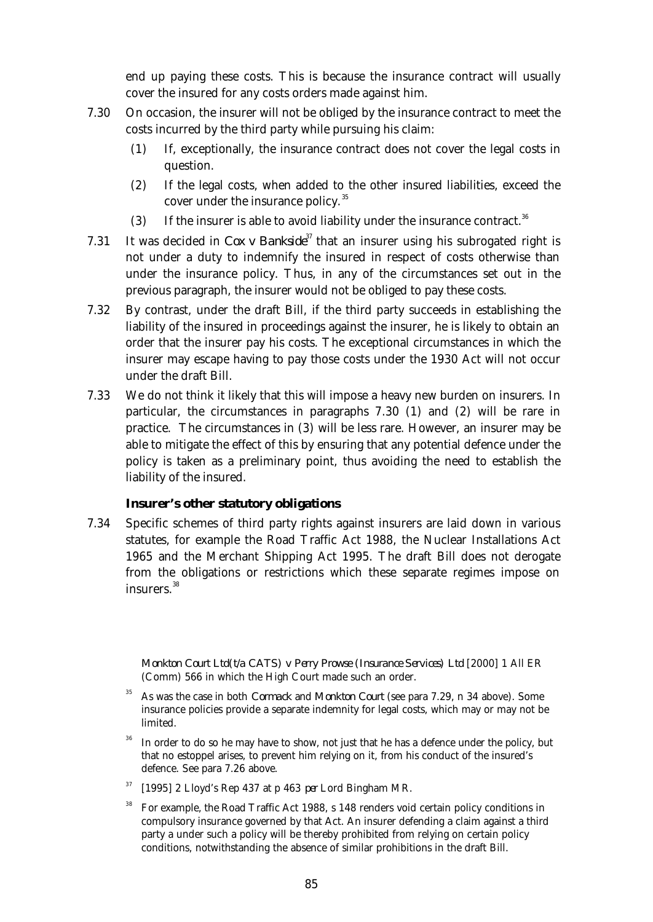end up paying these costs. This is because the insurance contract will usually cover the insured for any costs orders made against him.

7.30 On occasion, the insurer will not be obliged by the insurance contract to meet the costs incurred by the third party while pursuing his claim:

(1) If, exceptionally, the insurance contract does not cover the legal costs in question.

(2) If the legal costs, when added to the other insured liabilities, exceed the cover under the insurance policy.[35]

(3) If the insurer is able to avoid liability under the insurance contract.[36]

7.31 It was decided in *Cox v Bankside*[37] that an insurer using his subrogated right is not under a duty to indemnify the insured in respect of costs otherwise than under the insurance policy. Thus, in any of the circumstances set out in the previous paragraph, the insurer would not be obliged to pay these costs.

7.32 By contrast, under the draft Bill, if the third party succeeds in establishing the liability of the insured in proceedings against the insurer, he is likely to obtain an order that the insurer pay his costs. The exceptional circumstances in which the insurer may escape having to pay those costs under the 1930 Act will not occur under the draft Bill.

7.33 We do not think it likely that this will impose a heavy new burden on insurers. In particular, the circumstances in paragraphs 7.30 (1) and (2) will be rare in practice. The circumstances in (3) will be less rare. However, an insurer may be able to mitigate the effect of this by ensuring that any potential defence under the policy is taken as a preliminary point, thus avoiding the need to establish the liability of the insured.

### Insurer's other statutory obligations

7.34 Specific schemes of third party rights against insurers are laid down in various statutes, for example the Road Traffic Act 1988, the Nuclear Installations Act 1965 and the Merchant Shipping Act 1995. The draft Bill does not derogate from the obligations or restrictions which these separate regimes impose on insurers.[38]

---

*Monkton Court Ltd(t/a CATS) v Perry Prowse (Insurance Services) Ltd* [2000] 1 All ER (Comm) 566 in which the High Court made such an order.

[35] As was the case in both *Cormack* and *Monkton Court* (see para 7.29, n 34 above). Some insurance policies provide a separate indemnity for legal costs, which may or may not be limited.

[36] In order to do so he may have to show, not just that he has a defence under the policy, but that no estoppel arises, to prevent him relying on it, from his conduct of the insured's defence. See para 7.26 above.

[37] [1995] 2 Lloyd's Rep 437 at p 463 *per* Lord Bingham MR.

[38] For example, the Road Traffic Act 1988, s 148 renders void certain policy conditions in compulsory insurance governed by that Act. An insurer defending a claim against a third party a under such a policy will be thereby prohibited from relying on certain policy conditions, notwithstanding the absence of similar prohibitions in the draft Bill.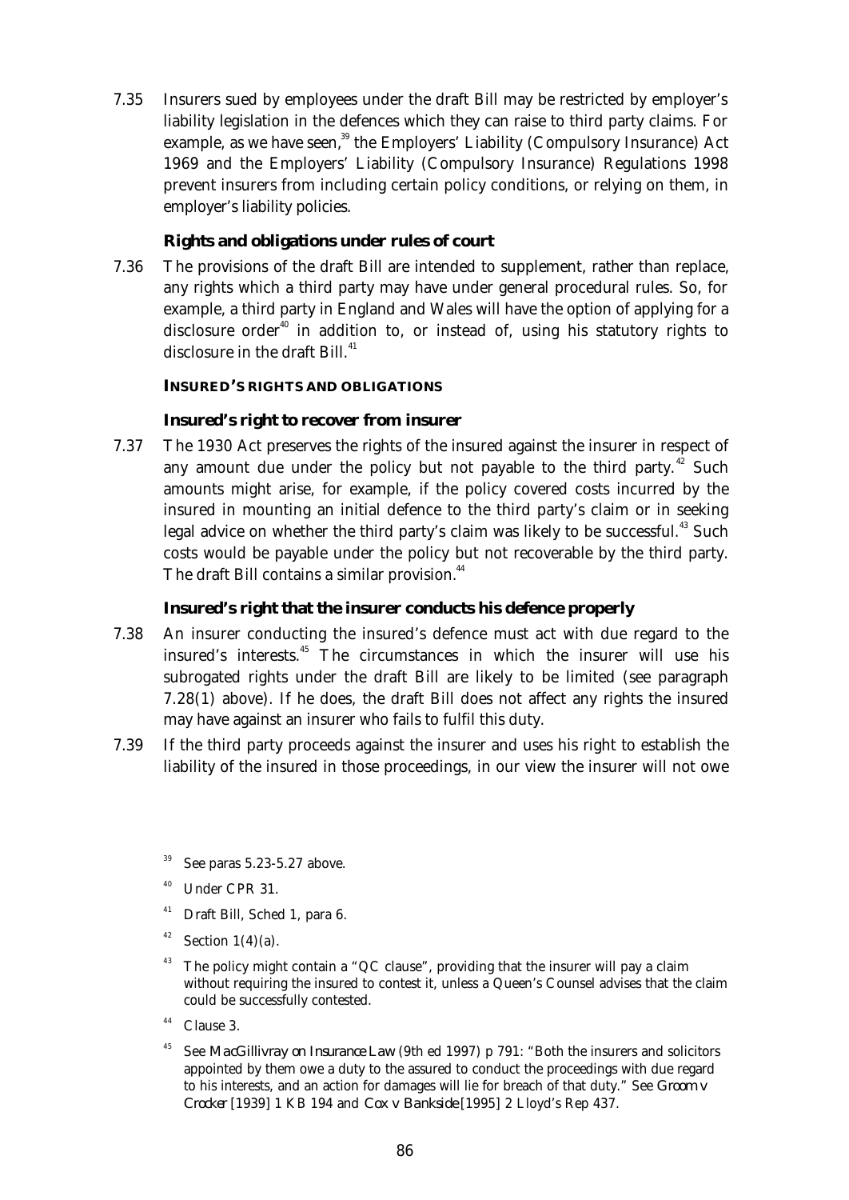7.35 Insurers sued by employees under the draft Bill may be restricted by employer's liability legislation in the defences which they can raise to third party claims. For example, as we have seen,[39] the Employers' Liability (Compulsory Insurance) Act 1969 and the Employers' Liability (Compulsory Insurance) Regulations 1998 prevent insurers from including certain policy conditions, or relying on them, in employer's liability policies.

### Rights and obligations under rules of court

7.36 The provisions of the draft Bill are intended to supplement, rather than replace, any rights which a third party may have under general procedural rules. So, for example, a third party in England and Wales will have the option of applying for a disclosure order[40] in addition to, or instead of, using his statutory rights to disclosure in the draft Bill.[41]

## INSURED'S RIGHTS AND OBLIGATIONS

### Insured's right to recover from insurer

7.37 The 1930 Act preserves the rights of the insured against the insurer in respect of any amount due under the policy but not payable to the third party.[42] Such amounts might arise, for example, if the policy covered costs incurred by the insured in mounting an initial defence to the third party's claim or in seeking legal advice on whether the third party's claim was likely to be successful.[43] Such costs would be payable under the policy but not recoverable by the third party. The draft Bill contains a similar provision.[44]

### Insured's right that the insurer conducts his defence properly

7.38 An insurer conducting the insured's defence must act with due regard to the insured's interests.[45] The circumstances in which the insurer will use his subrogated rights under the draft Bill are likely to be limited (see paragraph 7.28(1) above). If he does, the draft Bill does not affect any rights the insured may have against an insurer who fails to fulfil this duty.

7.39 If the third party proceeds against the insurer and uses his right to establish the liability of the insured in those proceedings, in our view the insurer will not owe

---

[39] See paras 5.23-5.27 above.

[40] Under CPR 31.

[41] Draft Bill, Sched 1, para 6.

[42] Section 1(4)(a).

[43] The policy might contain a "QC clause", providing that the insurer will pay a claim without requiring the insured to contest it, unless a Queen's Counsel advises that the claim could be successfully contested.

[44] Clause 3.

[45] See *MacGillivray on Insurance Law* (9th ed 1997) p 791: "Both the insurers and solicitors appointed by them owe a duty to the assured to conduct the proceedings with due regard to his interests, and an action for damages will lie for breach of that duty." See *Groom v Crocker* [1939] 1 KB 194 and *Cox v Bankside* [1995] 2 Lloyd's Rep 437.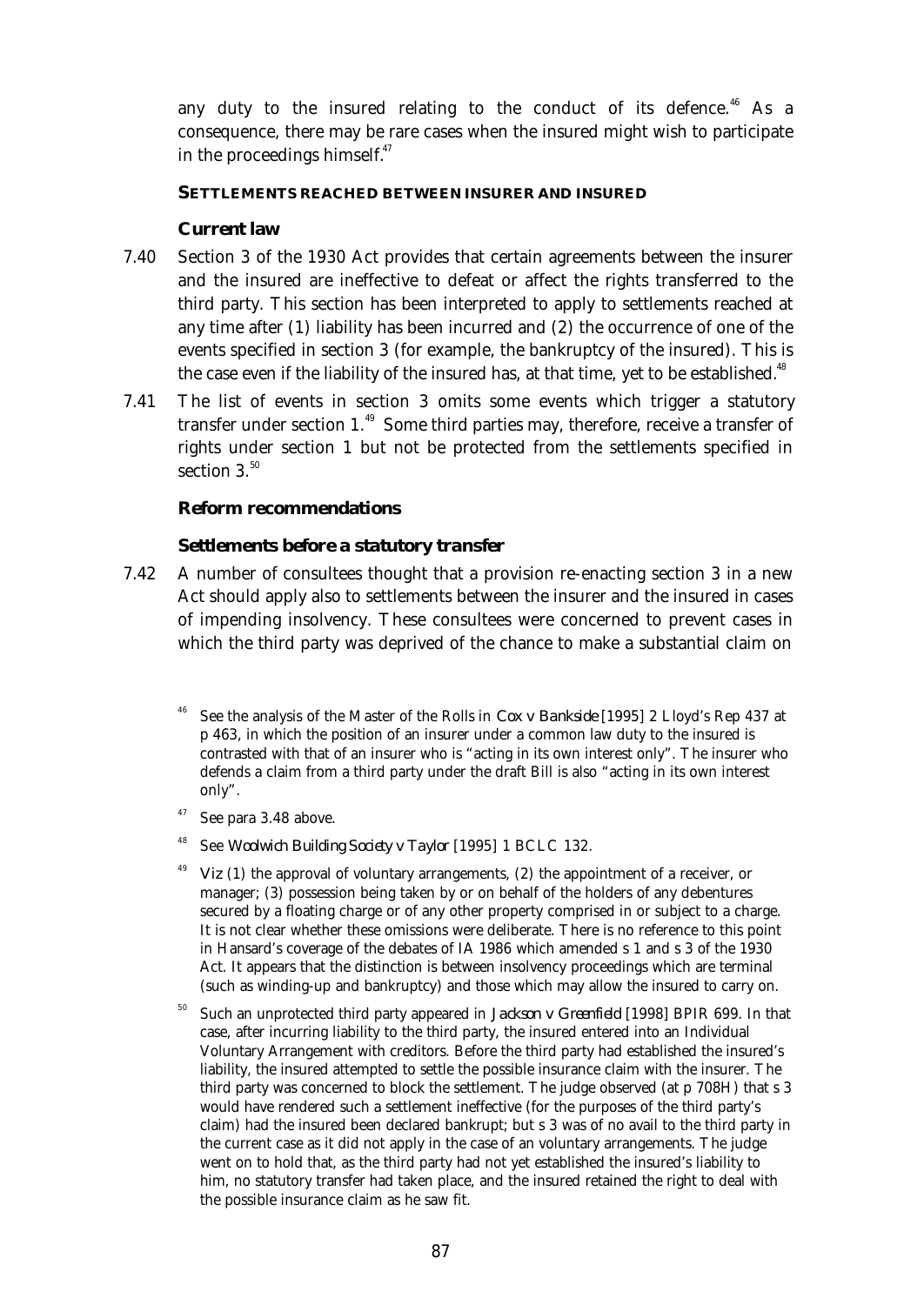any duty to the insured relating to the conduct of its defence.[46] As a consequence, there may be rare cases when the insured might wish to participate in the proceedings himself.[47]

### SETTLEMENTS REACHED BETWEEN INSURER AND INSURED

#### Current law

7.40 Section 3 of the 1930 Act provides that certain agreements between the insurer and the insured are ineffective to defeat or affect the rights transferred to the third party. This section has been interpreted to apply to settlements reached at any time after (1) liability has been incurred and (2) the occurrence of one of the events specified in section 3 (for example, the bankruptcy of the insured). This is the case even if the liability of the insured has, at that time, yet to be established.[48]

7.41 The list of events in section 3 omits some events which trigger a statutory transfer under section 1.[49] Some third parties may, therefore, receive a transfer of rights under section 1 but not be protected from the settlements specified in section 3.[50]

#### Reform recommendations

##### *Settlements before a statutory transfer*

7.42 A number of consultees thought that a provision re-enacting section 3 in a new Act should apply also to settlements between the insurer and the insured in cases of impending insolvency. These consultees were concerned to prevent cases in which the third party was deprived of the chance to make a substantial claim on

---

[46] See the analysis of the Master of the Rolls in *Cox v Bankside* [1995] 2 Lloyd's Rep 437 at p 463, in which the position of an insurer under a common law duty to the insured is contrasted with that of an insurer who is "acting in its own interest only". The insurer who defends a claim from a third party under the draft Bill is also "acting in its own interest only".

[47] See para 3.48 above.

[48] See *Woolwich Building Society v Taylor* [1995] 1 BCLC 132.

[49] *Viz* (1) the approval of voluntary arrangements, (2) the appointment of a receiver, or manager; (3) possession being taken by or on behalf of the holders of any debentures secured by a floating charge or of any other property comprised in or subject to a charge. It is not clear whether these omissions were deliberate. There is no reference to this point in Hansard's coverage of the debates of IA 1986 which amended s 1 and s 3 of the 1930 Act. It appears that the distinction is between insolvency proceedings which are terminal (such as winding-up and bankruptcy) and those which may allow the insured to carry on.

[50] Such an unprotected third party appeared in *Jackson v Greenfield* [1998] BPIR 699. In that case, after incurring liability to the third party, the insured entered into an Individual Voluntary Arrangement with creditors. Before the third party had established the insured's liability, the insured attempted to settle the possible insurance claim with the insurer. The third party was concerned to block the settlement. The judge observed (at p 708H) that s 3 would have rendered such a settlement ineffective (for the purposes of the third party's claim) had the insured been declared bankrupt; but s 3 was of no avail to the third party in the current case as it did not apply in the case of an voluntary arrangements. The judge went on to hold that, as the third party had not yet established the insured's liability to him, no statutory transfer had taken place, and the insured retained the right to deal with the possible insurance claim as he saw fit.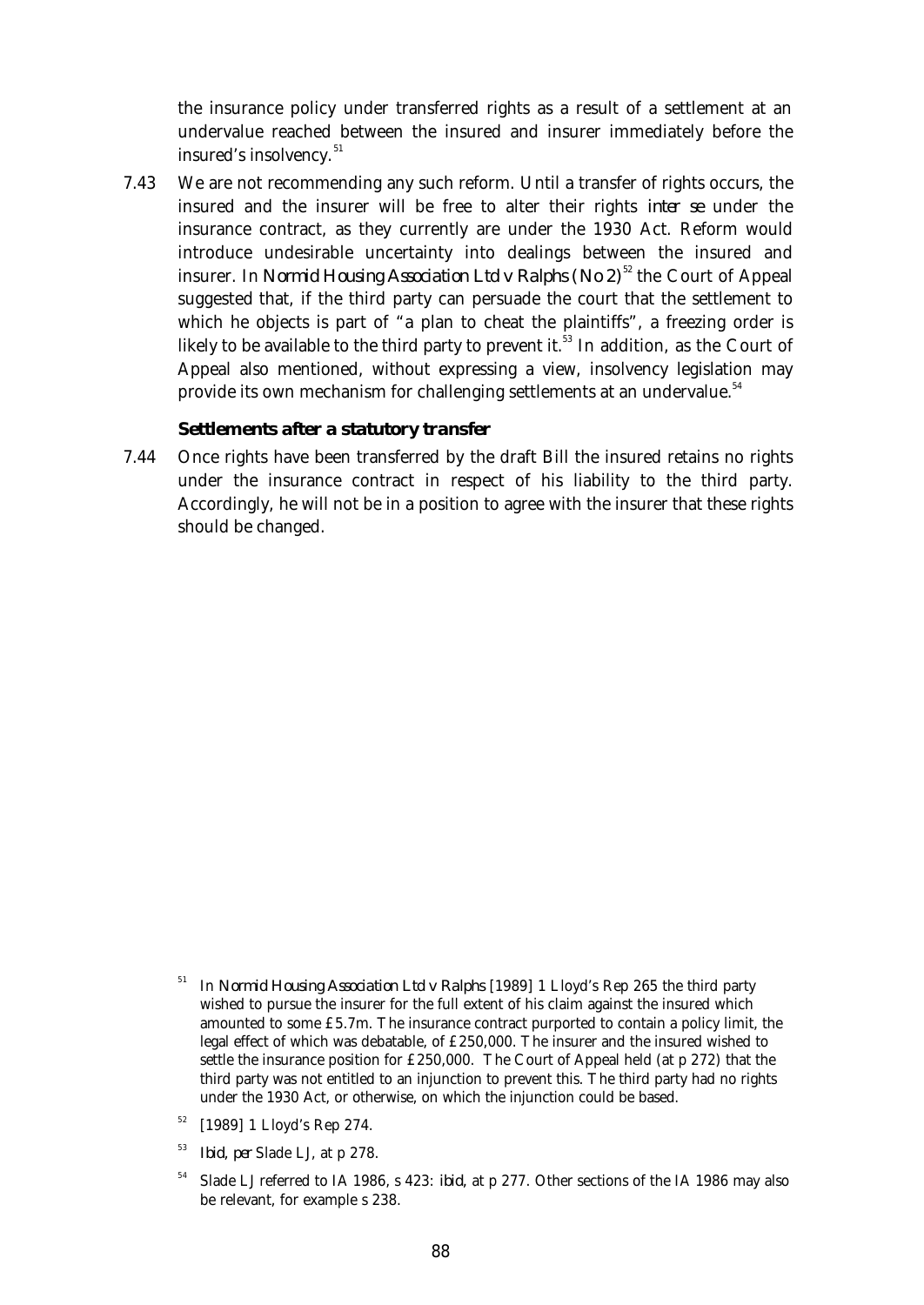the insurance policy under transferred rights as a result of a settlement at an undervalue reached between the insured and insurer immediately before the insured's insolvency.[51]

7.43 We are not recommending any such reform. Until a transfer of rights occurs, the insured and the insurer will be free to alter their rights *inter se* under the insurance contract, as they currently are under the 1930 Act. Reform would introduce undesirable uncertainty into dealings between the insured and insurer. In *Normid Housing Association Ltd v Ralphs (No 2)*[52] the Court of Appeal suggested that, if the third party can persuade the court that the settlement to which he objects is part of "a plan to cheat the plaintiffs", a freezing order is likely to be available to the third party to prevent it.[53] In addition, as the Court of Appeal also mentioned, without expressing a view, insolvency legislation may provide its own mechanism for challenging settlements at an undervalue.[54]

### Settlements after a statutory transfer

7.44 Once rights have been transferred by the draft Bill the insured retains no rights under the insurance contract in respect of his liability to the third party. Accordingly, he will not be in a position to agree with the insurer that these rights should be changed.

---

[51] In *Normid Housing Association Ltd v Ralphs* [1989] 1 Lloyd's Rep 265 the third party wished to pursue the insurer for the full extent of his claim against the insured which amounted to some £5.7m. The insurance contract purported to contain a policy limit, the legal effect of which was debatable, of £250,000. The insurer and the insured wished to settle the insurance position for £250,000. The Court of Appeal held (at p 272) that the third party was not entitled to an injunction to prevent this. The third party had no rights under the 1930 Act, or otherwise, on which the injunction could be based.

[52] [1989] 1 Lloyd's Rep 274.

[53] *Ibid*, *per* Slade LJ, at p 278.

[54] Slade LJ referred to IA 1986, s 423: *ibid*, at p 277. Other sections of the IA 1986 may also be relevant, for example s 238.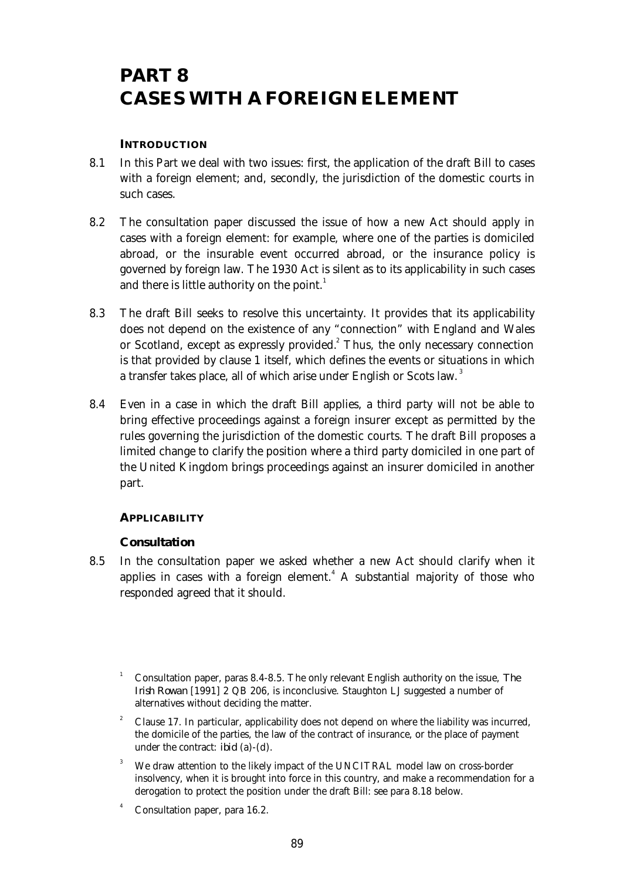# PART 8
# CASES WITH A FOREIGN ELEMENT

### INTRODUCTION

8.1 In this Part we deal with two issues: first, the application of the draft Bill to cases with a foreign element; and, secondly, the jurisdiction of the domestic courts in such cases.

8.2 The consultation paper discussed the issue of how a new Act should apply in cases with a foreign element: for example, where one of the parties is domiciled abroad, or the insurable event occurred abroad, or the insurance policy is governed by foreign law. The 1930 Act is silent as to its applicability in such cases and there is little authority on the point.[1]

8.3 The draft Bill seeks to resolve this uncertainty. It provides that its applicability does not depend on the existence of any "connection" with England and Wales or Scotland, except as expressly provided.[2] Thus, the only necessary connection is that provided by clause 1 itself, which defines the events or situations in which a transfer takes place, all of which arise under English or Scots law.[3]

8.4 Even in a case in which the draft Bill applies, a third party will not be able to bring effective proceedings against a foreign insurer except as permitted by the rules governing the jurisdiction of the domestic courts. The draft Bill proposes a limited change to clarify the position where a third party domiciled in one part of the United Kingdom brings proceedings against an insurer domiciled in another part.

### APPLICABILITY

#### Consultation

8.5 In the consultation paper we asked whether a new Act should clarify when it applies in cases with a foreign element.[4] A substantial majority of those who responded agreed that it should.

[1] Consultation paper, paras 8.4-8.5. The only relevant English authority on the issue, *The Irish Rowan* [1991] 2 QB 206, is inconclusive. Staughton LJ suggested a number of alternatives without deciding the matter.

[2] Clause 17. In particular, applicability does not depend on where the liability was incurred, the domicile of the parties, the law of the contract of insurance, or the place of payment under the contract: *ibid* (a)-(d).

[3] We draw attention to the likely impact of the UNCITRAL model law on cross-border insolvency, when it is brought into force in this country, and make a recommendation for a derogation to protect the position under the draft Bill: see para 8.18 below.

[4] Consultation paper, para 16.2.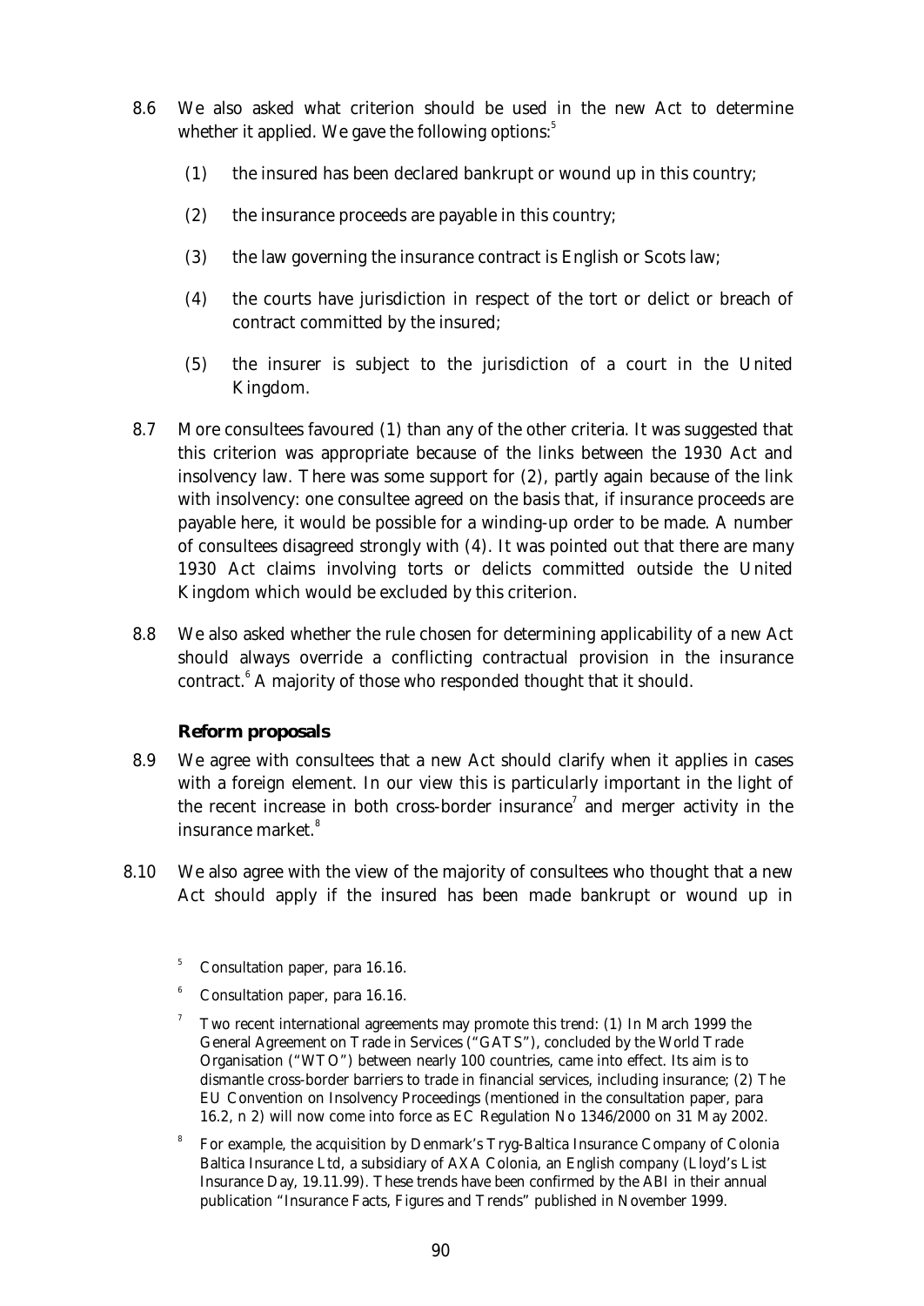8.6 We also asked what criterion should be used in the new Act to determine whether it applied. We gave the following options:[5]

(1) the insured has been declared bankrupt or wound up in this country;

(2) the insurance proceeds are payable in this country;

(3) the law governing the insurance contract is English or Scots law;

(4) the courts have jurisdiction in respect of the tort or delict or breach of contract committed by the insured;

(5) the insurer is subject to the jurisdiction of a court in the United Kingdom.

8.7 More consultees favoured (1) than any of the other criteria. It was suggested that this criterion was appropriate because of the links between the 1930 Act and insolvency law. There was some support for (2), partly again because of the link with insolvency: one consultee agreed on the basis that, if insurance proceeds are payable here, it would be possible for a winding-up order to be made. A number of consultees disagreed strongly with (4). It was pointed out that there are many 1930 Act claims involving torts or delicts committed outside the United Kingdom which would be excluded by this criterion.

8.8 We also asked whether the rule chosen for determining applicability of a new Act should always override a conflicting contractual provision in the insurance contract.[6] A majority of those who responded thought that it should.

### Reform proposals

8.9 We agree with consultees that a new Act should clarify when it applies in cases with a foreign element. In our view this is particularly important in the light of the recent increase in both cross-border insurance[7] and merger activity in the insurance market.[8]

8.10 We also agree with the view of the majority of consultees who thought that a new Act should apply if the insured has been made bankrupt or wound up in

---

[5] Consultation paper, para 16.16.

[6] Consultation paper, para 16.16.

[7] Two recent international agreements may promote this trend: (1) In March 1999 the General Agreement on Trade in Services ("GATS"), concluded by the World Trade Organisation ("WTO") between nearly 100 countries, came into effect. Its aim is to dismantle cross-border barriers to trade in financial services, including insurance; (2) The EU Convention on Insolvency Proceedings (mentioned in the consultation paper, para 16.2, n 2) will now come into force as EC Regulation No 1346/2000 on 31 May 2002.

[8] For example, the acquisition by Denmark's Tryg-Baltica Insurance Company of Colonia Baltica Insurance Ltd, a subsidiary of AXA Colonia, an English company (Lloyd's List Insurance Day, 19.11.99). These trends have been confirmed by the ABI in their annual publication "Insurance Facts, Figures and Trends" published in November 1999.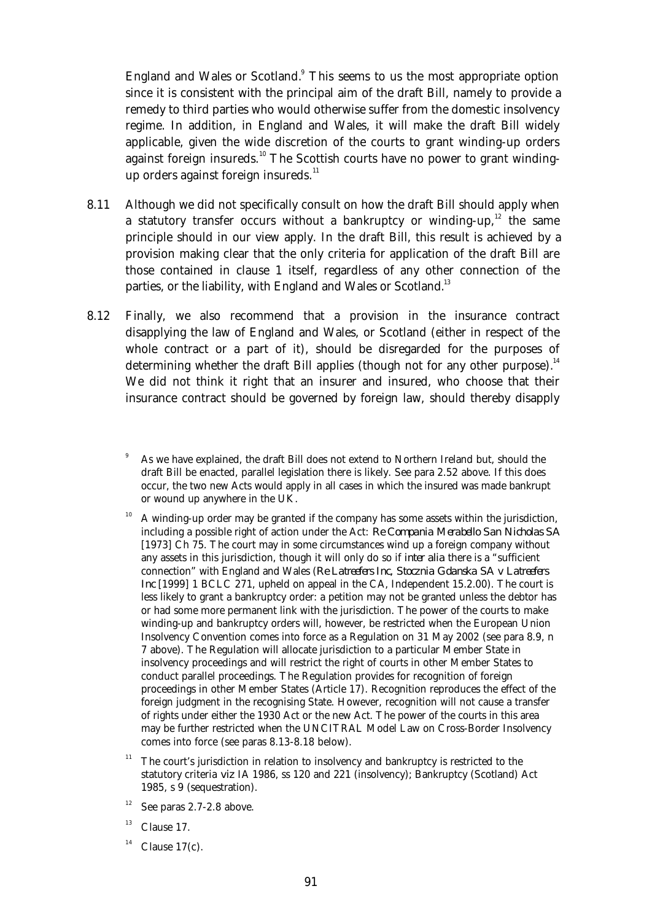England and Wales or Scotland.[9] This seems to us the most appropriate option since it is consistent with the principal aim of the draft Bill, namely to provide a remedy to third parties who would otherwise suffer from the domestic insolvency regime. In addition, in England and Wales, it will make the draft Bill widely applicable, given the wide discretion of the courts to grant winding-up orders against foreign insureds.[10] The Scottish courts have no power to grant winding-up orders against foreign insureds.[11]

8.11 Although we did not specifically consult on how the draft Bill should apply when a statutory transfer occurs without a bankruptcy or winding-up,[12] the same principle should in our view apply. In the draft Bill, this result is achieved by a provision making clear that the only criteria for application of the draft Bill are those contained in clause 1 itself, regardless of any other connection of the parties, or the liability, with England and Wales or Scotland.[13]

8.12 Finally, we also recommend that a provision in the insurance contract disapplying the law of England and Wales, or Scotland (either in respect of the whole contract or a part of it), should be disregarded for the purposes of determining whether the draft Bill applies (though not for any other purpose).[14] We did not think it right that an insurer and insured, who choose that their insurance contract should be governed by foreign law, should thereby disapply

[9] As we have explained, the draft Bill does not extend to Northern Ireland but, should the draft Bill be enacted, parallel legislation there is likely. See para 2.52 above. If this does occur, the two new Acts would apply in all cases in which the insured was made bankrupt or wound up anywhere in the UK.

[10] A winding-up order may be granted if the company has some assets within the jurisdiction, including a possible right of action under the Act: *Re Compania Merabello San Nicholas SA* [1973] Ch 75. The court may in some circumstances wind up a foreign company without any assets in this jurisdiction, though it will only do so if *inter alia* there is a "sufficient connection" with England and Wales (*Re Latreefers Inc, Stocznia Gdanska SA v Latreefers Inc* [1999] 1 BCLC 271, upheld on appeal in the CA, Independent 15.2.00). The court is less likely to grant a bankruptcy order: a petition may not be granted unless the debtor has or had some more permanent link with the jurisdiction. The power of the courts to make winding-up and bankruptcy orders will, however, be restricted when the European Union Insolvency Convention comes into force as a Regulation on 31 May 2002 (see para 8.9, n 7 above). The Regulation will allocate jurisdiction to a particular Member State in insolvency proceedings and will restrict the right of courts in other Member States to conduct parallel proceedings. The Regulation provides for recognition of foreign proceedings in other Member States (Article 17). Recognition reproduces the effect of the foreign judgment in the recognising State. However, recognition will not cause a transfer of rights under either the 1930 Act or the new Act. The power of the courts in this area may be further restricted when the UNCITRAL Model Law on Cross-Border Insolvency comes into force (see paras 8.13-8.18 below).

[11] The court's jurisdiction in relation to insolvency and bankruptcy is restricted to the statutory criteria *viz* IA 1986, ss 120 and 221 (insolvency); Bankruptcy (Scotland) Act 1985, s 9 (sequestration).

[12] See paras 2.7-2.8 above.

[13] Clause 17.

[14] Clause 17(c).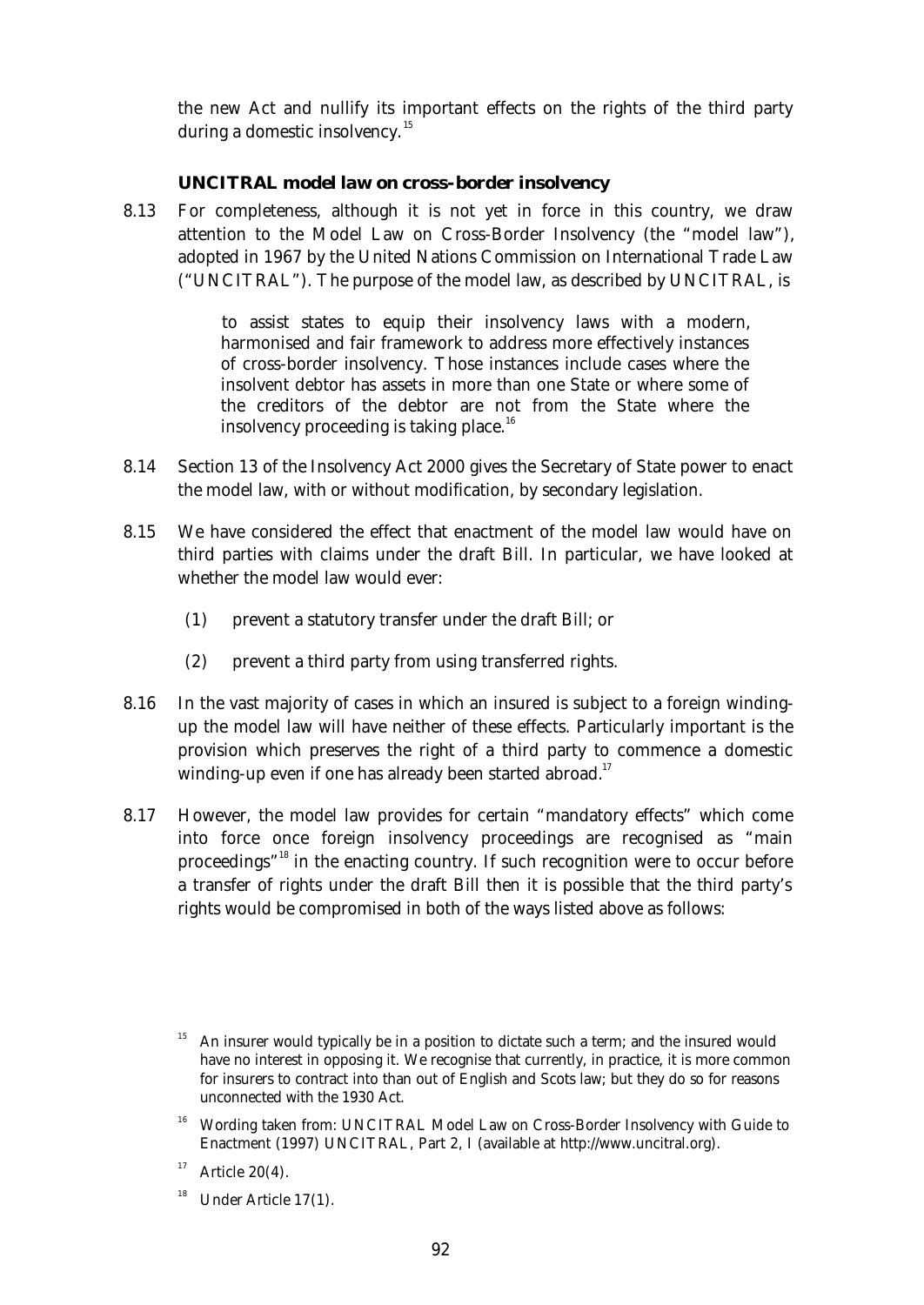the new Act and nullify its important effects on the rights of the third party during a domestic insolvency.[15]

### UNCITRAL model law on cross-border insolvency

8.13 For completeness, although it is not yet in force in this country, we draw attention to the Model Law on Cross-Border Insolvency (the "model law"), adopted in 1967 by the United Nations Commission on International Trade Law ("UNCITRAL"). The purpose of the model law, as described by UNCITRAL, is

> to assist states to equip their insolvency laws with a modern, harmonised and fair framework to address more effectively instances of cross-border insolvency. Those instances include cases where the insolvent debtor has assets in more than one State or where some of the creditors of the debtor are not from the State where the insolvency proceeding is taking place.[16]

8.14 Section 13 of the Insolvency Act 2000 gives the Secretary of State power to enact the model law, with or without modification, by secondary legislation.

8.15 We have considered the effect that enactment of the model law would have on third parties with claims under the draft Bill. In particular, we have looked at whether the model law would ever:

(1) prevent a statutory transfer under the draft Bill; or

(2) prevent a third party from using transferred rights.

8.16 In the vast majority of cases in which an insured is subject to a foreign winding-up the model law will have neither of these effects. Particularly important is the provision which preserves the right of a third party to commence a domestic winding-up even if one has already been started abroad.[17]

8.17 However, the model law provides for certain "mandatory effects" which come into force once foreign insolvency proceedings are recognised as "main proceedings"[18] in the enacting country. If such recognition were to occur before a transfer of rights under the draft Bill then it is possible that the third party's rights would be compromised in both of the ways listed above as follows:

---

[15] An insurer would typically be in a position to dictate such a term; and the insured would have no interest in opposing it. We recognise that currently, in practice, it is more common for insurers to contract into than out of English and Scots law; but they do so for reasons unconnected with the 1930 Act.

[16] Wording taken from: UNCITRAL Model Law on Cross-Border Insolvency with Guide to Enactment (1997) UNCITRAL, Part 2, I (available at http://www.uncitral.org).

[17] Article 20(4).

[18] Under Article 17(1).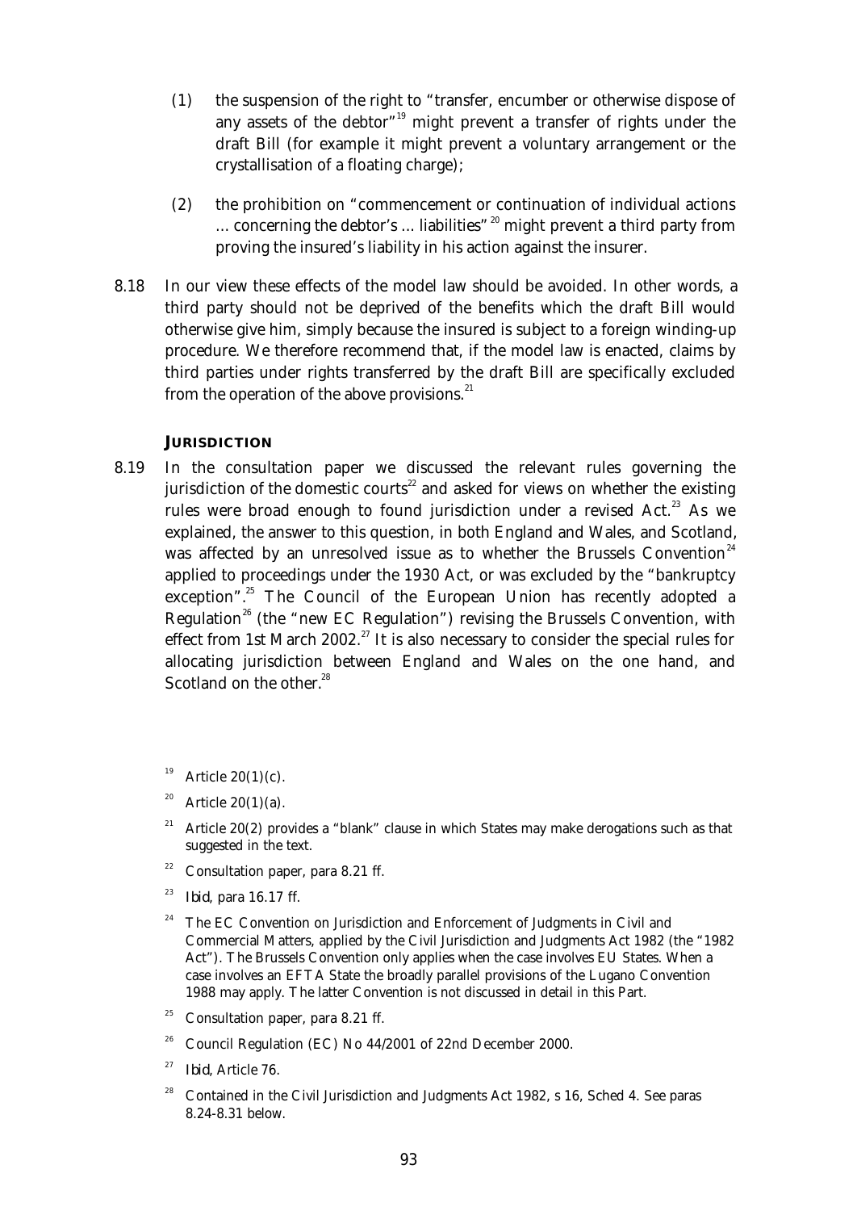(1) the suspension of the right to "transfer, encumber or otherwise dispose of any assets of the debtor"[19] might prevent a transfer of rights under the draft Bill (for example it might prevent a voluntary arrangement or the crystallisation of a floating charge);

(2) the prohibition on "commencement or continuation of individual actions ... concerning the debtor's ... liabilities"[20] might prevent a third party from proving the insured's liability in his action against the insurer.

8.18 In our view these effects of the model law should be avoided. In other words, a third party should not be deprived of the benefits which the draft Bill would otherwise give him, simply because the insured is subject to a foreign winding-up procedure. We therefore recommend that, if the model law is enacted, claims by third parties under rights transferred by the draft Bill are specifically excluded from the operation of the above provisions.[21]

### JURISDICTION

8.19 In the consultation paper we discussed the relevant rules governing the jurisdiction of the domestic courts[22] and asked for views on whether the existing rules were broad enough to found jurisdiction under a revised Act.[23] As we explained, the answer to this question, in both England and Wales, and Scotland, was affected by an unresolved issue as to whether the Brussels Convention[24] applied to proceedings under the 1930 Act, or was excluded by the "bankruptcy exception".[25] The Council of the European Union has recently adopted a Regulation[26] (the "new EC Regulation") revising the Brussels Convention, with effect from 1st March 2002.[27] It is also necessary to consider the special rules for allocating jurisdiction between England and Wales on the one hand, and Scotland on the other.[28]

---

[19] Article 20(1)(c).

[20] Article 20(1)(a).

[21] Article 20(2) provides a "blank" clause in which States may make derogations such as that suggested in the text.

[22] Consultation paper, para 8.21 ff.

[23] *Ibid*, para 16.17 ff.

[24] The EC Convention on Jurisdiction and Enforcement of Judgments in Civil and Commercial Matters, applied by the Civil Jurisdiction and Judgments Act 1982 (the "1982 Act"). The Brussels Convention only applies when the case involves EU States. When a case involves an EFTA State the broadly parallel provisions of the Lugano Convention 1988 may apply. The latter Convention is not discussed in detail in this Part.

[25] Consultation paper, para 8.21 ff.

[26] Council Regulation (EC) No 44/2001 of 22nd December 2000.

[27] *Ibid*, Article 76.

[28] Contained in the Civil Jurisdiction and Judgments Act 1982, s 16, Sched 4. See paras 8.24-8.31 below.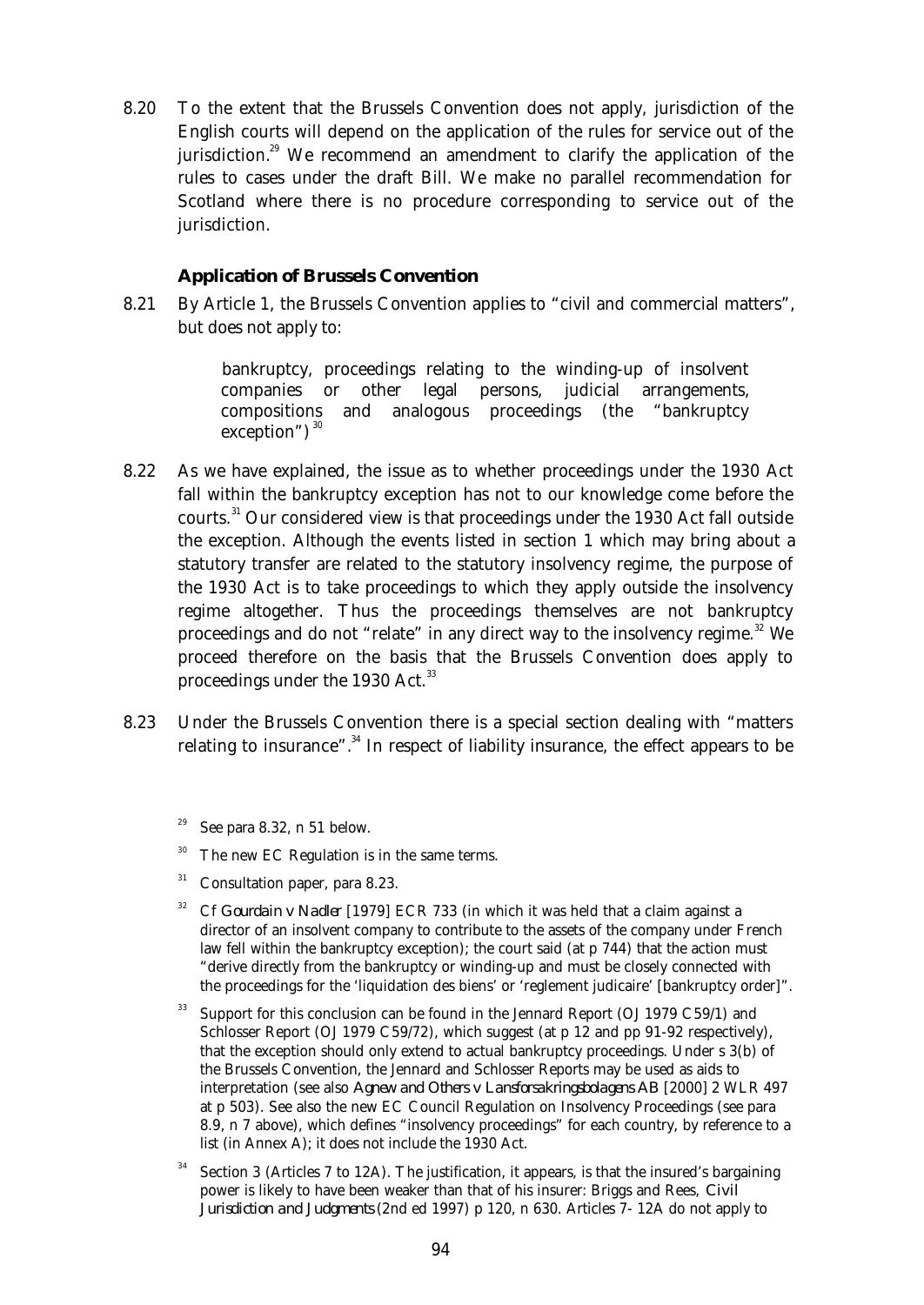8.20 To the extent that the Brussels Convention does not apply, jurisdiction of the English courts will depend on the application of the rules for service out of the jurisdiction.[29] We recommend an amendment to clarify the application of the rules to cases under the draft Bill. We make no parallel recommendation for Scotland where there is no procedure corresponding to service out of the jurisdiction.

### Application of Brussels Convention

8.21 By Article 1, the Brussels Convention applies to "civil and commercial matters", but does not apply to:

> bankruptcy, proceedings relating to the winding-up of insolvent companies or other legal persons, judicial arrangements, compositions and analogous proceedings (the "bankruptcy exception")[30]

8.22 As we have explained, the issue as to whether proceedings under the 1930 Act fall within the bankruptcy exception has not to our knowledge come before the courts.[31] Our considered view is that proceedings under the 1930 Act fall outside the exception. Although the events listed in section 1 which may bring about a statutory transfer are related to the statutory insolvency regime, the purpose of the 1930 Act is to take proceedings to which they apply outside the insolvency regime altogether. Thus the proceedings themselves are not bankruptcy proceedings and do not "relate" in any direct way to the insolvency regime.[32] We proceed therefore on the basis that the Brussels Convention does apply to proceedings under the 1930 Act.[33]

8.23 Under the Brussels Convention there is a special section dealing with "matters relating to insurance".[34] In respect of liability insurance, the effect appears to be

---

[29] See para 8.32, n 51 below.

[30] The new EC Regulation is in the same terms.

[31] Consultation paper, para 8.23.

[32] Cf *Gourdain v Nadler* [1979] ECR 733 (in which it was held that a claim against a director of an insolvent company to contribute to the assets of the company under French law fell within the bankruptcy exception); the court said (at p 744) that the action must "derive directly from the bankruptcy or winding-up and must be closely connected with the proceedings for the 'liquidation des biens' or 'reglement judicaire' [bankruptcy order]".

[33] Support for this conclusion can be found in the Jennard Report (OJ 1979 C59/1) and Schlosser Report (OJ 1979 C59/72), which suggest (at p 12 and pp 91-92 respectively), that the exception should only extend to actual bankruptcy proceedings. Under s 3(b) of the Brussels Convention, the Jennard and Schlosser Reports may be used as aids to interpretation (see also *Agnew and Others v Lansforsakringsbolagens AB* [2000] 2 WLR 497 at p 503). See also the new EC Council Regulation on Insolvency Proceedings (see para 8.9, n 7 above), which defines "insolvency proceedings" for each country, by reference to a list (in Annex A); it does not include the 1930 Act.

[34] Section 3 (Articles 7 to 12A). The justification, it appears, is that the insured's bargaining power is likely to have been weaker than that of his insurer: Briggs and Rees, *Civil Jurisdiction and Judgments* (2nd ed 1997) p 120, n 630. Articles 7- 12A do not apply to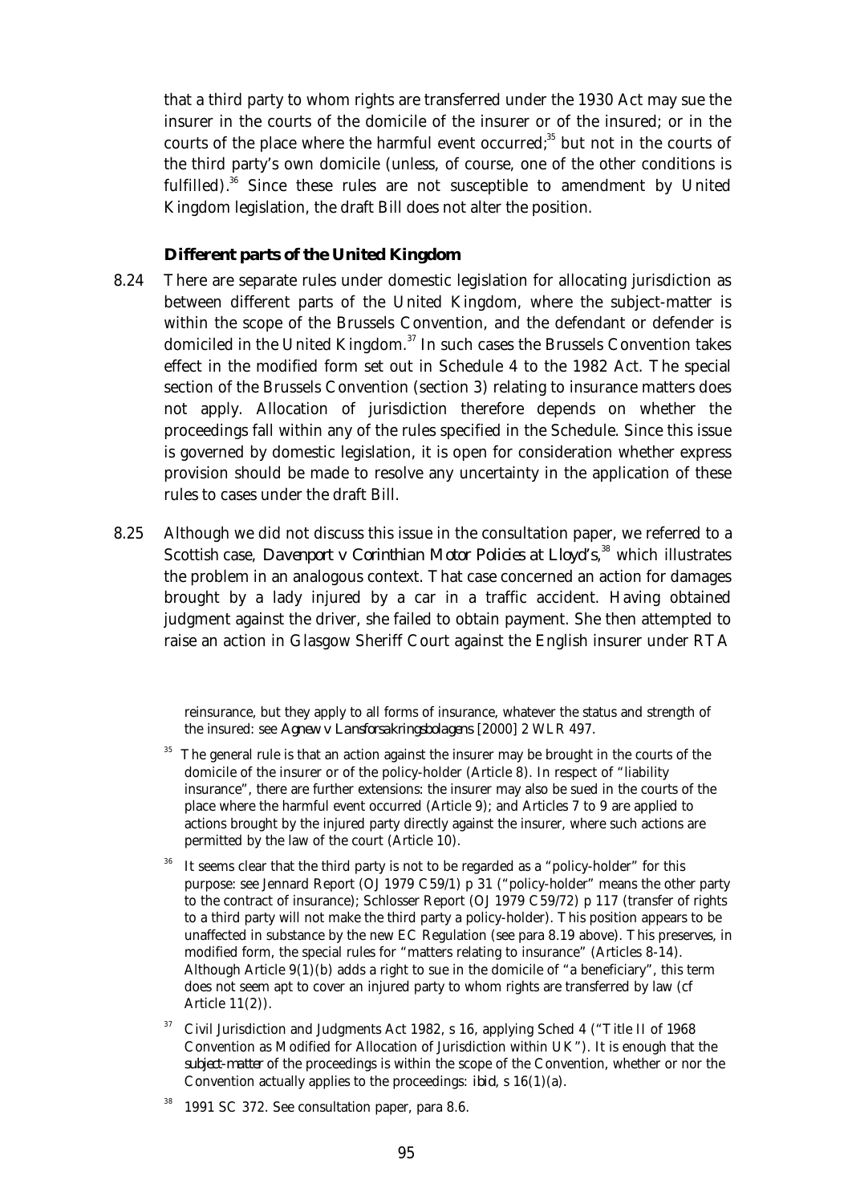that a third party to whom rights are transferred under the 1930 Act may sue the insurer in the courts of the domicile of the insurer or of the insured; or in the courts of the place where the harmful event occurred;[35] but not in the courts of the third party's own domicile (unless, of course, one of the other conditions is fulfilled).[36] Since these rules are not susceptible to amendment by United Kingdom legislation, the draft Bill does not alter the position.

### Different parts of the United Kingdom

8.24 There are separate rules under domestic legislation for allocating jurisdiction as between different parts of the United Kingdom, where the subject-matter is within the scope of the Brussels Convention, and the defendant or defender is domiciled in the United Kingdom.[37] In such cases the Brussels Convention takes effect in the modified form set out in Schedule 4 to the 1982 Act. The special section of the Brussels Convention (section 3) relating to insurance matters does not apply. Allocation of jurisdiction therefore depends on whether the proceedings fall within any of the rules specified in the Schedule. Since this issue is governed by domestic legislation, it is open for consideration whether express provision should be made to resolve any uncertainty in the application of these rules to cases under the draft Bill.

8.25 Although we did not discuss this issue in the consultation paper, we referred to a Scottish case, *Davenport v Corinthian Motor Policies at Lloyd's*,[38] which illustrates the problem in an analogous context. That case concerned an action for damages brought by a lady injured by a car in a traffic accident. Having obtained judgment against the driver, she failed to obtain payment. She then attempted to raise an action in Glasgow Sheriff Court against the English insurer under RTA

---

reinsurance, but they apply to all forms of insurance, whatever the status and strength of the insured: see *Agnew v Lansforsakringsbolagens* [2000] 2 WLR 497.

[35] The general rule is that an action against the insurer may be brought in the courts of the domicile of the insurer or of the policy-holder (Article 8). In respect of "liability insurance", there are further extensions: the insurer may also be sued in the courts of the place where the harmful event occurred (Article 9); and Articles 7 to 9 are applied to actions brought by the injured party directly against the insurer, where such actions are permitted by the law of the court (Article 10).

[36] It seems clear that the third party is not to be regarded as a "policy-holder" for this purpose: see Jennard Report (OJ 1979 C59/1) p 31 ("policy-holder" means the other party to the contract of insurance); Schlosser Report (OJ 1979 C59/72) p 117 (transfer of rights to a third party will not make the third party a policy-holder). This position appears to be unaffected in substance by the new EC Regulation (see para 8.19 above). This preserves, in modified form, the special rules for "matters relating to insurance" (Articles 8-14). Although Article 9(1)(b) adds a right to sue in the domicile of "a beneficiary", this term does not seem apt to cover an injured party to whom rights are transferred by law (cf Article 11(2)).

[37] Civil Jurisdiction and Judgments Act 1982, s 16, applying Sched 4 ("Title II of 1968 Convention as Modified for Allocation of Jurisdiction within UK"). It is enough that the *subject-matter* of the proceedings is within the scope of the Convention, whether or nor the Convention actually applies to the proceedings: *ibid*, s 16(1)(a).

[38] 1991 SC 372. See consultation paper, para 8.6.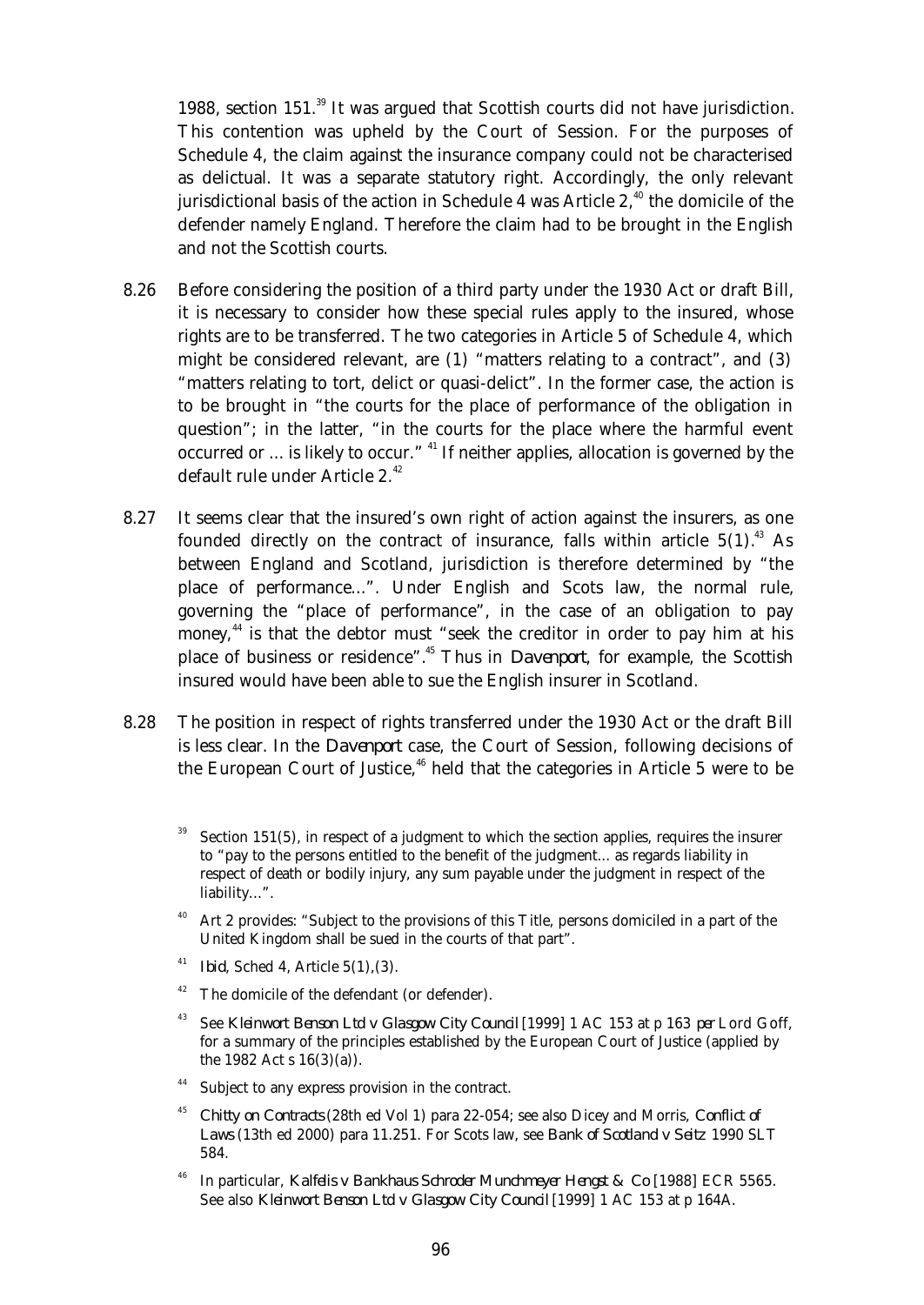1988, section 151.[39] It was argued that Scottish courts did not have jurisdiction. This contention was upheld by the Court of Session. For the purposes of Schedule 4, the claim against the insurance company could not be characterised as delictual. It was a separate statutory right. Accordingly, the only relevant jurisdictional basis of the action in Schedule 4 was Article 2,[40] the domicile of the defender namely England. Therefore the claim had to be brought in the English and not the Scottish courts.

8.26 Before considering the position of a third party under the 1930 Act or draft Bill, it is necessary to consider how these special rules apply to the insured, whose rights are to be transferred. The two categories in Article 5 of Schedule 4, which might be considered relevant, are (1) "matters relating to a contract", and (3) "matters relating to tort, delict or quasi-delict". In the former case, the action is to be brought in "the courts for the place of performance of the obligation in question"; in the latter, "in the courts for the place where the harmful event occurred or ... is likely to occur." [41] If neither applies, allocation is governed by the default rule under Article 2.[42]

8.27 It seems clear that the insured's own right of action against the insurers, as one founded directly on the contract of insurance, falls within article 5(1).[43] As between England and Scotland, jurisdiction is therefore determined by "the place of performance...". Under English and Scots law, the normal rule, governing the "place of performance", in the case of an obligation to pay money,[44] is that the debtor must "seek the creditor in order to pay him at his place of business or residence".[45] Thus in *Davenport*, for example, the Scottish insured would have been able to sue the English insurer in Scotland.

8.28 The position in respect of rights transferred under the 1930 Act or the draft Bill is less clear. In the *Davenport* case, the Court of Session, following decisions of the European Court of Justice,[46] held that the categories in Article 5 were to be

[39] Section 151(5), in respect of a judgment to which the section applies, requires the insurer to "pay to the persons entitled to the benefit of the judgment... as regards liability in respect of death or bodily injury, any sum payable under the judgment in respect of the liability...".

[40] Art 2 provides: "Subject to the provisions of this Title, persons domiciled in a part of the United Kingdom shall be sued in the courts of that part".

[41] *Ibid*, Sched 4, Article 5(1),(3).

[42] The domicile of the defendant (or defender).

[43] See *Kleinwort Benson Ltd v Glasgow City Council* [1999] 1 AC 153 at p 163 *per* Lord Goff, for a summary of the principles established by the European Court of Justice (applied by the 1982 Act s 16(3)(a)).

[44] Subject to any express provision in the contract.

[45] *Chitty on Contracts* (28th ed Vol 1) para 22-054; see also Dicey and Morris, *Conflict of Laws* (13th ed 2000) para 11.251. For Scots law, see *Bank of Scotland v Seitz* 1990 SLT 584.

[46] In particular, *Kalfelis v Bankhaus Schroder Munchmeyer Hengst & Co* [1988] ECR 5565. See also *Kleinwort Benson Ltd v Glasgow City Council* [1999] 1 AC 153 at p 164A.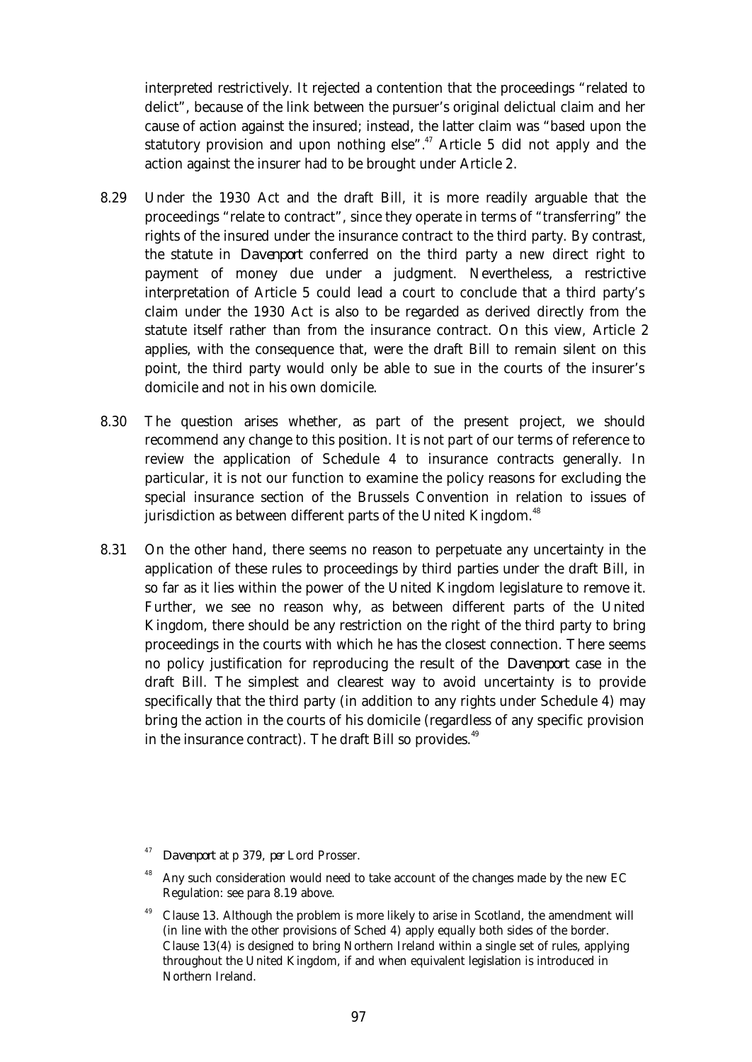interpreted restrictively. It rejected a contention that the proceedings "related to delict", because of the link between the pursuer's original delictual claim and her cause of action against the insured; instead, the latter claim was "based upon the statutory provision and upon nothing else".[47] Article 5 did not apply and the action against the insurer had to be brought under Article 2.

8.29 Under the 1930 Act and the draft Bill, it is more readily arguable that the proceedings "relate to contract", since they operate in terms of "transferring" the rights of the insured under the insurance contract to the third party. By contrast, the statute in *Davenport* conferred on the third party a new direct right to payment of money due under a judgment. Nevertheless, a restrictive interpretation of Article 5 could lead a court to conclude that a third party's claim under the 1930 Act is also to be regarded as derived directly from the statute itself rather than from the insurance contract. On this view, Article 2 applies, with the consequence that, were the draft Bill to remain silent on this point, the third party would only be able to sue in the courts of the insurer's domicile and not in his own domicile.

8.30 The question arises whether, as part of the present project, we should recommend any change to this position. It is not part of our terms of reference to review the application of Schedule 4 to insurance contracts generally. In particular, it is not our function to examine the policy reasons for excluding the special insurance section of the Brussels Convention in relation to issues of jurisdiction as between different parts of the United Kingdom.[48]

8.31 On the other hand, there seems no reason to perpetuate any uncertainty in the application of these rules to proceedings by third parties under the draft Bill, in so far as it lies within the power of the United Kingdom legislature to remove it. Further, we see no reason why, as between different parts of the United Kingdom, there should be any restriction on the right of the third party to bring proceedings in the courts with which he has the closest connection. There seems no policy justification for reproducing the result of the *Davenport* case in the draft Bill. The simplest and clearest way to avoid uncertainty is to provide specifically that the third party (in addition to any rights under Schedule 4) may bring the action in the courts of his domicile (regardless of any specific provision in the insurance contract). The draft Bill so provides.[49]

[47] *Davenport* at p 379, *per* Lord Prosser.

[48] Any such consideration would need to take account of the changes made by the new EC Regulation: see para 8.19 above.

[49] Clause 13. Although the problem is more likely to arise in Scotland, the amendment will (in line with the other provisions of Sched 4) apply equally both sides of the border. Clause 13(4) is designed to bring Northern Ireland within a single set of rules, applying throughout the United Kingdom, if and when equivalent legislation is introduced in Northern Ireland.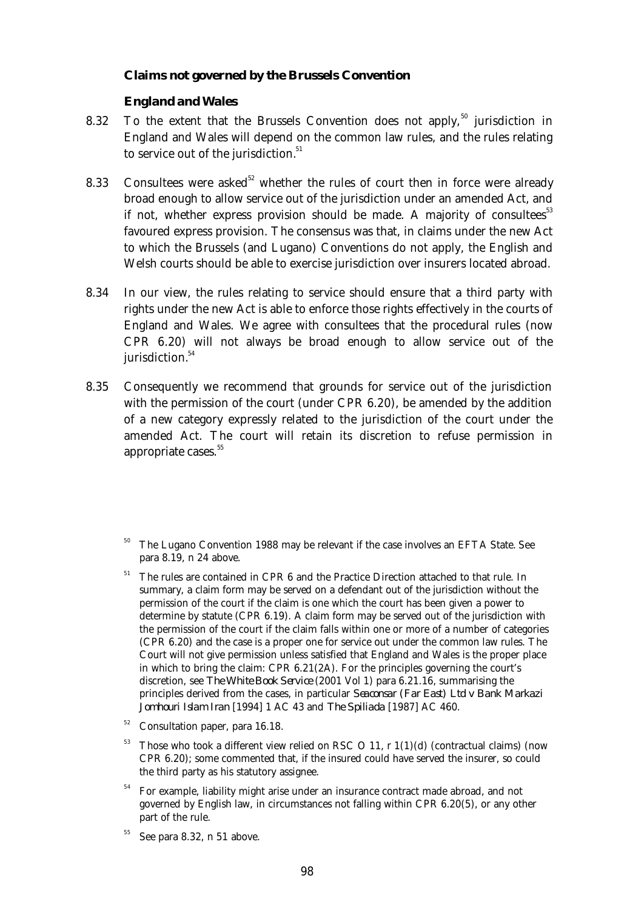### Claims not governed by the Brussels Convention

#### England and Wales

8.32 To the extent that the Brussels Convention does not apply,[50] jurisdiction in England and Wales will depend on the common law rules, and the rules relating to service out of the jurisdiction.[51]

8.33 Consultees were asked[52] whether the rules of court then in force were already broad enough to allow service out of the jurisdiction under an amended Act, and if not, whether express provision should be made. A majority of consultees[53] favoured express provision. The consensus was that, in claims under the new Act to which the Brussels (and Lugano) Conventions do not apply, the English and Welsh courts should be able to exercise jurisdiction over insurers located abroad.

8.34 In our view, the rules relating to service should ensure that a third party with rights under the new Act is able to enforce those rights effectively in the courts of England and Wales. We agree with consultees that the procedural rules (now CPR 6.20) will not always be broad enough to allow service out of the jurisdiction.[54]

8.35 Consequently we recommend that grounds for service out of the jurisdiction with the permission of the court (under CPR 6.20), be amended by the addition of a new category expressly related to the jurisdiction of the court under the amended Act. The court will retain its discretion to refuse permission in appropriate cases.[55]

---

[50] The Lugano Convention 1988 may be relevant if the case involves an EFTA State. See para 8.19, n 24 above.

[51] The rules are contained in CPR 6 and the Practice Direction attached to that rule. In summary, a claim form may be served on a defendant out of the jurisdiction without the permission of the court if the claim is one which the court has been given a power to determine by statute (CPR 6.19). A claim form may be served out of the jurisdiction with the permission of the court if the claim falls within one or more of a number of categories (CPR 6.20) and the case is a proper one for service out under the common law rules. The Court will not give permission unless satisfied that England and Wales is the proper place in which to bring the claim: CPR 6.21(2A). For the principles governing the court's discretion, see *The White Book Service* (2001 Vol 1) para 6.21.16, summarising the principles derived from the cases, in particular *Seaconsar (Far East) Ltd v Bank Markazi Jomhouri Islam Iran* [1994] 1 AC 43 and *The Spiliada* [1987] AC 460.

[52] Consultation paper, para 16.18.

[53] Those who took a different view relied on RSC O 11, r 1(1)(d) (contractual claims) (now CPR 6.20); some commented that, if the insured could have served the insurer, so could the third party as his statutory assignee.

[54] For example, liability might arise under an insurance contract made abroad, and not governed by English law, in circumstances not falling within CPR 6.20(5), or any other part of the rule.

[55] See para 8.32, n 51 above.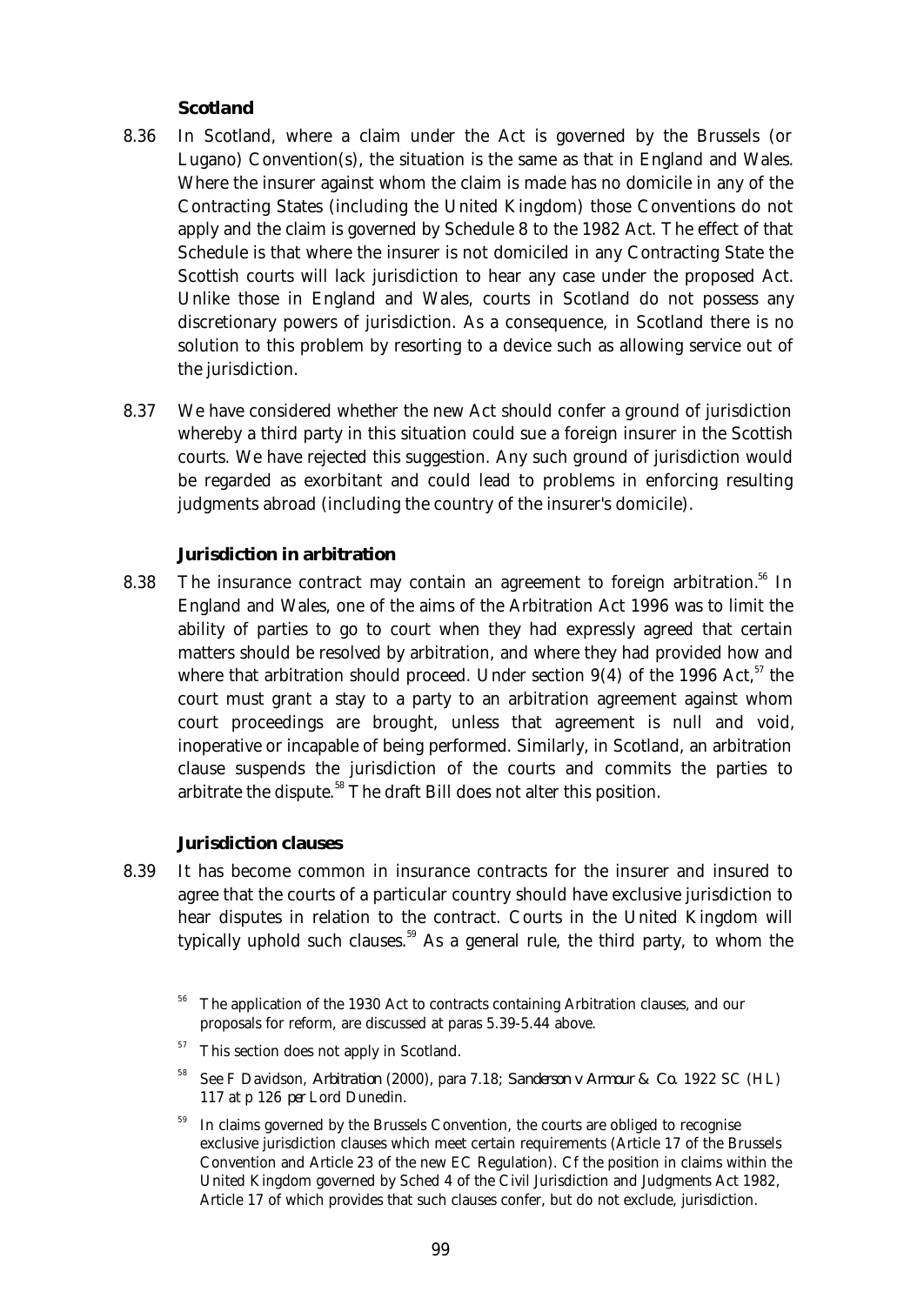### Scotland

8.36 In Scotland, where a claim under the Act is governed by the Brussels (or Lugano) Convention(s), the situation is the same as that in England and Wales. Where the insurer against whom the claim is made has no domicile in any of the Contracting States (including the United Kingdom) those Conventions do not apply and the claim is governed by Schedule 8 to the 1982 Act. The effect of that Schedule is that where the insurer is not domiciled in any Contracting State the Scottish courts will lack jurisdiction to hear any case under the proposed Act. Unlike those in England and Wales, courts in Scotland do not possess any discretionary powers of jurisdiction. As a consequence, in Scotland there is no solution to this problem by resorting to a device such as allowing service out of the jurisdiction.

8.37 We have considered whether the new Act should confer a ground of jurisdiction whereby a third party in this situation could sue a foreign insurer in the Scottish courts. We have rejected this suggestion. Any such ground of jurisdiction would be regarded as exorbitant and could lead to problems in enforcing resulting judgments abroad (including the country of the insurer's domicile).

### Jurisdiction in arbitration

8.38 The insurance contract may contain an agreement to foreign arbitration.[56] In England and Wales, one of the aims of the Arbitration Act 1996 was to limit the ability of parties to go to court when they had expressly agreed that certain matters should be resolved by arbitration, and where they had provided how and where that arbitration should proceed. Under section 9(4) of the 1996 Act,[57] the court must grant a stay to a party to an arbitration agreement against whom court proceedings are brought, unless that agreement is null and void, inoperative or incapable of being performed. Similarly, in Scotland, an arbitration clause suspends the jurisdiction of the courts and commits the parties to arbitrate the dispute.[58] The draft Bill does not alter this position.

### Jurisdiction clauses

8.39 It has become common in insurance contracts for the insurer and insured to agree that the courts of a particular country should have exclusive jurisdiction to hear disputes in relation to the contract. Courts in the United Kingdom will typically uphold such clauses.[59] As a general rule, the third party, to whom the

---

[56] The application of the 1930 Act to contracts containing Arbitration clauses, and our proposals for reform, are discussed at paras 5.39-5.44 above.

[57] This section does not apply in Scotland.

[58] See F Davidson, *Arbitration* (2000), para 7.18; *Sanderson v Armour & Co.* 1922 SC (HL) 117 at p 126 *per* Lord Dunedin.

[59] In claims governed by the Brussels Convention, the courts are obliged to recognise exclusive jurisdiction clauses which meet certain requirements (Article 17 of the Brussels Convention and Article 23 of the new EC Regulation). Cf the position in claims within the United Kingdom governed by Sched 4 of the Civil Jurisdiction and Judgments Act 1982, Article 17 of which provides that such clauses confer, but do not exclude, jurisdiction.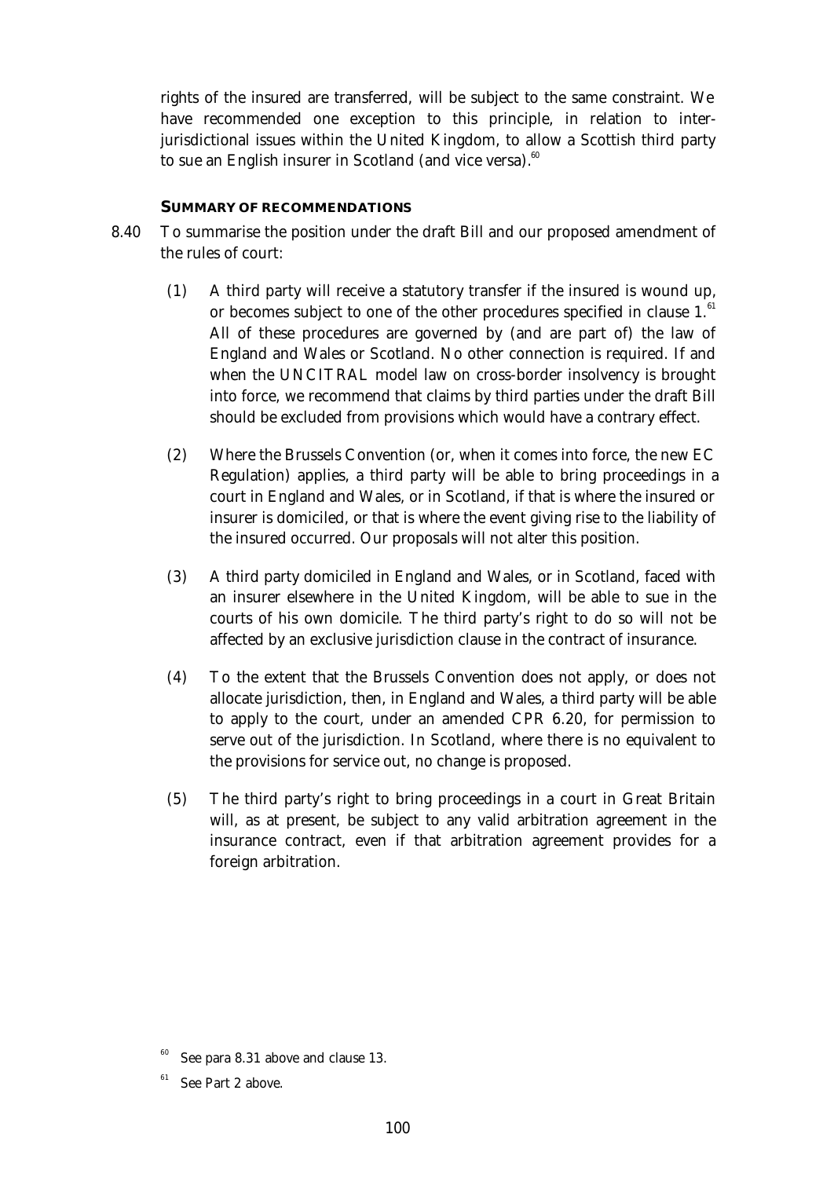rights of the insured are transferred, will be subject to the same constraint. We have recommended one exception to this principle, in relation to inter-jurisdictional issues within the United Kingdom, to allow a Scottish third party to sue an English insurer in Scotland (and vice versa).[60]

### SUMMARY OF RECOMMENDATIONS

8.40 To summarise the position under the draft Bill and our proposed amendment of the rules of court:

(1) A third party will receive a statutory transfer if the insured is wound up, or becomes subject to one of the other procedures specified in clause 1.[61] All of these procedures are governed by (and are part of) the law of England and Wales or Scotland. No other connection is required. If and when the UNCITRAL model law on cross-border insolvency is brought into force, we recommend that claims by third parties under the draft Bill should be excluded from provisions which would have a contrary effect.

(2) Where the Brussels Convention (or, when it comes into force, the new EC Regulation) applies, a third party will be able to bring proceedings in a court in England and Wales, or in Scotland, if that is where the insured or insurer is domiciled, or that is where the event giving rise to the liability of the insured occurred. Our proposals will not alter this position.

(3) A third party domiciled in England and Wales, or in Scotland, faced with an insurer elsewhere in the United Kingdom, will be able to sue in the courts of his own domicile. The third party's right to do so will not be affected by an exclusive jurisdiction clause in the contract of insurance.

(4) To the extent that the Brussels Convention does not apply, or does not allocate jurisdiction, then, in England and Wales, a third party will be able to apply to the court, under an amended CPR 6.20, for permission to serve out of the jurisdiction. In Scotland, where there is no equivalent to the provisions for service out, no change is proposed.

(5) The third party's right to bring proceedings in a court in Great Britain will, as at present, be subject to any valid arbitration agreement in the insurance contract, even if that arbitration agreement provides for a foreign arbitration.

[60] See para 8.31 above and clause 13.

[61] See Part 2 above.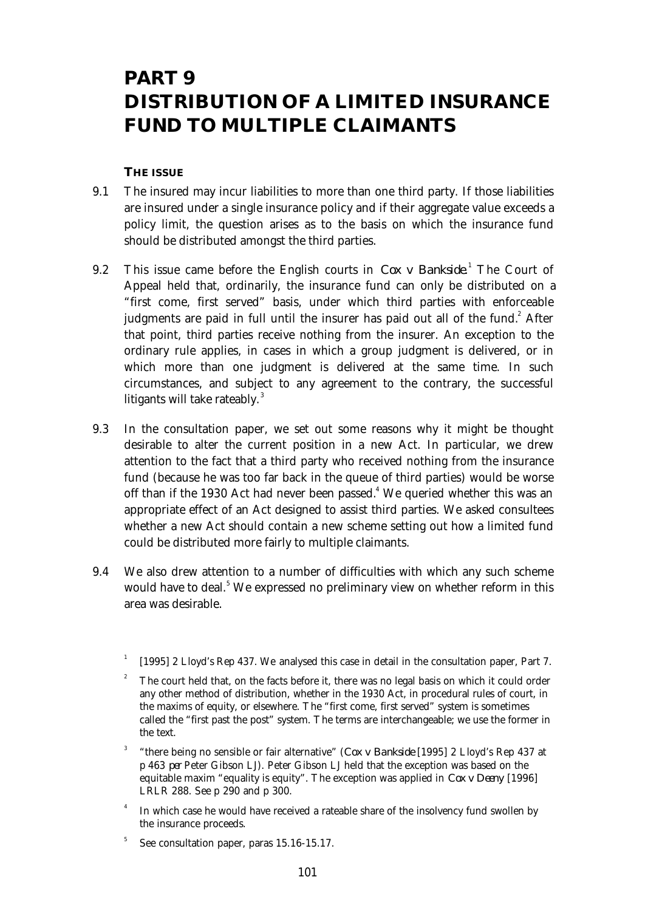# PART 9
# DISTRIBUTION OF A LIMITED INSURANCE FUND TO MULTIPLE CLAIMANTS

## THE ISSUE

9.1 The insured may incur liabilities to more than one third party. If those liabilities are insured under a single insurance policy and if their aggregate value exceeds a policy limit, the question arises as to the basis on which the insurance fund should be distributed amongst the third parties.

9.2 This issue came before the English courts in *Cox v Bankside*.[1] The Court of Appeal held that, ordinarily, the insurance fund can only be distributed on a "first come, first served" basis, under which third parties with enforceable judgments are paid in full until the insurer has paid out all of the fund.[2] After that point, third parties receive nothing from the insurer. An exception to the ordinary rule applies, in cases in which a group judgment is delivered, or in which more than one judgment is delivered at the same time. In such circumstances, and subject to any agreement to the contrary, the successful litigants will take rateably.[3]

9.3 In the consultation paper, we set out some reasons why it might be thought desirable to alter the current position in a new Act. In particular, we drew attention to the fact that a third party who received nothing from the insurance fund (because he was too far back in the queue of third parties) would be worse off than if the 1930 Act had never been passed.[4] We queried whether this was an appropriate effect of an Act designed to assist third parties. We asked consultees whether a new Act should contain a new scheme setting out how a limited fund could be distributed more fairly to multiple claimants.

9.4 We also drew attention to a number of difficulties with which any such scheme would have to deal.[5] We expressed no preliminary view on whether reform in this area was desirable.

---

[1] [1995] 2 Lloyd's Rep 437. We analysed this case in detail in the consultation paper, Part 7.

[2] The court held that, on the facts before it, there was no legal basis on which it could order any other method of distribution, whether in the 1930 Act, in procedural rules of court, in the maxims of equity, or elsewhere. The "first come, first served" system is sometimes called the "first past the post" system. The terms are interchangeable; we use the former in the text.

[3] "there being no sensible or fair alternative" (*Cox v Bankside* [1995] 2 Lloyd's Rep 437 at p 463 *per* Peter Gibson LJ). Peter Gibson LJ held that the exception was based on the equitable maxim "equality is equity". The exception was applied in *Cox v Deeny* [1996] LRLR 288. See p 290 and p 300.

[4] In which case he would have received a rateable share of the insolvency fund swollen by the insurance proceeds.

[5] See consultation paper, paras 15.16-15.17.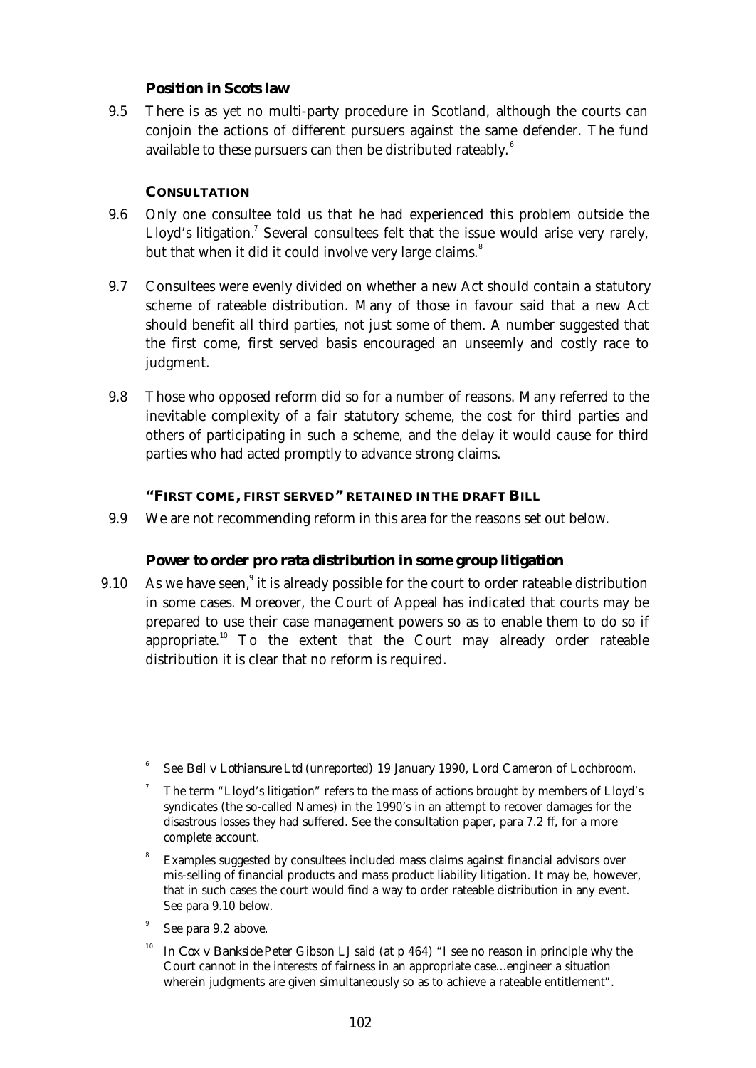### Position in Scots law

9.5 There is as yet no multi-party procedure in Scotland, although the courts can conjoin the actions of different pursuers against the same defender. The fund available to these pursuers can then be distributed rateably.[6]

## CONSULTATION

9.6 Only one consultee told us that he had experienced this problem outside the Lloyd's litigation.[7] Several consultees felt that the issue would arise very rarely, but that when it did it could involve very large claims.[8]

9.7 Consultees were evenly divided on whether a new Act should contain a statutory scheme of rateable distribution. Many of those in favour said that a new Act should benefit all third parties, not just some of them. A number suggested that the first come, first served basis encouraged an unseemly and costly race to judgment.

9.8 Those who opposed reform did so for a number of reasons. Many referred to the inevitable complexity of a fair statutory scheme, the cost for third parties and others of participating in such a scheme, and the delay it would cause for third parties who had acted promptly to advance strong claims.

## "FIRST COME, FIRST SERVED" RETAINED IN THE DRAFT BILL

9.9 We are not recommending reform in this area for the reasons set out below.

### Power to order pro rata distribution in some group litigation

9.10 As we have seen,[9] it is already possible for the court to order rateable distribution in some cases. Moreover, the Court of Appeal has indicated that courts may be prepared to use their case management powers so as to enable them to do so if appropriate.[10] To the extent that the Court may already order rateable distribution it is clear that no reform is required.

---

[6] See *Bell v Lothiansure Ltd* (unreported) 19 January 1990, Lord Cameron of Lochbroom.

[7] The term "Lloyd's litigation" refers to the mass of actions brought by members of Lloyd's syndicates (the so-called Names) in the 1990's in an attempt to recover damages for the disastrous losses they had suffered. See the consultation paper, para 7.2 ff, for a more complete account.

[8] Examples suggested by consultees included mass claims against financial advisors over mis-selling of financial products and mass product liability litigation. It may be, however, that in such cases the court would find a way to order rateable distribution in any event. See para 9.10 below.

[9] See para 9.2 above.

[10] In *Cox v Bankside* Peter Gibson LJ said (at p 464) "I see no reason in principle why the Court cannot in the interests of fairness in an appropriate case...engineer a situation wherein judgments are given simultaneously so as to achieve a rateable entitlement".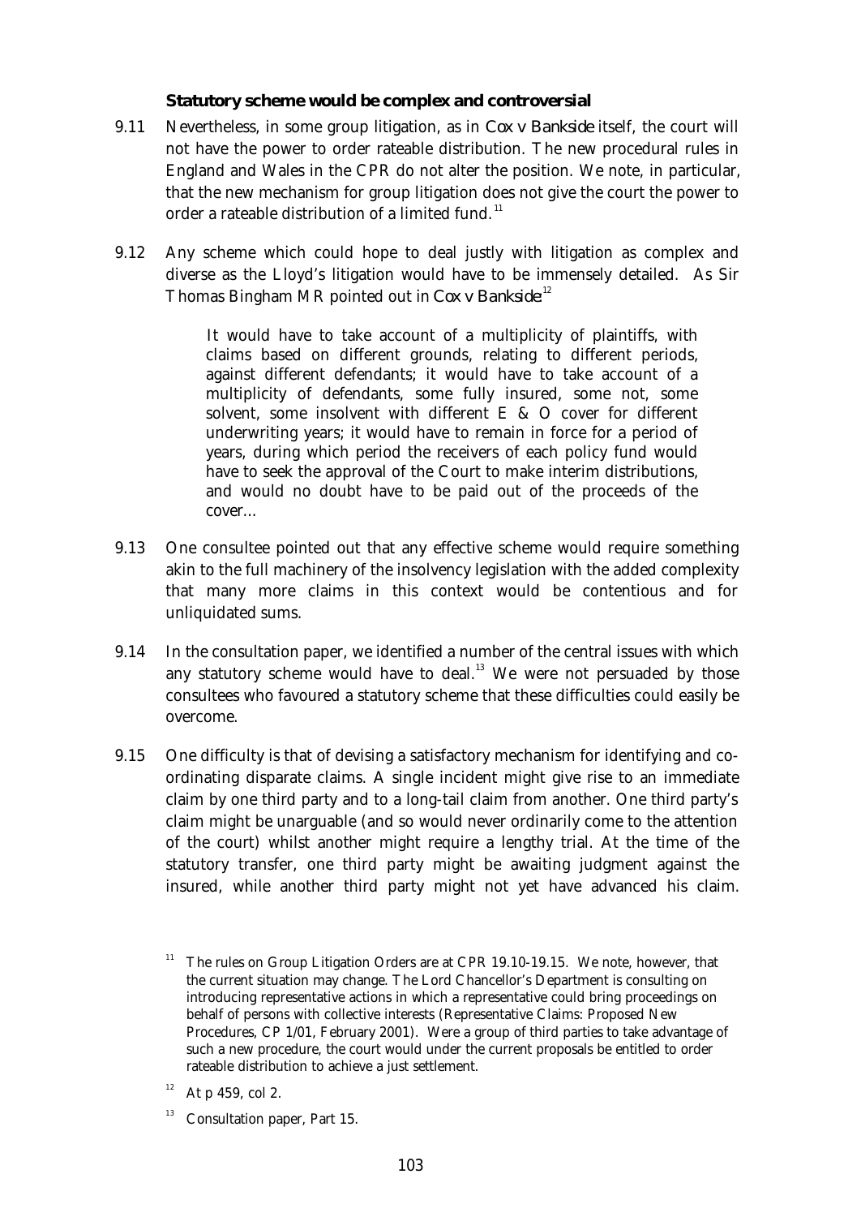### **Statutory scheme would be complex and controversial**

9.11 Nevertheless, in some group litigation, as in *Cox v Bankside* itself, the court will not have the power to order rateable distribution. The new procedural rules in England and Wales in the CPR do not alter the position. We note, in particular, that the new mechanism for group litigation does not give the court the power to order a rateable distribution of a limited fund.[11]

9.12 Any scheme which could hope to deal justly with litigation as complex and diverse as the Lloyd's litigation would have to be immensely detailed. As Sir Thomas Bingham MR pointed out in *Cox v Bankside*:[12]

> It would have to take account of a multiplicity of plaintiffs, with claims based on different grounds, relating to different periods, against different defendants; it would have to take account of a multiplicity of defendants, some fully insured, some not, some solvent, some insolvent with different E & O cover for different underwriting years; it would have to remain in force for a period of years, during which period the receivers of each policy fund would have to seek the approval of the Court to make interim distributions, and would no doubt have to be paid out of the proceeds of the cover...

9.13 One consultee pointed out that any effective scheme would require something akin to the full machinery of the insolvency legislation with the added complexity that many more claims in this context would be contentious and for unliquidated sums.

9.14 In the consultation paper, we identified a number of the central issues with which any statutory scheme would have to deal.[13] We were not persuaded by those consultees who favoured a statutory scheme that these difficulties could easily be overcome.

9.15 One difficulty is that of devising a satisfactory mechanism for identifying and co-ordinating disparate claims. A single incident might give rise to an immediate claim by one third party and to a long-tail claim from another. One third party's claim might be unarguable (and so would never ordinarily come to the attention of the court) whilst another might require a lengthy trial. At the time of the statutory transfer, one third party might be awaiting judgment against the insured, while another third party might not yet have advanced his claim.

---

[11] The rules on Group Litigation Orders are at CPR 19.10-19.15. We note, however, that the current situation may change. The Lord Chancellor's Department is consulting on introducing representative actions in which a representative could bring proceedings on behalf of persons with collective interests (Representative Claims: Proposed New Procedures, CP 1/01, February 2001). Were a group of third parties to take advantage of such a new procedure, the court would under the current proposals be entitled to order rateable distribution to achieve a just settlement.

[12] At p 459, col 2.

[13] Consultation paper, Part 15.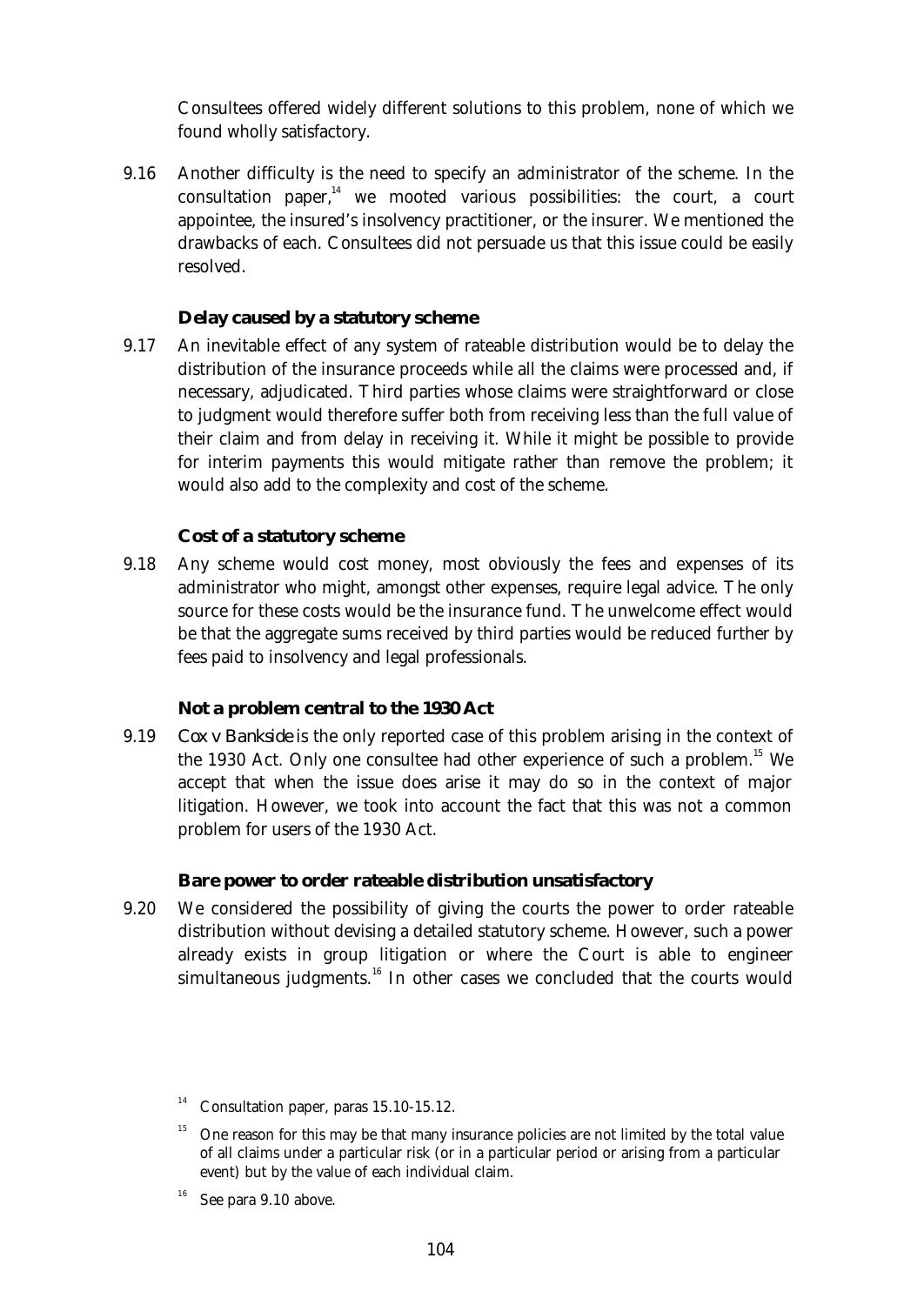Consultees offered widely different solutions to this problem, none of which we found wholly satisfactory.

9.16 Another difficulty is the need to specify an administrator of the scheme. In the consultation paper,[14] we mooted various possibilities: the court, a court appointee, the insured's insolvency practitioner, or the insurer. We mentioned the drawbacks of each. Consultees did not persuade us that this issue could be easily resolved.

### Delay caused by a statutory scheme

9.17 An inevitable effect of any system of rateable distribution would be to delay the distribution of the insurance proceeds while all the claims were processed and, if necessary, adjudicated. Third parties whose claims were straightforward or close to judgment would therefore suffer both from receiving less than the full value of their claim and from delay in receiving it. While it might be possible to provide for interim payments this would mitigate rather than remove the problem; it would also add to the complexity and cost of the scheme.

### Cost of a statutory scheme

9.18 Any scheme would cost money, most obviously the fees and expenses of its administrator who might, amongst other expenses, require legal advice. The only source for these costs would be the insurance fund. The unwelcome effect would be that the aggregate sums received by third parties would be reduced further by fees paid to insolvency and legal professionals.

### Not a problem central to the 1930 Act

9.19 *Cox v Bankside* is the only reported case of this problem arising in the context of the 1930 Act. Only one consultee had other experience of such a problem.[15] We accept that when the issue does arise it may do so in the context of major litigation. However, we took into account the fact that this was not a common problem for users of the 1930 Act.

### Bare power to order rateable distribution unsatisfactory

9.20 We considered the possibility of giving the courts the power to order rateable distribution without devising a detailed statutory scheme. However, such a power already exists in group litigation or where the Court is able to engineer simultaneous judgments.[16] In other cases we concluded that the courts would

---

[14] Consultation paper, paras 15.10-15.12.

[15] One reason for this may be that many insurance policies are not limited by the total value of all claims under a particular risk (or in a particular period or arising from a particular event) but by the value of each individual claim.

[16] See para 9.10 above.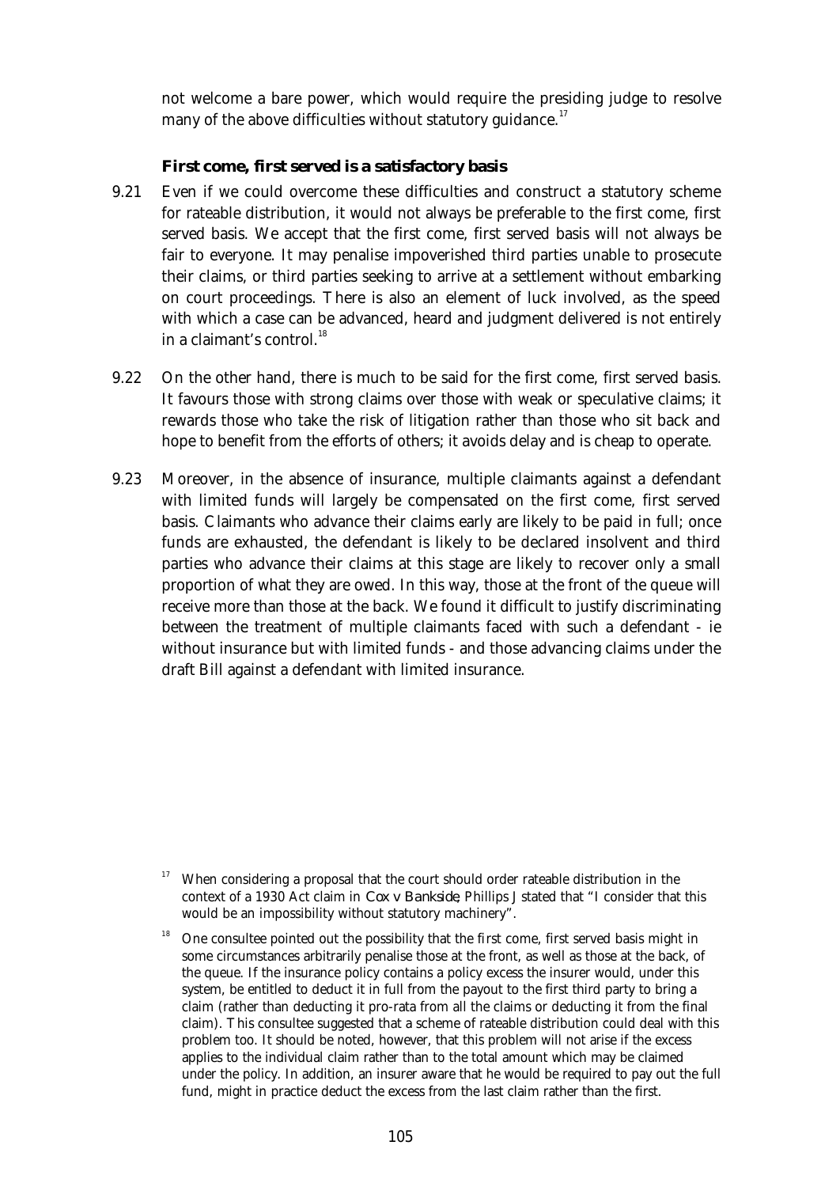not welcome a bare power, which would require the presiding judge to resolve many of the above difficulties without statutory guidance.[17]

### First come, first served is a satisfactory basis

9.21 Even if we could overcome these difficulties and construct a statutory scheme for rateable distribution, it would not always be preferable to the first come, first served basis. We accept that the first come, first served basis will not always be fair to everyone. It may penalise impoverished third parties unable to prosecute their claims, or third parties seeking to arrive at a settlement without embarking on court proceedings. There is also an element of luck involved, as the speed with which a case can be advanced, heard and judgment delivered is not entirely in a claimant's control.[18]

9.22 On the other hand, there is much to be said for the first come, first served basis. It favours those with strong claims over those with weak or speculative claims; it rewards those who take the risk of litigation rather than those who sit back and hope to benefit from the efforts of others; it avoids delay and is cheap to operate.

9.23 Moreover, in the absence of insurance, multiple claimants against a defendant with limited funds will largely be compensated on the first come, first served basis. Claimants who advance their claims early are likely to be paid in full; once funds are exhausted, the defendant is likely to be declared insolvent and third parties who advance their claims at this stage are likely to recover only a small proportion of what they are owed. In this way, those at the front of the queue will receive more than those at the back. We found it difficult to justify discriminating between the treatment of multiple claimants faced with such a defendant - ie without insurance but with limited funds - and those advancing claims under the draft Bill against a defendant with limited insurance.

---

[17] When considering a proposal that the court should order rateable distribution in the context of a 1930 Act claim in *Cox v Bankside*, Phillips J stated that "I consider that this would be an impossibility without statutory machinery".

[18] One consultee pointed out the possibility that the first come, first served basis might in some circumstances arbitrarily penalise those at the front, as well as those at the back, of the queue. If the insurance policy contains a policy excess the insurer would, under this system, be entitled to deduct it in full from the payout to the first third party to bring a claim (rather than deducting it pro-rata from all the claims or deducting it from the final claim). This consultee suggested that a scheme of rateable distribution could deal with this problem too. It should be noted, however, that this problem will not arise if the excess applies to the individual claim rather than to the total amount which may be claimed under the policy. In addition, an insurer aware that he would be required to pay out the full fund, might in practice deduct the excess from the last claim rather than the first.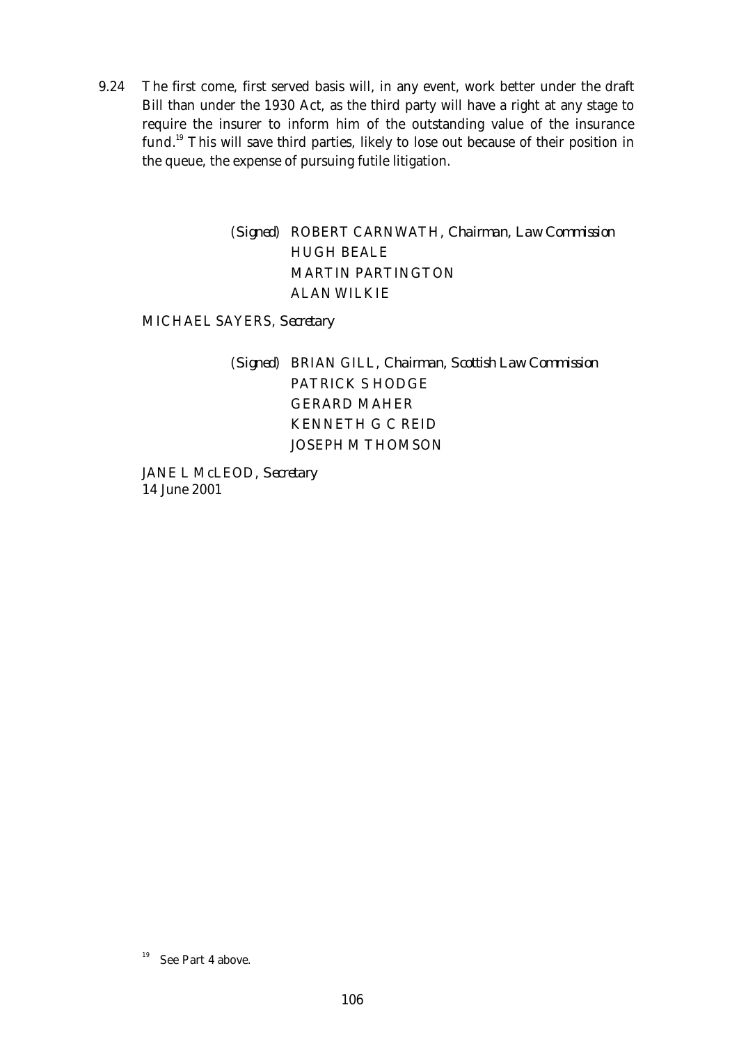9.24 The first come, first served basis will, in any event, work better under the draft Bill than under the 1930 Act, as the third party will have a right at any stage to require the insurer to inform him of the outstanding value of the insurance fund.[19] This will save third parties, likely to lose out because of their position in the queue, the expense of pursuing futile litigation.

(*Signed*) ROBERT CARNWATH, *Chairman, Law Commission*
HUGH BEALE
MARTIN PARTINGTON
ALAN WILKIE

MICHAEL SAYERS, *Secretary*

(*Signed*) BRIAN GILL, *Chairman, Scottish Law Commission*
PATRICK S HODGE
GERARD MAHER
KENNETH G C REID
JOSEPH M THOMSON

JANE L McLEOD, *Secretary*
14 June 2001

[19] See Part 4 above.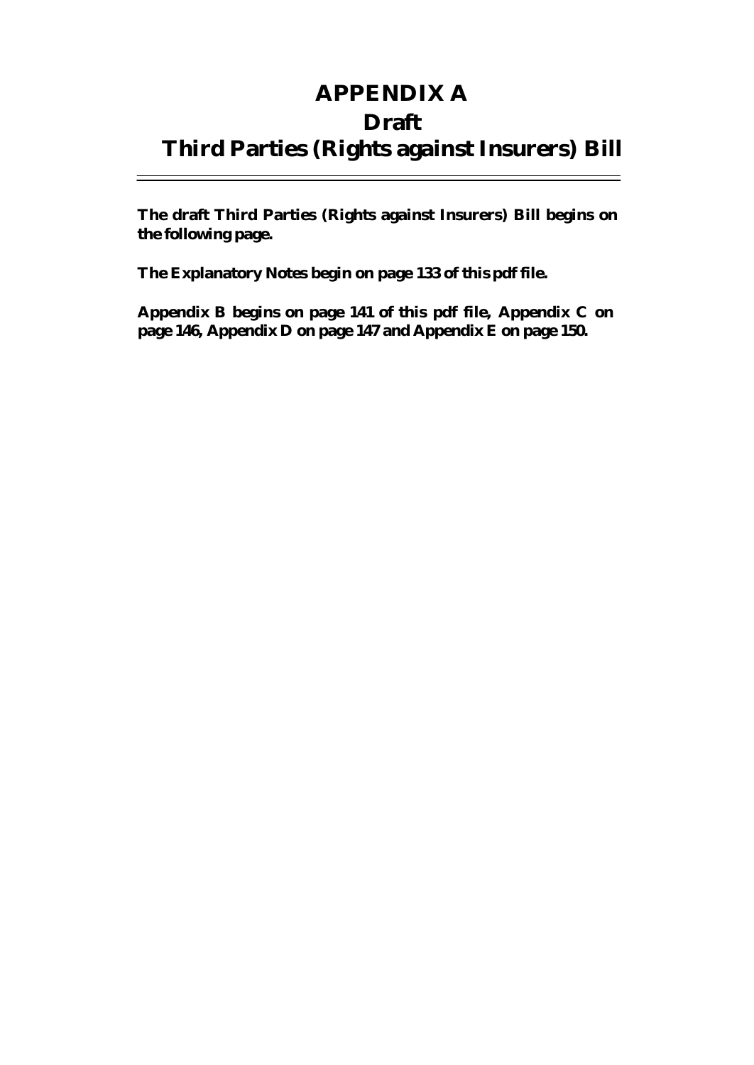# APPENDIX A
# Draft
# Third Parties (Rights against Insurers) Bill

---

**The draft Third Parties (Rights against Insurers) Bill begins on the following page.**

**The Explanatory Notes begin on page 133 of this pdf file.**

**Appendix B begins on page 141 of this pdf file, Appendix C on page 146, Appendix D on page 147 and Appendix E on page 150.**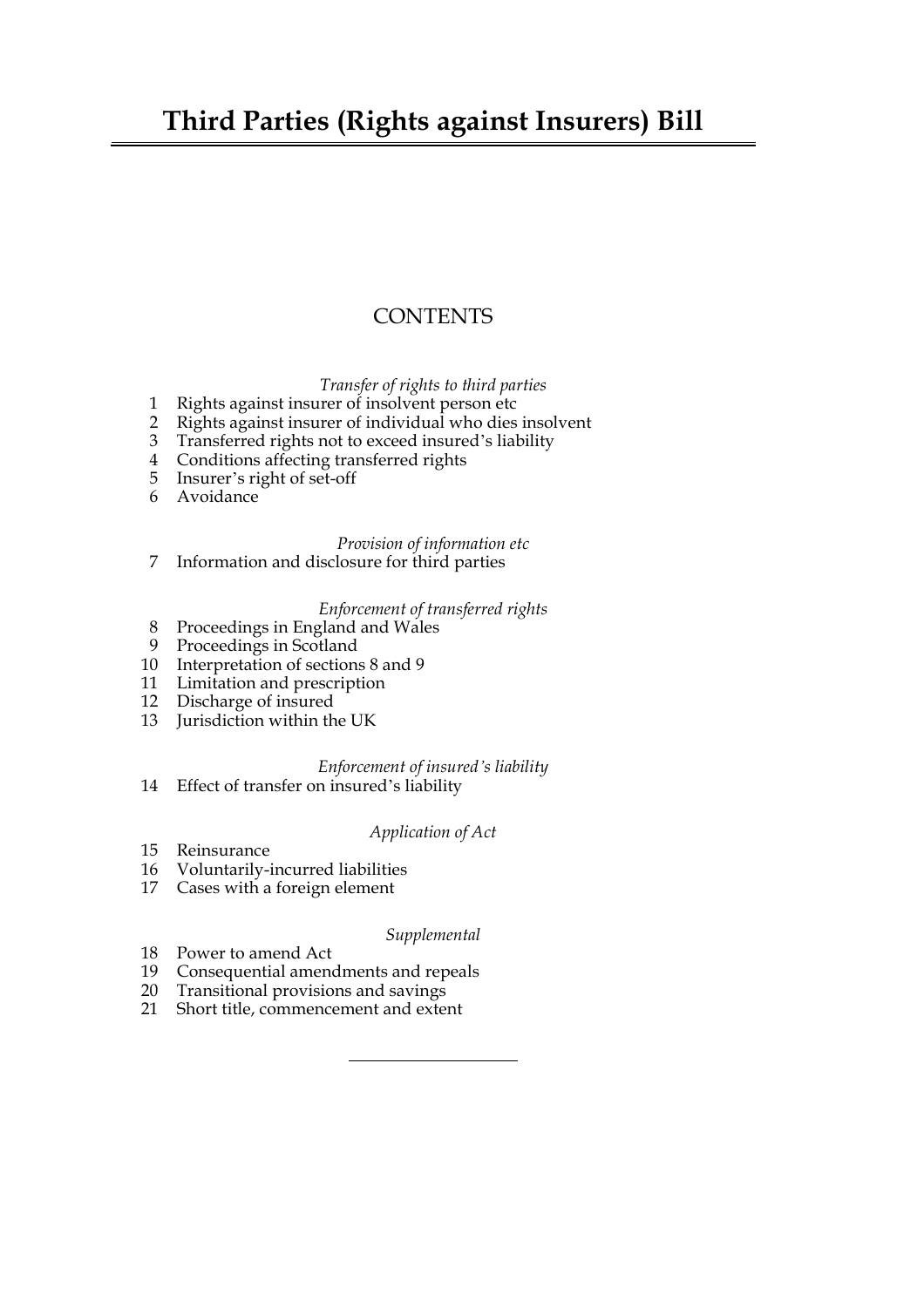# Third Parties (Rights against Insurers) Bill

## CONTENTS

*Transfer of rights to third parties*

1 Rights against insurer of insolvent person etc
2 Rights against insurer of individual who dies insolvent
3 Transferred rights not to exceed insured's liability
4 Conditions affecting transferred rights
5 Insurer's right of set-off
6 Avoidance

*Provision of information etc*

7 Information and disclosure for third parties

*Enforcement of transferred rights*

8 Proceedings in England and Wales
9 Proceedings in Scotland
10 Interpretation of sections 8 and 9
11 Limitation and prescription
12 Discharge of insured
13 Jurisdiction within the UK

*Enforcement of insured's liability*

14 Effect of transfer on insured's liability

*Application of Act*

15 Reinsurance
16 Voluntarily-incurred liabilities
17 Cases with a foreign element

*Supplemental*

18 Power to amend Act
19 Consequential amendments and repeals
20 Transitional provisions and savings
21 Short title, commencement and extent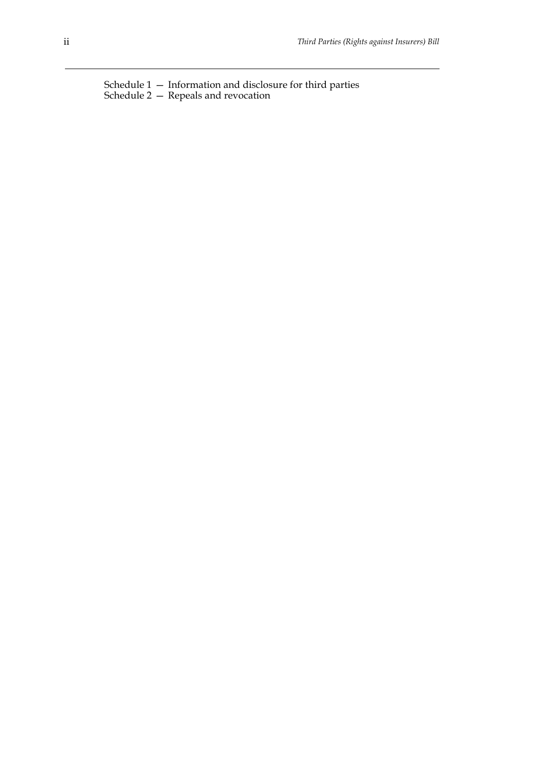Schedule 1 — Information and disclosure for third parties
Schedule 2 — Repeals and revocation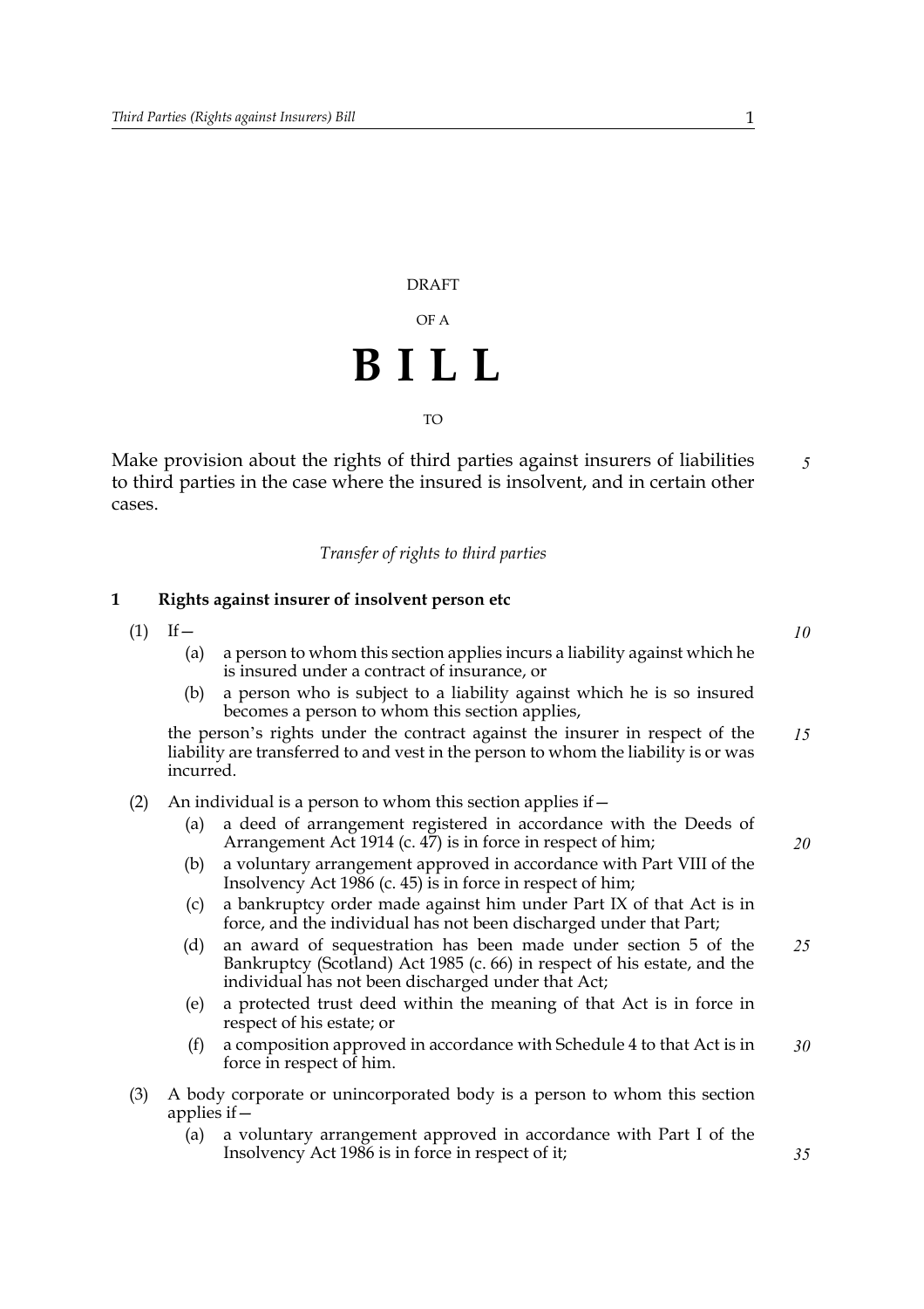DRAFT

OF A

# B I L L

TO

Make provision about the rights of third parties against insurers of liabilities to third parties in the case where the insured is insolvent, and in certain other cases.

*Transfer of rights to third parties*

### 1 Rights against insurer of insolvent person etc

(1) If—

(a) a person to whom this section applies incurs a liability against which he is insured under a contract of insurance, or

(b) a person who is subject to a liability against which he is so insured becomes a person to whom this section applies,

the person's rights under the contract against the insurer in respect of the liability are transferred to and vest in the person to whom the liability is or was incurred.

(2) An individual is a person to whom this section applies if—

(a) a deed of arrangement registered in accordance with the Deeds of Arrangement Act 1914 (c. 47) is in force in respect of him;

(b) a voluntary arrangement approved in accordance with Part VIII of the Insolvency Act 1986 (c. 45) is in force in respect of him;

(c) a bankruptcy order made against him under Part IX of that Act is in force, and the individual has not been discharged under that Part;

(d) an award of sequestration has been made under section 5 of the Bankruptcy (Scotland) Act 1985 (c. 66) in respect of his estate, and the individual has not been discharged under that Act;

(e) a protected trust deed within the meaning of that Act is in force in respect of his estate; or

(f) a composition approved in accordance with Schedule 4 to that Act is in force in respect of him.

(3) A body corporate or unincorporated body is a person to whom this section applies if—

(a) a voluntary arrangement approved in accordance with Part I of the Insolvency Act 1986 is in force in respect of it;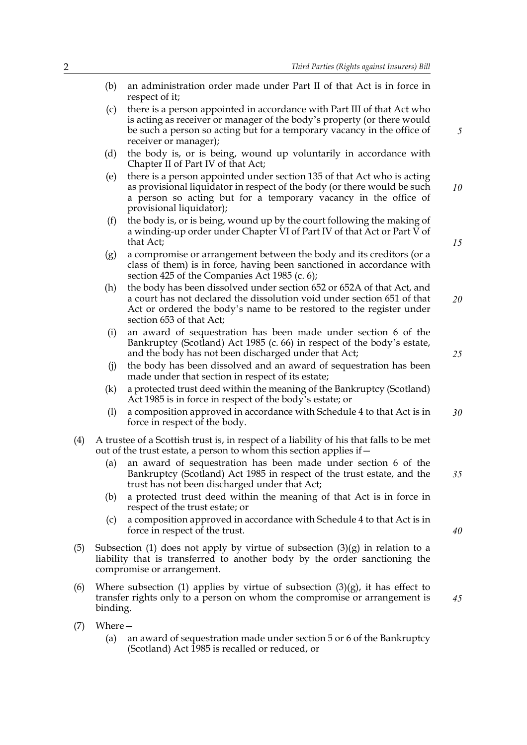(b) an administration order made under Part II of that Act is in force in respect of it;

(c) there is a person appointed in accordance with Part III of that Act who is acting as receiver or manager of the body's property (or there would be such a person so acting but for a temporary vacancy in the office of receiver or manager);

(d) the body is, or is being, wound up voluntarily in accordance with Chapter II of Part IV of that Act;

(e) there is a person appointed under section 135 of that Act who is acting as provisional liquidator in respect of the body (or there would be such a person so acting but for a temporary vacancy in the office of provisional liquidator);

(f) the body is, or is being, wound up by the court following the making of a winding-up order under Chapter VI of Part IV of that Act or Part V of that Act;

(g) a compromise or arrangement between the body and its creditors (or a class of them) is in force, having been sanctioned in accordance with section 425 of the Companies Act 1985 (c. 6);

(h) the body has been dissolved under section 652 or 652A of that Act, and a court has not declared the dissolution void under section 651 of that Act or ordered the body's name to be restored to the register under section 653 of that Act;

(i) an award of sequestration has been made under section 6 of the Bankruptcy (Scotland) Act 1985 (c. 66) in respect of the body's estate, and the body has not been discharged under that Act;

(j) the body has been dissolved and an award of sequestration has been made under that section in respect of its estate;

(k) a protected trust deed within the meaning of the Bankruptcy (Scotland) Act 1985 is in force in respect of the body's estate; or

(l) a composition approved in accordance with Schedule 4 to that Act is in force in respect of the body.

(4) A trustee of a Scottish trust is, in respect of a liability of his that falls to be met out of the trust estate, a person to whom this section applies if—

(a) an award of sequestration has been made under section 6 of the Bankruptcy (Scotland) Act 1985 in respect of the trust estate, and the trust has not been discharged under that Act;

(b) a protected trust deed within the meaning of that Act is in force in respect of the trust estate; or

(c) a composition approved in accordance with Schedule 4 to that Act is in force in respect of the trust.

(5) Subsection (1) does not apply by virtue of subsection (3)(g) in relation to a liability that is transferred to another body by the order sanctioning the compromise or arrangement.

(6) Where subsection (1) applies by virtue of subsection (3)(g), it has effect to transfer rights only to a person on whom the compromise or arrangement is binding.

(7) Where—

(a) an award of sequestration made under section 5 or 6 of the Bankruptcy (Scotland) Act 1985 is recalled or reduced, or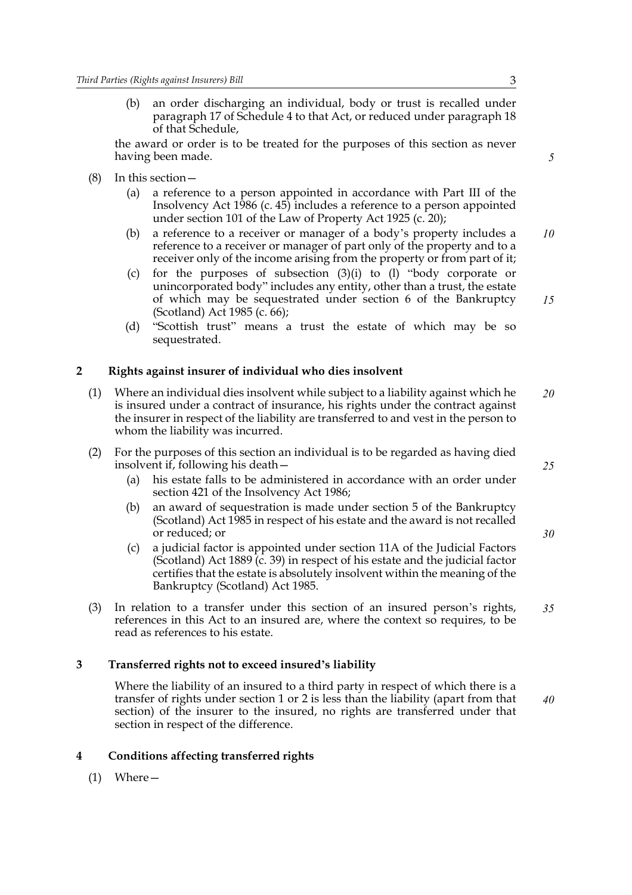(b) an order discharging an individual, body or trust is recalled under paragraph 17 of Schedule 4 to that Act, or reduced under paragraph 18 of that Schedule,

the award or order is to be treated for the purposes of this section as never having been made.

(8) In this section—

(a) a reference to a person appointed in accordance with Part III of the Insolvency Act 1986 (c. 45) includes a reference to a person appointed under section 101 of the Law of Property Act 1925 (c. 20);

(b) a reference to a receiver or manager of a body's property includes a reference to a receiver or manager of part only of the property and to a receiver only of the income arising from the property or from part of it;

(c) for the purposes of subsection (3)(i) to (l) "body corporate or unincorporated body" includes any entity, other than a trust, the estate of which may be sequestrated under section 6 of the Bankruptcy (Scotland) Act 1985 (c. 66);

(d) "Scottish trust" means a trust the estate of which may be so sequestrated.

## 2 Rights against insurer of individual who dies insolvent

(1) Where an individual dies insolvent while subject to a liability against which he is insured under a contract of insurance, his rights under the contract against the insurer in respect of the liability are transferred to and vest in the person to whom the liability was incurred.

(2) For the purposes of this section an individual is to be regarded as having died insolvent if, following his death—

(a) his estate falls to be administered in accordance with an order under section 421 of the Insolvency Act 1986;

(b) an award of sequestration is made under section 5 of the Bankruptcy (Scotland) Act 1985 in respect of his estate and the award is not recalled or reduced; or

(c) a judicial factor is appointed under section 11A of the Judicial Factors (Scotland) Act 1889 (c. 39) in respect of his estate and the judicial factor certifies that the estate is absolutely insolvent within the meaning of the Bankruptcy (Scotland) Act 1985.

(3) In relation to a transfer under this section of an insured person's rights, references in this Act to an insured are, where the context so requires, to be read as references to his estate.

## 3 Transferred rights not to exceed insured's liability

Where the liability of an insured to a third party in respect of which there is a transfer of rights under section 1 or 2 is less than the liability (apart from that section) of the insurer to the insured, no rights are transferred under that section in respect of the difference.

## 4 Conditions affecting transferred rights

(1) Where—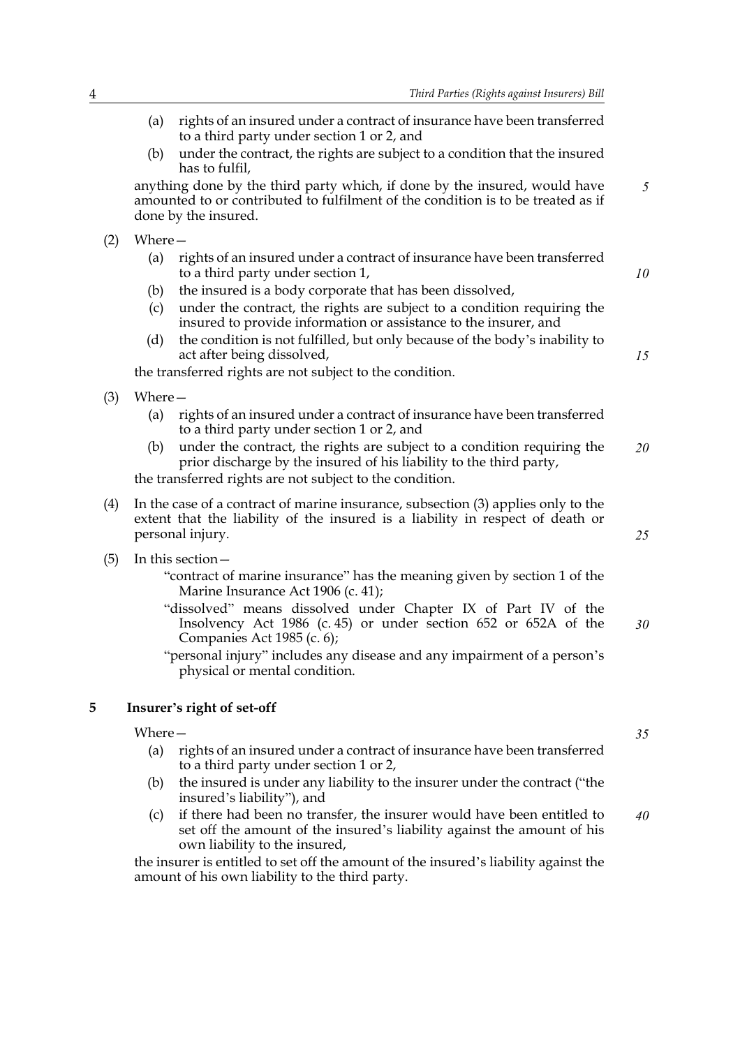(a) rights of an insured under a contract of insurance have been transferred to a third party under section 1 or 2, and
(b) under the contract, the rights are subject to a condition that the insured has to fulfil,

anything done by the third party which, if done by the insured, would have amounted to or contributed to fulfilment of the condition is to be treated as if done by the insured.

(2) Where—
(a) rights of an insured under a contract of insurance have been transferred to a third party under section 1,
(b) the insured is a body corporate that has been dissolved,
(c) under the contract, the rights are subject to a condition requiring the insured to provide information or assistance to the insurer, and
(d) the condition is not fulfilled, but only because of the body's inability to act after being dissolved,

the transferred rights are not subject to the condition.

(3) Where—
(a) rights of an insured under a contract of insurance have been transferred to a third party under section 1 or 2, and
(b) under the contract, the rights are subject to a condition requiring the prior discharge by the insured of his liability to the third party,

the transferred rights are not subject to the condition.

(4) In the case of a contract of marine insurance, subsection (3) applies only to the extent that the liability of the insured is a liability in respect of death or personal injury.

(5) In this section—

"contract of marine insurance" has the meaning given by section 1 of the Marine Insurance Act 1906 (c. 41);

"dissolved" means dissolved under Chapter IX of Part IV of the Insolvency Act 1986 (c. 45) or under section 652 or 652A of the Companies Act 1985 (c. 6);

"personal injury" includes any disease and any impairment of a person's physical or mental condition.

## 5 Insurer's right of set-off

Where—
(a) rights of an insured under a contract of insurance have been transferred to a third party under section 1 or 2,
(b) the insured is under any liability to the insurer under the contract ("the insured's liability"), and
(c) if there had been no transfer, the insurer would have been entitled to set off the amount of the insured's liability against the amount of his own liability to the insured,

the insurer is entitled to set off the amount of the insured's liability against the amount of his own liability to the third party.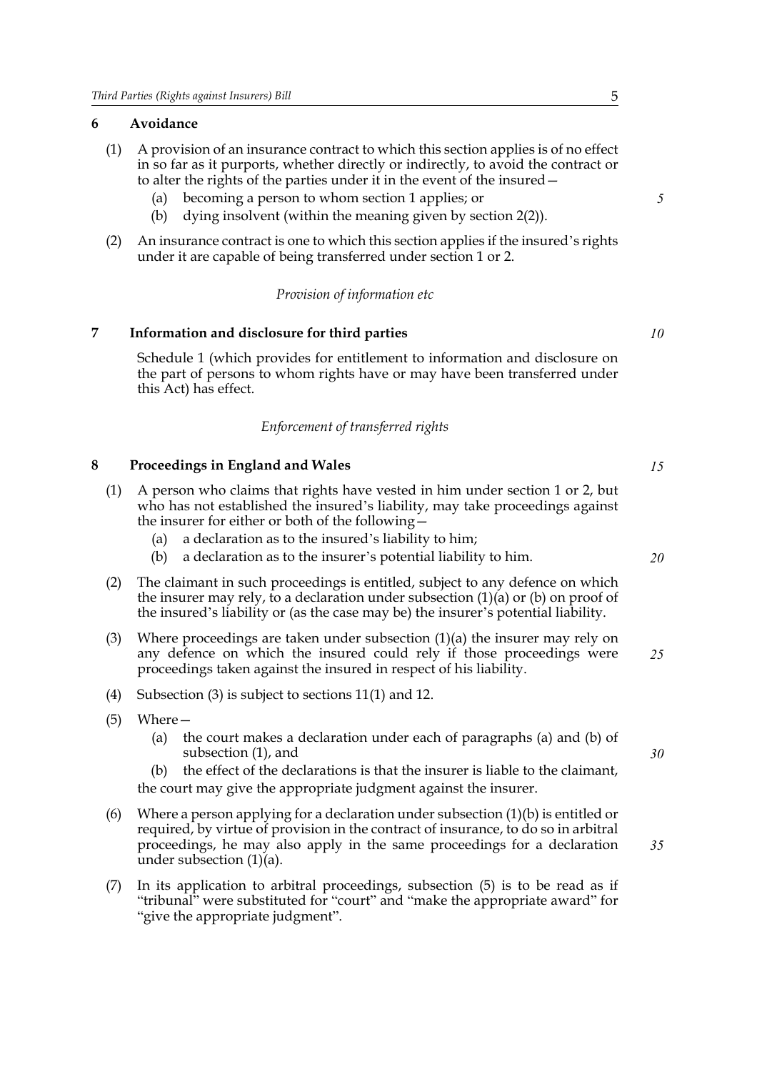### 6 Avoidance

(1) A provision of an insurance contract to which this section applies is of no effect in so far as it purports, whether directly or indirectly, to avoid the contract or to alter the rights of the parties under it in the event of the insured—

(a) becoming a person to whom section 1 applies; or

(b) dying insolvent (within the meaning given by section 2(2)).

(2) An insurance contract is one to which this section applies if the insured's rights under it are capable of being transferred under section 1 or 2.

*Provision of information etc*

### 7 Information and disclosure for third parties

Schedule 1 (which provides for entitlement to information and disclosure on the part of persons to whom rights have or may have been transferred under this Act) has effect.

*Enforcement of transferred rights*

### 8 Proceedings in England and Wales

(1) A person who claims that rights have vested in him under section 1 or 2, but who has not established the insured's liability, may take proceedings against the insurer for either or both of the following—

(a) a declaration as to the insured's liability to him;

(b) a declaration as to the insurer's potential liability to him.

(2) The claimant in such proceedings is entitled, subject to any defence on which the insurer may rely, to a declaration under subsection (1)(a) or (b) on proof of the insured's liability or (as the case may be) the insurer's potential liability.

(3) Where proceedings are taken under subsection (1)(a) the insurer may rely on any defence on which the insured could rely if those proceedings were proceedings taken against the insured in respect of his liability.

(4) Subsection (3) is subject to sections 11(1) and 12.

(5) Where—

(a) the court makes a declaration under each of paragraphs (a) and (b) of subsection (1), and

(b) the effect of the declarations is that the insurer is liable to the claimant,

the court may give the appropriate judgment against the insurer.

(6) Where a person applying for a declaration under subsection (1)(b) is entitled or required, by virtue of provision in the contract of insurance, to do so in arbitral proceedings, he may also apply in the same proceedings for a declaration under subsection (1)(a).

(7) In its application to arbitral proceedings, subsection (5) is to be read as if "tribunal" were substituted for "court" and "make the appropriate award" for "give the appropriate judgment".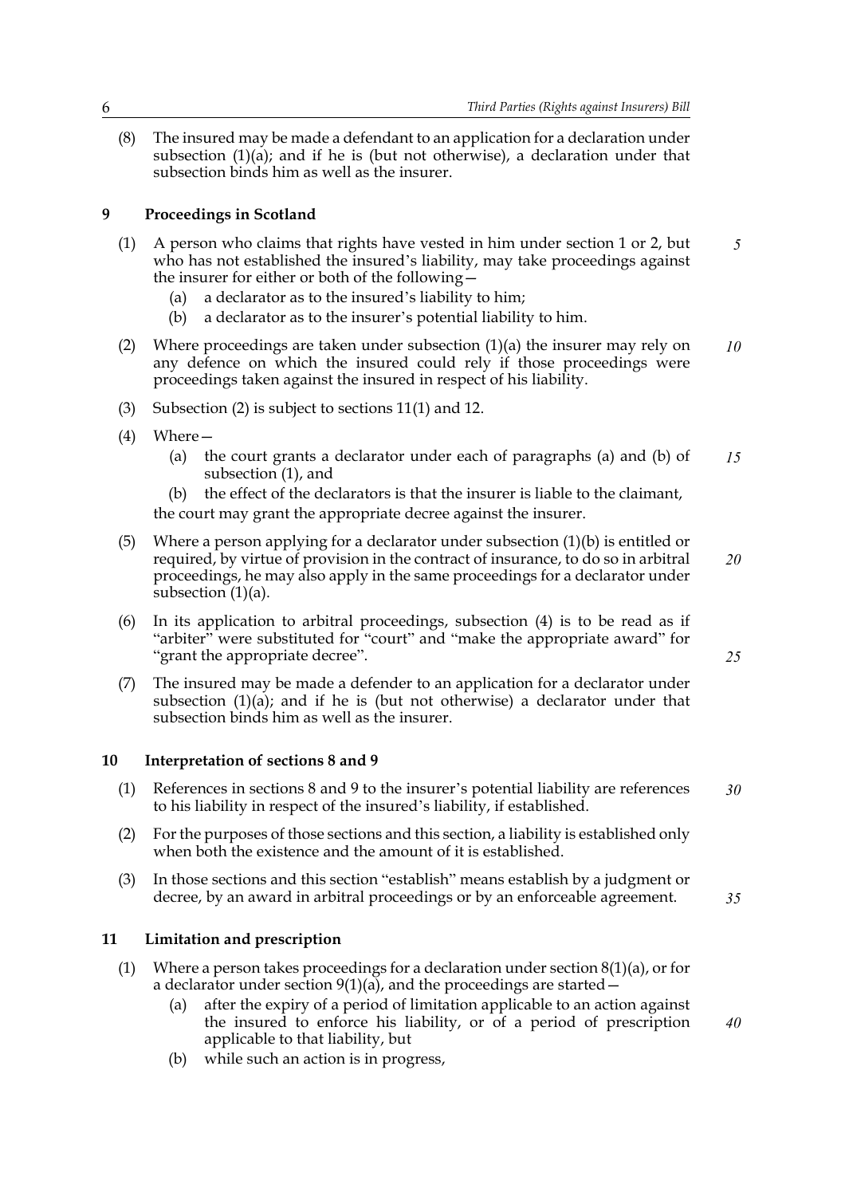(8) The insured may be made a defendant to an application for a declaration under subsection (1)(a); and if he is (but not otherwise), a declaration under that subsection binds him as well as the insurer.

## 9 Proceedings in Scotland

(1) A person who claims that rights have vested in him under section 1 or 2, but who has not established the insured's liability, may take proceedings against the insurer for either or both of the following—

- (a) a declarator as to the insured's liability to him;
- (b) a declarator as to the insurer's potential liability to him.

(2) Where proceedings are taken under subsection (1)(a) the insurer may rely on any defence on which the insured could rely if those proceedings were proceedings taken against the insured in respect of his liability.

(3) Subsection (2) is subject to sections 11(1) and 12.

(4) Where—

- (a) the court grants a declarator under each of paragraphs (a) and (b) of subsection (1), and
- (b) the effect of the declarators is that the insurer is liable to the claimant,

the court may grant the appropriate decree against the insurer.

(5) Where a person applying for a declarator under subsection (1)(b) is entitled or required, by virtue of provision in the contract of insurance, to do so in arbitral proceedings, he may also apply in the same proceedings for a declarator under subsection (1)(a).

(6) In its application to arbitral proceedings, subsection (4) is to be read as if "arbiter" were substituted for "court" and "make the appropriate award" for "grant the appropriate decree".

(7) The insured may be made a defender to an application for a declarator under subsection (1)(a); and if he is (but not otherwise) a declarator under that subsection binds him as well as the insurer.

## 10 Interpretation of sections 8 and 9

(1) References in sections 8 and 9 to the insurer's potential liability are references to his liability in respect of the insured's liability, if established.

(2) For the purposes of those sections and this section, a liability is established only when both the existence and the amount of it is established.

(3) In those sections and this section "establish" means establish by a judgment or decree, by an award in arbitral proceedings or by an enforceable agreement.

## 11 Limitation and prescription

(1) Where a person takes proceedings for a declaration under section 8(1)(a), or for a declarator under section 9(1)(a), and the proceedings are started—

- (a) after the expiry of a period of limitation applicable to an action against the insured to enforce his liability, or of a period of prescription applicable to that liability, but
- (b) while such an action is in progress,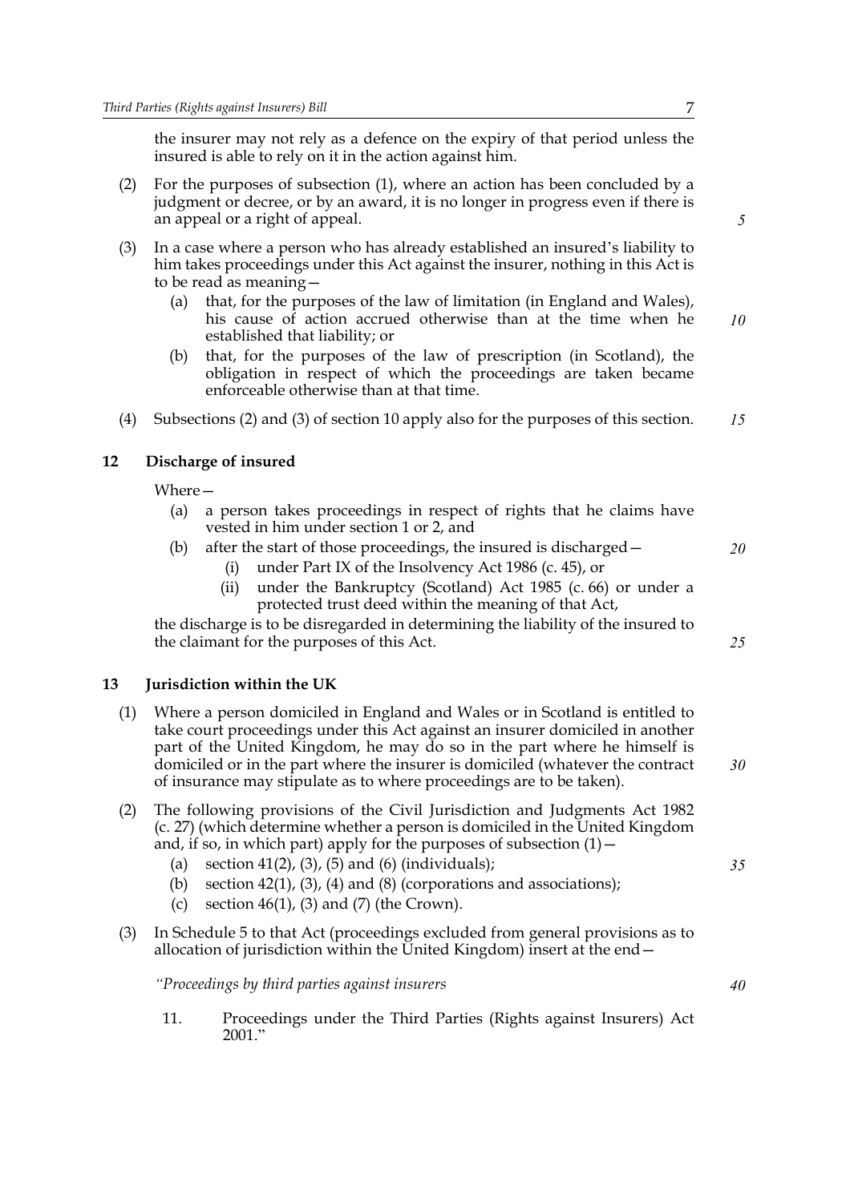the insurer may not rely as a defence on the expiry of that period unless the insured is able to rely on it in the action against him.

(2) For the purposes of subsection (1), where an action has been concluded by a judgment or decree, or by an award, it is no longer in progress even if there is an appeal or a right of appeal.

(3) In a case where a person who has already established an insured's liability to him takes proceedings under this Act against the insurer, nothing in this Act is to be read as meaning—

- (a) that, for the purposes of the law of limitation (in England and Wales), his cause of action accrued otherwise than at the time when he established that liability; or
- (b) that, for the purposes of the law of prescription (in Scotland), the obligation in respect of which the proceedings are taken became enforceable otherwise than at that time.

(4) Subsections (2) and (3) of section 10 apply also for the purposes of this section.

## 12 Discharge of insured

Where—

- (a) a person takes proceedings in respect of rights that he claims have vested in him under section 1 or 2, and
- (b) after the start of those proceedings, the insured is discharged—
  - (i) under Part IX of the Insolvency Act 1986 (c. 45), or
  - (ii) under the Bankruptcy (Scotland) Act 1985 (c. 66) or under a protected trust deed within the meaning of that Act,

the discharge is to be disregarded in determining the liability of the insured to the claimant for the purposes of this Act.

## 13 Jurisdiction within the UK

(1) Where a person domiciled in England and Wales or in Scotland is entitled to take court proceedings under this Act against an insurer domiciled in another part of the United Kingdom, he may do so in the part where he himself is domiciled or in the part where the insurer is domiciled (whatever the contract of insurance may stipulate as to where proceedings are to be taken).

(2) The following provisions of the Civil Jurisdiction and Judgments Act 1982 (c. 27) (which determine whether a person is domiciled in the United Kingdom and, if so, in which part) apply for the purposes of subsection (1)—

- (a) section 41(2), (3), (5) and (6) (individuals);
- (b) section 42(1), (3), (4) and (8) (corporations and associations);
- (c) section 46(1), (3) and (7) (the Crown).

(3) In Schedule 5 to that Act (proceedings excluded from general provisions as to allocation of jurisdiction within the United Kingdom) insert at the end—

"*Proceedings by third parties against insurers*

11. Proceedings under the Third Parties (Rights against Insurers) Act 2001."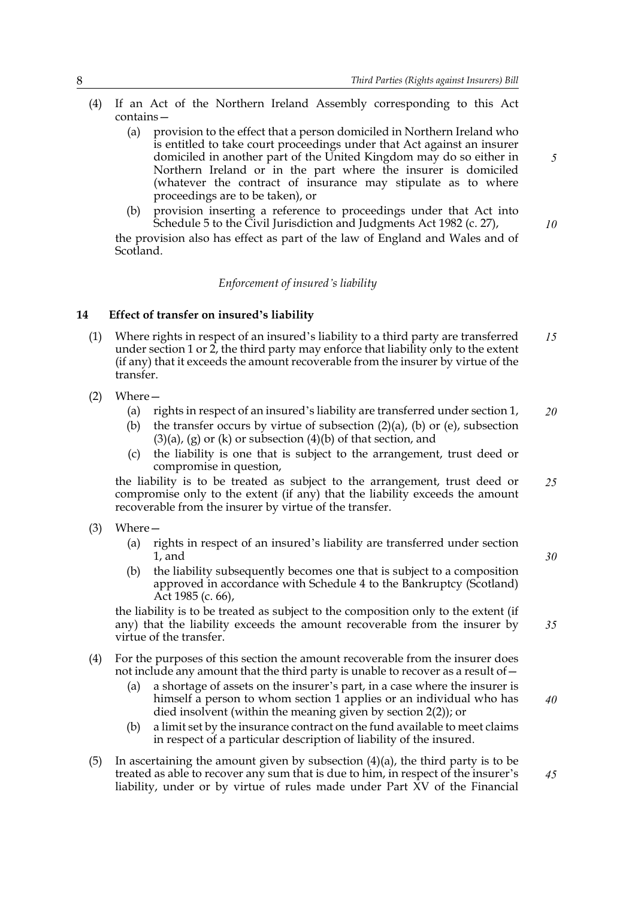(4) If an Act of the Northern Ireland Assembly corresponding to this Act contains—

  (a) provision to the effect that a person domiciled in Northern Ireland who is entitled to take court proceedings under that Act against an insurer domiciled in another part of the United Kingdom may do so either in Northern Ireland or in the part where the insurer is domiciled (whatever the contract of insurance may stipulate as to where proceedings are to be taken), or

  (b) provision inserting a reference to proceedings under that Act into Schedule 5 to the Civil Jurisdiction and Judgments Act 1982 (c. 27),

the provision also has effect as part of the law of England and Wales and of Scotland.

*Enforcement of insured's liability*

### 14 Effect of transfer on insured's liability

(1) Where rights in respect of an insured's liability to a third party are transferred under section 1 or 2, the third party may enforce that liability only to the extent (if any) that it exceeds the amount recoverable from the insurer by virtue of the transfer.

(2) Where—

  (a) rights in respect of an insured's liability are transferred under section 1,

  (b) the transfer occurs by virtue of subsection (2)(a), (b) or (e), subsection (3)(a), (g) or (k) or subsection (4)(b) of that section, and

  (c) the liability is one that is subject to the arrangement, trust deed or compromise in question,

the liability is to be treated as subject to the arrangement, trust deed or compromise only to the extent (if any) that the liability exceeds the amount recoverable from the insurer by virtue of the transfer.

(3) Where—

  (a) rights in respect of an insured's liability are transferred under section 1, and

  (b) the liability subsequently becomes one that is subject to a composition approved in accordance with Schedule 4 to the Bankruptcy (Scotland) Act 1985 (c. 66),

the liability is to be treated as subject to the composition only to the extent (if any) that the liability exceeds the amount recoverable from the insurer by virtue of the transfer.

(4) For the purposes of this section the amount recoverable from the insurer does not include any amount that the third party is unable to recover as a result of—

  (a) a shortage of assets on the insurer's part, in a case where the insurer is himself a person to whom section 1 applies or an individual who has died insolvent (within the meaning given by section 2(2)); or

  (b) a limit set by the insurance contract on the fund available to meet claims in respect of a particular description of liability of the insured.

(5) In ascertaining the amount given by subsection (4)(a), the third party is to be treated as able to recover any sum that is due to him, in respect of the insurer's liability, under or by virtue of rules made under Part XV of the Financial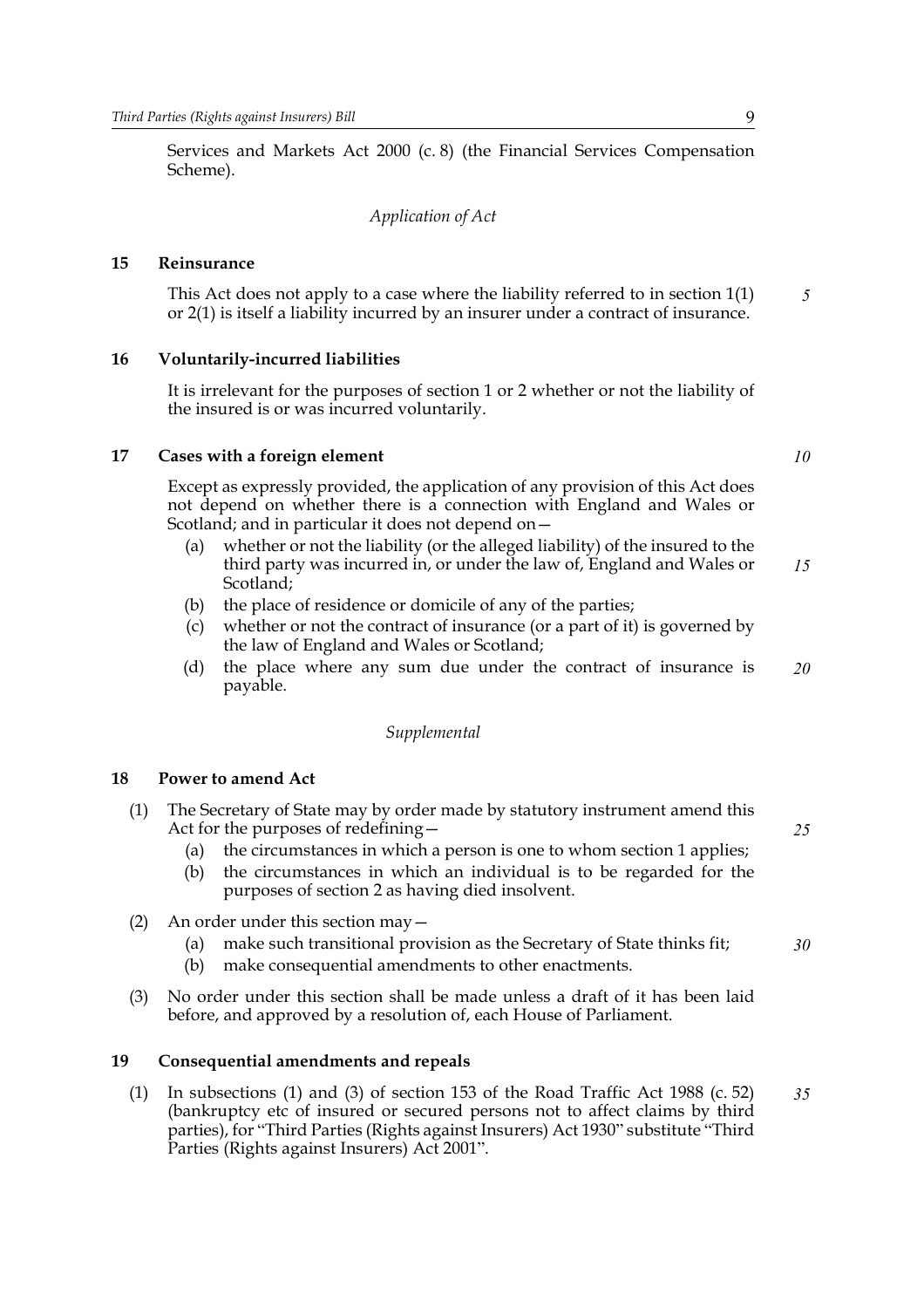Services and Markets Act 2000 (c. 8) (the Financial Services Compensation Scheme).

*Application of Act*

### 15 Reinsurance

This Act does not apply to a case where the liability referred to in section 1(1) or 2(1) is itself a liability incurred by an insurer under a contract of insurance.

### 16 Voluntarily-incurred liabilities

It is irrelevant for the purposes of section 1 or 2 whether or not the liability of the insured is or was incurred voluntarily.

### 17 Cases with a foreign element

Except as expressly provided, the application of any provision of this Act does not depend on whether there is a connection with England and Wales or Scotland; and in particular it does not depend on—

- (a) whether or not the liability (or the alleged liability) of the insured to the third party was incurred in, or under the law of, England and Wales or Scotland;
- (b) the place of residence or domicile of any of the parties;
- (c) whether or not the contract of insurance (or a part of it) is governed by the law of England and Wales or Scotland;
- (d) the place where any sum due under the contract of insurance is payable.

*Supplemental*

### 18 Power to amend Act

(1) The Secretary of State may by order made by statutory instrument amend this Act for the purposes of redefining—

- (a) the circumstances in which a person is one to whom section 1 applies;
- (b) the circumstances in which an individual is to be regarded for the purposes of section 2 as having died insolvent.

(2) An order under this section may—

- (a) make such transitional provision as the Secretary of State thinks fit;
- (b) make consequential amendments to other enactments.

(3) No order under this section shall be made unless a draft of it has been laid before, and approved by a resolution of, each House of Parliament.

### 19 Consequential amendments and repeals

(1) In subsections (1) and (3) of section 153 of the Road Traffic Act 1988 (c. 52) (bankruptcy etc of insured or secured persons not to affect claims by third parties), for "Third Parties (Rights against Insurers) Act 1930" substitute "Third Parties (Rights against Insurers) Act 2001".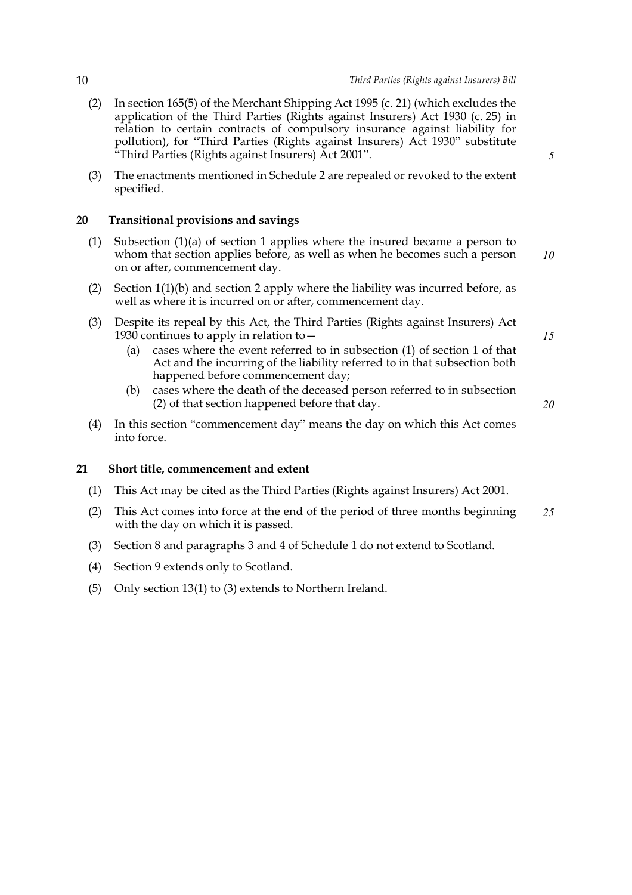(2) In section 165(5) of the Merchant Shipping Act 1995 (c. 21) (which excludes the application of the Third Parties (Rights against Insurers) Act 1930 (c. 25) in relation to certain contracts of compulsory insurance against liability for pollution), for "Third Parties (Rights against Insurers) Act 1930" substitute "Third Parties (Rights against Insurers) Act 2001".

(3) The enactments mentioned in Schedule 2 are repealed or revoked to the extent specified.

## 20 Transitional provisions and savings

(1) Subsection (1)(a) of section 1 applies where the insured became a person to whom that section applies before, as well as when he becomes such a person on or after, commencement day.

(2) Section 1(1)(b) and section 2 apply where the liability was incurred before, as well as where it is incurred on or after, commencement day.

(3) Despite its repeal by this Act, the Third Parties (Rights against Insurers) Act 1930 continues to apply in relation to—

- (a) cases where the event referred to in subsection (1) of section 1 of that Act and the incurring of the liability referred to in that subsection both happened before commencement day;
- (b) cases where the death of the deceased person referred to in subsection (2) of that section happened before that day.

(4) In this section "commencement day" means the day on which this Act comes into force.

## 21 Short title, commencement and extent

(1) This Act may be cited as the Third Parties (Rights against Insurers) Act 2001.

(2) This Act comes into force at the end of the period of three months beginning with the day on which it is passed.

(3) Section 8 and paragraphs 3 and 4 of Schedule 1 do not extend to Scotland.

(4) Section 9 extends only to Scotland.

(5) Only section 13(1) to (3) extends to Northern Ireland.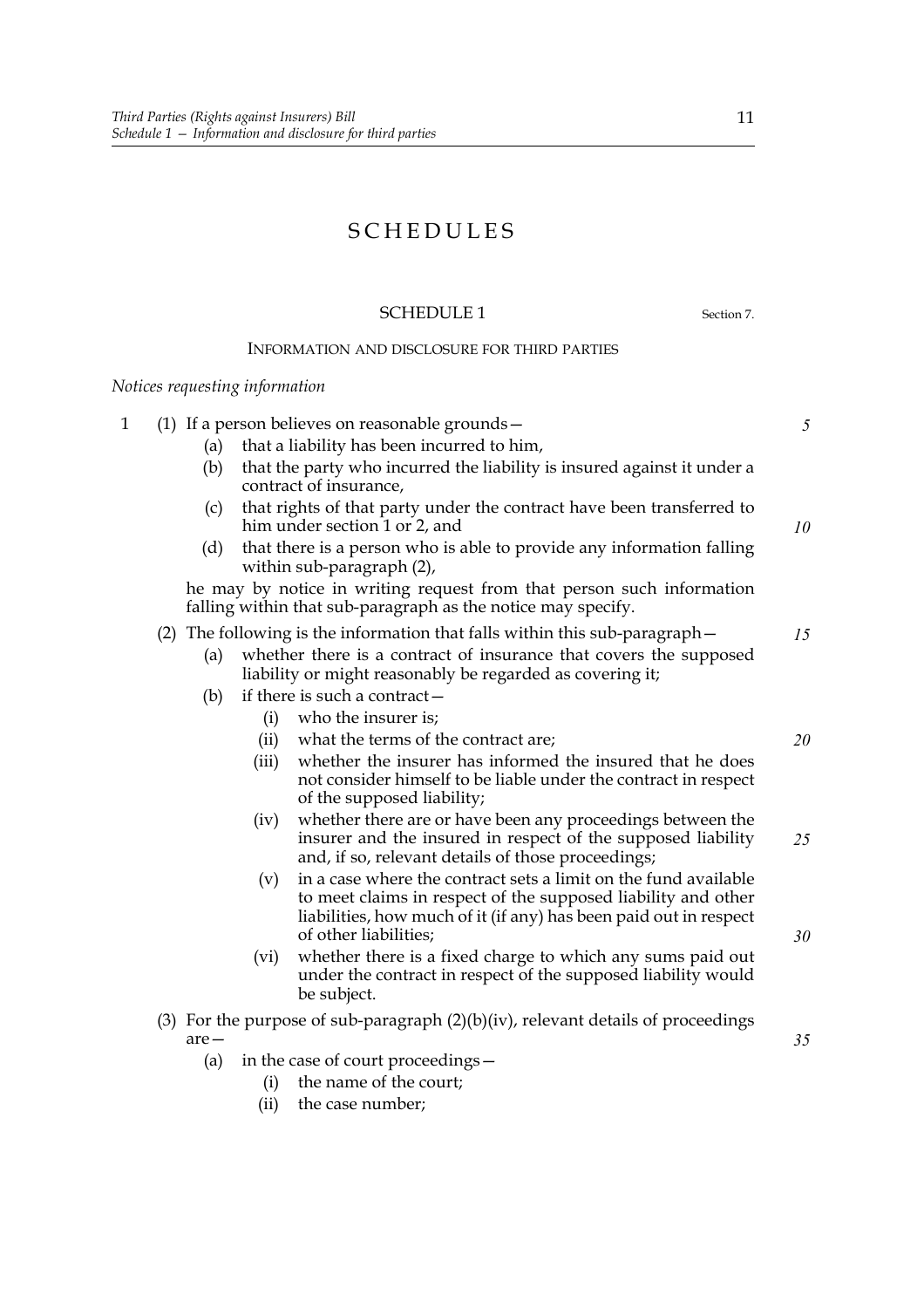# SCHEDULES

## SCHEDULE 1

Section 7.

### INFORMATION AND DISCLOSURE FOR THIRD PARTIES

*Notices requesting information*

1 (1) If a person believes on reasonable grounds—

(a) that a liability has been incurred to him,

(b) that the party who incurred the liability is insured against it under a contract of insurance,

(c) that rights of that party under the contract have been transferred to him under section 1 or 2, and

(d) that there is a person who is able to provide any information falling within sub-paragraph (2),

he may by notice in writing request from that person such information falling within that sub-paragraph as the notice may specify.

(2) The following is the information that falls within this sub-paragraph—

(a) whether there is a contract of insurance that covers the supposed liability or might reasonably be regarded as covering it;

(b) if there is such a contract—

(i) who the insurer is;

(ii) what the terms of the contract are;

(iii) whether the insurer has informed the insured that he does not consider himself to be liable under the contract in respect of the supposed liability;

(iv) whether there are or have been any proceedings between the insurer and the insured in respect of the supposed liability and, if so, relevant details of those proceedings;

(v) in a case where the contract sets a limit on the fund available to meet claims in respect of the supposed liability and other liabilities, how much of it (if any) has been paid out in respect of other liabilities;

(vi) whether there is a fixed charge to which any sums paid out under the contract in respect of the supposed liability would be subject.

(3) For the purpose of sub-paragraph (2)(b)(iv), relevant details of proceedings are—

(a) in the case of court proceedings—

(i) the name of the court;

(ii) the case number;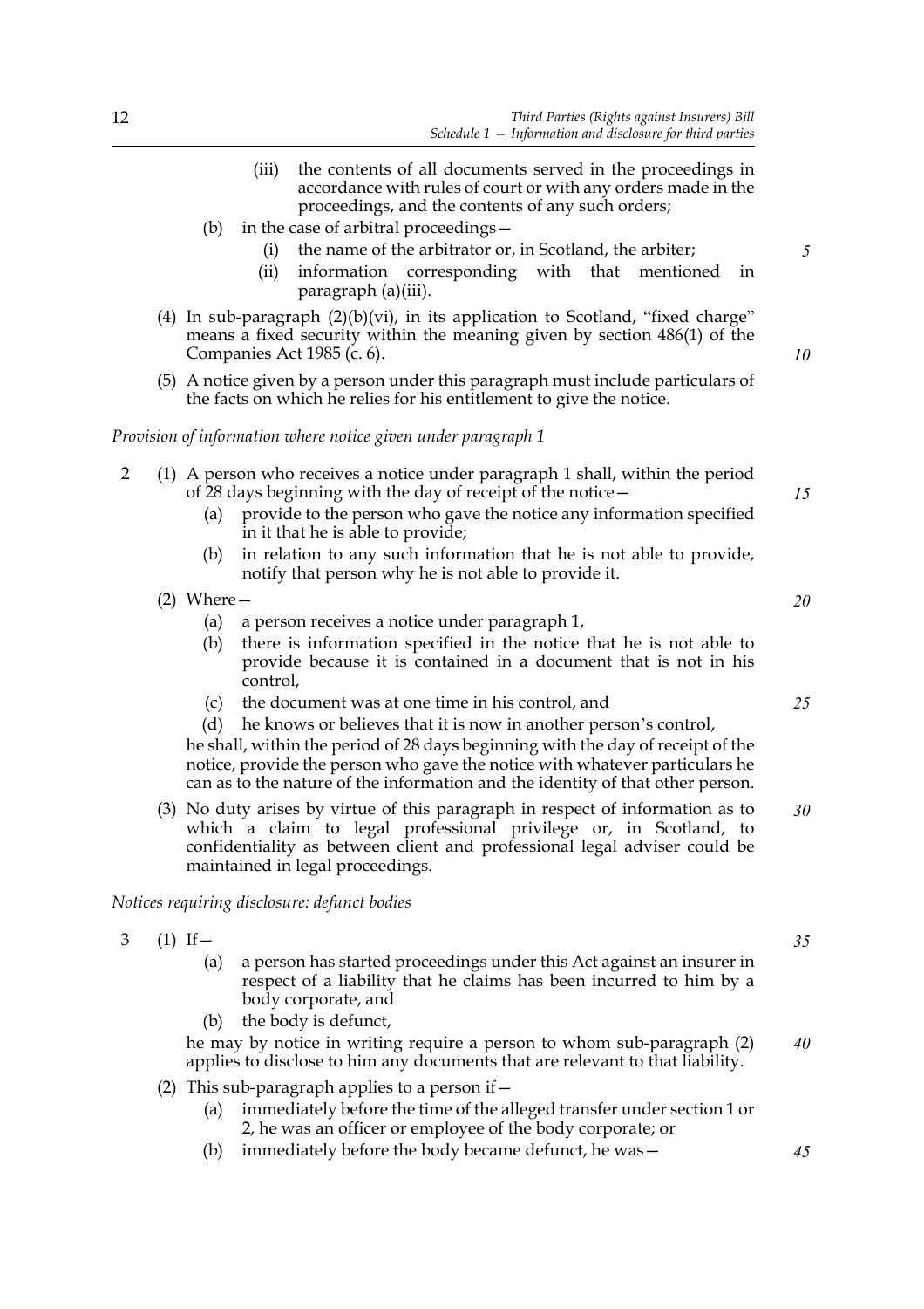(iii) the contents of all documents served in the proceedings in accordance with rules of court or with any orders made in the proceedings, and the contents of any such orders;

(b) in the case of arbitral proceedings—

(i) the name of the arbitrator or, in Scotland, the arbiter;

(ii) information corresponding with that mentioned in paragraph (a)(iii).

(4) In sub-paragraph (2)(b)(vi), in its application to Scotland, "fixed charge" means a fixed security within the meaning given by section 486(1) of the Companies Act 1985 (c. 6).

(5) A notice given by a person under this paragraph must include particulars of the facts on which he relies for his entitlement to give the notice.

*Provision of information where notice given under paragraph 1*

2 (1) A person who receives a notice under paragraph 1 shall, within the period of 28 days beginning with the day of receipt of the notice—

(a) provide to the person who gave the notice any information specified in it that he is able to provide;

(b) in relation to any such information that he is not able to provide, notify that person why he is not able to provide it.

(2) Where—

(a) a person receives a notice under paragraph 1,

(b) there is information specified in the notice that he is not able to provide because it is contained in a document that is not in his control,

(c) the document was at one time in his control, and

(d) he knows or believes that it is now in another person's control,

he shall, within the period of 28 days beginning with the day of receipt of the notice, provide the person who gave the notice with whatever particulars he can as to the nature of the information and the identity of that other person.

(3) No duty arises by virtue of this paragraph in respect of information as to which a claim to legal professional privilege or, in Scotland, to confidentiality as between client and professional legal adviser could be maintained in legal proceedings.

*Notices requiring disclosure: defunct bodies*

3 (1) If—

(a) a person has started proceedings under this Act against an insurer in respect of a liability that he claims has been incurred to him by a body corporate, and

(b) the body is defunct,

he may by notice in writing require a person to whom sub-paragraph (2) applies to disclose to him any documents that are relevant to that liability.

(2) This sub-paragraph applies to a person if—

(a) immediately before the time of the alleged transfer under section 1 or 2, he was an officer or employee of the body corporate; or

(b) immediately before the body became defunct, he was—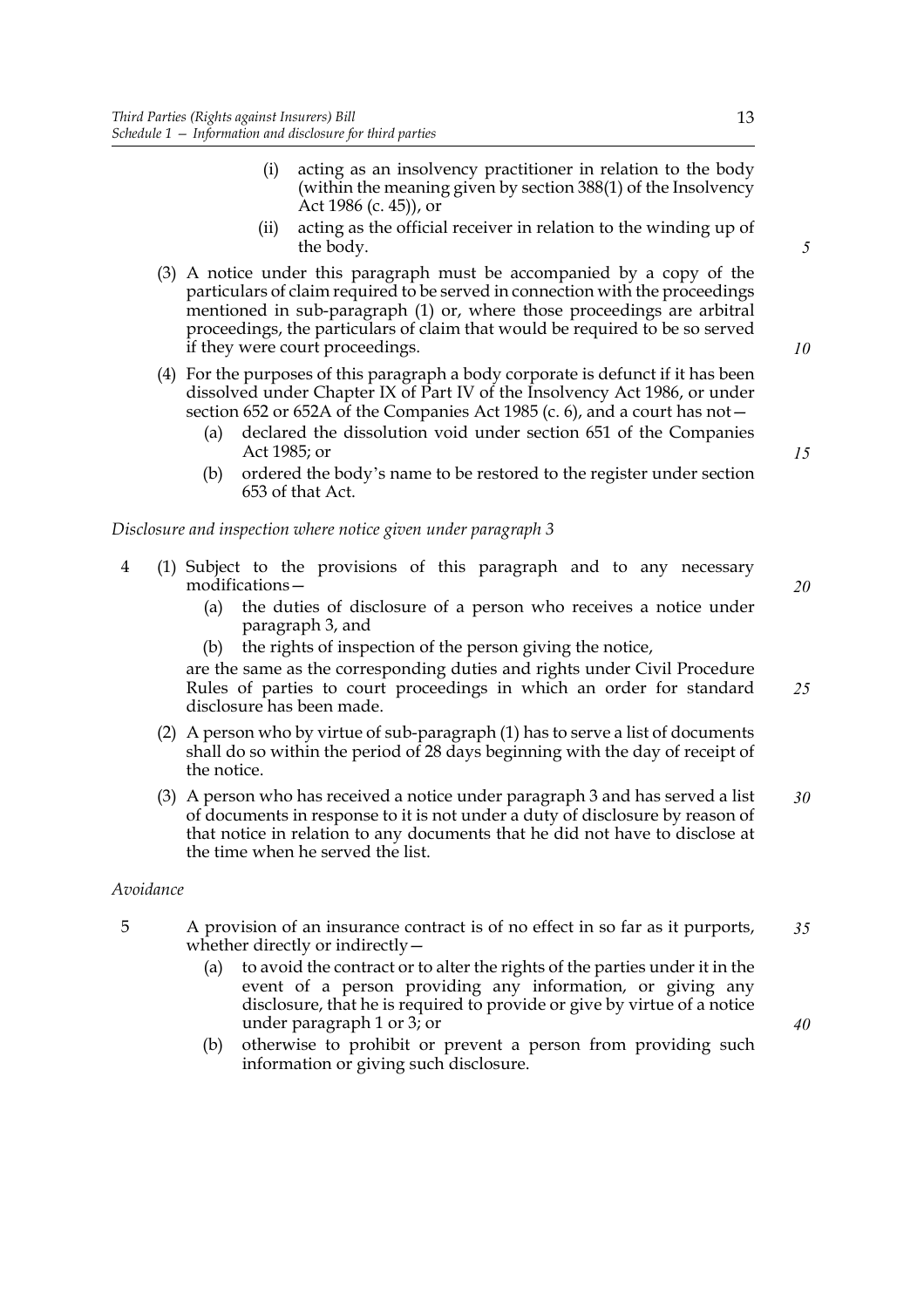(i) acting as an insolvency practitioner in relation to the body (within the meaning given by section 388(1) of the Insolvency Act 1986 (c. 45)), or

(ii) acting as the official receiver in relation to the winding up of the body.

(3) A notice under this paragraph must be accompanied by a copy of the particulars of claim required to be served in connection with the proceedings mentioned in sub-paragraph (1) or, where those proceedings are arbitral proceedings, the particulars of claim that would be required to be so served if they were court proceedings.

(4) For the purposes of this paragraph a body corporate is defunct if it has been dissolved under Chapter IX of Part IV of the Insolvency Act 1986, or under section 652 or 652A of the Companies Act 1985 (c. 6), and a court has not—

(a) declared the dissolution void under section 651 of the Companies Act 1985; or

(b) ordered the body's name to be restored to the register under section 653 of that Act.

*Disclosure and inspection where notice given under paragraph 3*

4 (1) Subject to the provisions of this paragraph and to any necessary modifications—

(a) the duties of disclosure of a person who receives a notice under paragraph 3, and

(b) the rights of inspection of the person giving the notice,

are the same as the corresponding duties and rights under Civil Procedure Rules of parties to court proceedings in which an order for standard disclosure has been made.

(2) A person who by virtue of sub-paragraph (1) has to serve a list of documents shall do so within the period of 28 days beginning with the day of receipt of the notice.

(3) A person who has received a notice under paragraph 3 and has served a list of documents in response to it is not under a duty of disclosure by reason of that notice in relation to any documents that he did not have to disclose at the time when he served the list.

*Avoidance*

5 A provision of an insurance contract is of no effect in so far as it purports, whether directly or indirectly—

(a) to avoid the contract or to alter the rights of the parties under it in the event of a person providing any information, or giving any disclosure, that he is required to provide or give by virtue of a notice under paragraph 1 or 3; or

(b) otherwise to prohibit or prevent a person from providing such information or giving such disclosure.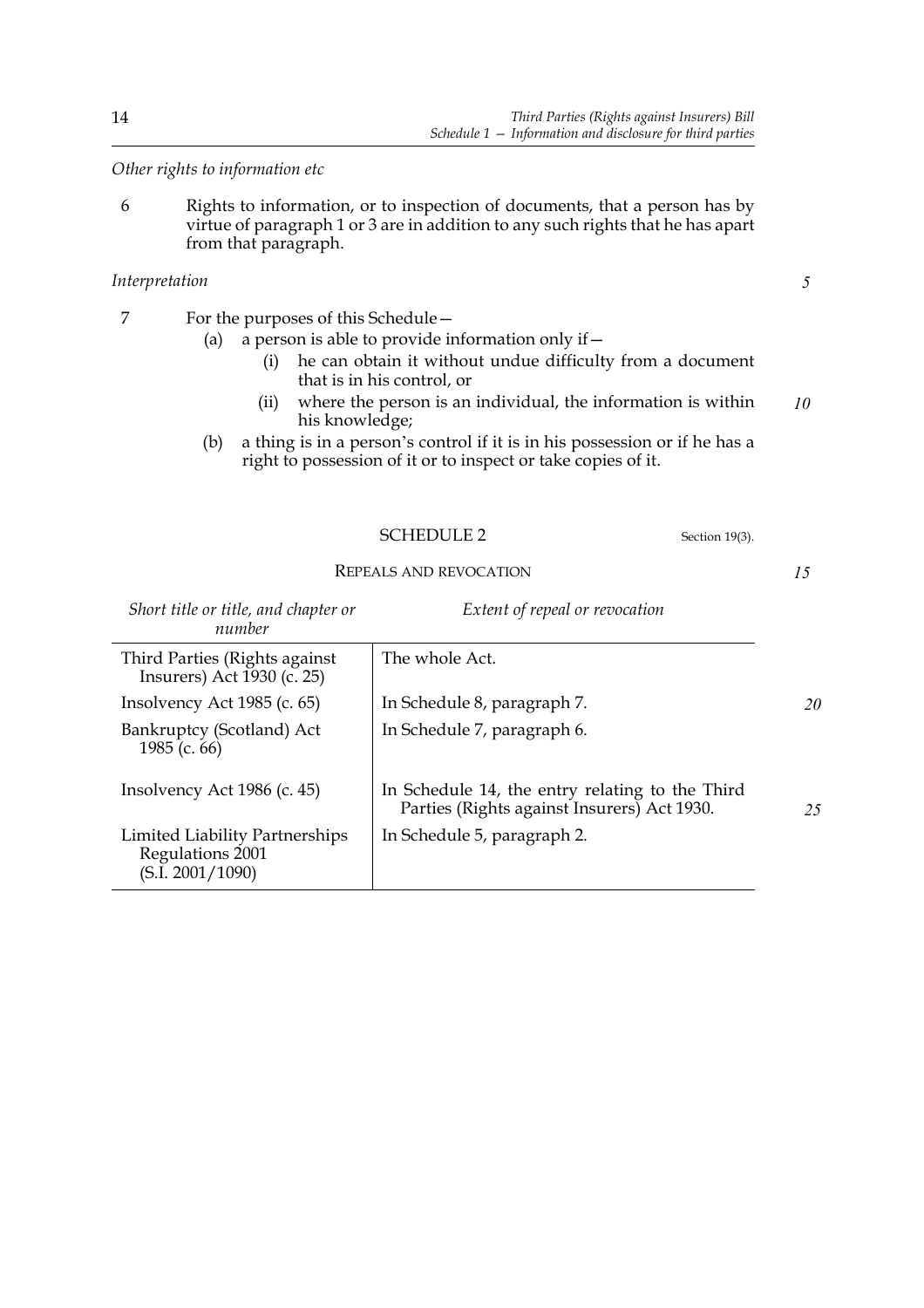*Other rights to information etc*

6 Rights to information, or to inspection of documents, that a person has by virtue of paragraph 1 or 3 are in addition to any such rights that he has apart from that paragraph.

*Interpretation*

7 For the purposes of this Schedule—

(a) a person is able to provide information only if—

(i) he can obtain it without undue difficulty from a document that is in his control, or

(ii) where the person is an individual, the information is within his knowledge;

(b) a thing is in a person's control if it is in his possession or if he has a right to possession of it or to inspect or take copies of it.

## SCHEDULE 2

Section 19(3).

### REPEALS AND REVOCATION

| *Short title or title, and chapter or number* | *Extent of repeal or revocation* |
|---|---|
| Third Parties (Rights against Insurers) Act 1930 (c. 25) | The whole Act. |
| Insolvency Act 1985 (c. 65) | In Schedule 8, paragraph 7. |
| Bankruptcy (Scotland) Act 1985 (c. 66) | In Schedule 7, paragraph 6. |
| Insolvency Act 1986 (c. 45) | In Schedule 14, the entry relating to the Third Parties (Rights against Insurers) Act 1930. |
| Limited Liability Partnerships Regulations 2001 (S.I. 2001/1090) | In Schedule 5, paragraph 2. |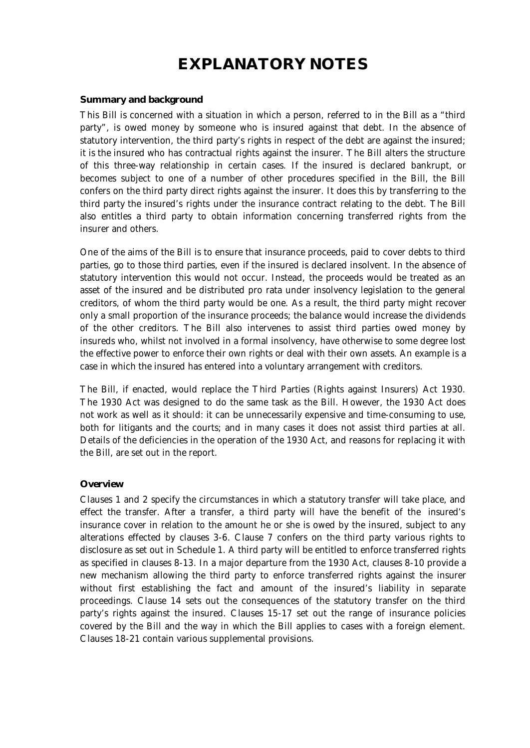# EXPLANATORY NOTES

### Summary and background

This Bill is concerned with a situation in which a person, referred to in the Bill as a "third party", is owed money by someone who is insured against that debt. In the absence of statutory intervention, the third party's rights in respect of the debt are against the insured; it is the insured who has contractual rights against the insurer. The Bill alters the structure of this three-way relationship in certain cases. If the insured is declared bankrupt, or becomes subject to one of a number of other procedures specified in the Bill, the Bill confers on the third party direct rights against the insurer. It does this by transferring to the third party the insured's rights under the insurance contract relating to the debt. The Bill also entitles a third party to obtain information concerning transferred rights from the insurer and others.

One of the aims of the Bill is to ensure that insurance proceeds, paid to cover debts to third parties, go to those third parties, even if the insured is declared insolvent. In the absence of statutory intervention this would not occur. Instead, the proceeds would be treated as an asset of the insured and be distributed pro rata under insolvency legislation to the general creditors, of whom the third party would be one. As a result, the third party might recover only a small proportion of the insurance proceeds; the balance would increase the dividends of the other creditors. The Bill also intervenes to assist third parties owed money by insureds who, whilst not involved in a formal insolvency, have otherwise to some degree lost the effective power to enforce their own rights or deal with their own assets. An example is a case in which the insured has entered into a voluntary arrangement with creditors.

The Bill, if enacted, would replace the Third Parties (Rights against Insurers) Act 1930. The 1930 Act was designed to do the same task as the Bill. However, the 1930 Act does not work as well as it should: it can be unnecessarily expensive and time-consuming to use, both for litigants and the courts; and in many cases it does not assist third parties at all. Details of the deficiencies in the operation of the 1930 Act, and reasons for replacing it with the Bill, are set out in the report.

### Overview

Clauses 1 and 2 specify the circumstances in which a statutory transfer will take place, and effect the transfer. After a transfer, a third party will have the benefit of the insured's insurance cover in relation to the amount he or she is owed by the insured, subject to any alterations effected by clauses 3-6. Clause 7 confers on the third party various rights to disclosure as set out in Schedule 1. A third party will be entitled to enforce transferred rights as specified in clauses 8-13. In a major departure from the 1930 Act, clauses 8-10 provide a new mechanism allowing the third party to enforce transferred rights against the insurer without first establishing the fact and amount of the insured's liability in separate proceedings. Clause 14 sets out the consequences of the statutory transfer on the third party's rights against the insured. Clauses 15-17 set out the range of insurance policies covered by the Bill and the way in which the Bill applies to cases with a foreign element. Clauses 18-21 contain various supplemental provisions.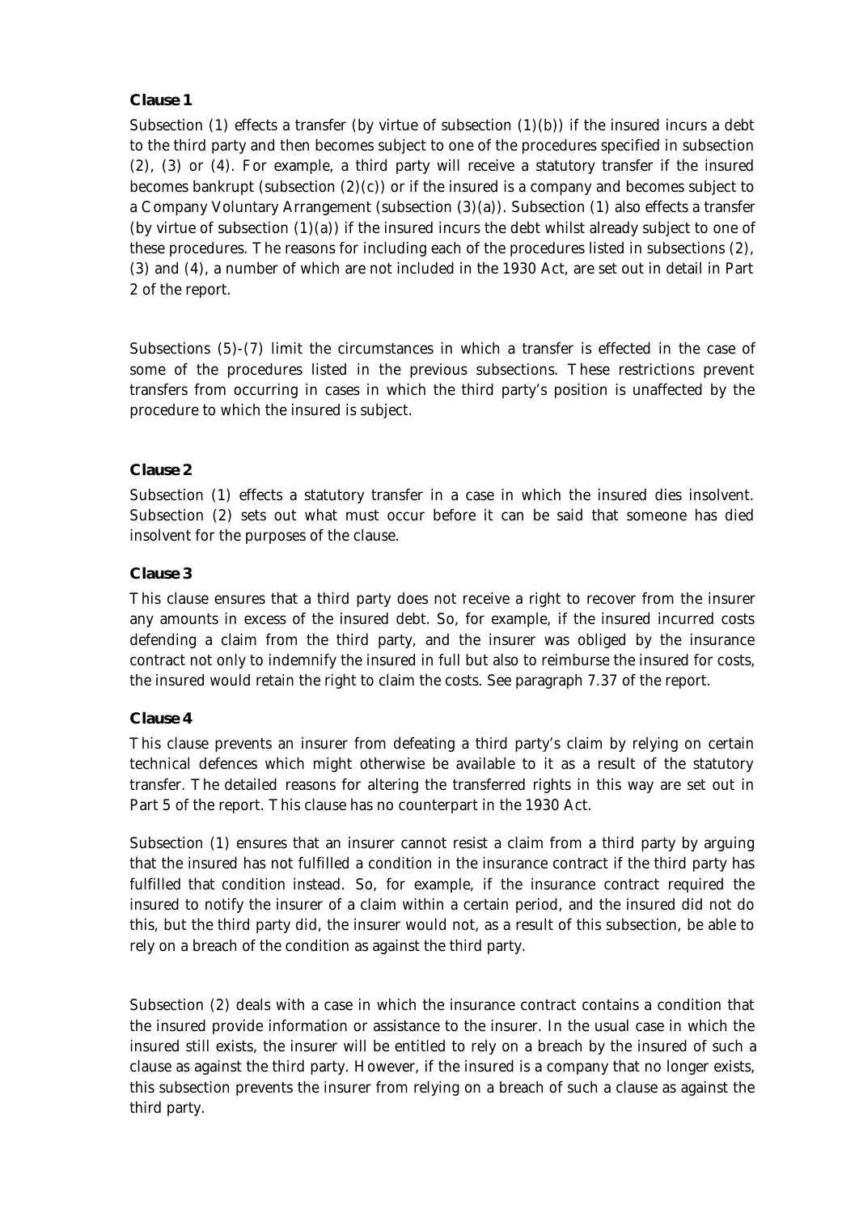**Clause 1**

Subsection (1) effects a transfer (by virtue of subsection (1)(b)) if the insured incurs a debt to the third party and then becomes subject to one of the procedures specified in subsection (2), (3) or (4). For example, a third party will receive a statutory transfer if the insured becomes bankrupt (subsection (2)(c)) or if the insured is a company and becomes subject to a Company Voluntary Arrangement (subsection (3)(a)). Subsection (1) also effects a transfer (by virtue of subsection (1)(a)) if the insured incurs the debt whilst already subject to one of these procedures. The reasons for including each of the procedures listed in subsections (2), (3) and (4), a number of which are not included in the 1930 Act, are set out in detail in Part 2 of the report.

Subsections (5)-(7) limit the circumstances in which a transfer is effected in the case of some of the procedures listed in the previous subsections. These restrictions prevent transfers from occurring in cases in which the third party's position is unaffected by the procedure to which the insured is subject.

**Clause 2**

Subsection (1) effects a statutory transfer in a case in which the insured dies insolvent. Subsection (2) sets out what must occur before it can be said that someone has died insolvent for the purposes of the clause.

**Clause 3**

This clause ensures that a third party does not receive a right to recover from the insurer any amounts in excess of the insured debt. So, for example, if the insured incurred costs defending a claim from the third party, and the insurer was obliged by the insurance contract not only to indemnify the insured in full but also to reimburse the insured for costs, the insured would retain the right to claim the costs. See paragraph 7.37 of the report.

**Clause 4**

This clause prevents an insurer from defeating a third party's claim by relying on certain technical defences which might otherwise be available to it as a result of the statutory transfer. The detailed reasons for altering the transferred rights in this way are set out in Part 5 of the report. This clause has no counterpart in the 1930 Act.

Subsection (1) ensures that an insurer cannot resist a claim from a third party by arguing that the insured has not fulfilled a condition in the insurance contract if the third party has fulfilled that condition instead. So, for example, if the insurance contract required the insured to notify the insurer of a claim within a certain period, and the insured did not do this, but the third party did, the insurer would not, as a result of this subsection, be able to rely on a breach of the condition as against the third party.

Subsection (2) deals with a case in which the insurance contract contains a condition that the insured provide information or assistance to the insurer. In the usual case in which the insured still exists, the insurer will be entitled to rely on a breach by the insured of such a clause as against the third party. However, if the insured is a company that no longer exists, this subsection prevents the insurer from relying on a breach of such a clause as against the third party.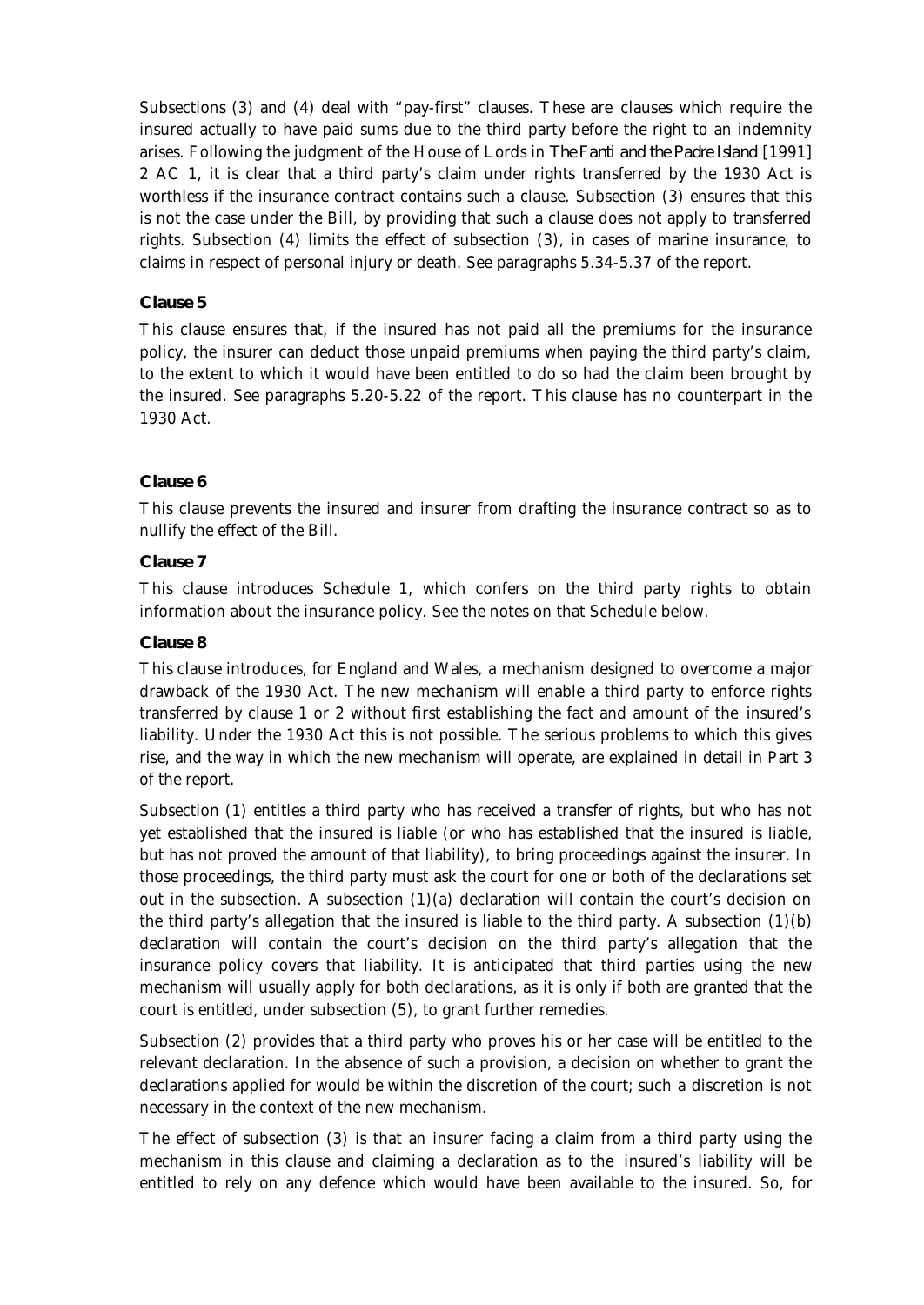Subsections (3) and (4) deal with "pay-first" clauses. These are clauses which require the insured actually to have paid sums due to the third party before the right to an indemnity arises. Following the judgment of the House of Lords in *The Fanti and the Padre Island* [1991] 2 AC 1, it is clear that a third party's claim under rights transferred by the 1930 Act is worthless if the insurance contract contains such a clause. Subsection (3) ensures that this is not the case under the Bill, by providing that such a clause does not apply to transferred rights. Subsection (4) limits the effect of subsection (3), in cases of marine insurance, to claims in respect of personal injury or death. See paragraphs 5.34-5.37 of the report.

**Clause 5**

This clause ensures that, if the insured has not paid all the premiums for the insurance policy, the insurer can deduct those unpaid premiums when paying the third party's claim, to the extent to which it would have been entitled to do so had the claim been brought by the insured. See paragraphs 5.20-5.22 of the report. This clause has no counterpart in the 1930 Act.

**Clause 6**

This clause prevents the insured and insurer from drafting the insurance contract so as to nullify the effect of the Bill.

**Clause 7**

This clause introduces Schedule 1, which confers on the third party rights to obtain information about the insurance policy. See the notes on that Schedule below.

**Clause 8**

This clause introduces, for England and Wales, a mechanism designed to overcome a major drawback of the 1930 Act. The new mechanism will enable a third party to enforce rights transferred by clause 1 or 2 without first establishing the fact and amount of the insured's liability. Under the 1930 Act this is not possible. The serious problems to which this gives rise, and the way in which the new mechanism will operate, are explained in detail in Part 3 of the report.

Subsection (1) entitles a third party who has received a transfer of rights, but who has not yet established that the insured is liable (or who has established that the insured is liable, but has not proved the amount of that liability), to bring proceedings against the insurer. In those proceedings, the third party must ask the court for one or both of the declarations set out in the subsection. A subsection (1)(a) declaration will contain the court's decision on the third party's allegation that the insured is liable to the third party. A subsection (1)(b) declaration will contain the court's decision on the third party's allegation that the insurance policy covers that liability. It is anticipated that third parties using the new mechanism will usually apply for both declarations, as it is only if both are granted that the court is entitled, under subsection (5), to grant further remedies.

Subsection (2) provides that a third party who proves his or her case will be entitled to the relevant declaration. In the absence of such a provision, a decision on whether to grant the declarations applied for would be within the discretion of the court; such a discretion is not necessary in the context of the new mechanism.

The effect of subsection (3) is that an insurer facing a claim from a third party using the mechanism in this clause and claiming a declaration as to the insured's liability will be entitled to rely on any defence which would have been available to the insured. So, for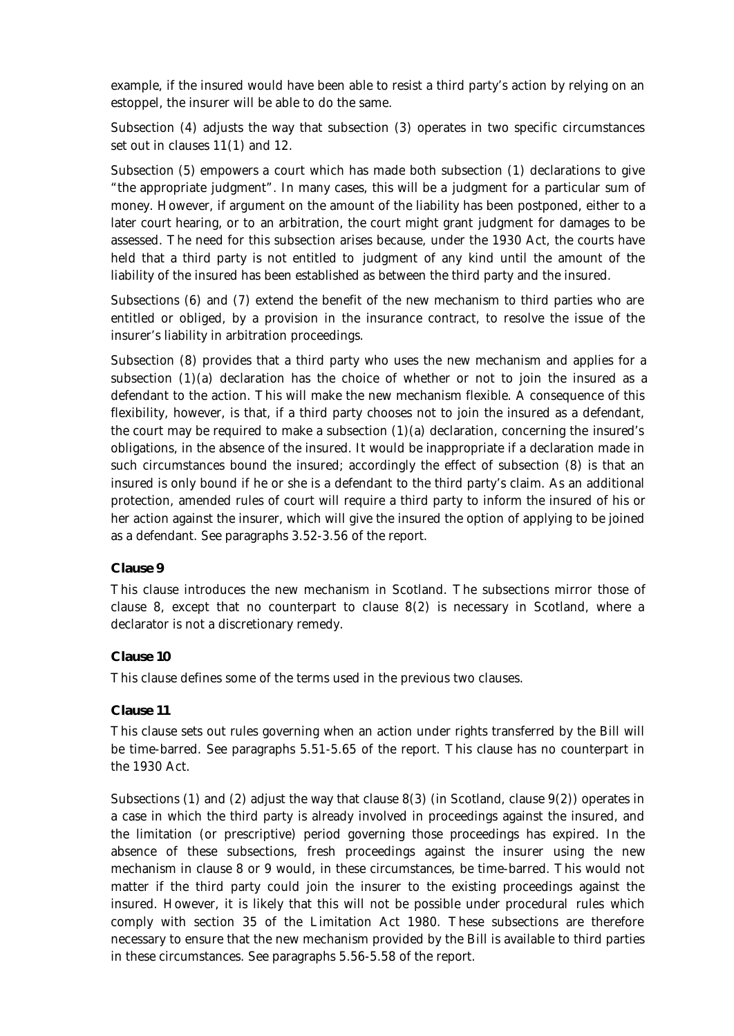example, if the insured would have been able to resist a third party's action by relying on an estoppel, the insurer will be able to do the same.

Subsection (4) adjusts the way that subsection (3) operates in two specific circumstances set out in clauses 11(1) and 12.

Subsection (5) empowers a court which has made both subsection (1) declarations to give "the appropriate judgment". In many cases, this will be a judgment for a particular sum of money. However, if argument on the amount of the liability has been postponed, either to a later court hearing, or to an arbitration, the court might grant judgment for damages to be assessed. The need for this subsection arises because, under the 1930 Act, the courts have held that a third party is not entitled to judgment of any kind until the amount of the liability of the insured has been established as between the third party and the insured.

Subsections (6) and (7) extend the benefit of the new mechanism to third parties who are entitled or obliged, by a provision in the insurance contract, to resolve the issue of the insurer's liability in arbitration proceedings.

Subsection (8) provides that a third party who uses the new mechanism and applies for a subsection (1)(a) declaration has the choice of whether or not to join the insured as a defendant to the action. This will make the new mechanism flexible. A consequence of this flexibility, however, is that, if a third party chooses not to join the insured as a defendant, the court may be required to make a subsection (1)(a) declaration, concerning the insured's obligations, in the absence of the insured. It would be inappropriate if a declaration made in such circumstances bound the insured; accordingly the effect of subsection (8) is that an insured is only bound if he or she is a defendant to the third party's claim. As an additional protection, amended rules of court will require a third party to inform the insured of his or her action against the insurer, which will give the insured the option of applying to be joined as a defendant. See paragraphs 3.52-3.56 of the report.

**Clause 9**

This clause introduces the new mechanism in Scotland. The subsections mirror those of clause 8, except that no counterpart to clause 8(2) is necessary in Scotland, where a declarator is not a discretionary remedy.

**Clause 10**

This clause defines some of the terms used in the previous two clauses.

**Clause 11**

This clause sets out rules governing when an action under rights transferred by the Bill will be time-barred. See paragraphs 5.51-5.65 of the report. This clause has no counterpart in the 1930 Act.

Subsections (1) and (2) adjust the way that clause 8(3) (in Scotland, clause 9(2)) operates in a case in which the third party is already involved in proceedings against the insured, and the limitation (or prescriptive) period governing those proceedings has expired. In the absence of these subsections, fresh proceedings against the insurer using the new mechanism in clause 8 or 9 would, in these circumstances, be time-barred. This would not matter if the third party could join the insurer to the existing proceedings against the insured. However, it is likely that this will not be possible under procedural rules which comply with section 35 of the Limitation Act 1980. These subsections are therefore necessary to ensure that the new mechanism provided by the Bill is available to third parties in these circumstances. See paragraphs 5.56-5.58 of the report.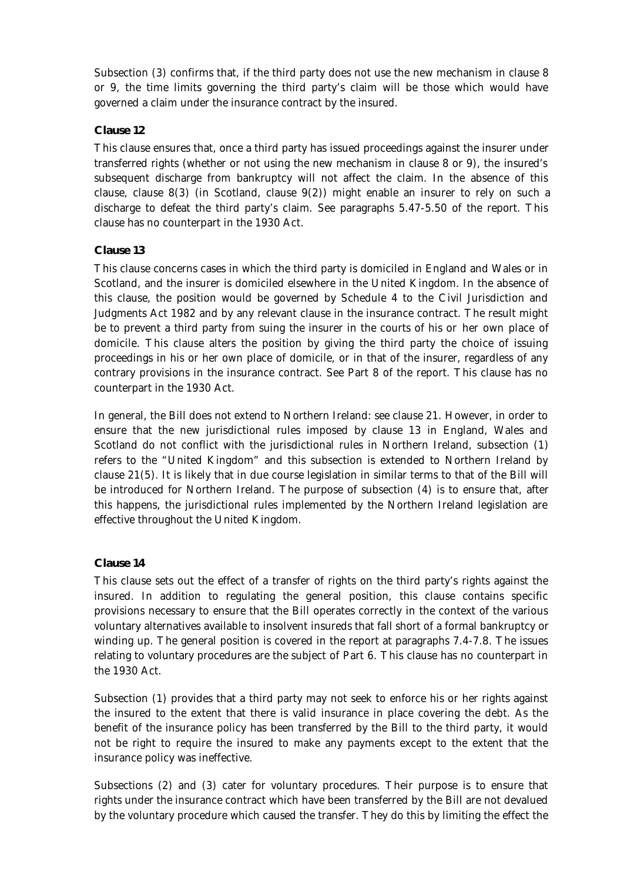Subsection (3) confirms that, if the third party does not use the new mechanism in clause 8 or 9, the time limits governing the third party's claim will be those which would have governed a claim under the insurance contract by the insured.

### Clause 12

This clause ensures that, once a third party has issued proceedings against the insurer under transferred rights (whether or not using the new mechanism in clause 8 or 9), the insured's subsequent discharge from bankruptcy will not affect the claim. In the absence of this clause, clause 8(3) (in Scotland, clause 9(2)) might enable an insurer to rely on such a discharge to defeat the third party's claim. See paragraphs 5.47-5.50 of the report. This clause has no counterpart in the 1930 Act.

### Clause 13

This clause concerns cases in which the third party is domiciled in England and Wales or in Scotland, and the insurer is domiciled elsewhere in the United Kingdom. In the absence of this clause, the position would be governed by Schedule 4 to the Civil Jurisdiction and Judgments Act 1982 and by any relevant clause in the insurance contract. The result might be to prevent a third party from suing the insurer in the courts of his or her own place of domicile. This clause alters the position by giving the third party the choice of issuing proceedings in his or her own place of domicile, or in that of the insurer, regardless of any contrary provisions in the insurance contract. See Part 8 of the report. This clause has no counterpart in the 1930 Act.

In general, the Bill does not extend to Northern Ireland: see clause 21. However, in order to ensure that the new jurisdictional rules imposed by clause 13 in England, Wales and Scotland do not conflict with the jurisdictional rules in Northern Ireland, subsection (1) refers to the "United Kingdom" and this subsection is extended to Northern Ireland by clause 21(5). It is likely that in due course legislation in similar terms to that of the Bill will be introduced for Northern Ireland. The purpose of subsection (4) is to ensure that, after this happens, the jurisdictional rules implemented by the Northern Ireland legislation are effective throughout the United Kingdom.

### Clause 14

This clause sets out the effect of a transfer of rights on the third party's rights against the insured. In addition to regulating the general position, this clause contains specific provisions necessary to ensure that the Bill operates correctly in the context of the various voluntary alternatives available to insolvent insureds that fall short of a formal bankruptcy or winding up. The general position is covered in the report at paragraphs 7.4-7.8. The issues relating to voluntary procedures are the subject of Part 6. This clause has no counterpart in the 1930 Act.

Subsection (1) provides that a third party may not seek to enforce his or her rights against the insured to the extent that there is valid insurance in place covering the debt. As the benefit of the insurance policy has been transferred by the Bill to the third party, it would not be right to require the insured to make any payments except to the extent that the insurance policy was ineffective.

Subsections (2) and (3) cater for voluntary procedures. Their purpose is to ensure that rights under the insurance contract which have been transferred by the Bill are not devalued by the voluntary procedure which caused the transfer. They do this by limiting the effect the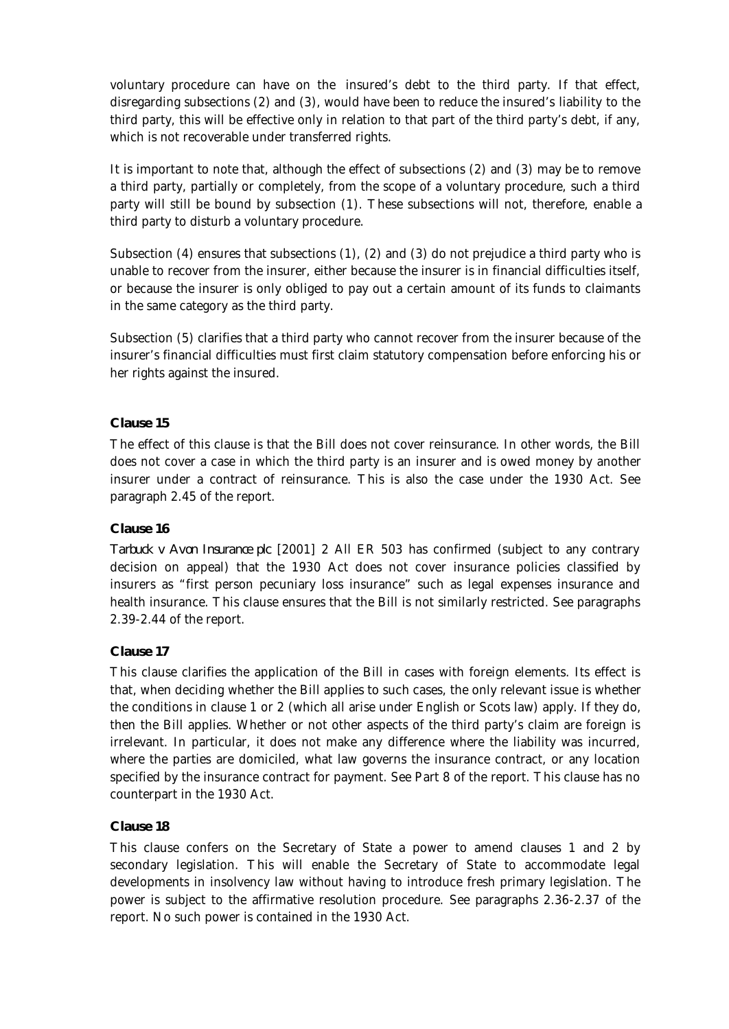voluntary procedure can have on the insured's debt to the third party. If that effect, disregarding subsections (2) and (3), would have been to reduce the insured's liability to the third party, this will be effective only in relation to that part of the third party's debt, if any, which is not recoverable under transferred rights.

It is important to note that, although the effect of subsections (2) and (3) may be to remove a third party, partially or completely, from the scope of a voluntary procedure, such a third party will still be bound by subsection (1). These subsections will not, therefore, enable a third party to disturb a voluntary procedure.

Subsection (4) ensures that subsections (1), (2) and (3) do not prejudice a third party who is unable to recover from the insurer, either because the insurer is in financial difficulties itself, or because the insurer is only obliged to pay out a certain amount of its funds to claimants in the same category as the third party.

Subsection (5) clarifies that a third party who cannot recover from the insurer because of the insurer's financial difficulties must first claim statutory compensation before enforcing his or her rights against the insured.

**Clause 15**

The effect of this clause is that the Bill does not cover reinsurance. In other words, the Bill does not cover a case in which the third party is an insurer and is owed money by another insurer under a contract of reinsurance. This is also the case under the 1930 Act. See paragraph 2.45 of the report.

**Clause 16**

*Tarbuck v Avon Insurance plc* [2001] 2 All ER 503 has confirmed (subject to any contrary decision on appeal) that the 1930 Act does not cover insurance policies classified by insurers as "first person pecuniary loss insurance" such as legal expenses insurance and health insurance. This clause ensures that the Bill is not similarly restricted. See paragraphs 2.39-2.44 of the report.

**Clause 17**

This clause clarifies the application of the Bill in cases with foreign elements. Its effect is that, when deciding whether the Bill applies to such cases, the only relevant issue is whether the conditions in clause 1 or 2 (which all arise under English or Scots law) apply. If they do, then the Bill applies. Whether or not other aspects of the third party's claim are foreign is irrelevant. In particular, it does not make any difference where the liability was incurred, where the parties are domiciled, what law governs the insurance contract, or any location specified by the insurance contract for payment. See Part 8 of the report. This clause has no counterpart in the 1930 Act.

**Clause 18**

This clause confers on the Secretary of State a power to amend clauses 1 and 2 by secondary legislation. This will enable the Secretary of State to accommodate legal developments in insolvency law without having to introduce fresh primary legislation. The power is subject to the affirmative resolution procedure. See paragraphs 2.36-2.37 of the report. No such power is contained in the 1930 Act.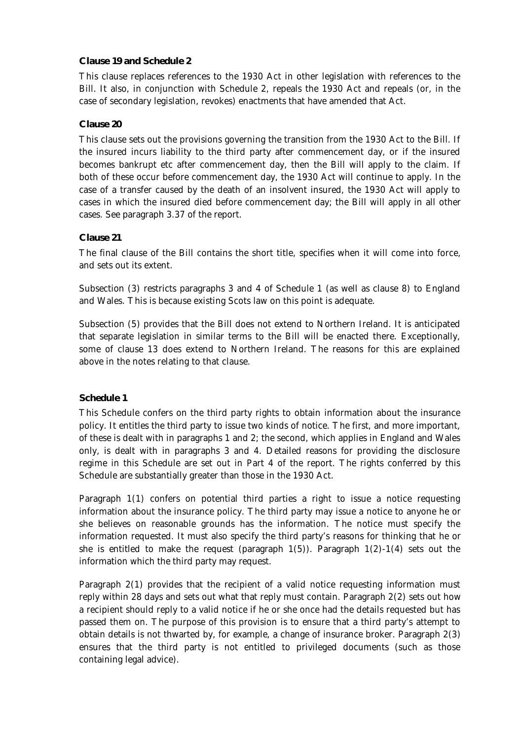**Clause 19 and Schedule 2**

This clause replaces references to the 1930 Act in other legislation with references to the Bill. It also, in conjunction with Schedule 2, repeals the 1930 Act and repeals (or, in the case of secondary legislation, revokes) enactments that have amended that Act.

**Clause 20**

This clause sets out the provisions governing the transition from the 1930 Act to the Bill. If the insured incurs liability to the third party after commencement day, or if the insured becomes bankrupt etc after commencement day, then the Bill will apply to the claim. If both of these occur before commencement day, the 1930 Act will continue to apply. In the case of a transfer caused by the death of an insolvent insured, the 1930 Act will apply to cases in which the insured died before commencement day; the Bill will apply in all other cases. See paragraph 3.37 of the report.

**Clause 21**

The final clause of the Bill contains the short title, specifies when it will come into force, and sets out its extent.

Subsection (3) restricts paragraphs 3 and 4 of Schedule 1 (as well as clause 8) to England and Wales. This is because existing Scots law on this point is adequate.

Subsection (5) provides that the Bill does not extend to Northern Ireland. It is anticipated that separate legislation in similar terms to the Bill will be enacted there. Exceptionally, some of clause 13 does extend to Northern Ireland. The reasons for this are explained above in the notes relating to that clause.

**Schedule 1**

This Schedule confers on the third party rights to obtain information about the insurance policy. It entitles the third party to issue two kinds of notice. The first, and more important, of these is dealt with in paragraphs 1 and 2; the second, which applies in England and Wales only, is dealt with in paragraphs 3 and 4. Detailed reasons for providing the disclosure regime in this Schedule are set out in Part 4 of the report. The rights conferred by this Schedule are substantially greater than those in the 1930 Act.

Paragraph 1(1) confers on potential third parties a right to issue a notice requesting information about the insurance policy. The third party may issue a notice to anyone he or she believes on reasonable grounds has the information. The notice must specify the information requested. It must also specify the third party's reasons for thinking that he or she is entitled to make the request (paragraph 1(5)). Paragraph 1(2)-1(4) sets out the information which the third party may request.

Paragraph 2(1) provides that the recipient of a valid notice requesting information must reply within 28 days and sets out what that reply must contain. Paragraph 2(2) sets out how a recipient should reply to a valid notice if he or she once had the details requested but has passed them on. The purpose of this provision is to ensure that a third party's attempt to obtain details is not thwarted by, for example, a change of insurance broker. Paragraph 2(3) ensures that the third party is not entitled to privileged documents (such as those containing legal advice).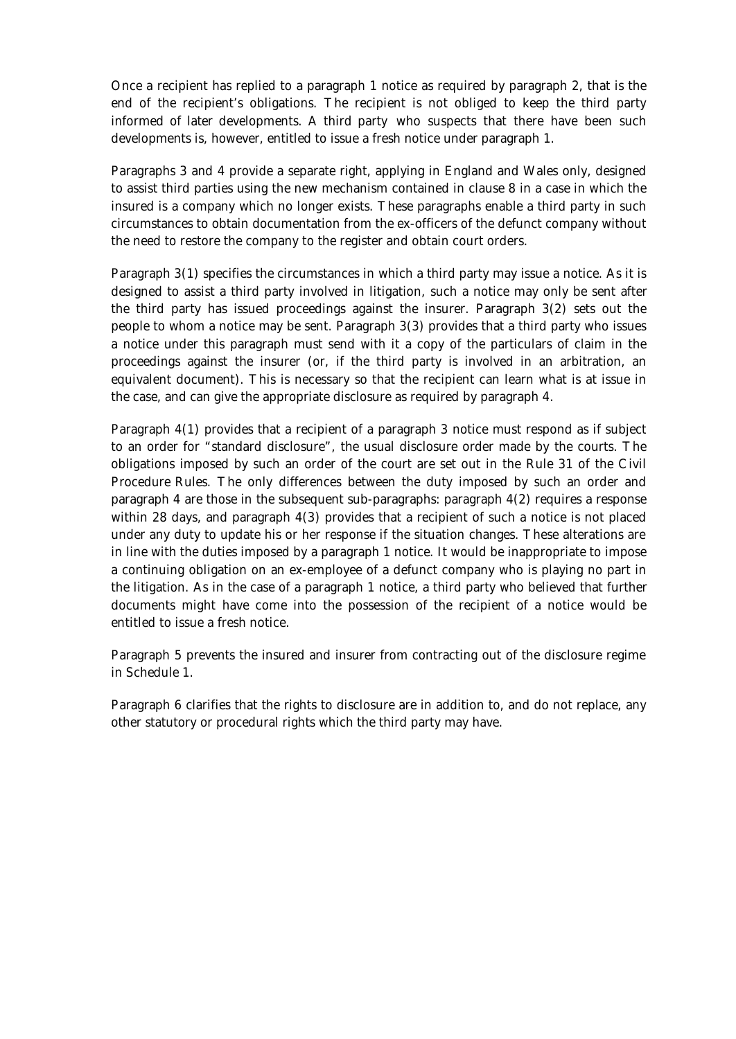Once a recipient has replied to a paragraph 1 notice as required by paragraph 2, that is the end of the recipient's obligations. The recipient is not obliged to keep the third party informed of later developments. A third party who suspects that there have been such developments is, however, entitled to issue a fresh notice under paragraph 1.

Paragraphs 3 and 4 provide a separate right, applying in England and Wales only, designed to assist third parties using the new mechanism contained in clause 8 in a case in which the insured is a company which no longer exists. These paragraphs enable a third party in such circumstances to obtain documentation from the ex-officers of the defunct company without the need to restore the company to the register and obtain court orders.

Paragraph 3(1) specifies the circumstances in which a third party may issue a notice. As it is designed to assist a third party involved in litigation, such a notice may only be sent after the third party has issued proceedings against the insurer. Paragraph 3(2) sets out the people to whom a notice may be sent. Paragraph 3(3) provides that a third party who issues a notice under this paragraph must send with it a copy of the particulars of claim in the proceedings against the insurer (or, if the third party is involved in an arbitration, an equivalent document). This is necessary so that the recipient can learn what is at issue in the case, and can give the appropriate disclosure as required by paragraph 4.

Paragraph 4(1) provides that a recipient of a paragraph 3 notice must respond as if subject to an order for "standard disclosure", the usual disclosure order made by the courts. The obligations imposed by such an order of the court are set out in the Rule 31 of the Civil Procedure Rules. The only differences between the duty imposed by such an order and paragraph 4 are those in the subsequent sub-paragraphs: paragraph 4(2) requires a response within 28 days, and paragraph 4(3) provides that a recipient of such a notice is not placed under any duty to update his or her response if the situation changes. These alterations are in line with the duties imposed by a paragraph 1 notice. It would be inappropriate to impose a continuing obligation on an ex-employee of a defunct company who is playing no part in the litigation. As in the case of a paragraph 1 notice, a third party who believed that further documents might have come into the possession of the recipient of a notice would be entitled to issue a fresh notice.

Paragraph 5 prevents the insured and insurer from contracting out of the disclosure regime in Schedule 1.

Paragraph 6 clarifies that the rights to disclosure are in addition to, and do not replace, any other statutory or procedural rights which the third party may have.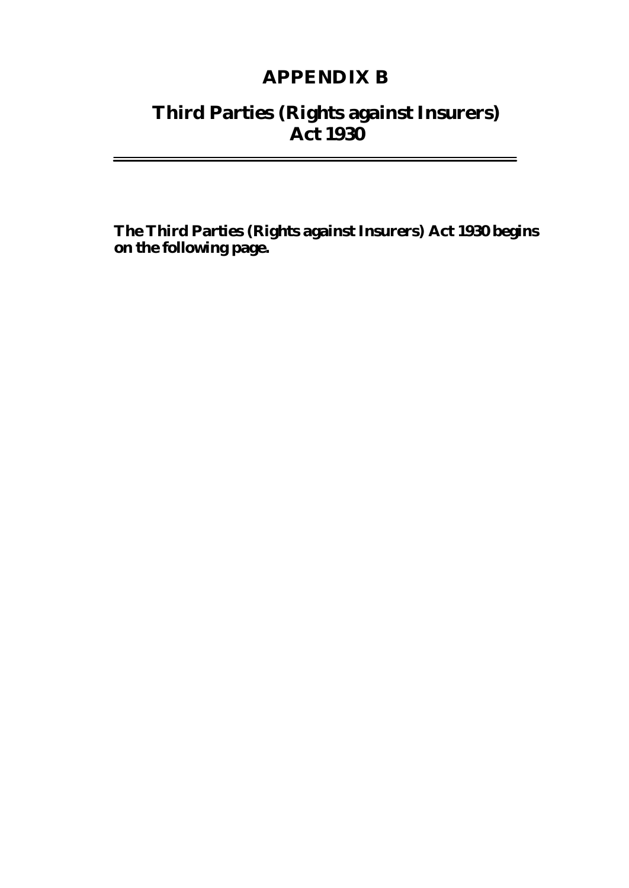# APPENDIX B

# Third Parties (Rights against Insurers) Act 1930

**The Third Parties (Rights against Insurers) Act 1930 begins on the following page.**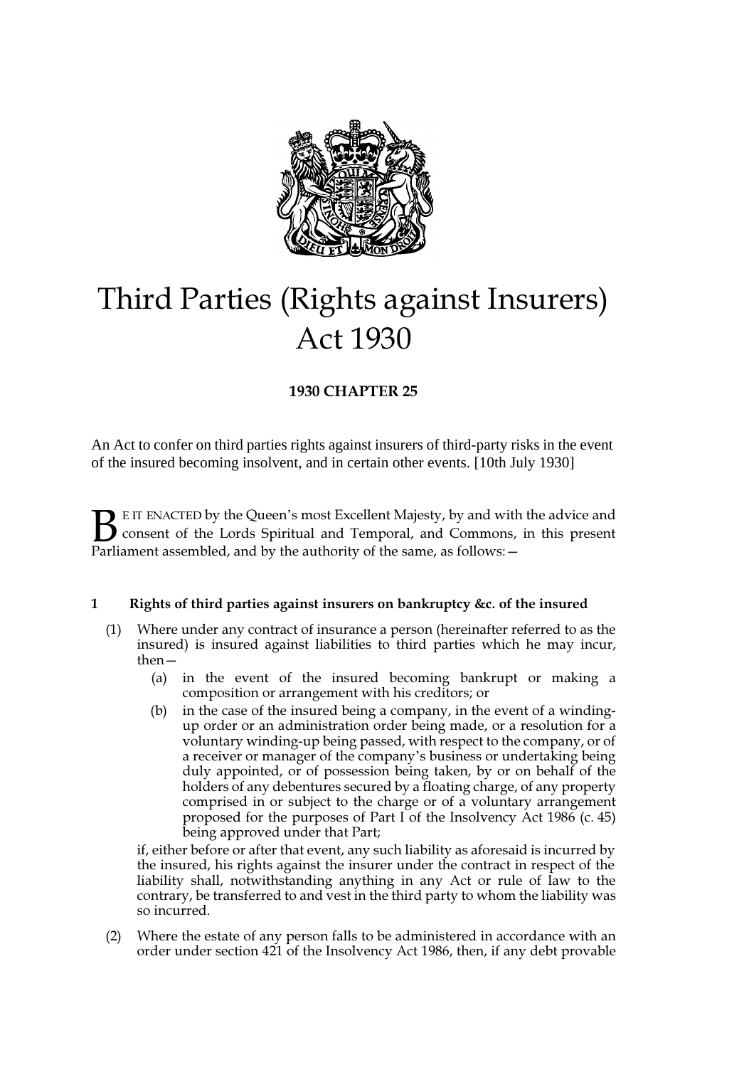# Third Parties (Rights against Insurers) Act 1930

**1930 CHAPTER 25**

An Act to confer on third parties rights against insurers of third-party risks in the event of the insured becoming insolvent, and in certain other events. [10th July 1930]

BE IT ENACTED by the Queen's most Excellent Majesty, by and with the advice and consent of the Lords Spiritual and Temporal, and Commons, in this present Parliament assembled, and by the authority of the same, as follows:—

### 1 Rights of third parties against insurers on bankruptcy &c. of the insured

(1) Where under any contract of insurance a person (hereinafter referred to as the insured) is insured against liabilities to third parties which he may incur, then—

(a) in the event of the insured becoming bankrupt or making a composition or arrangement with his creditors; or

(b) in the case of the insured being a company, in the event of a winding-up order or an administration order being made, or a resolution for a voluntary winding-up being passed, with respect to the company, or of a receiver or manager of the company's business or undertaking being duly appointed, or of possession being taken, by or on behalf of the holders of any debentures secured by a floating charge, of any property comprised in or subject to the charge or of a voluntary arrangement proposed for the purposes of Part I of the Insolvency Act 1986 (c. 45) being approved under that Part;

if, either before or after that event, any such liability as aforesaid is incurred by the insured, his rights against the insurer under the contract in respect of the liability shall, notwithstanding anything in any Act or rule of law to the contrary, be transferred to and vest in the third party to whom the liability was so incurred.

(2) Where the estate of any person falls to be administered in accordance with an order under section 421 of the Insolvency Act 1986, then, if any debt provable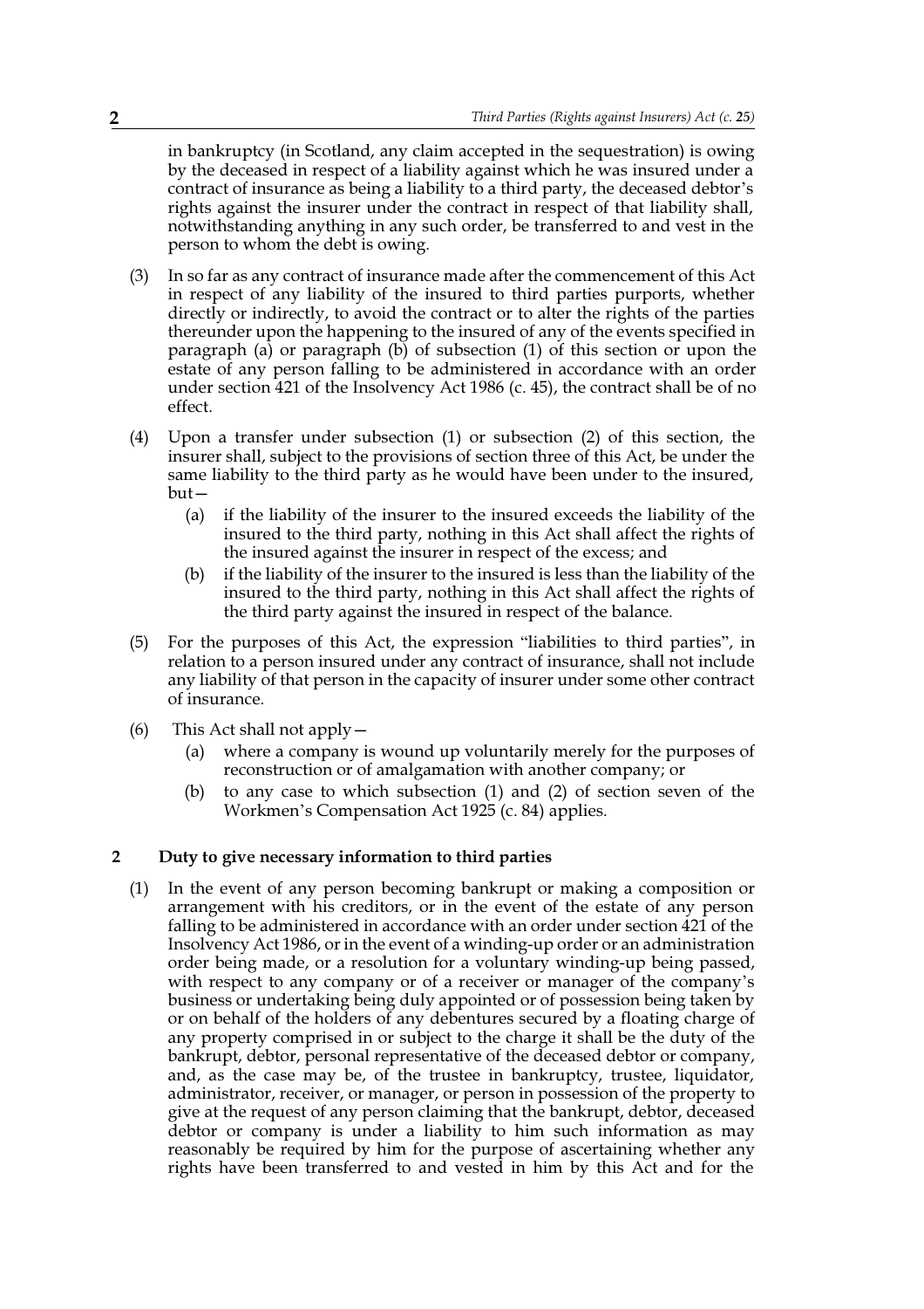in bankruptcy (in Scotland, any claim accepted in the sequestration) is owing by the deceased in respect of a liability against which he was insured under a contract of insurance as being a liability to a third party, the deceased debtor's rights against the insurer under the contract in respect of that liability shall, notwithstanding anything in any such order, be transferred to and vest in the person to whom the debt is owing.

(3) In so far as any contract of insurance made after the commencement of this Act in respect of any liability of the insured to third parties purports, whether directly or indirectly, to avoid the contract or to alter the rights of the parties thereunder upon the happening to the insured of any of the events specified in paragraph (a) or paragraph (b) of subsection (1) of this section or upon the estate of any person falling to be administered in accordance with an order under section 421 of the Insolvency Act 1986 (c. 45), the contract shall be of no effect.

(4) Upon a transfer under subsection (1) or subsection (2) of this section, the insurer shall, subject to the provisions of section three of this Act, be under the same liability to the third party as he would have been under to the insured, but—

(a) if the liability of the insurer to the insured exceeds the liability of the insured to the third party, nothing in this Act shall affect the rights of the insured against the insurer in respect of the excess; and

(b) if the liability of the insurer to the insured is less than the liability of the insured to the third party, nothing in this Act shall affect the rights of the third party against the insured in respect of the balance.

(5) For the purposes of this Act, the expression "liabilities to third parties", in relation to a person insured under any contract of insurance, shall not include any liability of that person in the capacity of insurer under some other contract of insurance.

(6) This Act shall not apply—

(a) where a company is wound up voluntarily merely for the purposes of reconstruction or of amalgamation with another company; or

(b) to any case to which subsection (1) and (2) of section seven of the Workmen's Compensation Act 1925 (c. 84) applies.

## 2 Duty to give necessary information to third parties

(1) In the event of any person becoming bankrupt or making a composition or arrangement with his creditors, or in the event of the estate of any person falling to be administered in accordance with an order under section 421 of the Insolvency Act 1986, or in the event of a winding-up order or an administration order being made, or a resolution for a voluntary winding-up being passed, with respect to any company or of a receiver or manager of the company's business or undertaking being duly appointed or of possession being taken by or on behalf of the holders of any debentures secured by a floating charge of any property comprised in or subject to the charge it shall be the duty of the bankrupt, debtor, personal representative of the deceased debtor or company, and, as the case may be, of the trustee in bankruptcy, trustee, liquidator, administrator, receiver, or manager, or person in possession of the property to give at the request of any person claiming that the bankrupt, debtor, deceased debtor or company is under a liability to him such information as may reasonably be required by him for the purpose of ascertaining whether any rights have been transferred to and vested in him by this Act and for the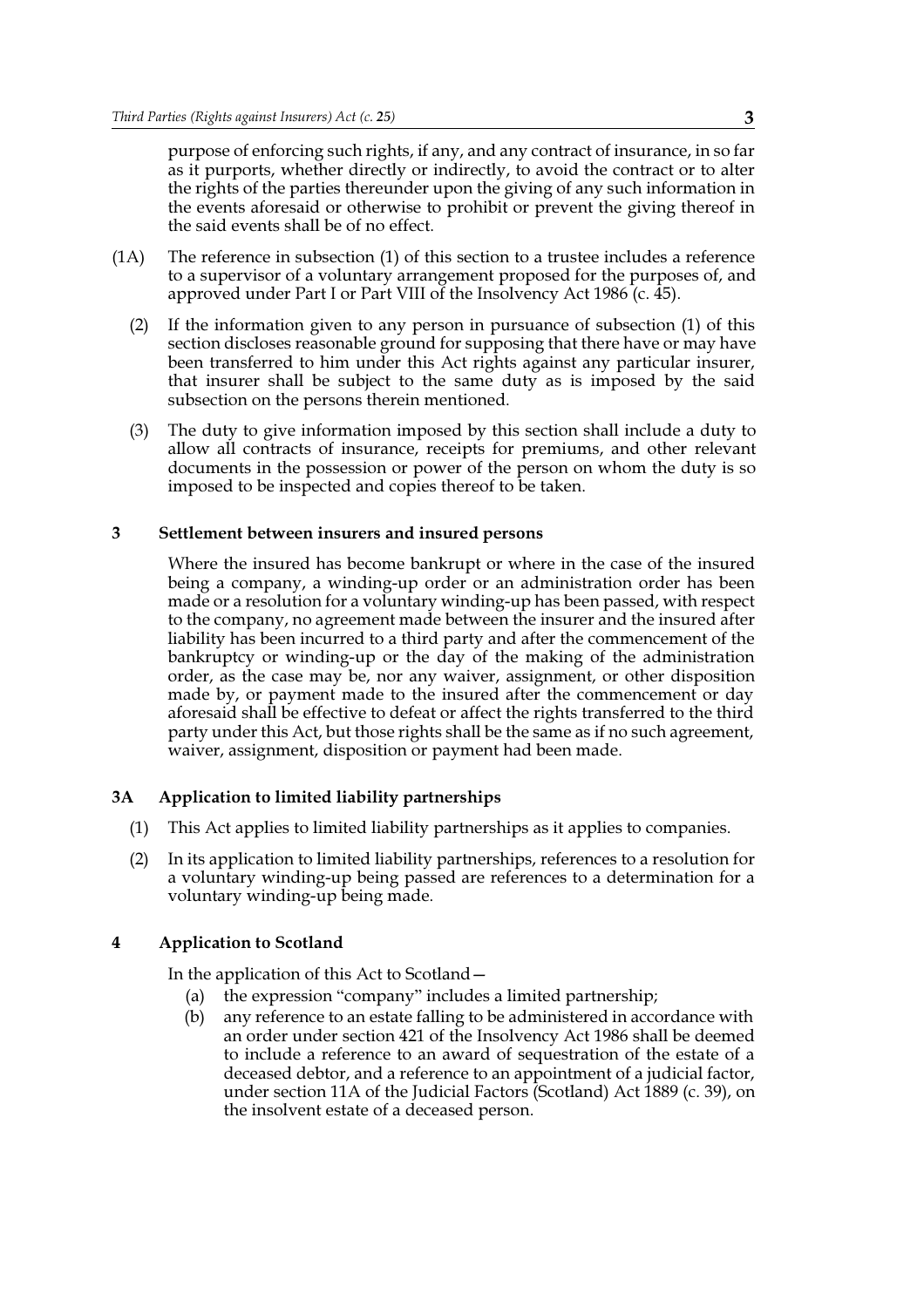purpose of enforcing such rights, if any, and any contract of insurance, in so far as it purports, whether directly or indirectly, to avoid the contract or to alter the rights of the parties thereunder upon the giving of any such information in the events aforesaid or otherwise to prohibit or prevent the giving thereof in the said events shall be of no effect.

(1A) The reference in subsection (1) of this section to a trustee includes a reference to a supervisor of a voluntary arrangement proposed for the purposes of, and approved under Part I or Part VIII of the Insolvency Act 1986 (c. 45).

(2) If the information given to any person in pursuance of subsection (1) of this section discloses reasonable ground for supposing that there have or may have been transferred to him under this Act rights against any particular insurer, that insurer shall be subject to the same duty as is imposed by the said subsection on the persons therein mentioned.

(3) The duty to give information imposed by this section shall include a duty to allow all contracts of insurance, receipts for premiums, and other relevant documents in the possession or power of the person on whom the duty is so imposed to be inspected and copies thereof to be taken.

### 3 Settlement between insurers and insured persons

Where the insured has become bankrupt or where in the case of the insured being a company, a winding-up order or an administration order has been made or a resolution for a voluntary winding-up has been passed, with respect to the company, no agreement made between the insurer and the insured after liability has been incurred to a third party and after the commencement of the bankruptcy or winding-up or the day of the making of the administration order, as the case may be, nor any waiver, assignment, or other disposition made by, or payment made to the insured after the commencement or day aforesaid shall be effective to defeat or affect the rights transferred to the third party under this Act, but those rights shall be the same as if no such agreement, waiver, assignment, disposition or payment had been made.

### 3A Application to limited liability partnerships

(1) This Act applies to limited liability partnerships as it applies to companies.

(2) In its application to limited liability partnerships, references to a resolution for a voluntary winding-up being passed are references to a determination for a voluntary winding-up being made.

### 4 Application to Scotland

In the application of this Act to Scotland—

(a) the expression "company" includes a limited partnership;

(b) any reference to an estate falling to be administered in accordance with an order under section 421 of the Insolvency Act 1986 shall be deemed to include a reference to an award of sequestration of the estate of a deceased debtor, and a reference to an appointment of a judicial factor, under section 11A of the Judicial Factors (Scotland) Act 1889 (c. 39), on the insolvent estate of a deceased person.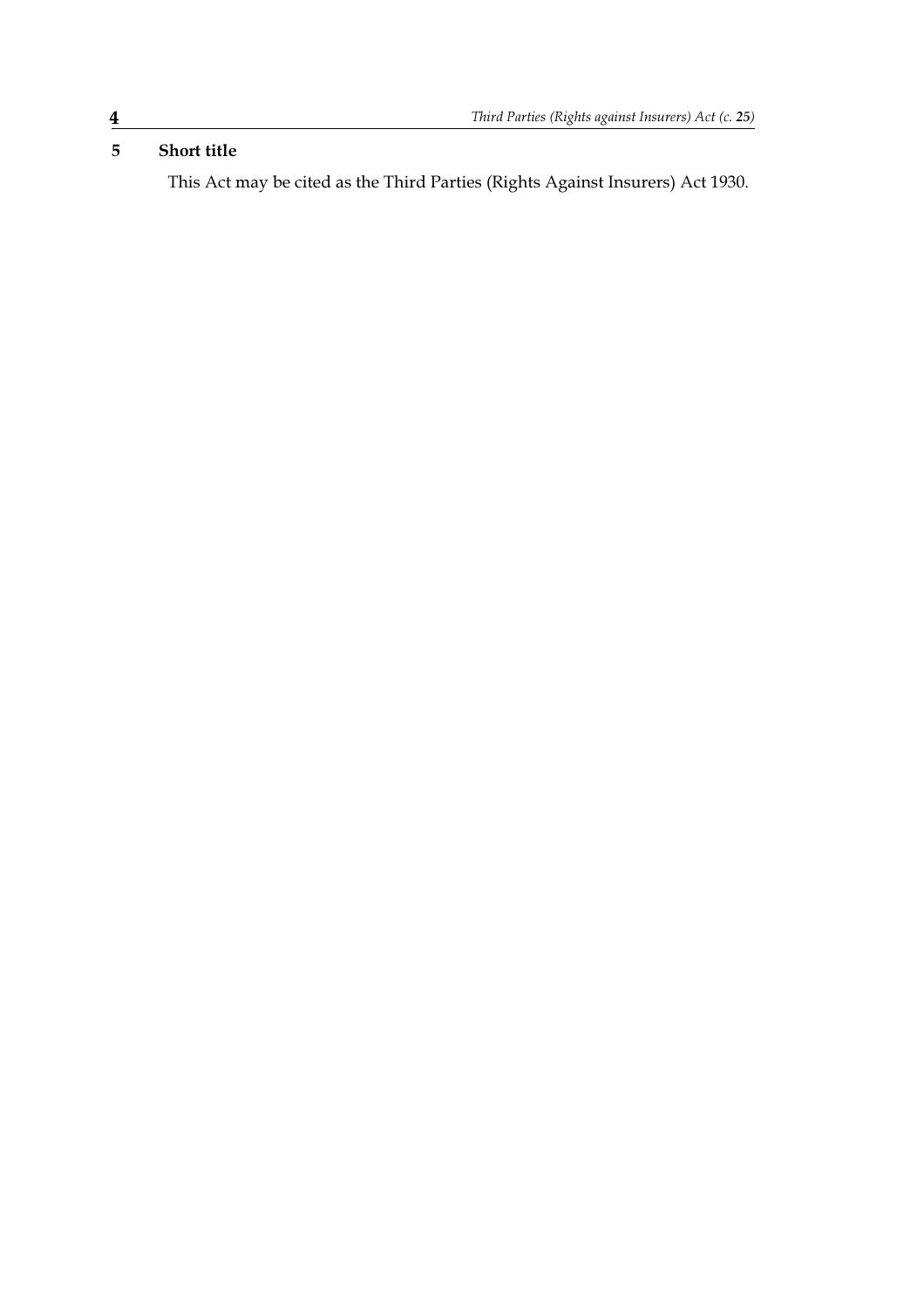**5 Short title**

This Act may be cited as the Third Parties (Rights Against Insurers) Act 1930.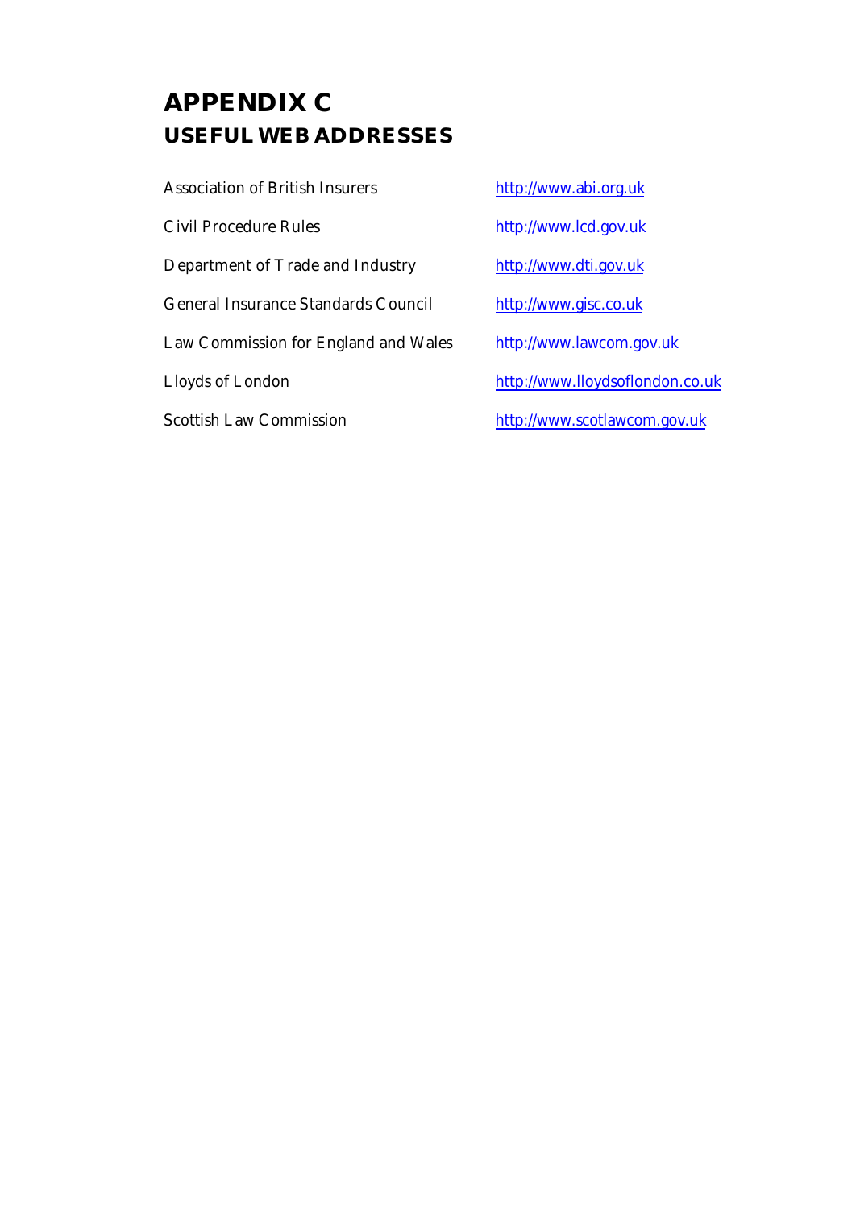# APPENDIX C
## USEFUL WEB ADDRESSES

| | |
|---|---|
| Association of British Insurers | http://www.abi.org.uk |
| Civil Procedure Rules | http://www.lcd.gov.uk |
| Department of Trade and Industry | http://www.dti.gov.uk |
| General Insurance Standards Council | http://www.gisc.co.uk |
| Law Commission for England and Wales | http://www.lawcom.gov.uk |
| Lloyds of London | http://www.lloydsoflondon.co.uk |
| Scottish Law Commission | http://www.scotlawcom.gov.uk |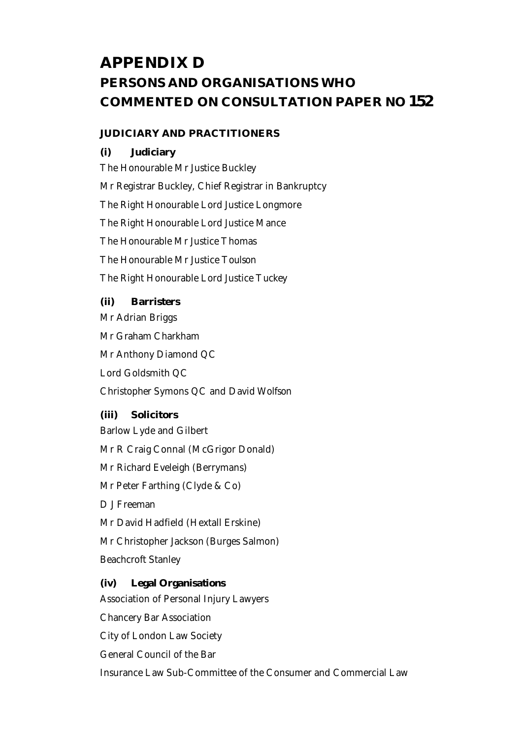# APPENDIX D
# PERSONS AND ORGANISATIONS WHO COMMENTED ON CONSULTATION PAPER NO 152

## JUDICIARY AND PRACTITIONERS

### (i) Judiciary

The Honourable Mr Justice Buckley

Mr Registrar Buckley, Chief Registrar in Bankruptcy

The Right Honourable Lord Justice Longmore

The Right Honourable Lord Justice Mance

The Honourable Mr Justice Thomas

The Honourable Mr Justice Toulson

The Right Honourable Lord Justice Tuckey

### (ii) Barristers

Mr Adrian Briggs

Mr Graham Charkham

Mr Anthony Diamond QC

Lord Goldsmith QC

Christopher Symons QC and David Wolfson

### (iii) Solicitors

Barlow Lyde and Gilbert

Mr R Craig Connal (McGrigor Donald)

Mr Richard Eveleigh (Berrymans)

Mr Peter Farthing (Clyde & Co)

D J Freeman

Mr David Hadfield (Hextall Erskine)

Mr Christopher Jackson (Burges Salmon)

Beachcroft Stanley

### (iv) Legal Organisations

Association of Personal Injury Lawyers

Chancery Bar Association

City of London Law Society

General Council of the Bar

Insurance Law Sub-Committee of the Consumer and Commercial Law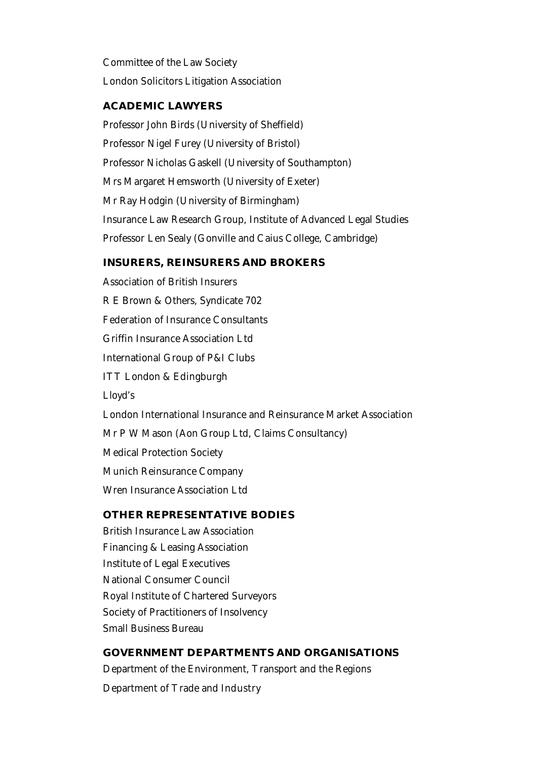Committee of the Law Society

London Solicitors Litigation Association

### ACADEMIC LAWYERS

Professor John Birds (University of Sheffield)

Professor Nigel Furey (University of Bristol)

Professor Nicholas Gaskell (University of Southampton)

Mrs Margaret Hemsworth (University of Exeter)

Mr Ray Hodgin (University of Birmingham)

Insurance Law Research Group, Institute of Advanced Legal Studies

Professor Len Sealy (Gonville and Caius College, Cambridge)

### INSURERS, REINSURERS AND BROKERS

Association of British Insurers

R E Brown & Others, Syndicate 702

Federation of Insurance Consultants

Griffin Insurance Association Ltd

International Group of P&I Clubs

ITT London & Edingburgh

Lloyd's

London International Insurance and Reinsurance Market Association

Mr P W Mason (Aon Group Ltd, Claims Consultancy)

Medical Protection Society

Munich Reinsurance Company

Wren Insurance Association Ltd

### OTHER REPRESENTATIVE BODIES

British Insurance Law Association

Financing & Leasing Association

Institute of Legal Executives

National Consumer Council

Royal Institute of Chartered Surveyors

Society of Practitioners of Insolvency

Small Business Bureau

### GOVERNMENT DEPARTMENTS AND ORGANISATIONS

Department of the Environment, Transport and the Regions

Department of Trade and Industry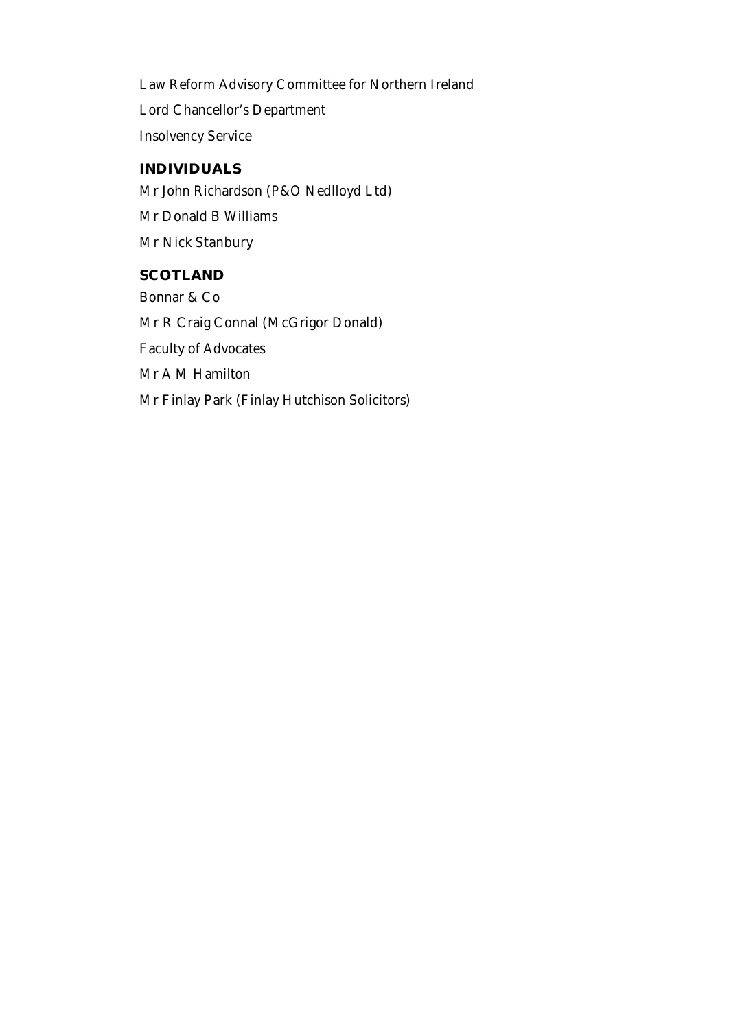Law Reform Advisory Committee for Northern Ireland

Lord Chancellor's Department

Insolvency Service

### INDIVIDUALS

Mr John Richardson (P&O Nedlloyd Ltd)

Mr Donald B Williams

Mr Nick Stanbury

### SCOTLAND

Bonnar & Co

Mr R Craig Connal (McGrigor Donald)

Faculty of Advocates

Mr A M Hamilton

Mr Finlay Park (Finlay Hutchison Solicitors)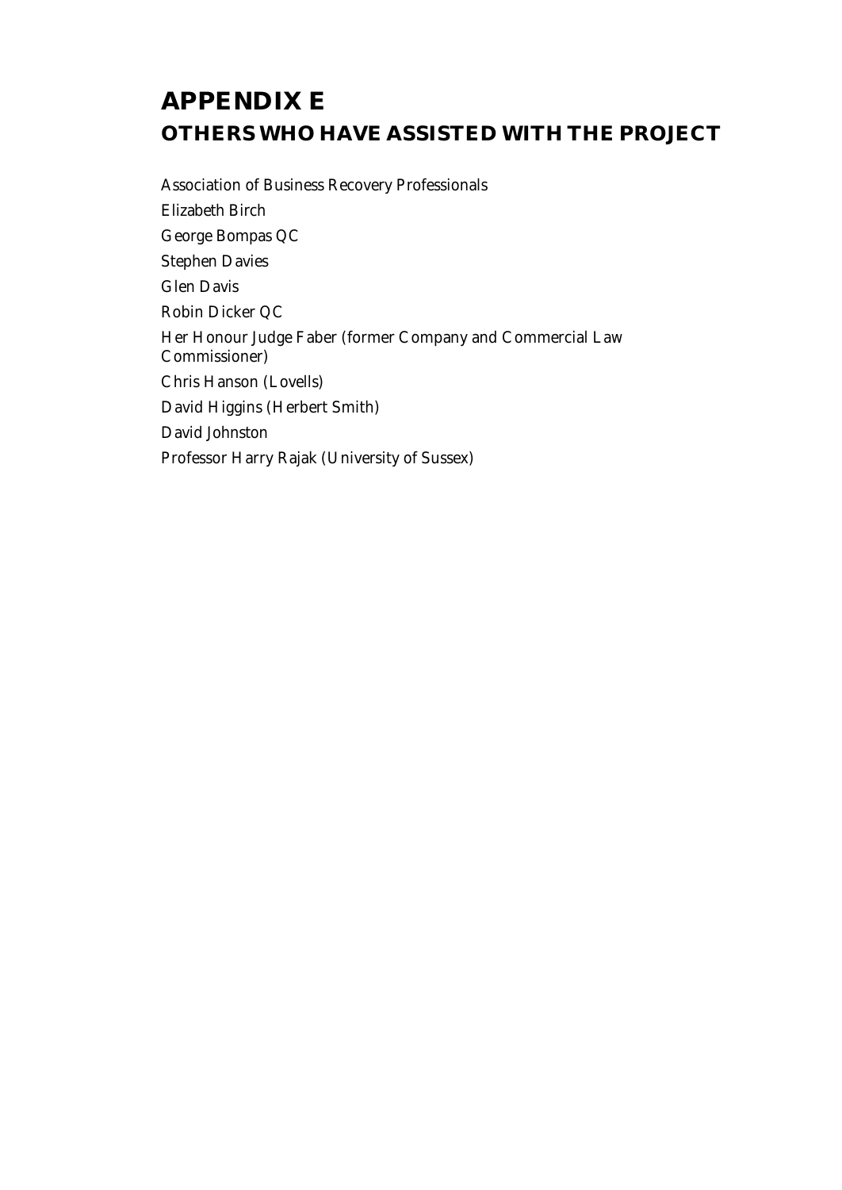# APPENDIX E

## OTHERS WHO HAVE ASSISTED WITH THE PROJECT

Association of Business Recovery Professionals

Elizabeth Birch

George Bompas QC

Stephen Davies

Glen Davis

Robin Dicker QC

Her Honour Judge Faber (former Company and Commercial Law Commissioner)

Chris Hanson (Lovells)

David Higgins (Herbert Smith)

David Johnston

Professor Harry Rajak (University of Sussex)